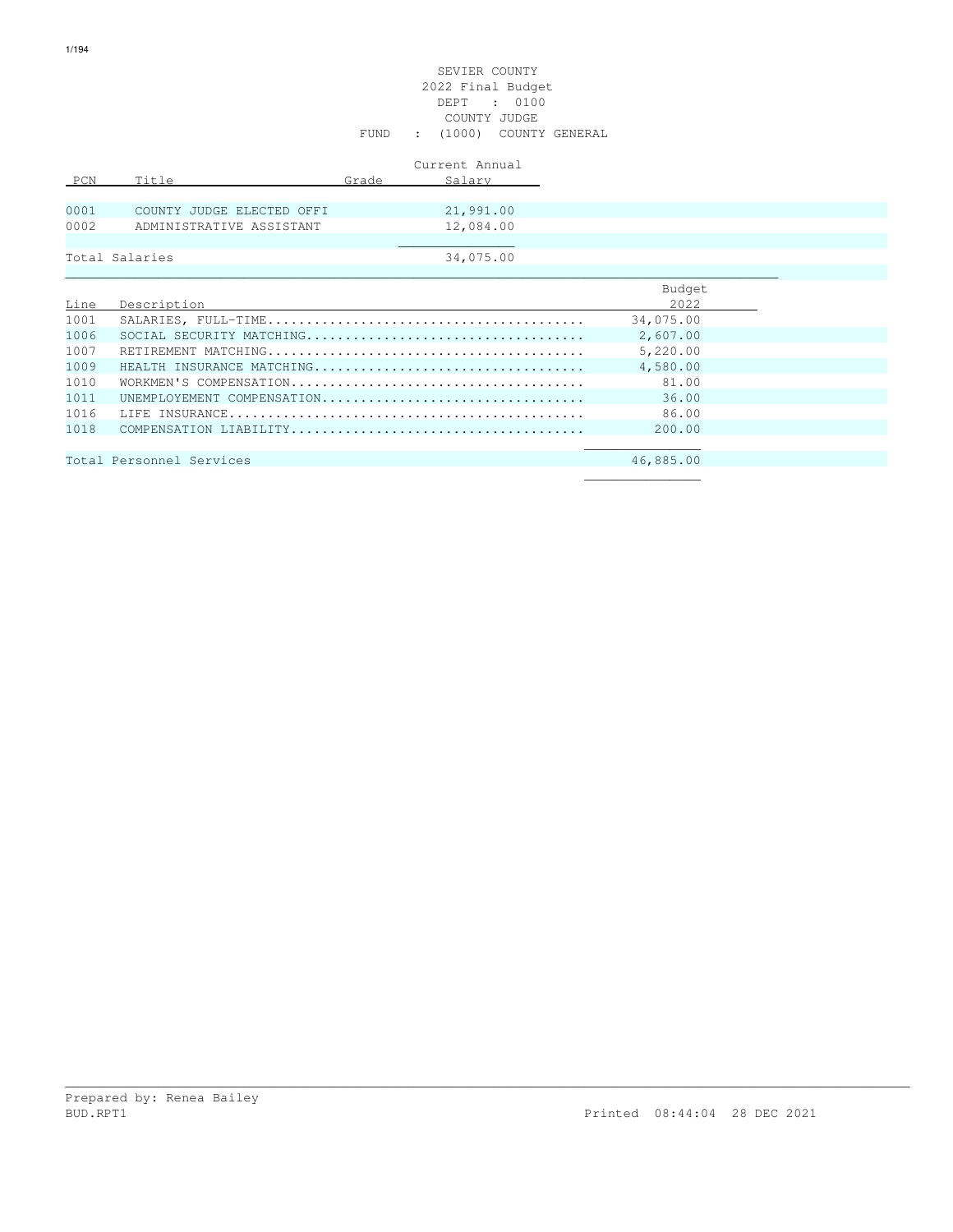SEVIER COUNTY
2022 Final Budget
DEPT : 0100
COUNTY JUDGE
FUND : (1000) COUNTY GENERAL

| PCN | Title | Grade | Current Annual Salary |
|---|---|---|---|
| 0001 | COUNTY JUDGE ELECTED OFFI | | 21,991.00 |
| 0002 | ADMINISTRATIVE ASSISTANT | | 12,084.00 |
| Total Salaries | | | 34,075.00 |

| Line | Description | Budget 2022 |
|---|---|---|
| 1001 | SALARIES, FULL-TIME........................................ | 34,075.00 |
| 1006 | SOCIAL SECURITY MATCHING................................... | 2,607.00 |
| 1007 | RETIREMENT MATCHING........................................ | 5,220.00 |
| 1009 | HEALTH INSURANCE MATCHING.................................. | 4,580.00 |
| 1010 | WORKMEN'S COMPENSATION..................................... | 81.00 |
| 1011 | UNEMPLOYEMENT COMPENSATION................................. | 36.00 |
| 1016 | LIFE INSURANCE............................................. | 86.00 |
| 1018 | COMPENSATION LIABILITY..................................... | 200.00 |
| Total Personnel Services | | 46,885.00 |

Prepared by: Renea Bailey
BUD.RPT1 Printed 08:44:04 28 DEC 2021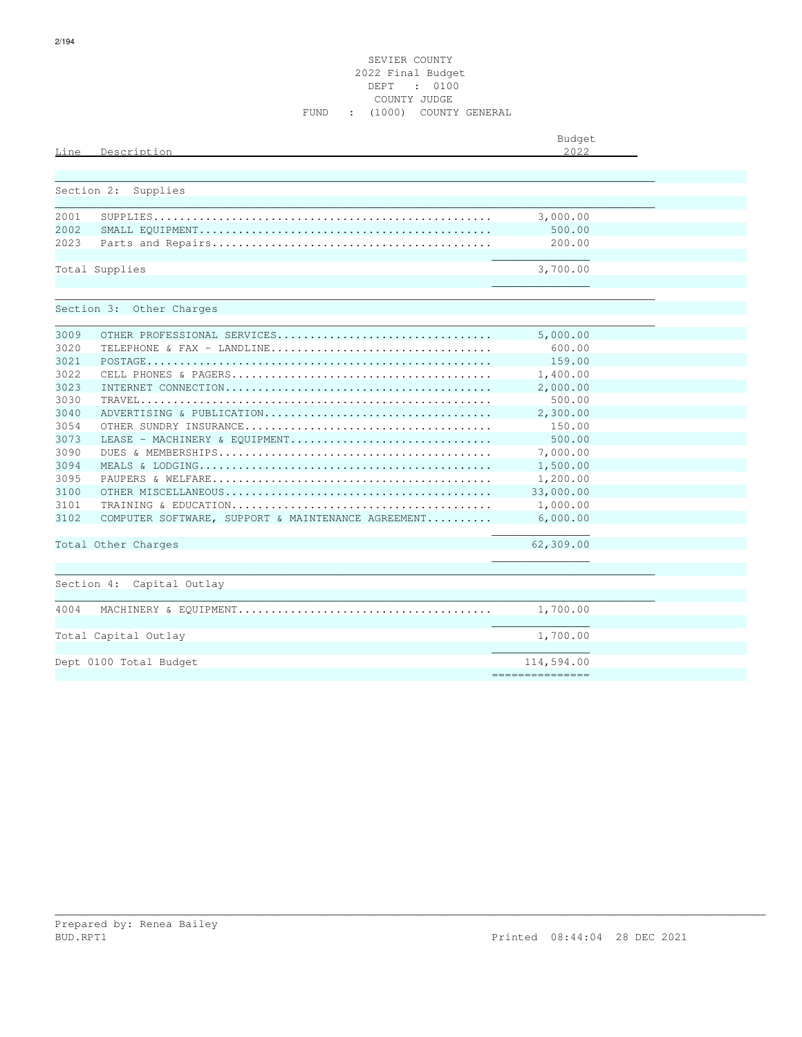SEVIER COUNTY
2022 Final Budget
DEPT : 0100
COUNTY JUDGE
FUND : (1000) COUNTY GENERAL

| Line | Description | Budget 2022 |
|---|---|---|
| **Section 2: Supplies** | | |
| 2001 | SUPPLIES | 3,000.00 |
| 2002 | SMALL EQUIPMENT | 500.00 |
| 2023 | Parts and Repairs | 200.00 |
| | Total Supplies | 3,700.00 |
| **Section 3: Other Charges** | | |
| 3009 | OTHER PROFESSIONAL SERVICES | 5,000.00 |
| 3020 | TELEPHONE & FAX - LANDLINE | 600.00 |
| 3021 | POSTAGE | 159.00 |
| 3022 | CELL PHONES & PAGERS | 1,400.00 |
| 3023 | INTERNET CONNECTION | 2,000.00 |
| 3030 | TRAVEL | 500.00 |
| 3040 | ADVERTISING & PUBLICATION | 2,300.00 |
| 3054 | OTHER SUNDRY INSURANCE | 150.00 |
| 3073 | LEASE - MACHINERY & EQUIPMENT | 500.00 |
| 3090 | DUES & MEMBERSHIPS | 7,000.00 |
| 3094 | MEALS & LODGING | 1,500.00 |
| 3095 | PAUPERS & WELFARE | 1,200.00 |
| 3100 | OTHER MISCELLANEOUS | 33,000.00 |
| 3101 | TRAINING & EDUCATION | 1,000.00 |
| 3102 | COMPUTER SOFTWARE, SUPPORT & MAINTENANCE AGREEMENT | 6,000.00 |
| | Total Other Charges | 62,309.00 |
| **Section 4: Capital Outlay** | | |
| 4004 | MACHINERY & EQUIPMENT | 1,700.00 |
| | Total Capital Outlay | 1,700.00 |
| | Dept 0100 Total Budget | 114,594.00 |

Prepared by: Renea Bailey
BUD.RPT1 Printed 08:44:04 28 DEC 2021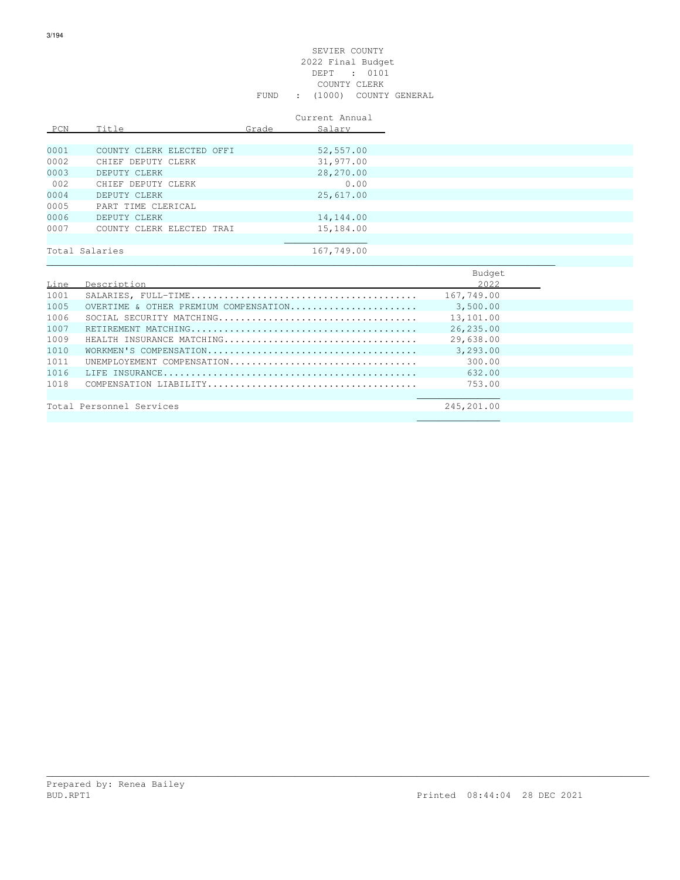SEVIER COUNTY
2022 Final Budget
DEPT : 0101
COUNTY CLERK
FUND : (1000) COUNTY GENERAL

| PCN | Title | Grade | Current Annual Salary |
|---|---|---|---|
| 0001 | COUNTY CLERK ELECTED OFFI | | 52,557.00 |
| 0002 | CHIEF DEPUTY CLERK | | 31,977.00 |
| 0003 | DEPUTY CLERK | | 28,270.00 |
| 002 | CHIEF DEPUTY CLERK | | 0.00 |
| 0004 | DEPUTY CLERK | | 25,617.00 |
| 0005 | PART TIME CLERICAL | | |
| 0006 | DEPUTY CLERK | | 14,144.00 |
| 0007 | COUNTY CLERK ELECTED TRAI | | 15,184.00 |
| Total Salaries | | | 167,749.00 |

| Line | Description | Budget 2022 |
|---|---|---|
| 1001 | SALARIES, FULL-TIME........................................ | 167,749.00 |
| 1005 | OVERTIME & OTHER PREMIUM COMPENSATION....................... | 3,500.00 |
| 1006 | SOCIAL SECURITY MATCHING.................................... | 13,101.00 |
| 1007 | RETIREMENT MATCHING......................................... | 26,235.00 |
| 1009 | HEALTH INSURANCE MATCHING................................... | 29,638.00 |
| 1010 | WORKMEN'S COMPENSATION...................................... | 3,293.00 |
| 1011 | UNEMPLOYEMENT COMPENSATION.................................. | 300.00 |
| 1016 | LIFE INSURANCE.............................................. | 632.00 |
| 1018 | COMPENSATION LIABILITY...................................... | 753.00 |
| Total Personnel Services | | 245,201.00 |

Prepared by: Renea Bailey
BUD.RPT1 Printed 08:44:04 28 DEC 2021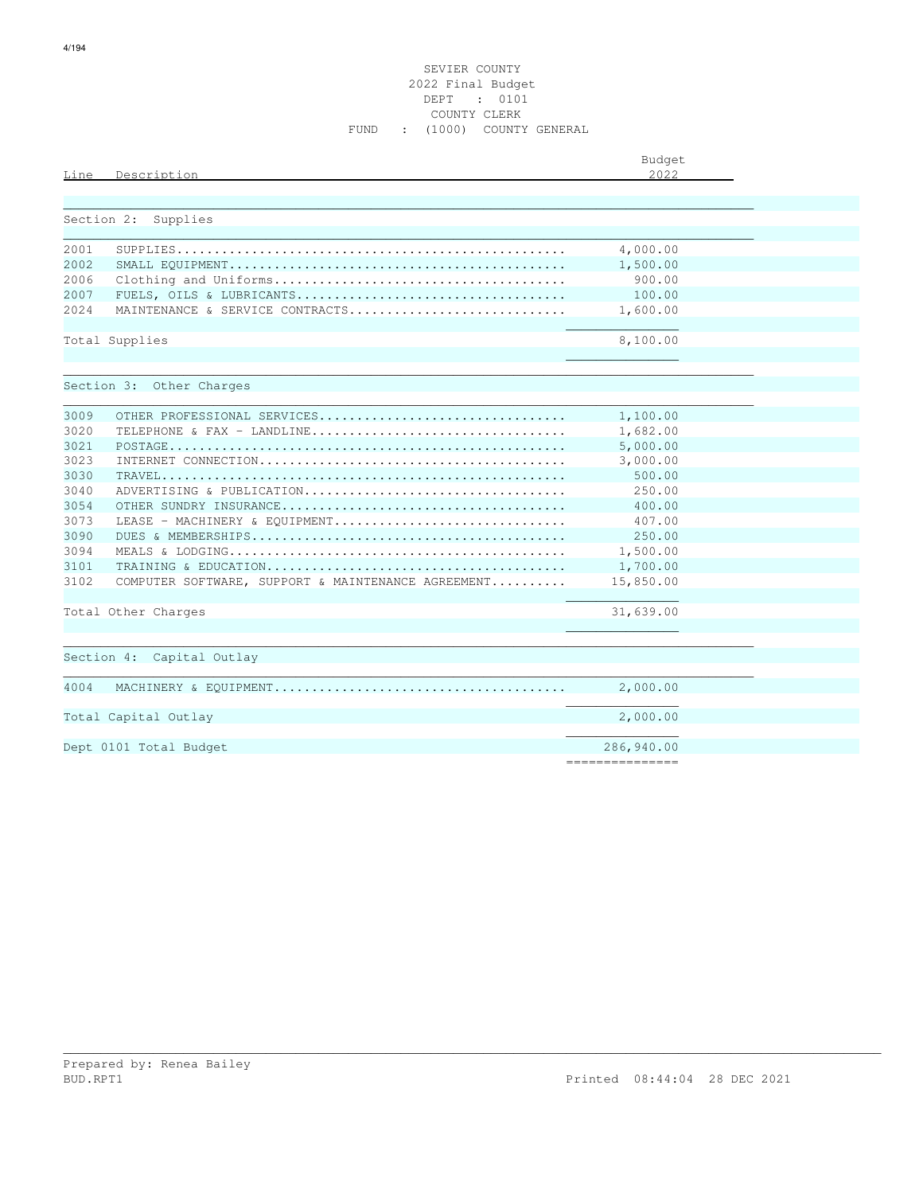SEVIER COUNTY
2022 Final Budget
DEPT : 0101
COUNTY CLERK
FUND : (1000) COUNTY GENERAL

| Line | Description | Budget 2022 |
|---|---|---|
| **Section 2: Supplies** | | |
| 2001 | SUPPLIES | 4,000.00 |
| 2002 | SMALL EQUIPMENT | 1,500.00 |
| 2006 | Clothing and Uniforms | 900.00 |
| 2007 | FUELS, OILS & LUBRICANTS | 100.00 |
| 2024 | MAINTENANCE & SERVICE CONTRACTS | 1,600.00 |
| Total Supplies | | 8,100.00 |
| **Section 3: Other Charges** | | |
| 3009 | OTHER PROFESSIONAL SERVICES | 1,100.00 |
| 3020 | TELEPHONE & FAX - LANDLINE | 1,682.00 |
| 3021 | POSTAGE | 5,000.00 |
| 3023 | INTERNET CONNECTION | 3,000.00 |
| 3030 | TRAVEL | 500.00 |
| 3040 | ADVERTISING & PUBLICATION | 250.00 |
| 3054 | OTHER SUNDRY INSURANCE | 400.00 |
| 3073 | LEASE - MACHINERY & EQUIPMENT | 407.00 |
| 3090 | DUES & MEMBERSHIPS | 250.00 |
| 3094 | MEALS & LODGING | 1,500.00 |
| 3101 | TRAINING & EDUCATION | 1,700.00 |
| 3102 | COMPUTER SOFTWARE, SUPPORT & MAINTENANCE AGREEMENT | 15,850.00 |
| Total Other Charges | | 31,639.00 |
| **Section 4: Capital Outlay** | | |
| 4004 | MACHINERY & EQUIPMENT | 2,000.00 |
| Total Capital Outlay | | 2,000.00 |
| Dept 0101 Total Budget | | 286,940.00 |

Prepared by: Renea Bailey
BUD.RPT1 Printed 08:44:04 28 DEC 2021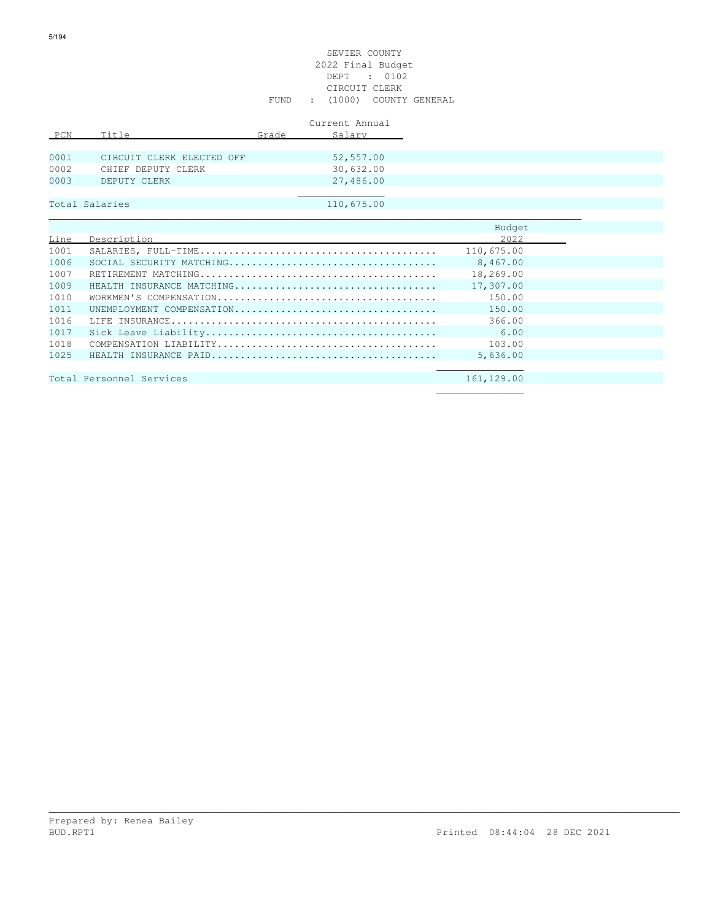SEVIER COUNTY
2022 Final Budget
DEPT : 0102
CIRCUIT CLERK
FUND : (1000) COUNTY GENERAL

| PCN | Title | Grade | Current Annual Salary |
|---|---|---|---|
| 0001 | CIRCUIT CLERK ELECTED OFF | | 52,557.00 |
| 0002 | CHIEF DEPUTY CLERK | | 30,632.00 |
| 0003 | DEPUTY CLERK | | 27,486.00 |
| Total Salaries | | | 110,675.00 |

| Line | Description | Budget 2022 |
|---|---|---|
| 1001 | SALARIES, FULL-TIME........................................ | 110,675.00 |
| 1006 | SOCIAL SECURITY MATCHING.................................... | 8,467.00 |
| 1007 | RETIREMENT MATCHING........................................ | 18,269.00 |
| 1009 | HEALTH INSURANCE MATCHING.................................. | 17,307.00 |
| 1010 | WORKMEN'S COMPENSATION...................................... | 150.00 |
| 1011 | UNEMPLOYMENT COMPENSATION.................................. | 150.00 |
| 1016 | LIFE INSURANCE............................................. | 366.00 |
| 1017 | Sick Leave Liability....................................... | 6.00 |
| 1018 | COMPENSATION LIABILITY..................................... | 103.00 |
| 1025 | HEALTH INSURANCE PAID...................................... | 5,636.00 |
| Total Personnel Services | | 161,129.00 |

Prepared by: Renea Bailey
BUD.RPT1 Printed 08:44:04 28 DEC 2021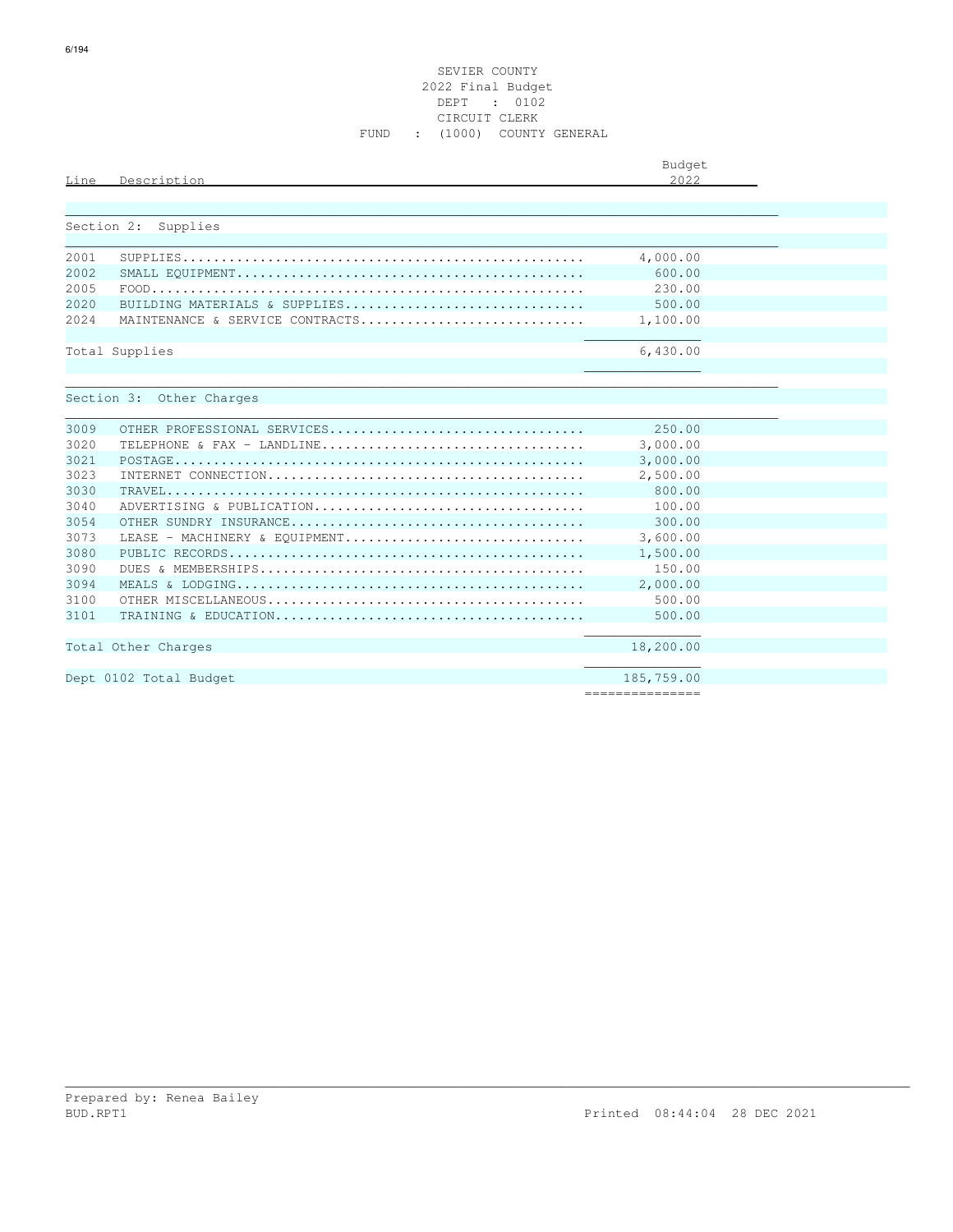SEVIER COUNTY
2022 Final Budget
DEPT : 0102
CIRCUIT CLERK
FUND : (1000) COUNTY GENERAL

| Line | Description | Budget 2022 |
|---|---|---|
| **Section 2: Supplies** | | |
| 2001 | SUPPLIES | 4,000.00 |
| 2002 | SMALL EQUIPMENT | 600.00 |
| 2005 | FOOD | 230.00 |
| 2020 | BUILDING MATERIALS & SUPPLIES | 500.00 |
| 2024 | MAINTENANCE & SERVICE CONTRACTS | 1,100.00 |
| Total Supplies | | 6,430.00 |
| **Section 3: Other Charges** | | |
| 3009 | OTHER PROFESSIONAL SERVICES | 250.00 |
| 3020 | TELEPHONE & FAX - LANDLINE | 3,000.00 |
| 3021 | POSTAGE | 3,000.00 |
| 3023 | INTERNET CONNECTION | 2,500.00 |
| 3030 | TRAVEL | 800.00 |
| 3040 | ADVERTISING & PUBLICATION | 100.00 |
| 3054 | OTHER SUNDRY INSURANCE | 300.00 |
| 3073 | LEASE - MACHINERY & EQUIPMENT | 3,600.00 |
| 3080 | PUBLIC RECORDS | 1,500.00 |
| 3090 | DUES & MEMBERSHIPS | 150.00 |
| 3094 | MEALS & LODGING | 2,000.00 |
| 3100 | OTHER MISCELLANEOUS | 500.00 |
| 3101 | TRAINING & EDUCATION | 500.00 |
| Total Other Charges | | 18,200.00 |
| Dept 0102 Total Budget | | 185,759.00 |

Prepared by: Renea Bailey
BUD.RPT1 Printed 08:44:04 28 DEC 2021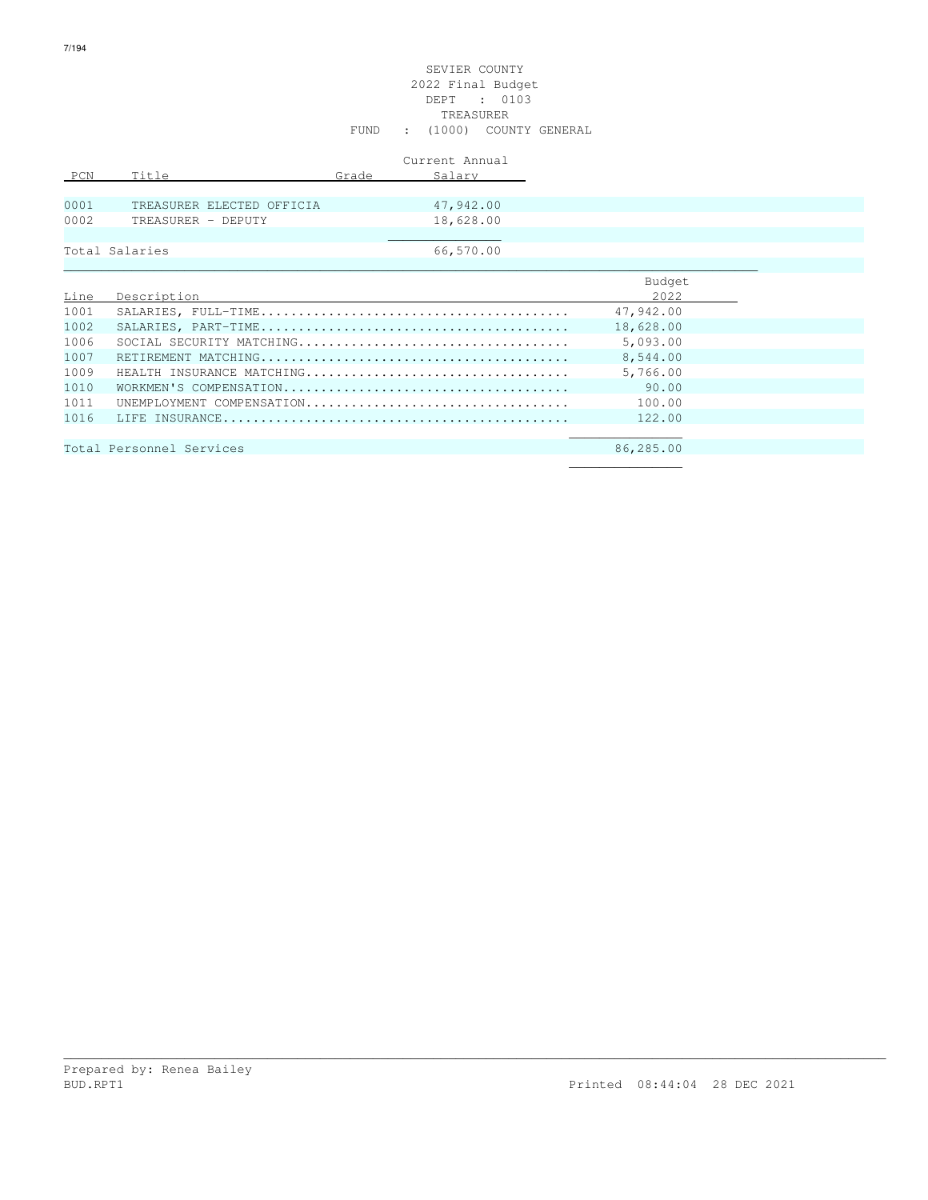SEVIER COUNTY
2022 Final Budget
DEPT : 0103
TREASURER
FUND : (1000) COUNTY GENERAL

| PCN | Title | Grade | Current Annual Salary |
|---|---|---|---|
| 0001 | TREASURER ELECTED OFFICIA | | 47,942.00 |
| 0002 | TREASURER - DEPUTY | | 18,628.00 |
| Total Salaries | | | 66,570.00 |

| Line | Description | Budget 2022 |
|---|---|---|
| 1001 | SALARIES, FULL-TIME........................................ | 47,942.00 |
| 1002 | SALARIES, PART-TIME........................................ | 18,628.00 |
| 1006 | SOCIAL SECURITY MATCHING................................... | 5,093.00 |
| 1007 | RETIREMENT MATCHING........................................ | 8,544.00 |
| 1009 | HEALTH INSURANCE MATCHING.................................. | 5,766.00 |
| 1010 | WORKMEN'S COMPENSATION..................................... | 90.00 |
| 1011 | UNEMPLOYMENT COMPENSATION.................................. | 100.00 |
| 1016 | LIFE INSURANCE............................................. | 122.00 |
| Total Personnel Services | | 86,285.00 |

Prepared by: Renea Bailey
BUD.RPT1 Printed 08:44:04 28 DEC 2021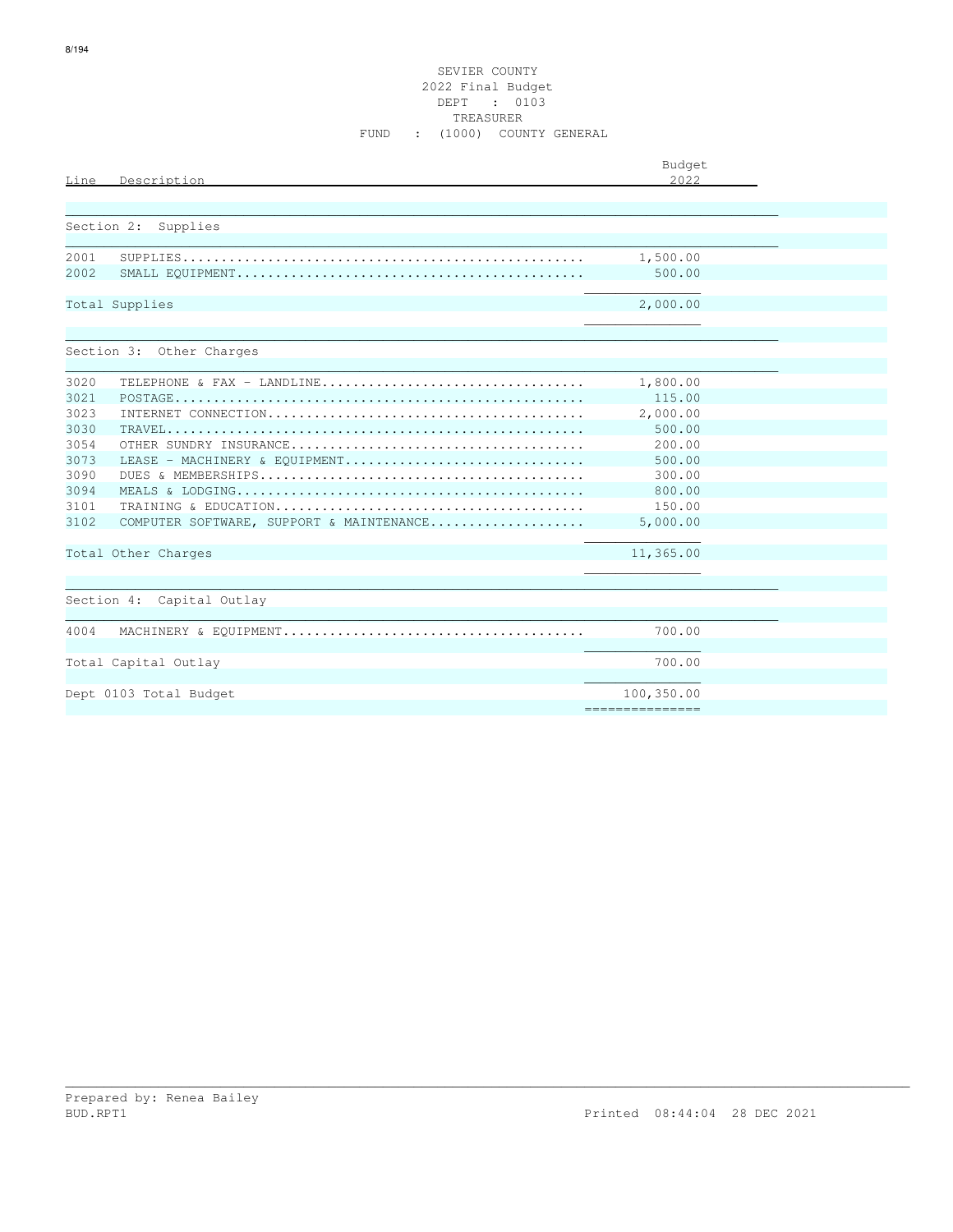SEVIER COUNTY
2022 Final Budget
DEPT : 0103
TREASURER
FUND : (1000) COUNTY GENERAL

| Line | Description | Budget 2022 |
|---|---|---|
| **Section 2: Supplies** | | |
| 2001 | SUPPLIES | 1,500.00 |
| 2002 | SMALL EQUIPMENT | 500.00 |
| Total Supplies | | 2,000.00 |
| **Section 3: Other Charges** | | |
| 3020 | TELEPHONE & FAX - LANDLINE | 1,800.00 |
| 3021 | POSTAGE | 115.00 |
| 3023 | INTERNET CONNECTION | 2,000.00 |
| 3030 | TRAVEL | 500.00 |
| 3054 | OTHER SUNDRY INSURANCE | 200.00 |
| 3073 | LEASE - MACHINERY & EQUIPMENT | 500.00 |
| 3090 | DUES & MEMBERSHIPS | 300.00 |
| 3094 | MEALS & LODGING | 800.00 |
| 3101 | TRAINING & EDUCATION | 150.00 |
| 3102 | COMPUTER SOFTWARE, SUPPORT & MAINTENANCE | 5,000.00 |
| Total Other Charges | | 11,365.00 |
| **Section 4: Capital Outlay** | | |
| 4004 | MACHINERY & EQUIPMENT | 700.00 |
| Total Capital Outlay | | 700.00 |
| Dept 0103 Total Budget | | 100,350.00 |

Prepared by: Renea Bailey
BUD.RPT1 Printed 08:44:04 28 DEC 2021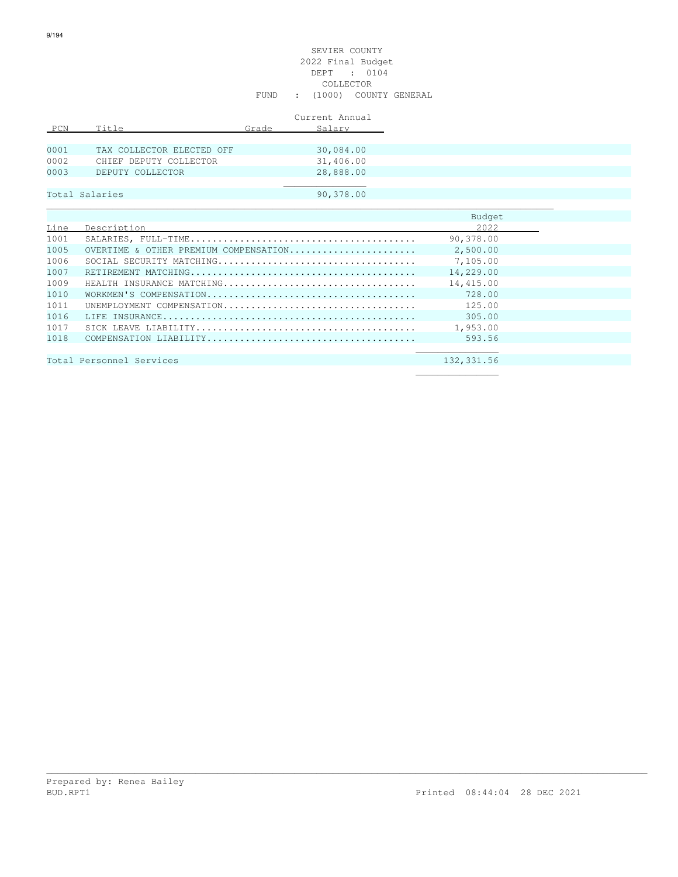SEVIER COUNTY
2022 Final Budget
DEPT : 0104
COLLECTOR
FUND : (1000) COUNTY GENERAL

| PCN | Title | Grade | Current Annual Salary |
|---|---|---|---|
| 0001 | TAX COLLECTOR ELECTED OFF | | 30,084.00 |
| 0002 | CHIEF DEPUTY COLLECTOR | | 31,406.00 |
| 0003 | DEPUTY COLLECTOR | | 28,888.00 |
| Total Salaries | | | 90,378.00 |

| Line | Description | Budget 2022 |
|---|---|---|
| 1001 | SALARIES, FULL-TIME........................................ | 90,378.00 |
| 1005 | OVERTIME & OTHER PREMIUM COMPENSATION....................... | 2,500.00 |
| 1006 | SOCIAL SECURITY MATCHING.................................... | 7,105.00 |
| 1007 | RETIREMENT MATCHING......................................... | 14,229.00 |
| 1009 | HEALTH INSURANCE MATCHING................................... | 14,415.00 |
| 1010 | WORKMEN'S COMPENSATION...................................... | 728.00 |
| 1011 | UNEMPLOYMENT COMPENSATION................................... | 125.00 |
| 1016 | LIFE INSURANCE.............................................. | 305.00 |
| 1017 | SICK LEAVE LIABILITY........................................ | 1,953.00 |
| 1018 | COMPENSATION LIABILITY...................................... | 593.56 |
| Total Personnel Services | | 132,331.56 |

Prepared by: Renea Bailey
BUD.RPT1 Printed 08:44:04 28 DEC 2021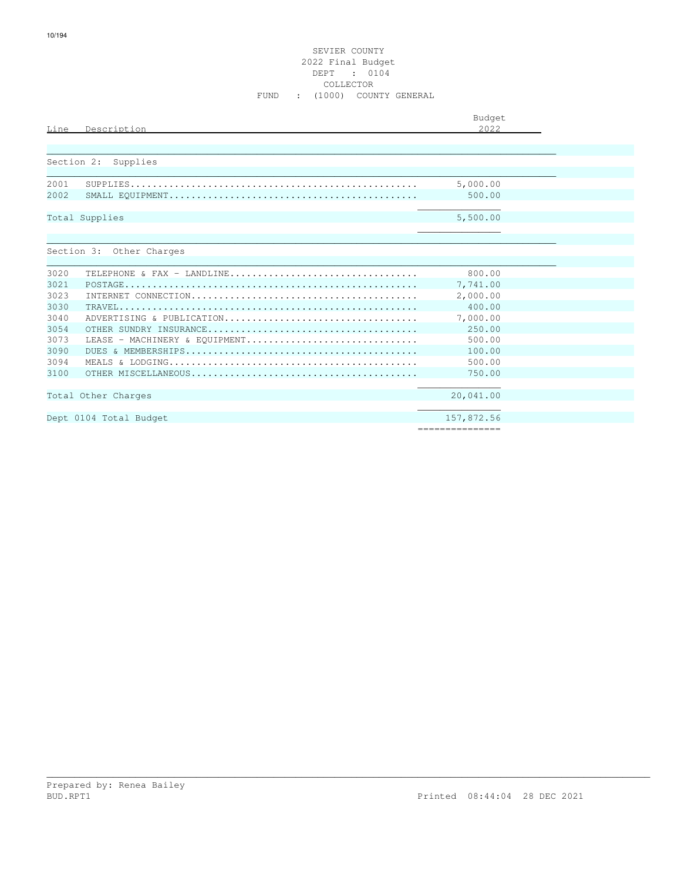SEVIER COUNTY
2022 Final Budget
DEPT : 0104
COLLECTOR
FUND : (1000) COUNTY GENERAL

| Line | Description | Budget 2022 |
|---|---|---|
| **Section 2: Supplies** | | |
| 2001 | SUPPLIES | 5,000.00 |
| 2002 | SMALL EQUIPMENT | 500.00 |
| Total Supplies | | 5,500.00 |
| **Section 3: Other Charges** | | |
| 3020 | TELEPHONE & FAX - LANDLINE | 800.00 |
| 3021 | POSTAGE | 7,741.00 |
| 3023 | INTERNET CONNECTION | 2,000.00 |
| 3030 | TRAVEL | 400.00 |
| 3040 | ADVERTISING & PUBLICATION | 7,000.00 |
| 3054 | OTHER SUNDRY INSURANCE | 250.00 |
| 3073 | LEASE - MACHINERY & EQUIPMENT | 500.00 |
| 3090 | DUES & MEMBERSHIPS | 100.00 |
| 3094 | MEALS & LODGING | 500.00 |
| 3100 | OTHER MISCELLANEOUS | 750.00 |
| Total Other Charges | | 20,041.00 |
| Dept 0104 Total Budget | | 157,872.56 |

Prepared by: Renea Bailey
BUD.RPT1 Printed 08:44:04 28 DEC 2021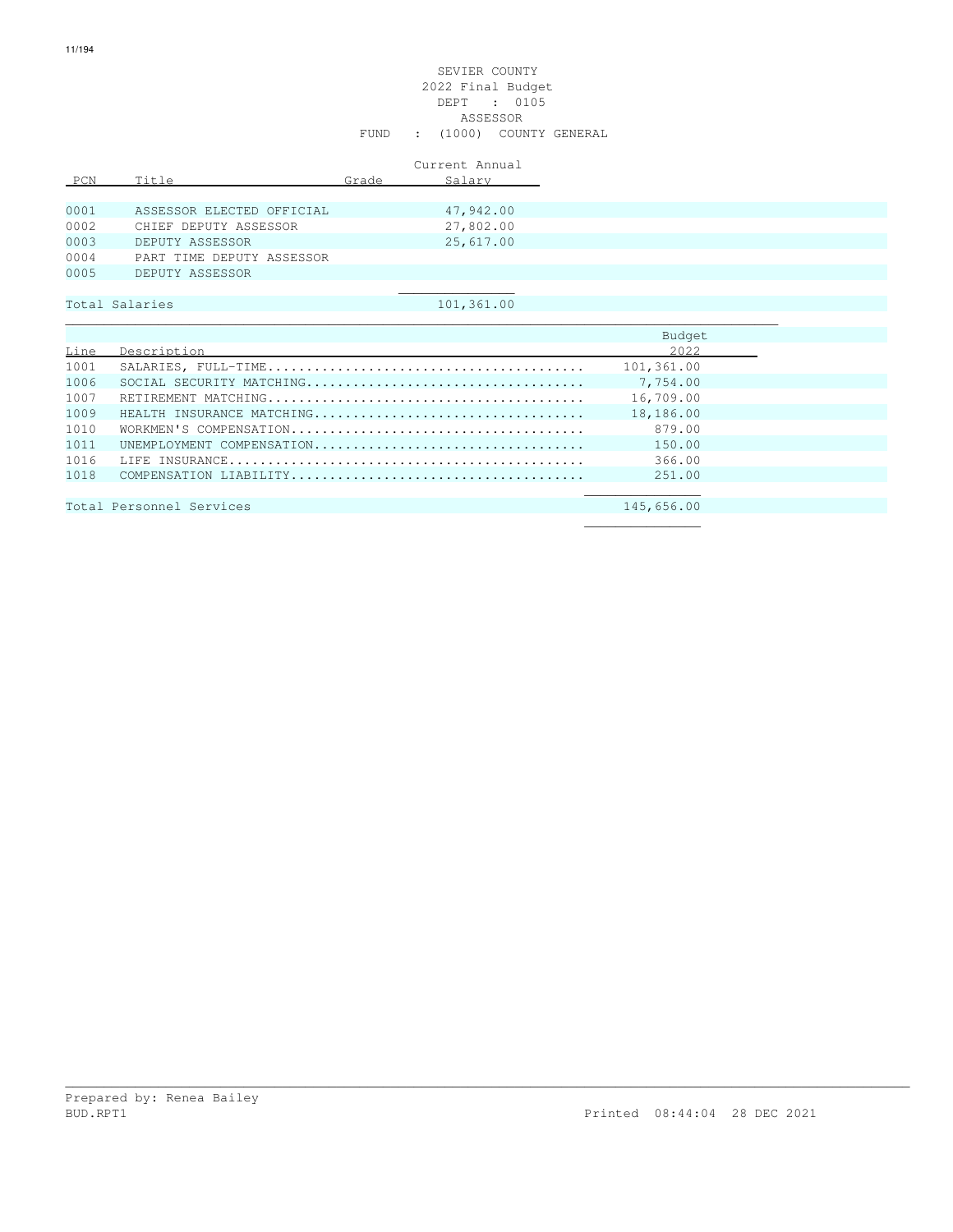SEVIER COUNTY
2022 Final Budget
DEPT : 0105
ASSESSOR
FUND : (1000) COUNTY GENERAL

| PCN | Title | Grade | Current Annual Salary |
|---|---|---|---|
| 0001 | ASSESSOR ELECTED OFFICIAL | | 47,942.00 |
| 0002 | CHIEF DEPUTY ASSESSOR | | 27,802.00 |
| 0003 | DEPUTY ASSESSOR | | 25,617.00 |
| 0004 | PART TIME DEPUTY ASSESSOR | | |
| 0005 | DEPUTY ASSESSOR | | |
| Total Salaries | | | 101,361.00 |

| Line | Description | Budget 2022 |
|---|---|---|
| 1001 | SALARIES, FULL-TIME........................................ | 101,361.00 |
| 1006 | SOCIAL SECURITY MATCHING.................................... | 7,754.00 |
| 1007 | RETIREMENT MATCHING......................................... | 16,709.00 |
| 1009 | HEALTH INSURANCE MATCHING................................... | 18,186.00 |
| 1010 | WORKMEN'S COMPENSATION...................................... | 879.00 |
| 1011 | UNEMPLOYMENT COMPENSATION................................... | 150.00 |
| 1016 | LIFE INSURANCE.............................................. | 366.00 |
| 1018 | COMPENSATION LIABILITY...................................... | 251.00 |
| Total Personnel Services | | 145,656.00 |

Prepared by: Renea Bailey
BUD.RPT1 Printed 08:44:04 28 DEC 2021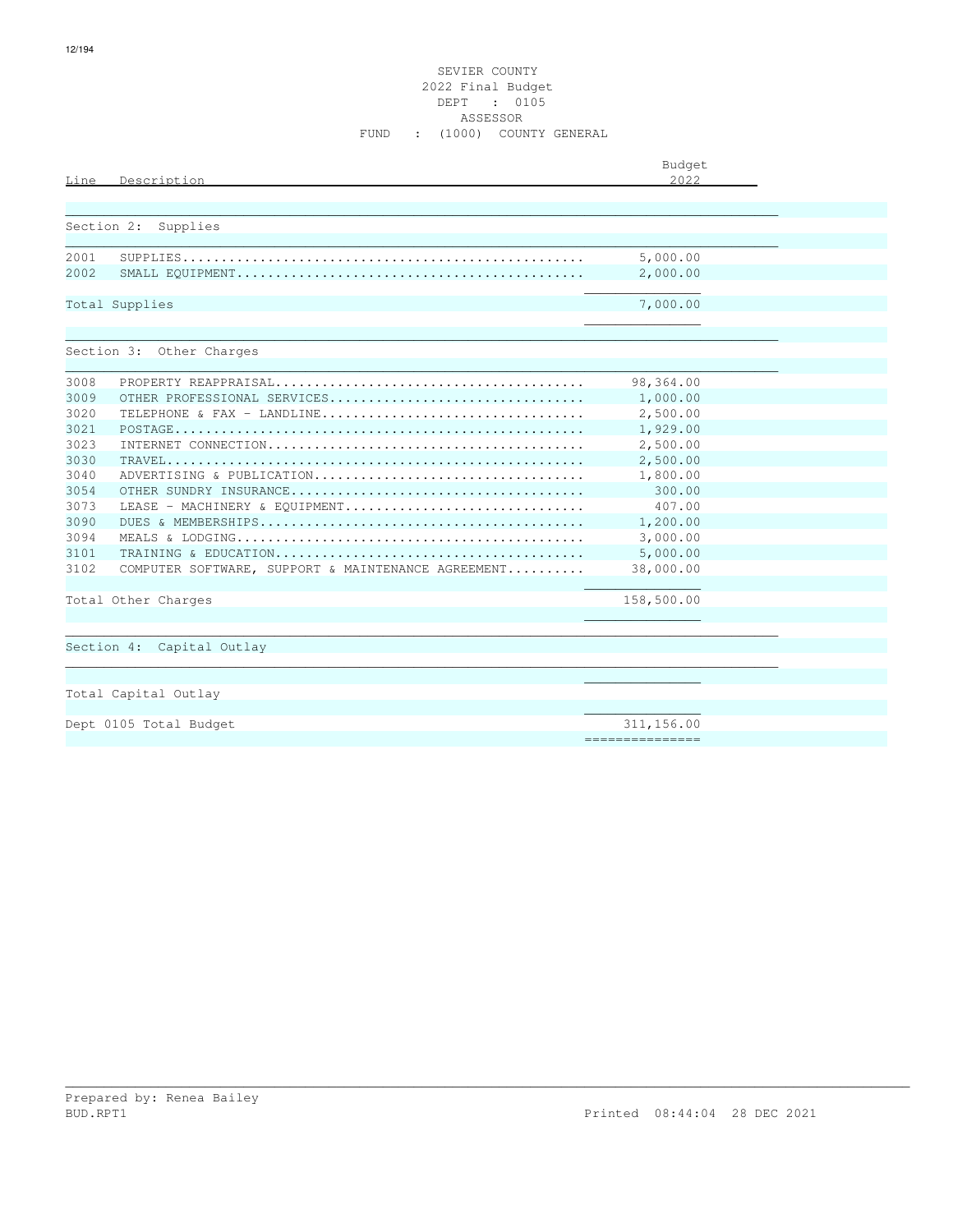SEVIER COUNTY
2022 Final Budget
DEPT : 0105
ASSESSOR
FUND : (1000) COUNTY GENERAL

| Line | Description | Budget 2022 |
|---|---|---|
| | **Section 2: Supplies** | |
| 2001 | SUPPLIES | 5,000.00 |
| 2002 | SMALL EQUIPMENT | 2,000.00 |
| | Total Supplies | 7,000.00 |
| | **Section 3: Other Charges** | |
| 3008 | PROPERTY REAPPRAISAL | 98,364.00 |
| 3009 | OTHER PROFESSIONAL SERVICES | 1,000.00 |
| 3020 | TELEPHONE & FAX - LANDLINE | 2,500.00 |
| 3021 | POSTAGE | 1,929.00 |
| 3023 | INTERNET CONNECTION | 2,500.00 |
| 3030 | TRAVEL | 2,500.00 |
| 3040 | ADVERTISING & PUBLICATION | 1,800.00 |
| 3054 | OTHER SUNDRY INSURANCE | 300.00 |
| 3073 | LEASE - MACHINERY & EQUIPMENT | 407.00 |
| 3090 | DUES & MEMBERSHIPS | 1,200.00 |
| 3094 | MEALS & LODGING | 3,000.00 |
| 3101 | TRAINING & EDUCATION | 5,000.00 |
| 3102 | COMPUTER SOFTWARE, SUPPORT & MAINTENANCE AGREEMENT | 38,000.00 |
| | Total Other Charges | 158,500.00 |
| | **Section 4: Capital Outlay** | |
| | Total Capital Outlay | |
| | Dept 0105 Total Budget | 311,156.00 |

Prepared by: Renea Bailey
BUD.RPT1 Printed 08:44:04 28 DEC 2021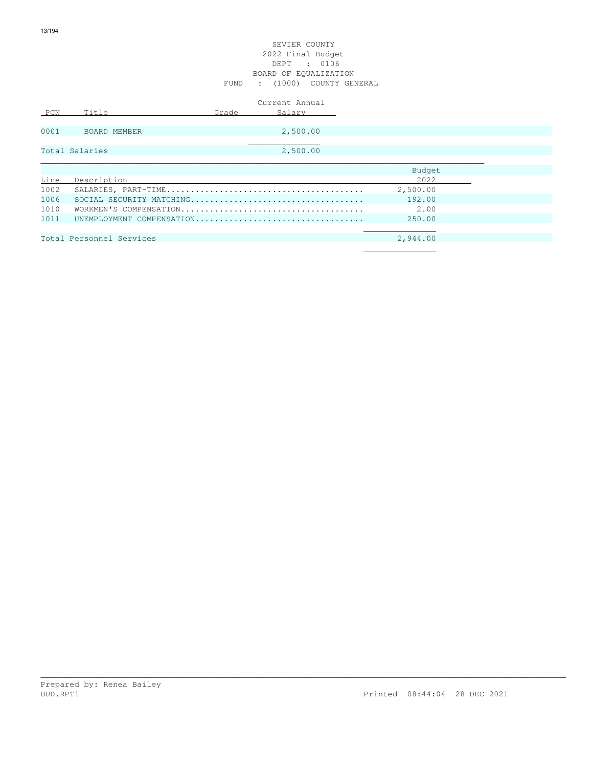SEVIER COUNTY
2022 Final Budget
DEPT : 0106
BOARD OF EQUALIZATION
FUND : (1000) COUNTY GENERAL

| PCN | Title | Grade | Current Annual Salary |
|---|---|---|---|
| 0001 | BOARD MEMBER | | 2,500.00 |
| Total Salaries | | | 2,500.00 |

| Line | Description | Budget 2022 |
|---|---|---|
| 1002 | SALARIES, PART-TIME | 2,500.00 |
| 1006 | SOCIAL SECURITY MATCHING | 192.00 |
| 1010 | WORKMEN'S COMPENSATION | 2.00 |
| 1011 | UNEMPLOYMENT COMPENSATION | 250.00 |
| Total Personnel Services | | 2,944.00 |

Prepared by: Renea Bailey
BUD.RPT1 Printed 08:44:04 28 DEC 2021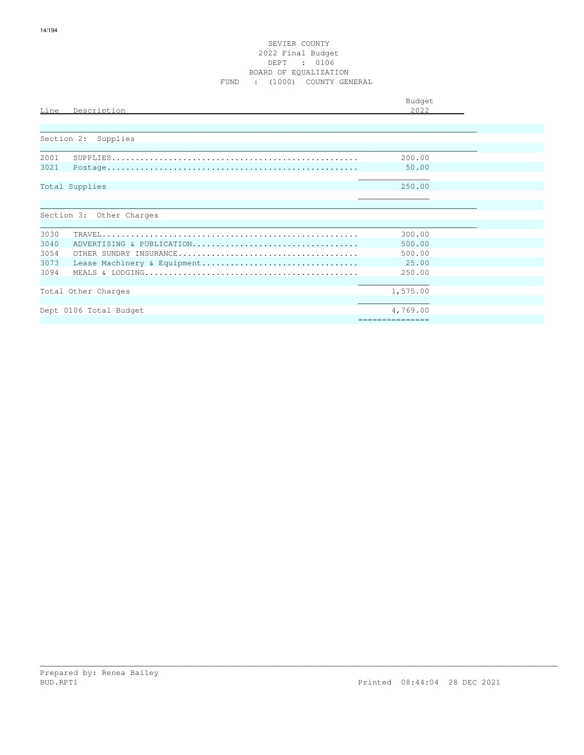SEVIER COUNTY
2022 Final Budget
DEPT : 0106
BOARD OF EQUALIZATION
FUND : (1000) COUNTY GENERAL

| Line | Description | Budget 2022 |
|---|---|---|
| | **Section 2: Supplies** | |
| 2001 | SUPPLIES | 200.00 |
| 3021 | Postage | 50.00 |
| | Total Supplies | 250.00 |
| | **Section 3: Other Charges** | |
| 3030 | TRAVEL | 300.00 |
| 3040 | ADVERTISING & PUBLICATION | 500.00 |
| 3054 | OTHER SUNDRY INSURANCE | 500.00 |
| 3073 | Lease Machinery & Equipment | 25.00 |
| 3094 | MEALS & LODGING | 250.00 |
| | Total Other Charges | 1,575.00 |
| | Dept 0106 Total Budget | 4,769.00 |

Prepared by: Renea Bailey
BUD.RPT1 Printed 08:44:04 28 DEC 2021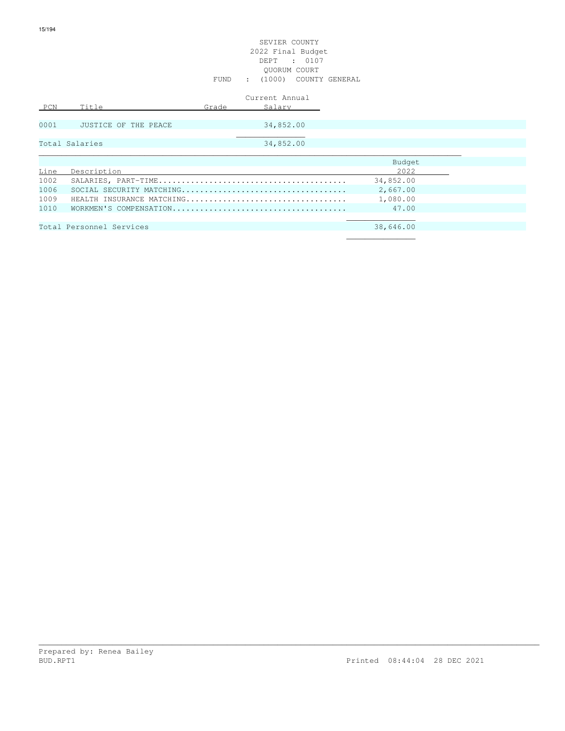SEVIER COUNTY
2022 Final Budget
DEPT : 0107
QUORUM COURT
FUND : (1000) COUNTY GENERAL

| PCN | Title | Grade | Current Annual Salary |
|---|---|---|---|
| 0001 | JUSTICE OF THE PEACE | | 34,852.00 |
| Total Salaries | | | 34,852.00 |

| Line | Description | Budget 2022 |
|---|---|---|
| 1002 | SALARIES, PART-TIME........................................ | 34,852.00 |
| 1006 | SOCIAL SECURITY MATCHING.................................. | 2,667.00 |
| 1009 | HEALTH INSURANCE MATCHING.................................. | 1,080.00 |
| 1010 | WORKMEN'S COMPENSATION.................................... | 47.00 |
| Total Personnel Services | | 38,646.00 |

Prepared by: Renea Bailey
BUD.RPT1 Printed 08:44:04 28 DEC 2021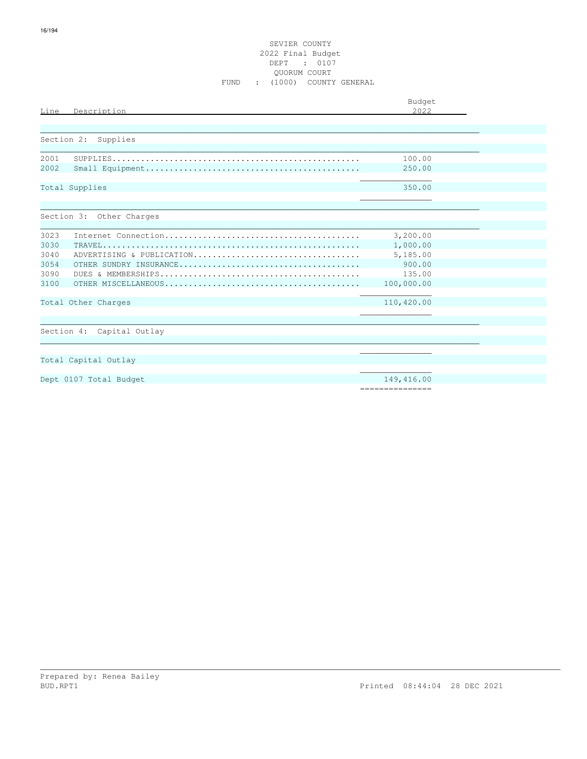SEVIER COUNTY
2022 Final Budget
DEPT : 0107
QUORUM COURT
FUND : (1000) COUNTY GENERAL

| Line | Description | Budget 2022 |
|---|---|---|
| | **Section 2: Supplies** | |
| 2001 | SUPPLIES | 100.00 |
| 2002 | Small Equipment | 250.00 |
| | Total Supplies | 350.00 |
| | **Section 3: Other Charges** | |
| 3023 | Internet Connection | 3,200.00 |
| 3030 | TRAVEL | 1,000.00 |
| 3040 | ADVERTISING & PUBLICATION | 5,185.00 |
| 3054 | OTHER SUNDRY INSURANCE | 900.00 |
| 3090 | DUES & MEMBERSHIPS | 135.00 |
| 3100 | OTHER MISCELLANEOUS | 100,000.00 |
| | Total Other Charges | 110,420.00 |
| | **Section 4: Capital Outlay** | |
| | Total Capital Outlay | |
| | Dept 0107 Total Budget | 149,416.00 |

Prepared by: Renea Bailey
BUD.RPT1 Printed 08:44:04 28 DEC 2021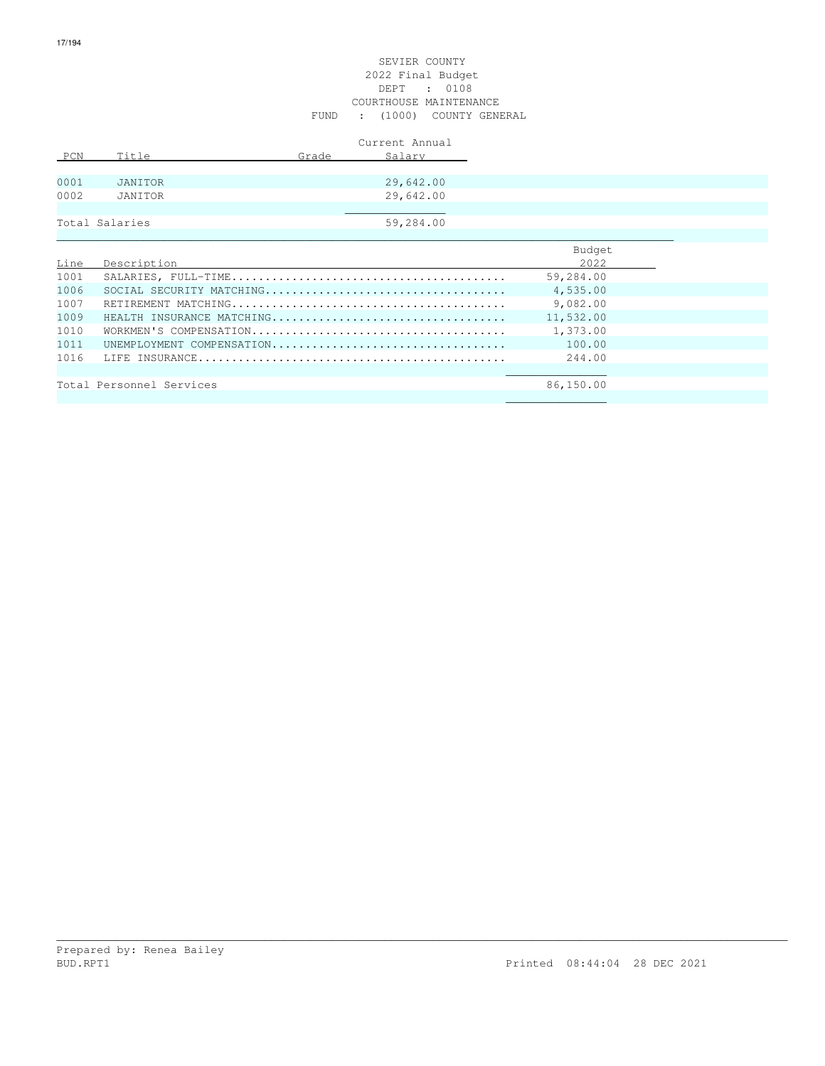# SEVIER COUNTY

## 2022 Final Budget

DEPT : 0108

COURTHOUSE MAINTENANCE

FUND : (1000) COUNTY GENERAL

| PCN | Title | Grade | Current Annual Salary |
|---|---|---|---|
| 0001 | JANITOR | | 29,642.00 |
| 0002 | JANITOR | | 29,642.00 |
| Total Salaries | | | 59,284.00 |

| Line | Description | Budget 2022 |
|---|---|---|
| 1001 | SALARIES, FULL-TIME........................................ | 59,284.00 |
| 1006 | SOCIAL SECURITY MATCHING................................... | 4,535.00 |
| 1007 | RETIREMENT MATCHING........................................ | 9,082.00 |
| 1009 | HEALTH INSURANCE MATCHING.................................. | 11,532.00 |
| 1010 | WORKMEN'S COMPENSATION..................................... | 1,373.00 |
| 1011 | UNEMPLOYMENT COMPENSATION.................................. | 100.00 |
| 1016 | LIFE INSURANCE............................................. | 244.00 |
| Total Personnel Services | | 86,150.00 |

Prepared by: Renea Bailey

BUD.RPT1 Printed 08:44:04 28 DEC 2021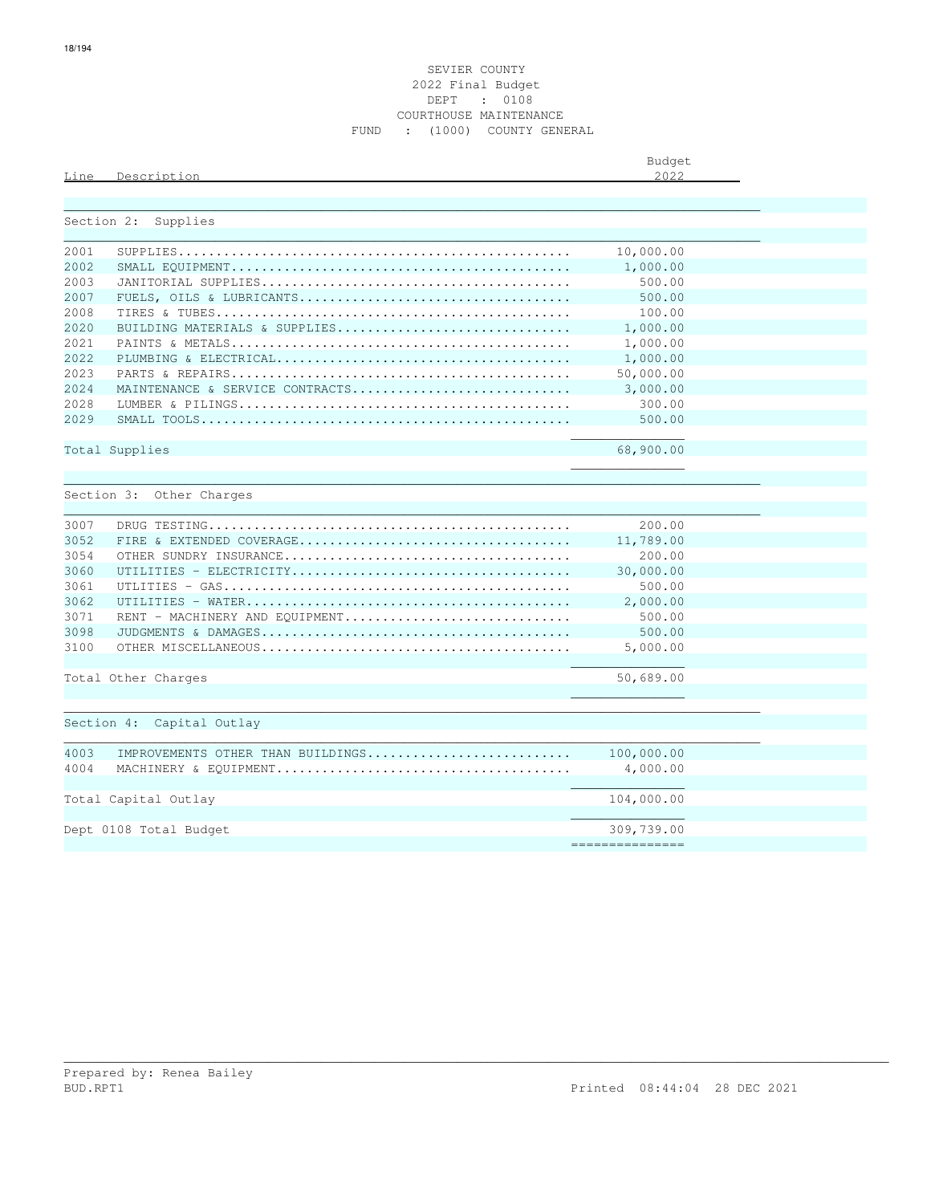SEVIER COUNTY
2022 Final Budget
DEPT : 0108
COURTHOUSE MAINTENANCE
FUND : (1000) COUNTY GENERAL

| Line | Description | Budget 2022 |
|---|---|---|
| **Section 2: Supplies** | | |
| 2001 | SUPPLIES | 10,000.00 |
| 2002 | SMALL EQUIPMENT | 1,000.00 |
| 2003 | JANITORIAL SUPPLIES | 500.00 |
| 2007 | FUELS, OILS & LUBRICANTS | 500.00 |
| 2008 | TIRES & TUBES | 100.00 |
| 2020 | BUILDING MATERIALS & SUPPLIES | 1,000.00 |
| 2021 | PAINTS & METALS | 1,000.00 |
| 2022 | PLUMBING & ELECTRICAL | 1,000.00 |
| 2023 | PARTS & REPAIRS | 50,000.00 |
| 2024 | MAINTENANCE & SERVICE CONTRACTS | 3,000.00 |
| 2028 | LUMBER & PILINGS | 300.00 |
| 2029 | SMALL TOOLS | 500.00 |
| Total Supplies | | 68,900.00 |
| **Section 3: Other Charges** | | |
| 3007 | DRUG TESTING | 200.00 |
| 3052 | FIRE & EXTENDED COVERAGE | 11,789.00 |
| 3054 | OTHER SUNDRY INSURANCE | 200.00 |
| 3060 | UTILITIES - ELECTRICITY | 30,000.00 |
| 3061 | UTILITIES - GAS | 500.00 |
| 3062 | UTILITIES - WATER | 2,000.00 |
| 3071 | RENT - MACHINERY AND EQUIPMENT | 500.00 |
| 3098 | JUDGMENTS & DAMAGES | 500.00 |
| 3100 | OTHER MISCELLANEOUS | 5,000.00 |
| Total Other Charges | | 50,689.00 |
| **Section 4: Capital Outlay** | | |
| 4003 | IMPROVEMENTS OTHER THAN BUILDINGS | 100,000.00 |
| 4004 | MACHINERY & EQUIPMENT | 4,000.00 |
| Total Capital Outlay | | 104,000.00 |
| Dept 0108 Total Budget | | 309,739.00 |

Prepared by: Renea Bailey
BUD.RPT1 Printed 08:44:04 28 DEC 2021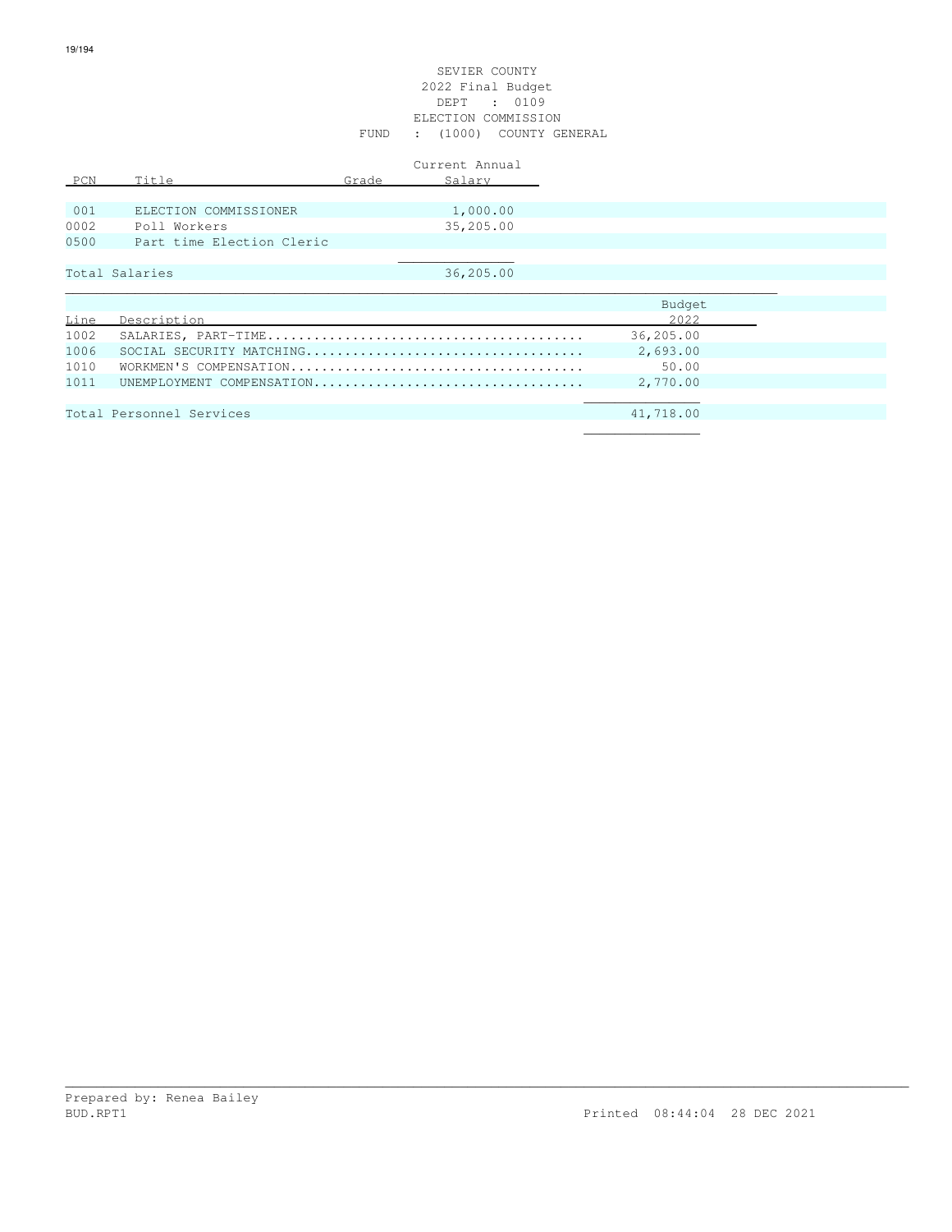SEVIER COUNTY
2022 Final Budget
DEPT : 0109
ELECTION COMMISSION
FUND : (1000) COUNTY GENERAL

| PCN | Title | Grade | Current Annual Salary |
|---|---|---|---|
| 001 | ELECTION COMMISSIONER | | 1,000.00 |
| 0002 | Poll Workers | | 35,205.00 |
| 0500 | Part time Election Cleric | | |
| Total Salaries | | | 36,205.00 |

| Line | Description | Budget 2022 |
|---|---|---|
| 1002 | SALARIES, PART-TIME........................................ | 36,205.00 |
| 1006 | SOCIAL SECURITY MATCHING.................................... | 2,693.00 |
| 1010 | WORKMEN'S COMPENSATION...................................... | 50.00 |
| 1011 | UNEMPLOYMENT COMPENSATION................................... | 2,770.00 |
| Total Personnel Services | | 41,718.00 |

Prepared by: Renea Bailey
BUD.RPT1 Printed 08:44:04 28 DEC 2021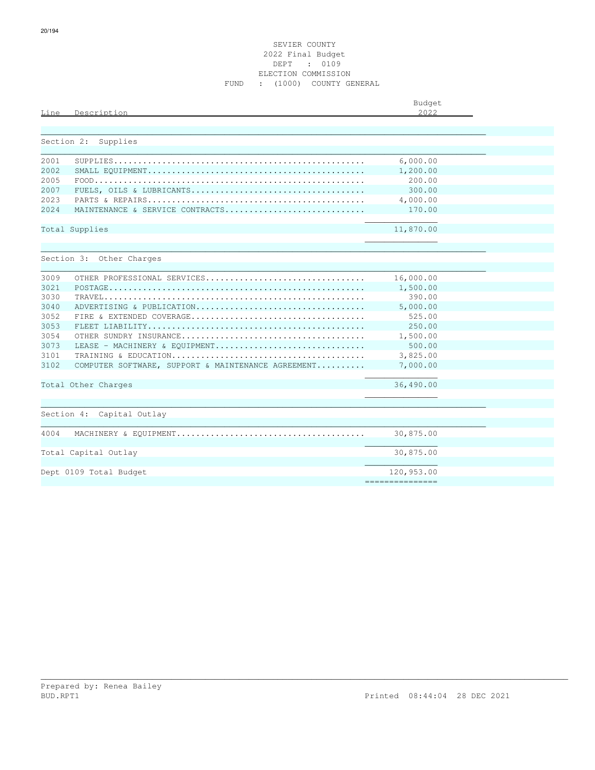SEVIER COUNTY
2022 Final Budget
DEPT : 0109
ELECTION COMMISSION
FUND : (1000) COUNTY GENERAL

| Line | Description | Budget 2022 |
|---|---|---|
| | **Section 2: Supplies** | |
| 2001 | SUPPLIES | 6,000.00 |
| 2002 | SMALL EQUIPMENT | 1,200.00 |
| 2005 | FOOD | 200.00 |
| 2007 | FUELS, OILS & LUBRICANTS | 300.00 |
| 2023 | PARTS & REPAIRS | 4,000.00 |
| 2024 | MAINTENANCE & SERVICE CONTRACTS | 170.00 |
| | Total Supplies | 11,870.00 |
| | **Section 3: Other Charges** | |
| 3009 | OTHER PROFESSIONAL SERVICES | 16,000.00 |
| 3021 | POSTAGE | 1,500.00 |
| 3030 | TRAVEL | 390.00 |
| 3040 | ADVERTISING & PUBLICATION | 5,000.00 |
| 3052 | FIRE & EXTENDED COVERAGE | 525.00 |
| 3053 | FLEET LIABILITY | 250.00 |
| 3054 | OTHER SUNDRY INSURANCE | 1,500.00 |
| 3073 | LEASE - MACHINERY & EQUIPMENT | 500.00 |
| 3101 | TRAINING & EDUCATION | 3,825.00 |
| 3102 | COMPUTER SOFTWARE, SUPPORT & MAINTENANCE AGREEMENT | 7,000.00 |
| | Total Other Charges | 36,490.00 |
| | **Section 4: Capital Outlay** | |
| 4004 | MACHINERY & EQUIPMENT | 30,875.00 |
| | Total Capital Outlay | 30,875.00 |
| | Dept 0109 Total Budget | 120,953.00 |

Prepared by: Renea Bailey
BUD.RPT1 Printed 08:44:04 28 DEC 2021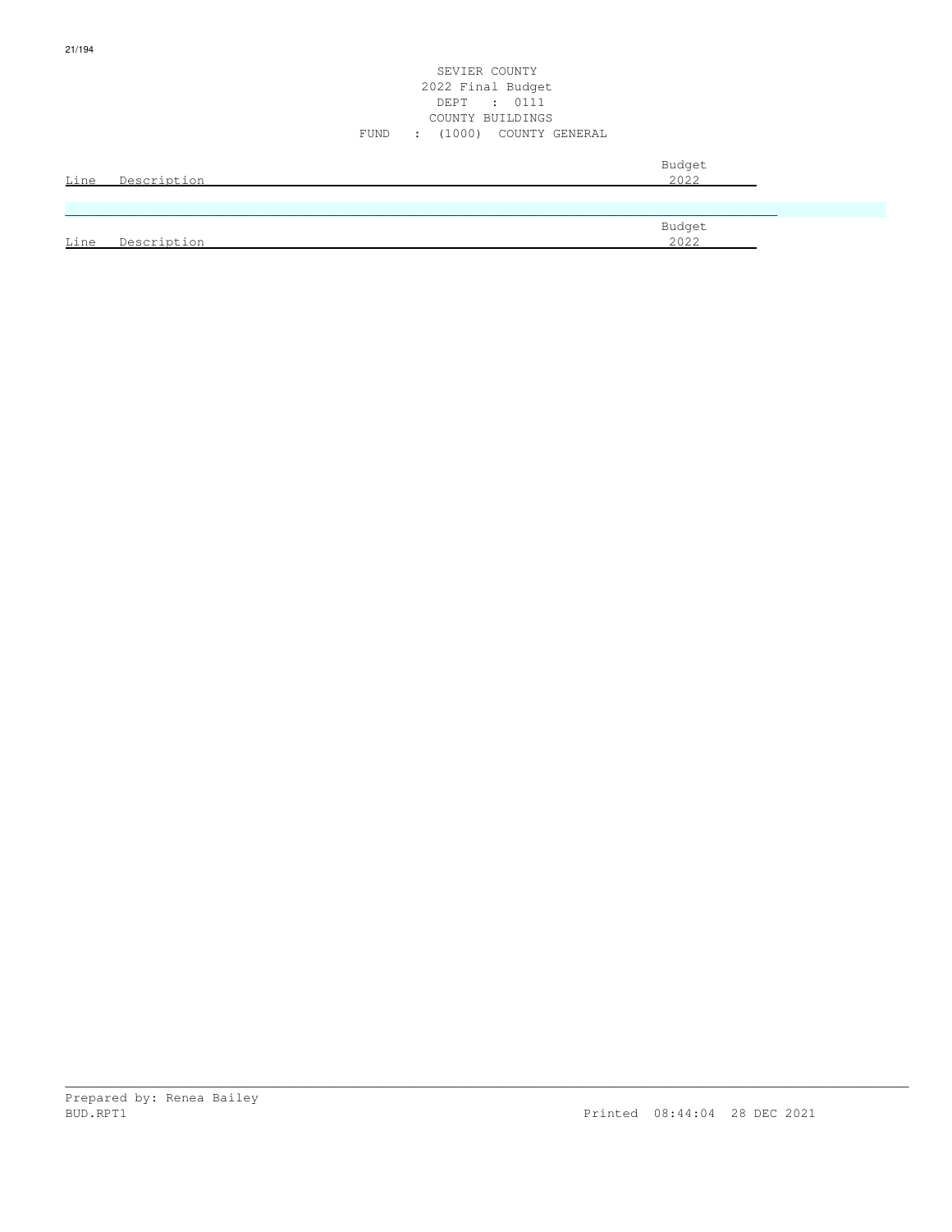SEVIER COUNTY
2022 Final Budget
DEPT : 0111
COUNTY BUILDINGS
FUND : (1000) COUNTY GENERAL

| Line | Description | Budget 2022 |
|---|---|---|

| Line | Description | Budget 2022 |
|---|---|---|

Prepared by: Renea Bailey
BUD.RPT1 Printed 08:44:04 28 DEC 2021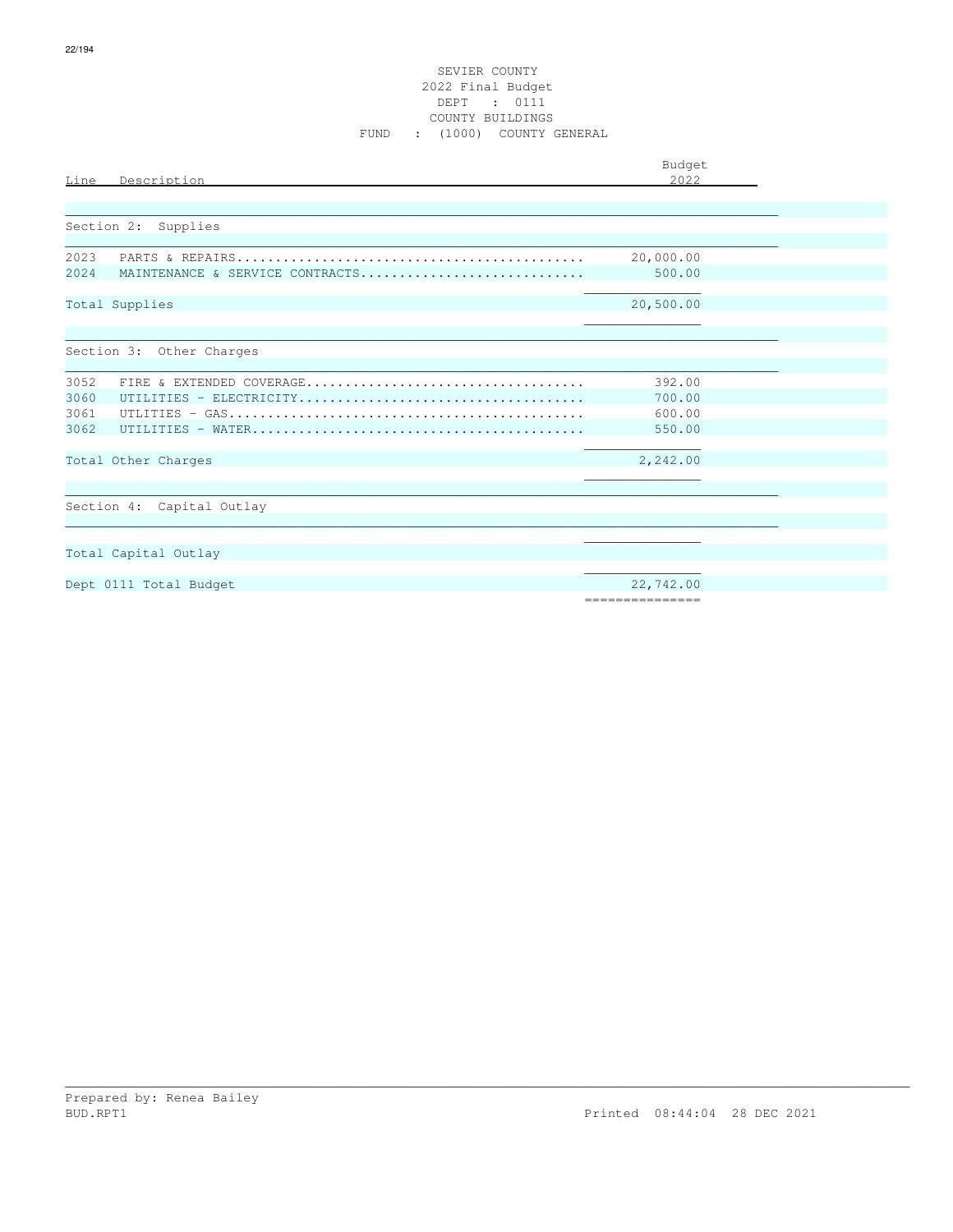# SEVIER COUNTY

## 2022 Final Budget

DEPT : 0111

COUNTY BUILDINGS

FUND : (1000) COUNTY GENERAL

| Line | Description | Budget 2022 |
|---|---|---|
| **Section 2: Supplies** | | |
| 2023 | PARTS & REPAIRS | 20,000.00 |
| 2024 | MAINTENANCE & SERVICE CONTRACTS | 500.00 |
| Total Supplies | | 20,500.00 |
| **Section 3: Other Charges** | | |
| 3052 | FIRE & EXTENDED COVERAGE | 392.00 |
| 3060 | UTILITIES - ELECTRICITY | 700.00 |
| 3061 | UTLITIES - GAS | 600.00 |
| 3062 | UTILITIES - WATER | 550.00 |
| Total Other Charges | | 2,242.00 |
| **Section 4: Capital Outlay** | | |
| Total Capital Outlay | | |
| Dept 0111 Total Budget | | 22,742.00 |

Prepared by: Renea Bailey

BUD.RPT1

Printed 08:44:04 28 DEC 2021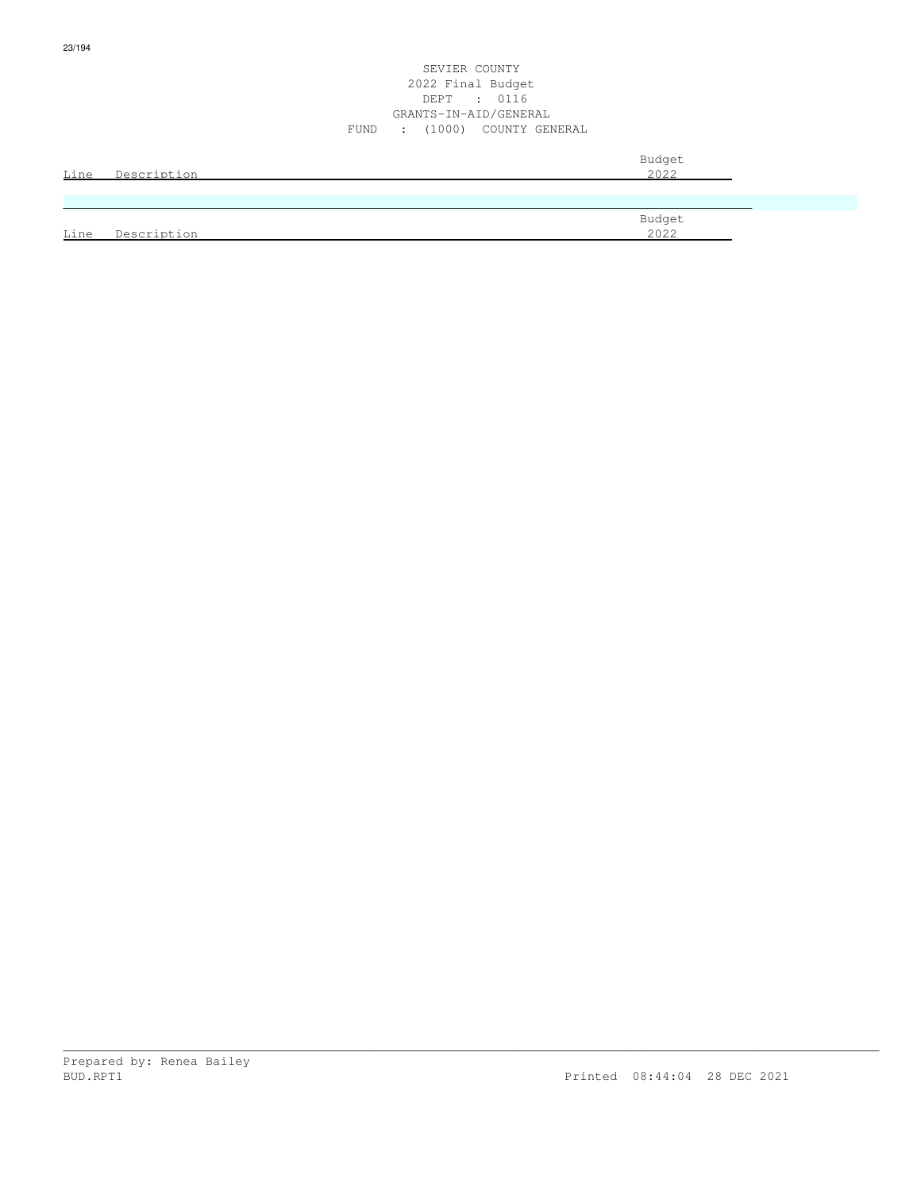SEVIER COUNTY
2022 Final Budget
DEPT : 0116
GRANTS-IN-AID/GENERAL
FUND : (1000) COUNTY GENERAL

| Line | Description | Budget 2022 |
|---|---|---|

| Line | Description | Budget 2022 |
|---|---|---|

Prepared by: Renea Bailey
BUD.RPT1 Printed 08:44:04 28 DEC 2021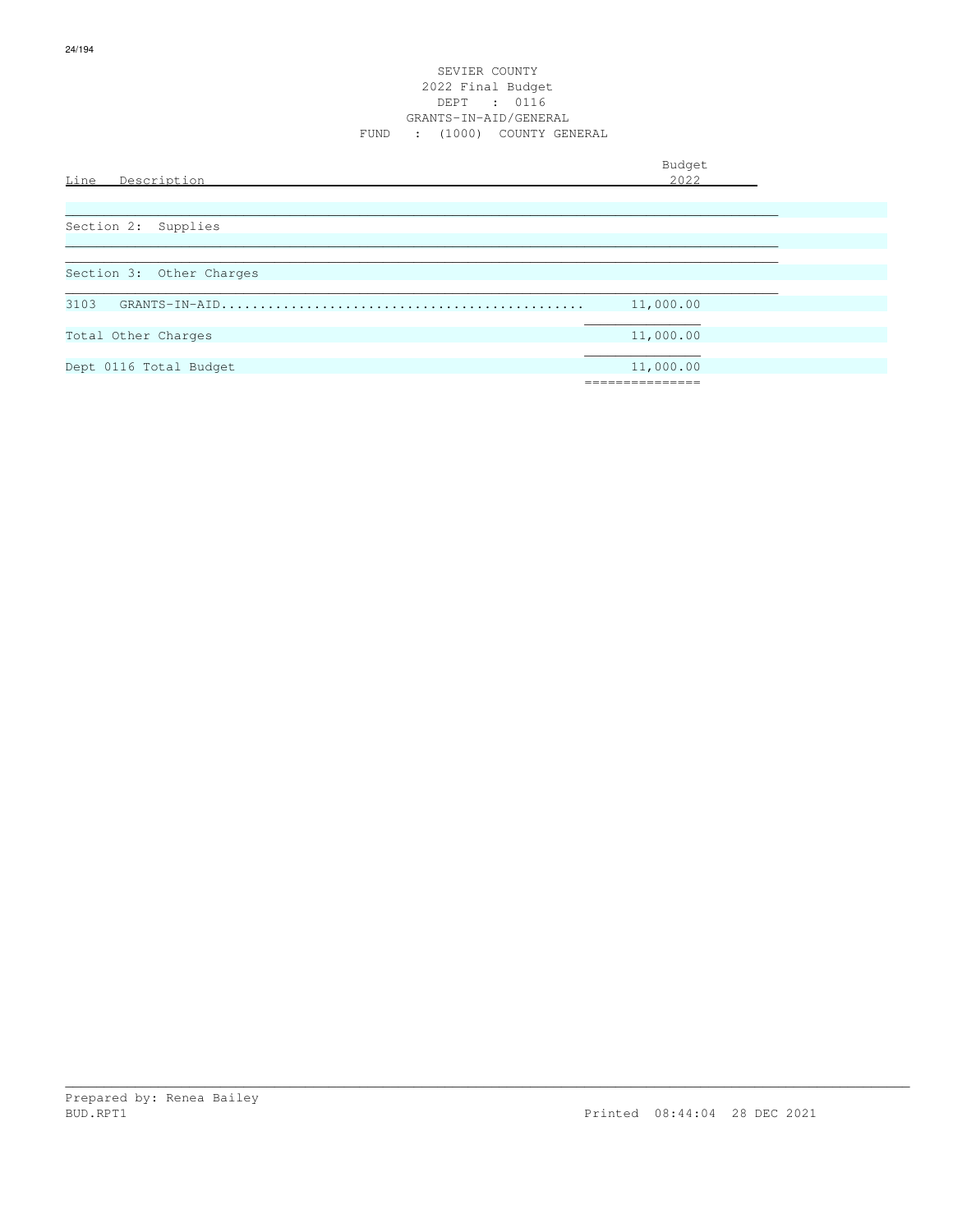SEVIER COUNTY
2022 Final Budget
DEPT : 0116
GRANTS-IN-AID/GENERAL
FUND : (1000) COUNTY GENERAL

| Line Description | Budget 2022 |
|---|---|
| Section 2: Supplies | |
| Section 3: Other Charges | |
| 3103 GRANTS-IN-AID............................................... | 11,000.00 |
| Total Other Charges | 11,000.00 |
| Dept 0116 Total Budget | 11,000.00 |

Prepared by: Renea Bailey
BUD.RPT1 Printed 08:44:04 28 DEC 2021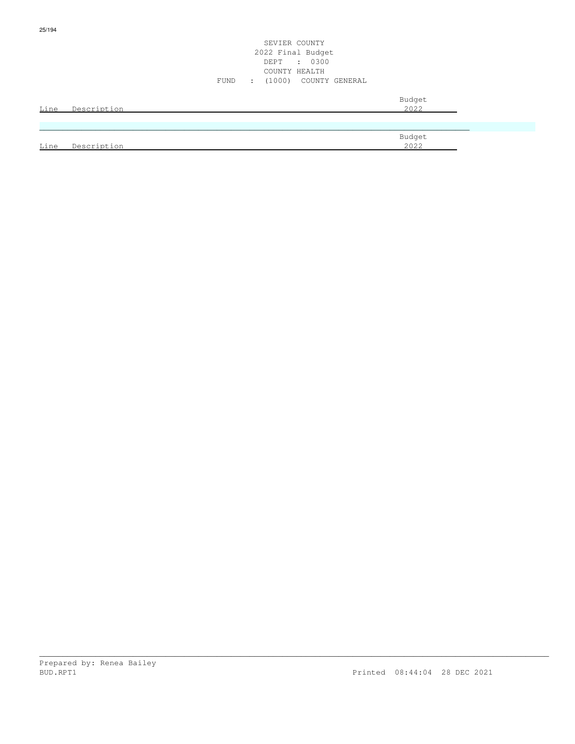SEVIER COUNTY
2022 Final Budget
DEPT : 0300
COUNTY HEALTH
FUND : (1000) COUNTY GENERAL

| Line | Description | Budget 2022 |
|---|---|---|

| Line | Description | Budget 2022 |
|---|---|---|

Prepared by: Renea Bailey
BUD.RPT1 Printed 08:44:04 28 DEC 2021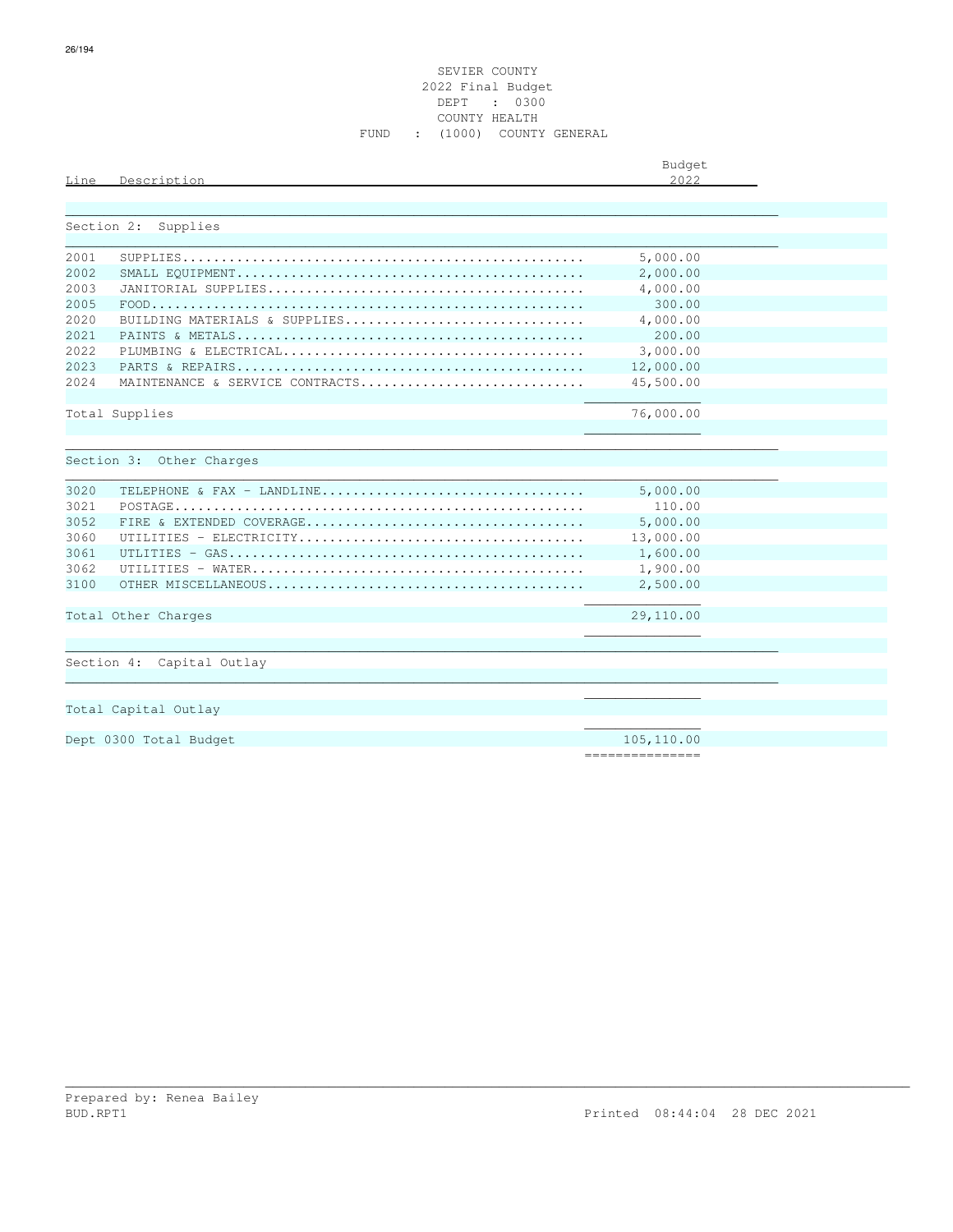SEVIER COUNTY
2022 Final Budget
DEPT : 0300
COUNTY HEALTH
FUND : (1000) COUNTY GENERAL

| Line | Description | Budget 2022 |
|---|---|---|
| | **Section 2: Supplies** | |
| 2001 | SUPPLIES | 5,000.00 |
| 2002 | SMALL EQUIPMENT | 2,000.00 |
| 2003 | JANITORIAL SUPPLIES | 4,000.00 |
| 2005 | FOOD | 300.00 |
| 2020 | BUILDING MATERIALS & SUPPLIES | 4,000.00 |
| 2021 | PAINTS & METALS | 200.00 |
| 2022 | PLUMBING & ELECTRICAL | 3,000.00 |
| 2023 | PARTS & REPAIRS | 12,000.00 |
| 2024 | MAINTENANCE & SERVICE CONTRACTS | 45,500.00 |
| | Total Supplies | 76,000.00 |
| | **Section 3: Other Charges** | |
| 3020 | TELEPHONE & FAX - LANDLINE | 5,000.00 |
| 3021 | POSTAGE | 110.00 |
| 3052 | FIRE & EXTENDED COVERAGE | 5,000.00 |
| 3060 | UTILITIES - ELECTRICITY | 13,000.00 |
| 3061 | UTLITIES - GAS | 1,600.00 |
| 3062 | UTILITIES - WATER | 1,900.00 |
| 3100 | OTHER MISCELLANEOUS | 2,500.00 |
| | Total Other Charges | 29,110.00 |
| | **Section 4: Capital Outlay** | |
| | Total Capital Outlay | |
| | Dept 0300 Total Budget | 105,110.00 |

Prepared by: Renea Bailey
BUD.RPT1 Printed 08:44:04 28 DEC 2021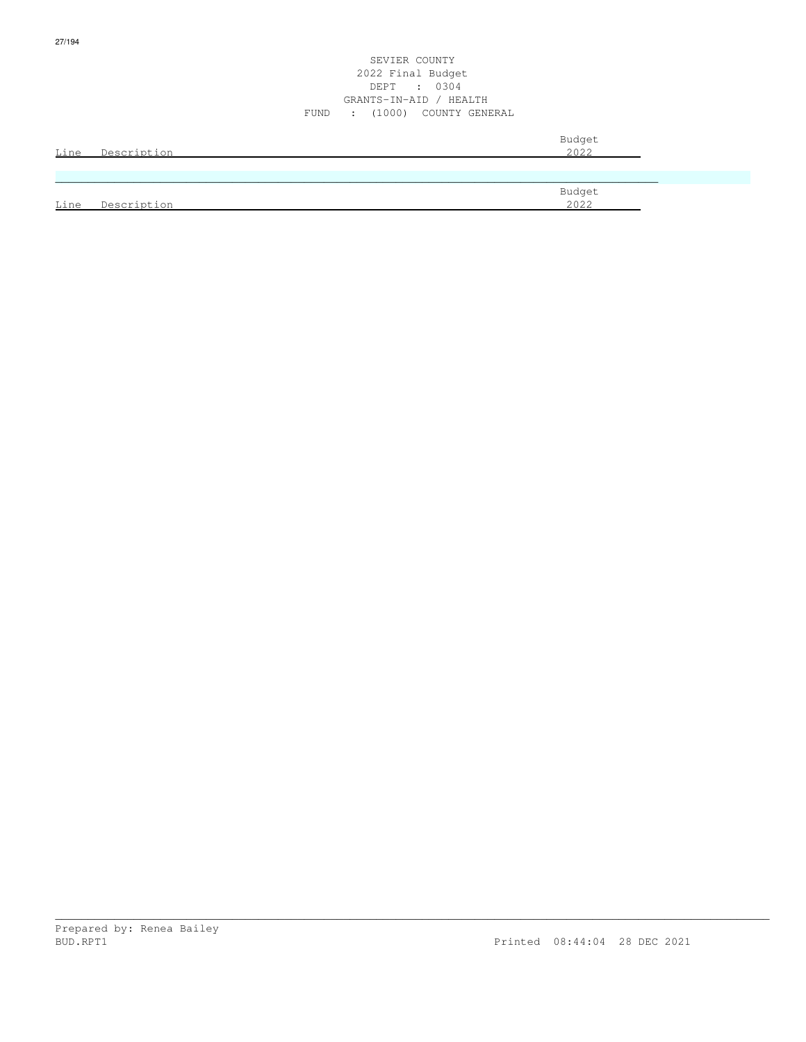SEVIER COUNTY
2022 Final Budget
DEPT : 0304
GRANTS-IN-AID / HEALTH
FUND : (1000) COUNTY GENERAL

| Line | Description | Budget 2022 |
|---|---|---|

| Line | Description | Budget 2022 |
|---|---|---|

Prepared by: Renea Bailey
BUD.RPT1 Printed 08:44:04 28 DEC 2021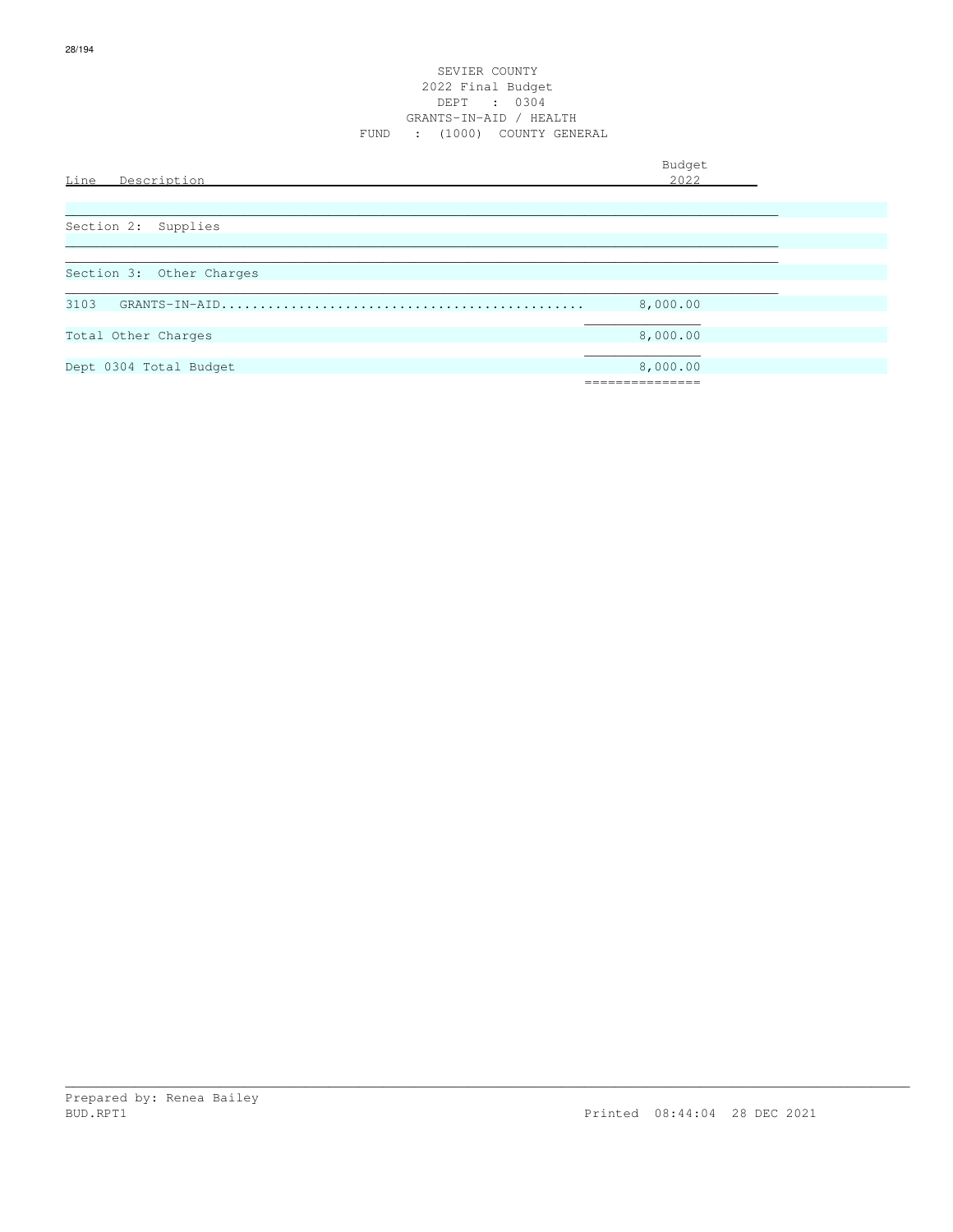SEVIER COUNTY
2022 Final Budget
DEPT : 0304
GRANTS-IN-AID / HEALTH
FUND : (1000) COUNTY GENERAL

| Line Description | Budget 2022 |
|---|---|
| Section 2: Supplies | |
| Section 3: Other Charges | |
| 3103 GRANTS-IN-AID | 8,000.00 |
| Total Other Charges | 8,000.00 |
| Dept 0304 Total Budget | 8,000.00 |

Prepared by: Renea Bailey
BUD.RPT1 Printed 08:44:04 28 DEC 2021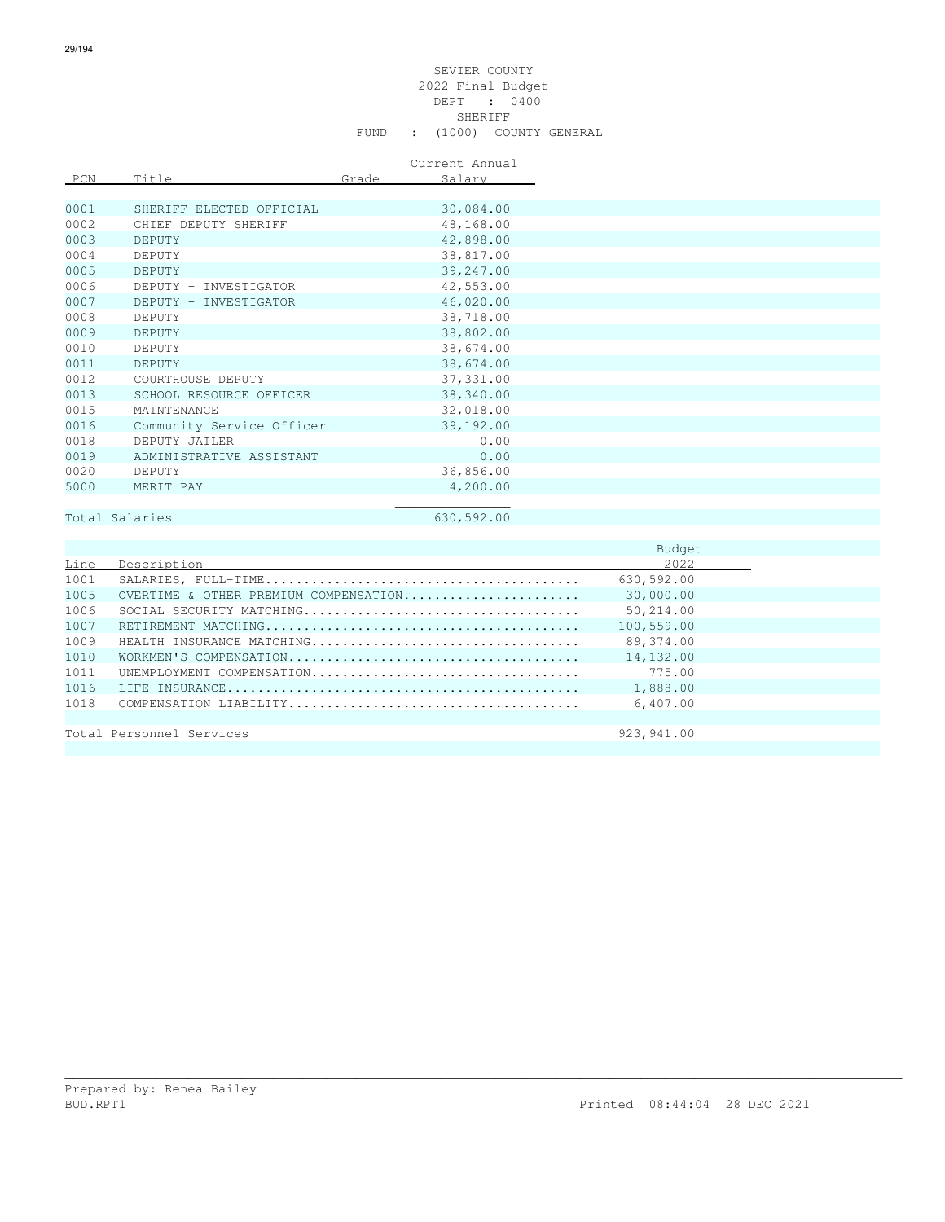SEVIER COUNTY
2022 Final Budget
DEPT : 0400
SHERIFF
FUND : (1000) COUNTY GENERAL

| PCN | Title | Grade | Current Annual Salary |
|---|---|---|---|
| 0001 | SHERIFF ELECTED OFFICIAL | | 30,084.00 |
| 0002 | CHIEF DEPUTY SHERIFF | | 48,168.00 |
| 0003 | DEPUTY | | 42,898.00 |
| 0004 | DEPUTY | | 38,817.00 |
| 0005 | DEPUTY | | 39,247.00 |
| 0006 | DEPUTY - INVESTIGATOR | | 42,553.00 |
| 0007 | DEPUTY - INVESTIGATOR | | 46,020.00 |
| 0008 | DEPUTY | | 38,718.00 |
| 0009 | DEPUTY | | 38,802.00 |
| 0010 | DEPUTY | | 38,674.00 |
| 0011 | DEPUTY | | 38,674.00 |
| 0012 | COURTHOUSE DEPUTY | | 37,331.00 |
| 0013 | SCHOOL RESOURCE OFFICER | | 38,340.00 |
| 0015 | MAINTENANCE | | 32,018.00 |
| 0016 | Community Service Officer | | 39,192.00 |
| 0018 | DEPUTY JAILER | | 0.00 |
| 0019 | ADMINISTRATIVE ASSISTANT | | 0.00 |
| 0020 | DEPUTY | | 36,856.00 |
| 5000 | MERIT PAY | | 4,200.00 |
| Total Salaries | | | 630,592.00 |

| Line | Description | Budget 2022 |
|---|---|---|
| 1001 | SALARIES, FULL-TIME | 630,592.00 |
| 1005 | OVERTIME & OTHER PREMIUM COMPENSATION | 30,000.00 |
| 1006 | SOCIAL SECURITY MATCHING | 50,214.00 |
| 1007 | RETIREMENT MATCHING | 100,559.00 |
| 1009 | HEALTH INSURANCE MATCHING | 89,374.00 |
| 1010 | WORKMEN'S COMPENSATION | 14,132.00 |
| 1011 | UNEMPLOYMENT COMPENSATION | 775.00 |
| 1016 | LIFE INSURANCE | 1,888.00 |
| 1018 | COMPENSATION LIABILITY | 6,407.00 |
| Total Personnel Services | | 923,941.00 |

Prepared by: Renea Bailey
BUD.RPT1 Printed 08:44:04 28 DEC 2021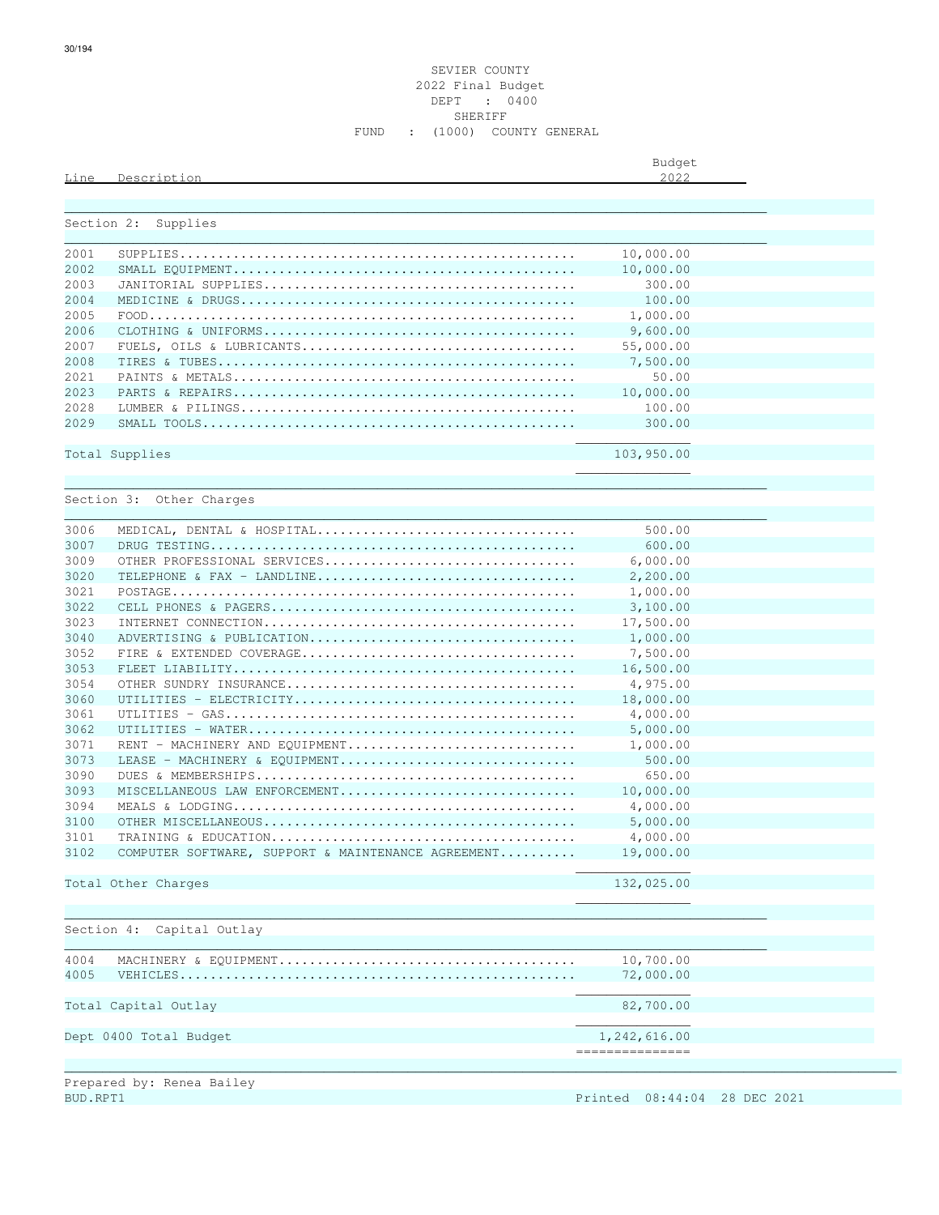SEVIER COUNTY
2022 Final Budget
DEPT : 0400
SHERIFF
FUND : (1000) COUNTY GENERAL

| Line | Description | Budget 2022 |
|---|---|---|
| **Section 2: Supplies** | | |
| 2001 | SUPPLIES | 10,000.00 |
| 2002 | SMALL EQUIPMENT | 10,000.00 |
| 2003 | JANITORIAL SUPPLIES | 300.00 |
| 2004 | MEDICINE & DRUGS | 100.00 |
| 2005 | FOOD | 1,000.00 |
| 2006 | CLOTHING & UNIFORMS | 9,600.00 |
| 2007 | FUELS, OILS & LUBRICANTS | 55,000.00 |
| 2008 | TIRES & TUBES | 7,500.00 |
| 2021 | PAINTS & METALS | 50.00 |
| 2023 | PARTS & REPAIRS | 10,000.00 |
| 2028 | LUMBER & PILINGS | 100.00 |
| 2029 | SMALL TOOLS | 300.00 |
| Total Supplies | | 103,950.00 |
| **Section 3: Other Charges** | | |
| 3006 | MEDICAL, DENTAL & HOSPITAL | 500.00 |
| 3007 | DRUG TESTING | 600.00 |
| 3009 | OTHER PROFESSIONAL SERVICES | 6,000.00 |
| 3020 | TELEPHONE & FAX - LANDLINE | 2,200.00 |
| 3021 | POSTAGE | 1,000.00 |
| 3022 | CELL PHONES & PAGERS | 3,100.00 |
| 3023 | INTERNET CONNECTION | 17,500.00 |
| 3040 | ADVERTISING & PUBLICATION | 1,000.00 |
| 3052 | FIRE & EXTENDED COVERAGE | 7,500.00 |
| 3053 | FLEET LIABILITY | 16,500.00 |
| 3054 | OTHER SUNDRY INSURANCE | 4,975.00 |
| 3060 | UTILITIES - ELECTRICITY | 18,000.00 |
| 3061 | UTILITIES - GAS | 4,000.00 |
| 3062 | UTILITIES - WATER | 5,000.00 |
| 3071 | RENT - MACHINERY AND EQUIPMENT | 1,000.00 |
| 3073 | LEASE - MACHINERY & EQUIPMENT | 500.00 |
| 3090 | DUES & MEMBERSHIPS | 650.00 |
| 3093 | MISCELLANEOUS LAW ENFORCEMENT | 10,000.00 |
| 3094 | MEALS & LODGING | 4,000.00 |
| 3100 | OTHER MISCELLANEOUS | 5,000.00 |
| 3101 | TRAINING & EDUCATION | 4,000.00 |
| 3102 | COMPUTER SOFTWARE, SUPPORT & MAINTENANCE AGREEMENT | 19,000.00 |
| Total Other Charges | | 132,025.00 |
| **Section 4: Capital Outlay** | | |
| 4004 | MACHINERY & EQUIPMENT | 10,700.00 |
| 4005 | VEHICLES | 72,000.00 |
| Total Capital Outlay | | 82,700.00 |
| Dept 0400 Total Budget | | 1,242,616.00 |

Prepared by: Renea Bailey

BUD.RPT1 Printed 08:44:04 28 DEC 2021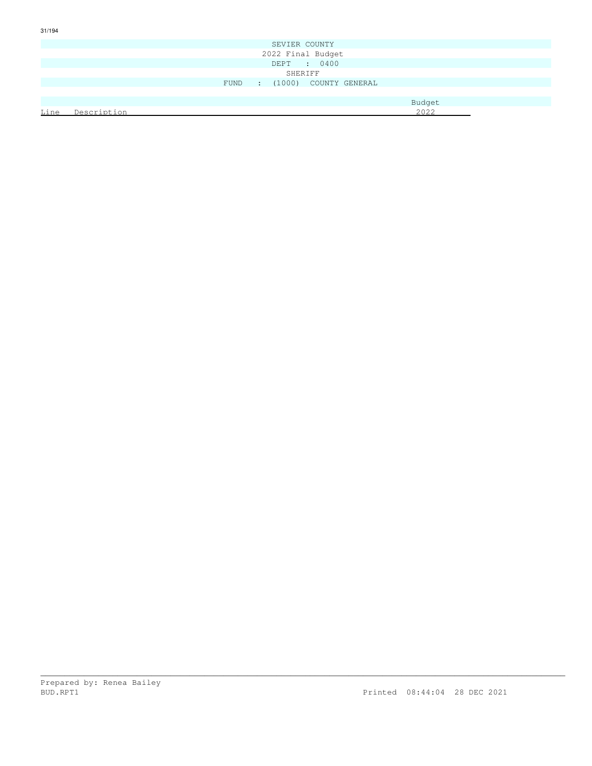SEVIER COUNTY

2022 Final Budget

DEPT : 0400

SHERIFF

FUND : (1000) COUNTY GENERAL

| Line | Description | Budget 2022 |
|---|---|---|

Prepared by: Renea Bailey

BUD.RPT1

Printed 08:44:04 28 DEC 2021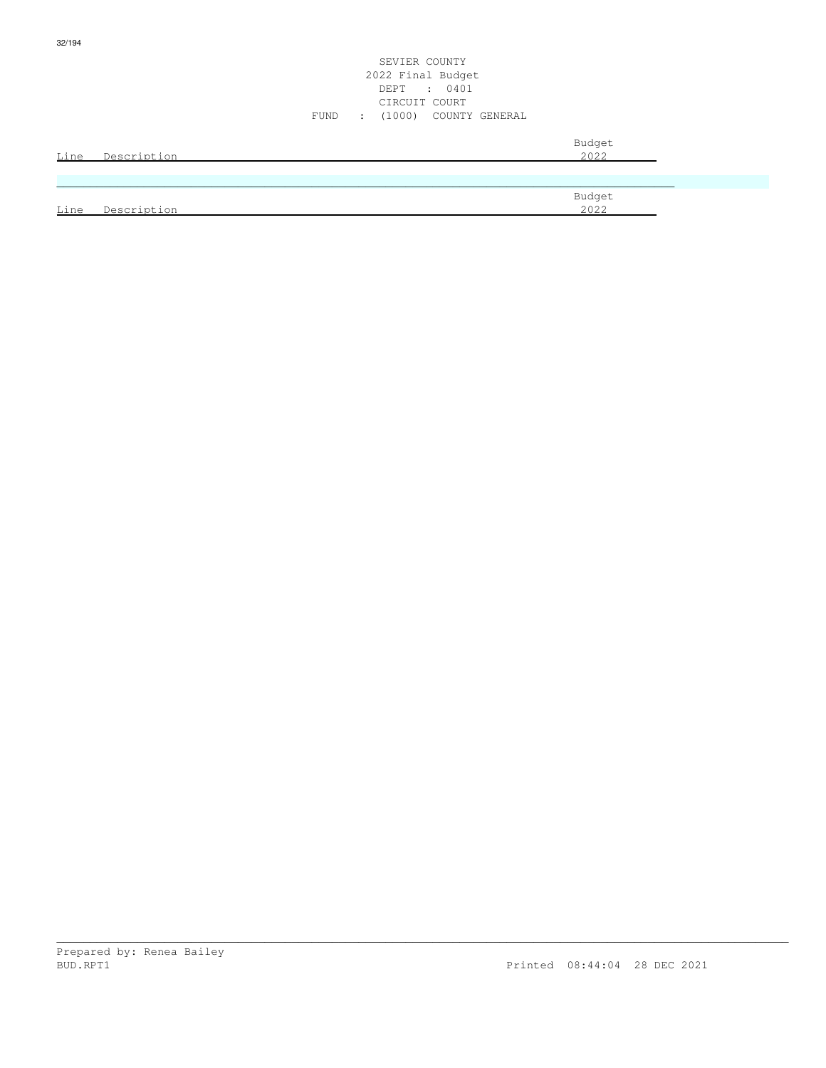SEVIER COUNTY
2022 Final Budget
DEPT : 0401
CIRCUIT COURT
FUND : (1000) COUNTY GENERAL

| Line | Description | Budget 2022 |
| --- | --- | --- |

| Line | Description | Budget 2022 |
| --- | --- | --- |

Prepared by: Renea Bailey
BUD.RPT1 Printed 08:44:04 28 DEC 2021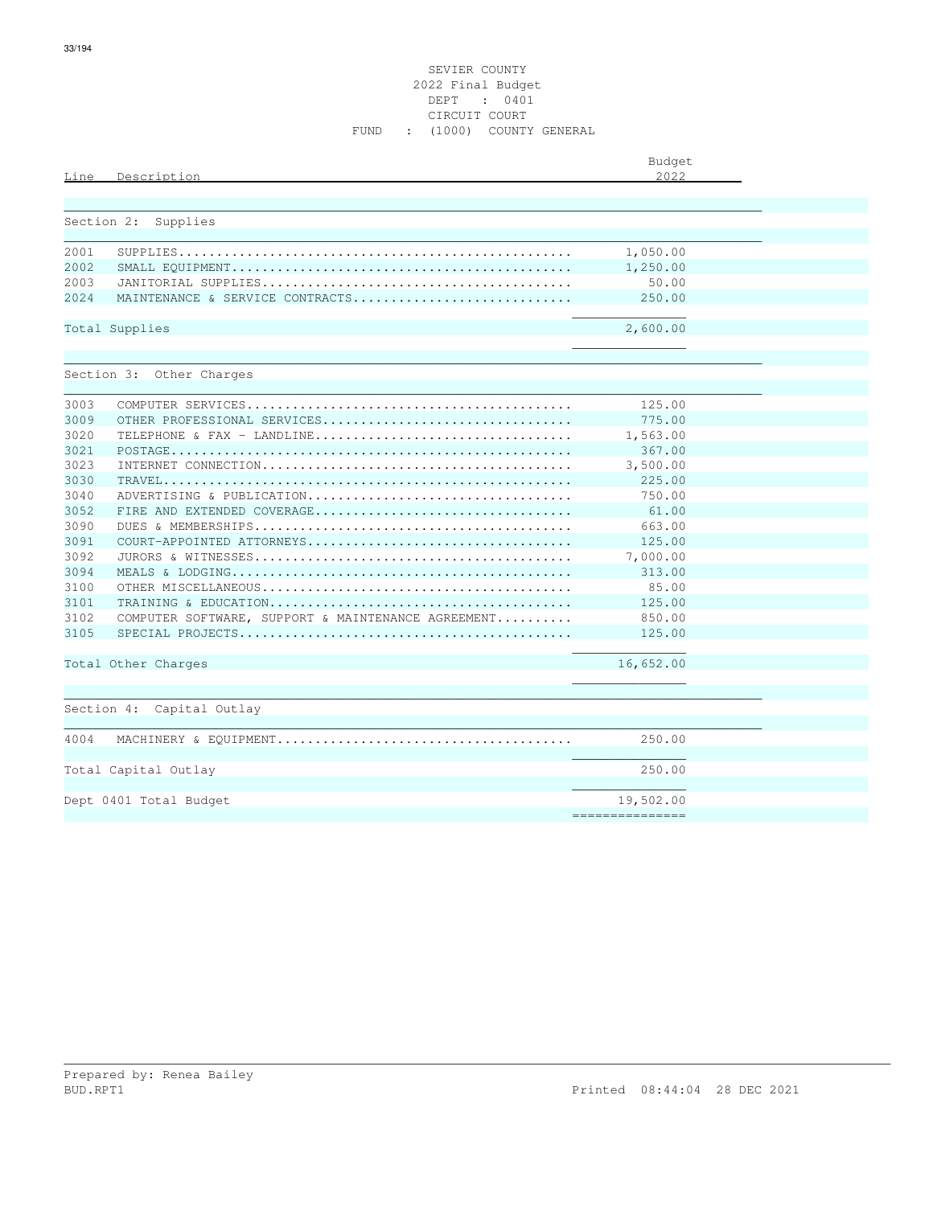SEVIER COUNTY
2022 Final Budget
DEPT : 0401
CIRCUIT COURT
FUND : (1000) COUNTY GENERAL

| Line | Description | Budget 2022 |
|---|---|---|
| **Section 2: Supplies** | | |
| 2001 | SUPPLIES | 1,050.00 |
| 2002 | SMALL EQUIPMENT | 1,250.00 |
| 2003 | JANITORIAL SUPPLIES | 50.00 |
| 2024 | MAINTENANCE & SERVICE CONTRACTS | 250.00 |
| Total Supplies | | 2,600.00 |
| **Section 3: Other Charges** | | |
| 3003 | COMPUTER SERVICES | 125.00 |
| 3009 | OTHER PROFESSIONAL SERVICES | 775.00 |
| 3020 | TELEPHONE & FAX - LANDLINE | 1,563.00 |
| 3021 | POSTAGE | 367.00 |
| 3023 | INTERNET CONNECTION | 3,500.00 |
| 3030 | TRAVEL | 225.00 |
| 3040 | ADVERTISING & PUBLICATION | 750.00 |
| 3052 | FIRE AND EXTENDED COVERAGE | 61.00 |
| 3090 | DUES & MEMBERSHIPS | 663.00 |
| 3091 | COURT-APPOINTED ATTORNEYS | 125.00 |
| 3092 | JURORS & WITNESSES | 7,000.00 |
| 3094 | MEALS & LODGING | 313.00 |
| 3100 | OTHER MISCELLANEOUS | 85.00 |
| 3101 | TRAINING & EDUCATION | 125.00 |
| 3102 | COMPUTER SOFTWARE, SUPPORT & MAINTENANCE AGREEMENT | 850.00 |
| 3105 | SPECIAL PROJECTS | 125.00 |
| Total Other Charges | | 16,652.00 |
| **Section 4: Capital Outlay** | | |
| 4004 | MACHINERY & EQUIPMENT | 250.00 |
| Total Capital Outlay | | 250.00 |
| Dept 0401 Total Budget | | 19,502.00 |

Prepared by: Renea Bailey
BUD.RPT1 Printed 08:44:04 28 DEC 2021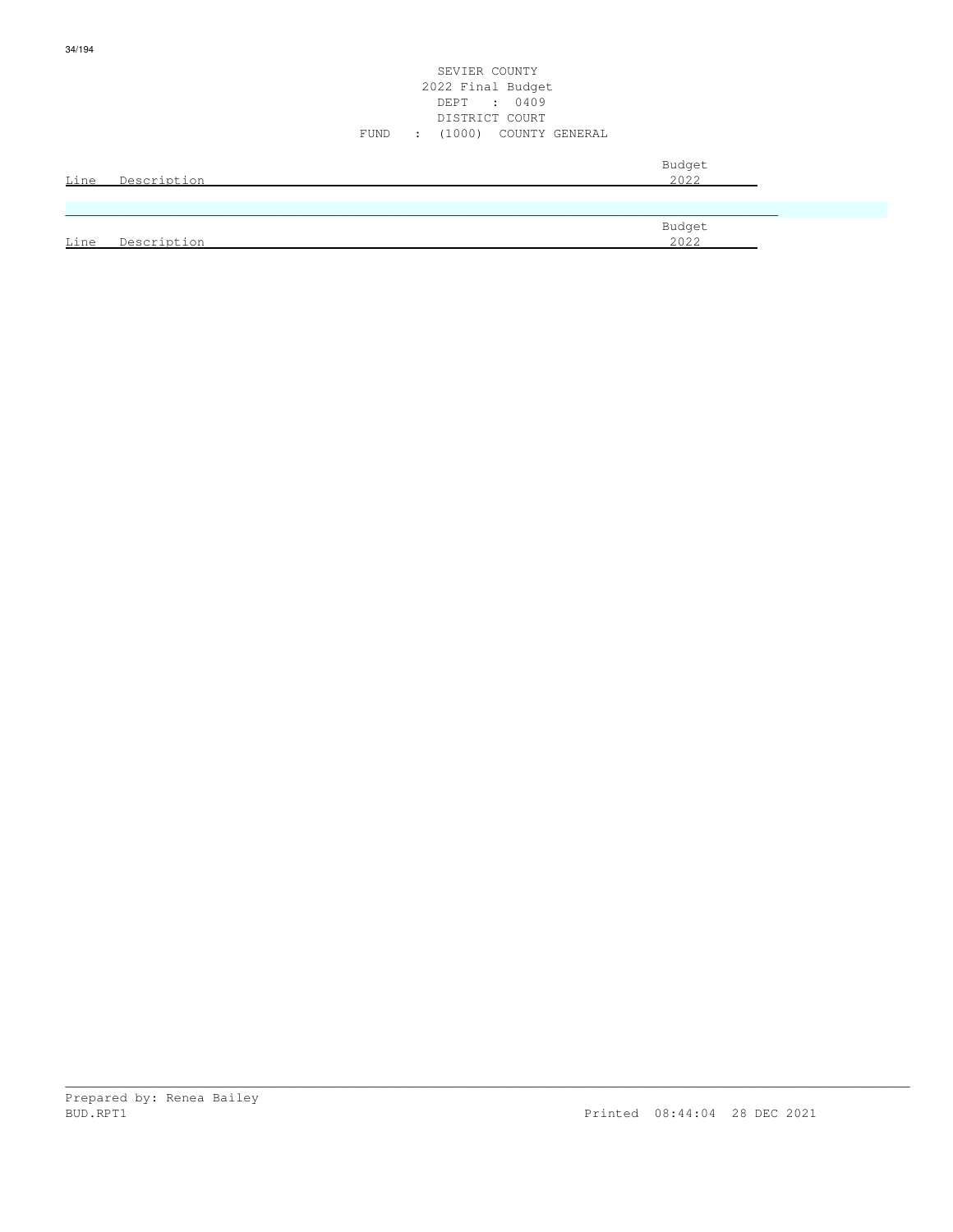SEVIER COUNTY
2022 Final Budget
DEPT : 0409
DISTRICT COURT
FUND : (1000) COUNTY GENERAL

| Line | Description | Budget 2022 |
|---|---|---|

| Line | Description | Budget 2022 |
|---|---|---|

Prepared by: Renea Bailey
BUD.RPT1 Printed 08:44:04 28 DEC 2021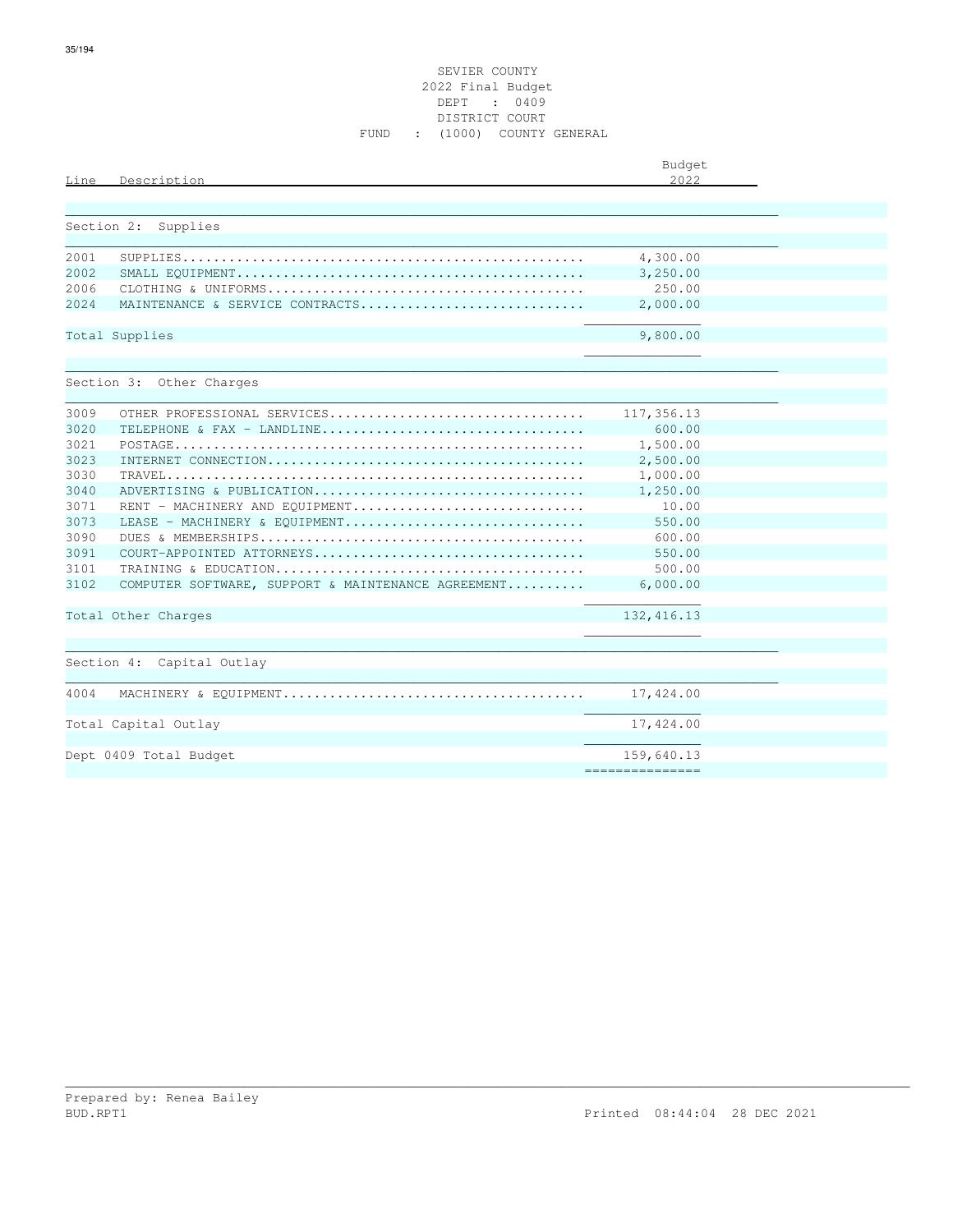SEVIER COUNTY
2022 Final Budget
DEPT : 0409
DISTRICT COURT
FUND : (1000) COUNTY GENERAL

| Line | Description | Budget 2022 |
|---|---|---|
| **Section 2: Supplies** | | |
| 2001 | SUPPLIES | 4,300.00 |
| 2002 | SMALL EQUIPMENT | 3,250.00 |
| 2006 | CLOTHING & UNIFORMS | 250.00 |
| 2024 | MAINTENANCE & SERVICE CONTRACTS | 2,000.00 |
| Total Supplies | | 9,800.00 |
| **Section 3: Other Charges** | | |
| 3009 | OTHER PROFESSIONAL SERVICES | 117,356.13 |
| 3020 | TELEPHONE & FAX - LANDLINE | 600.00 |
| 3021 | POSTAGE | 1,500.00 |
| 3023 | INTERNET CONNECTION | 2,500.00 |
| 3030 | TRAVEL | 1,000.00 |
| 3040 | ADVERTISING & PUBLICATION | 1,250.00 |
| 3071 | RENT - MACHINERY AND EQUIPMENT | 10.00 |
| 3073 | LEASE - MACHINERY & EQUIPMENT | 550.00 |
| 3090 | DUES & MEMBERSHIPS | 600.00 |
| 3091 | COURT-APPOINTED ATTORNEYS | 550.00 |
| 3101 | TRAINING & EDUCATION | 500.00 |
| 3102 | COMPUTER SOFTWARE, SUPPORT & MAINTENANCE AGREEMENT | 6,000.00 |
| Total Other Charges | | 132,416.13 |
| **Section 4: Capital Outlay** | | |
| 4004 | MACHINERY & EQUIPMENT | 17,424.00 |
| Total Capital Outlay | | 17,424.00 |
| Dept 0409 Total Budget | | 159,640.13 |

Prepared by: Renea Bailey
BUD.RPT1 Printed 08:44:04 28 DEC 2021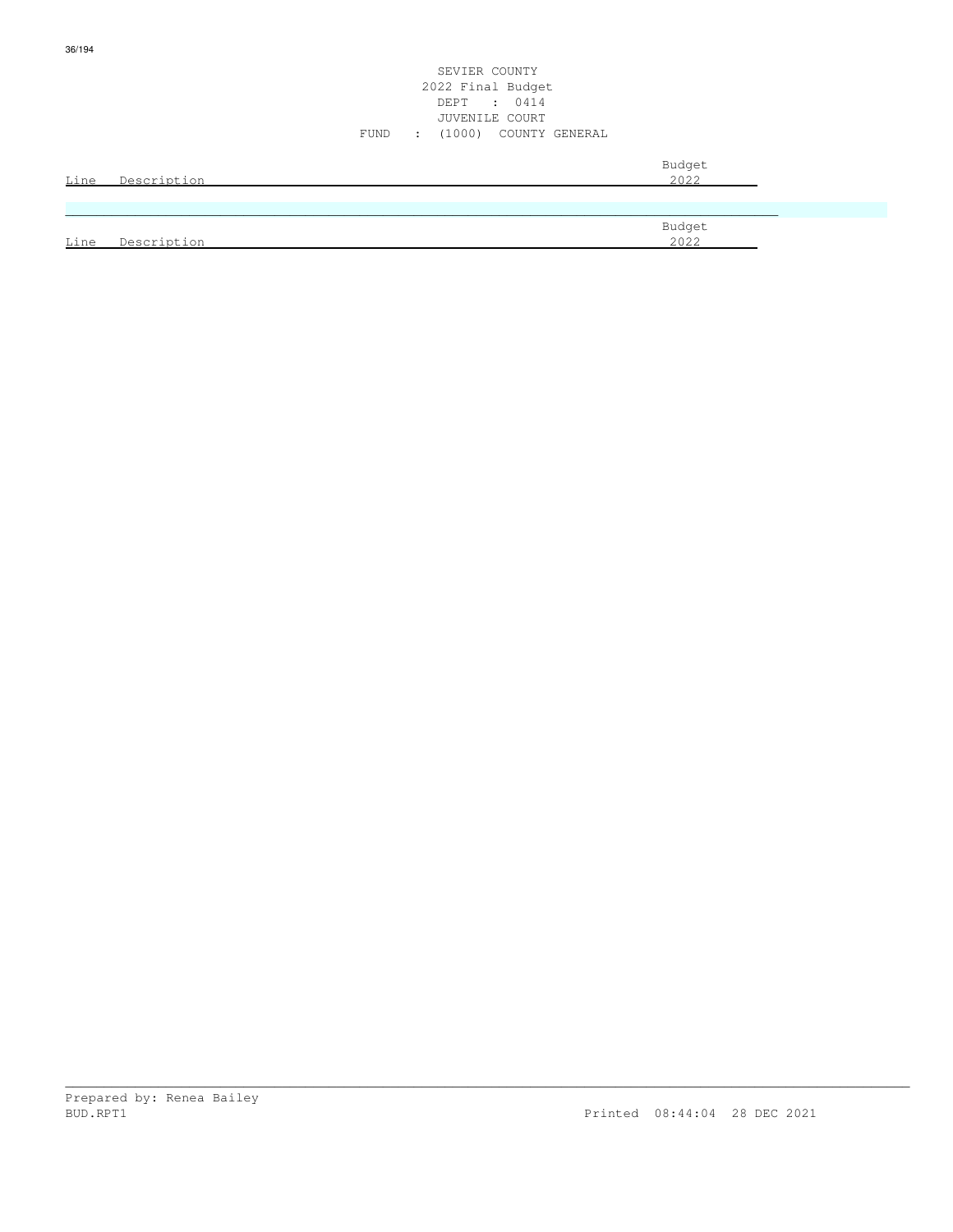SEVIER COUNTY
2022 Final Budget
DEPT : 0414
JUVENILE COURT
FUND : (1000) COUNTY GENERAL

| Line | Description | Budget 2022 |
|---|---|---|

| Line | Description | Budget 2022 |
|---|---|---|

Prepared by: Renea Bailey
BUD.RPT1 Printed 08:44:04 28 DEC 2021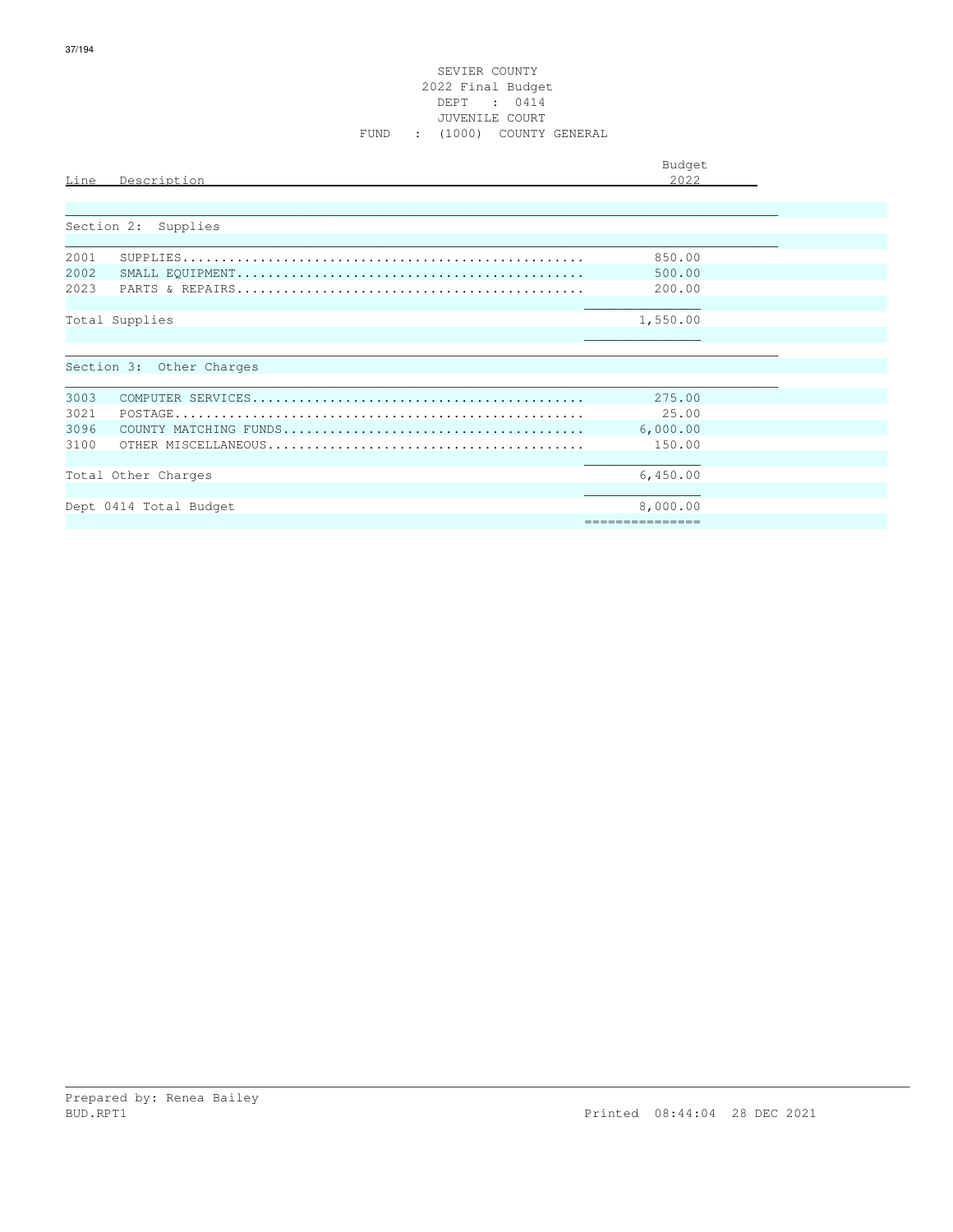SEVIER COUNTY
2022 Final Budget
DEPT : 0414
JUVENILE COURT
FUND : (1000) COUNTY GENERAL

| Line | Description | Budget 2022 |
|---|---|---|
| **Section 2: Supplies** | | |
| 2001 | SUPPLIES | 850.00 |
| 2002 | SMALL EQUIPMENT | 500.00 |
| 2023 | PARTS & REPAIRS | 200.00 |
| Total Supplies | | 1,550.00 |
| **Section 3: Other Charges** | | |
| 3003 | COMPUTER SERVICES | 275.00 |
| 3021 | POSTAGE | 25.00 |
| 3096 | COUNTY MATCHING FUNDS | 6,000.00 |
| 3100 | OTHER MISCELLANEOUS | 150.00 |
| Total Other Charges | | 6,450.00 |
| Dept 0414 Total Budget | | 8,000.00 |

Prepared by: Renea Bailey
BUD.RPT1 Printed 08:44:04 28 DEC 2021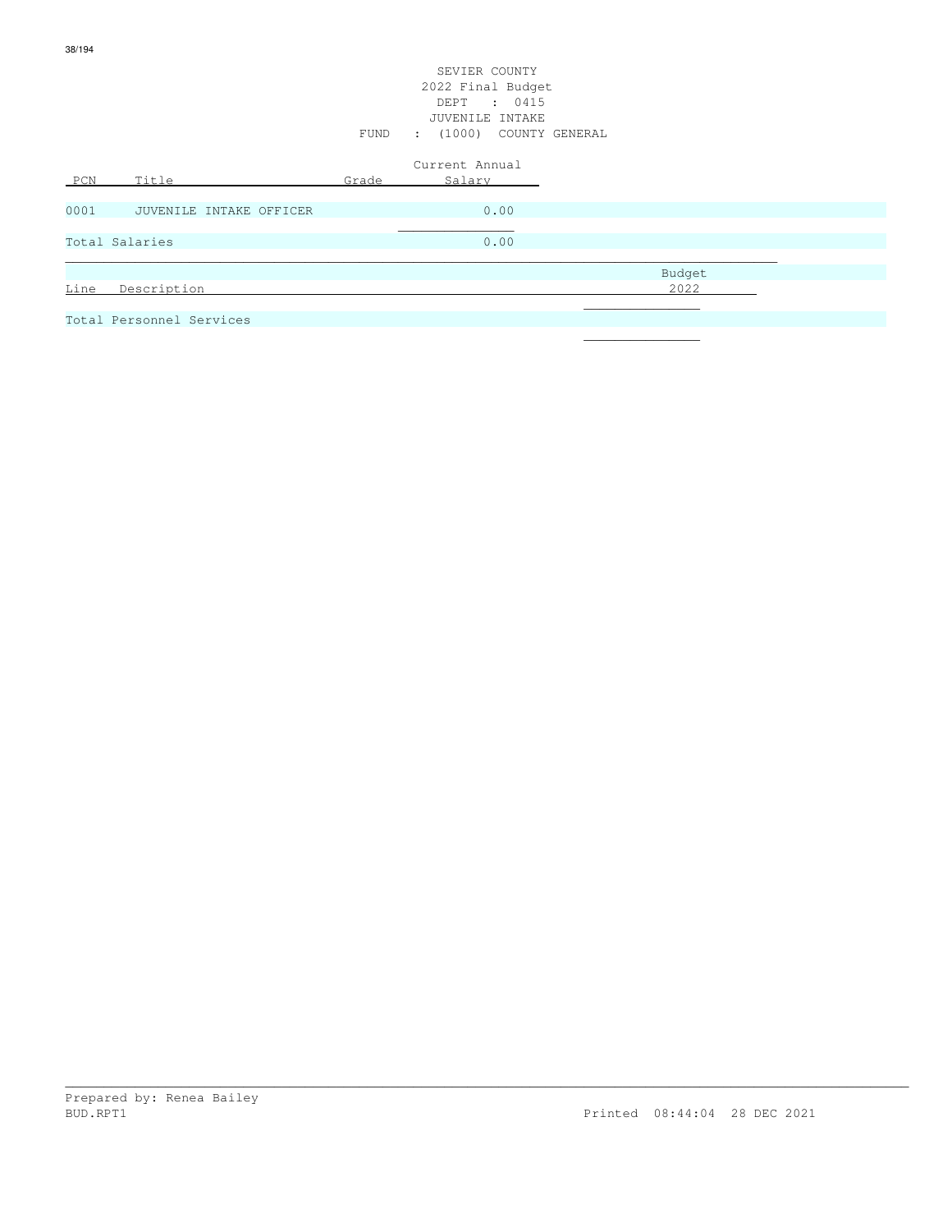SEVIER COUNTY
2022 Final Budget
DEPT : 0415
JUVENILE INTAKE
FUND : (1000) COUNTY GENERAL

| PCN | Title | Grade | Current Annual Salary |
|---|---|---|---|
| 0001 | JUVENILE INTAKE OFFICER | | 0.00 |
| Total Salaries | | | 0.00 |

| Line | Description | Budget 2022 |
|---|---|---|
| Total Personnel Services | | |

Prepared by: Renea Bailey
BUD.RPT1 Printed 08:44:04 28 DEC 2021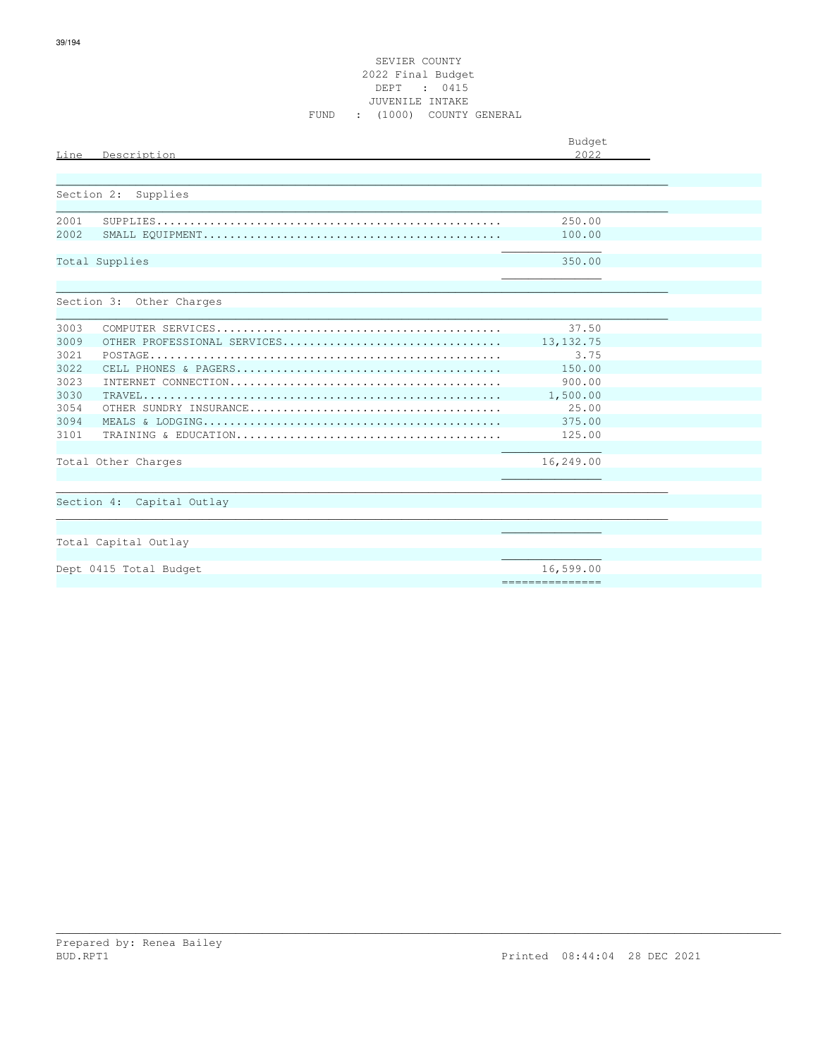SEVIER COUNTY
2022 Final Budget
DEPT : 0415
JUVENILE INTAKE
FUND : (1000) COUNTY GENERAL

| Line | Description | Budget 2022 |
|---|---|---|
| **Section 2: Supplies** | | |
| 2001 | SUPPLIES | 250.00 |
| 2002 | SMALL EQUIPMENT | 100.00 |
| Total Supplies | | 350.00 |
| **Section 3: Other Charges** | | |
| 3003 | COMPUTER SERVICES | 37.50 |
| 3009 | OTHER PROFESSIONAL SERVICES | 13,132.75 |
| 3021 | POSTAGE | 3.75 |
| 3022 | CELL PHONES & PAGERS | 150.00 |
| 3023 | INTERNET CONNECTION | 900.00 |
| 3030 | TRAVEL | 1,500.00 |
| 3054 | OTHER SUNDRY INSURANCE | 25.00 |
| 3094 | MEALS & LODGING | 375.00 |
| 3101 | TRAINING & EDUCATION | 125.00 |
| Total Other Charges | | 16,249.00 |
| **Section 4: Capital Outlay** | | |
| Total Capital Outlay | | |
| Dept 0415 Total Budget | | 16,599.00 |

Prepared by: Renea Bailey
BUD.RPT1

Printed 08:44:04 28 DEC 2021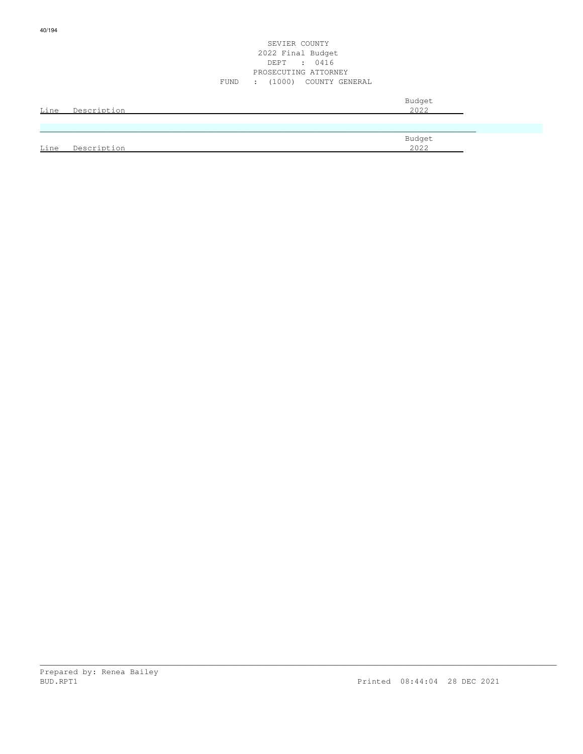SEVIER COUNTY
2022 Final Budget
DEPT : 0416
PROSECUTING ATTORNEY
FUND : (1000) COUNTY GENERAL

| Line | Description | Budget 2022 |
| --- | --- | --- |

| Line | Description | Budget 2022 |
| --- | --- | --- |

Prepared by: Renea Bailey
BUD.RPT1 Printed 08:44:04 28 DEC 2021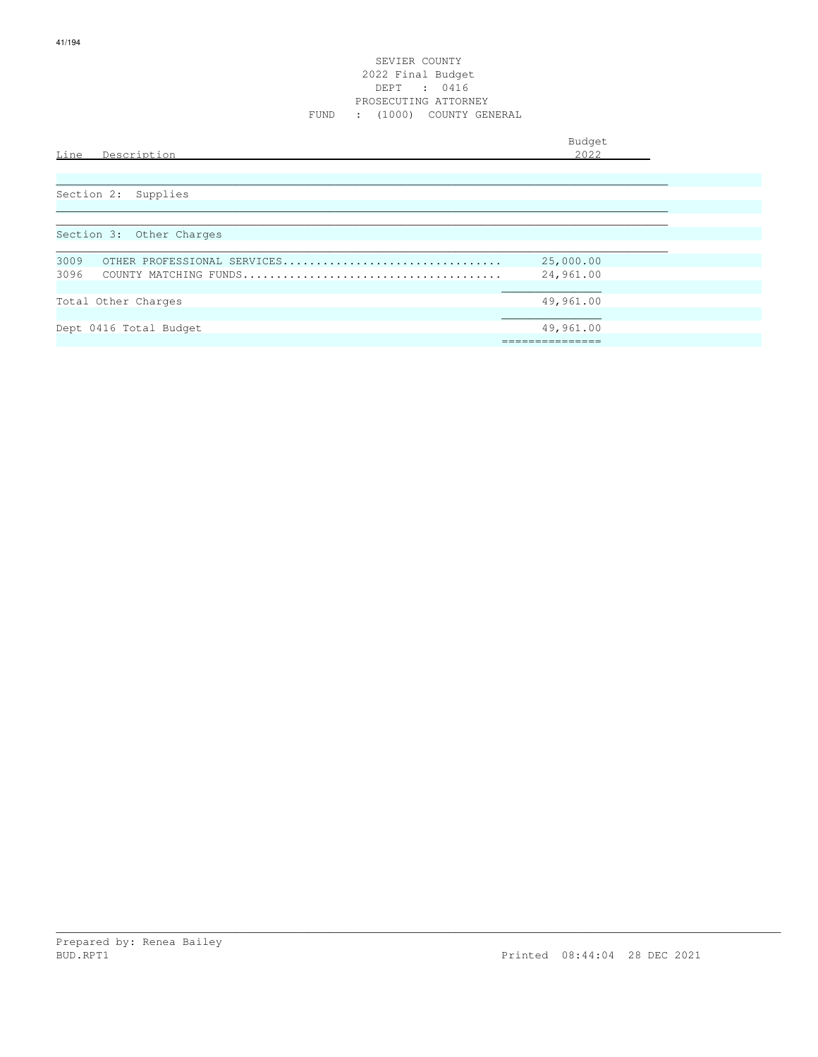SEVIER COUNTY
2022 Final Budget
DEPT : 0416
PROSECUTING ATTORNEY
FUND : (1000) COUNTY GENERAL

| Line | Description | Budget 2022 |
|---|---|---|
| | **Section 2: Supplies** | |
| | **Section 3: Other Charges** | |
| 3009 | OTHER PROFESSIONAL SERVICES | 25,000.00 |
| 3096 | COUNTY MATCHING FUNDS | 24,961.00 |
| | Total Other Charges | 49,961.00 |
| | Dept 0416 Total Budget | 49,961.00 |

Prepared by: Renea Bailey
BUD.RPT1 Printed 08:44:04 28 DEC 2021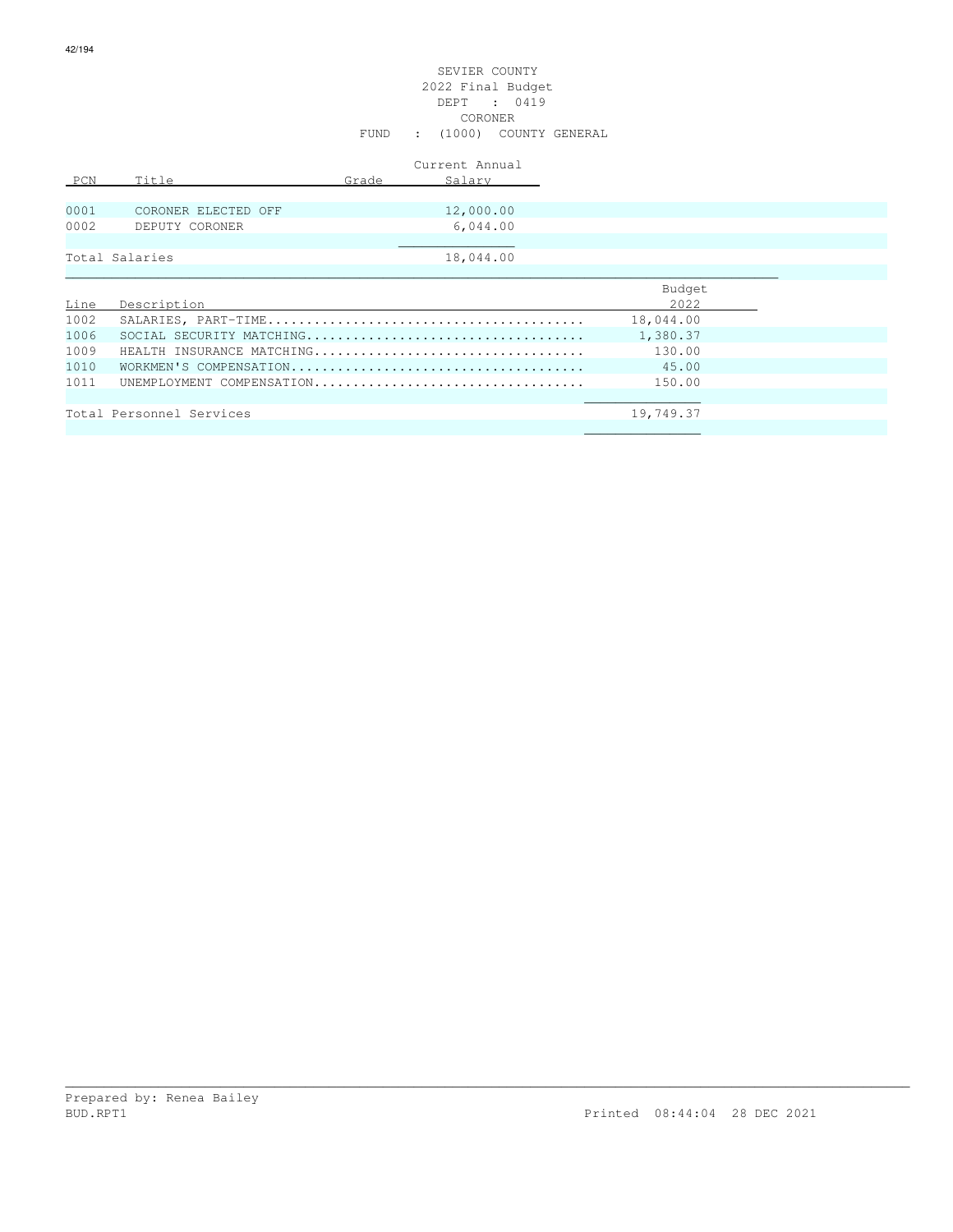# SEVIER COUNTY

## 2022 Final Budget

DEPT : 0419

CORONER

FUND : (1000) COUNTY GENERAL

| PCN | Title | Grade | Current Annual Salary |
|---|---|---|---|
| 0001 | CORONER ELECTED OFF | | 12,000.00 |
| 0002 | DEPUTY CORONER | | 6,044.00 |
| Total Salaries | | | 18,044.00 |

| Line | Description | Budget 2022 |
|---|---|---|
| 1002 | SALARIES, PART-TIME........................................ | 18,044.00 |
| 1006 | SOCIAL SECURITY MATCHING................................... | 1,380.37 |
| 1009 | HEALTH INSURANCE MATCHING.................................. | 130.00 |
| 1010 | WORKMEN'S COMPENSATION..................................... | 45.00 |
| 1011 | UNEMPLOYMENT COMPENSATION................................... | 150.00 |
| Total Personnel Services | | 19,749.37 |

Prepared by: Renea Bailey

BUD.RPT1 Printed 08:44:04 28 DEC 2021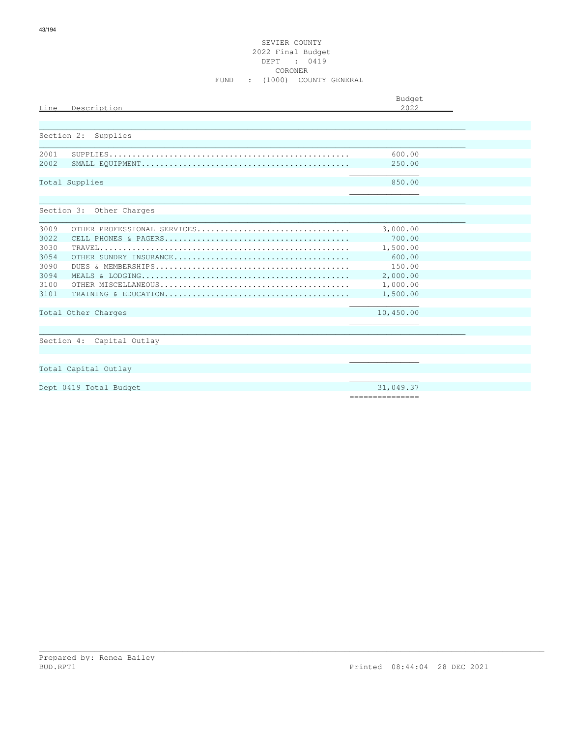SEVIER COUNTY
2022 Final Budget
DEPT : 0419
CORONER
FUND : (1000) COUNTY GENERAL

| Line | Description | Budget 2022 |
|---|---|---|
| **Section 2: Supplies** | | |
| 2001 | SUPPLIES | 600.00 |
| 2002 | SMALL EQUIPMENT | 250.00 |
| | Total Supplies | 850.00 |
| **Section 3: Other Charges** | | |
| 3009 | OTHER PROFESSIONAL SERVICES | 3,000.00 |
| 3022 | CELL PHONES & PAGERS | 700.00 |
| 3030 | TRAVEL | 1,500.00 |
| 3054 | OTHER SUNDRY INSURANCE | 600.00 |
| 3090 | DUES & MEMBERSHIPS | 150.00 |
| 3094 | MEALS & LODGING | 2,000.00 |
| 3100 | OTHER MISCELLANEOUS | 1,000.00 |
| 3101 | TRAINING & EDUCATION | 1,500.00 |
| | Total Other Charges | 10,450.00 |
| **Section 4: Capital Outlay** | | |
| | Total Capital Outlay | |
| | Dept 0419 Total Budget | 31,049.37 |

Prepared by: Renea Bailey
BUD.RPT1 Printed 08:44:04 28 DEC 2021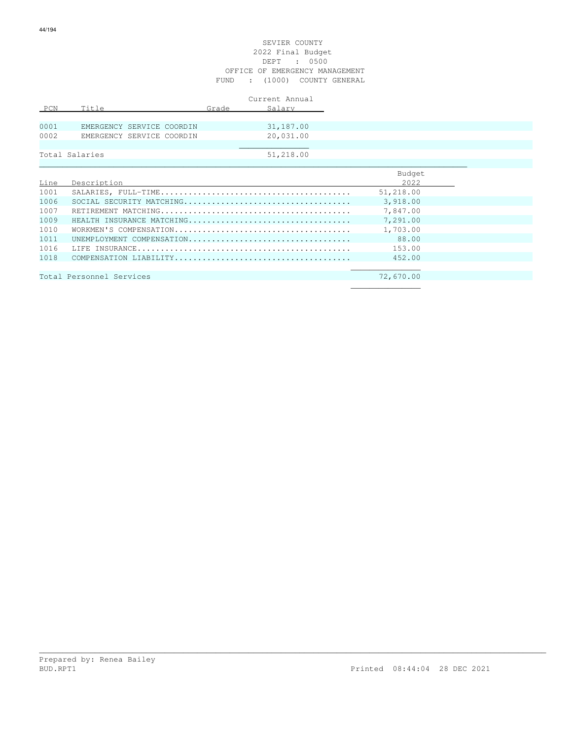SEVIER COUNTY
2022 Final Budget
DEPT : 0500
OFFICE OF EMERGENCY MANAGEMENT
FUND : (1000) COUNTY GENERAL

| PCN | Title | Grade | Current Annual Salary |
|---|---|---|---|
| 0001 | EMERGENCY SERVICE COORDIN | | 31,187.00 |
| 0002 | EMERGENCY SERVICE COORDIN | | 20,031.00 |
| Total Salaries | | | 51,218.00 |

| Line | Description | Budget 2022 |
|---|---|---|
| 1001 | SALARIES, FULL-TIME........................................ | 51,218.00 |
| 1006 | SOCIAL SECURITY MATCHING................................... | 3,918.00 |
| 1007 | RETIREMENT MATCHING........................................ | 7,847.00 |
| 1009 | HEALTH INSURANCE MATCHING.................................. | 7,291.00 |
| 1010 | WORKMEN'S COMPENSATION..................................... | 1,703.00 |
| 1011 | UNEMPLOYMENT COMPENSATION.................................. | 88.00 |
| 1016 | LIFE INSURANCE............................................. | 153.00 |
| 1018 | COMPENSATION LIABILITY..................................... | 452.00 |
| Total Personnel Services | | 72,670.00 |

Prepared by: Renea Bailey
BUD.RPT1 Printed 08:44:04 28 DEC 2021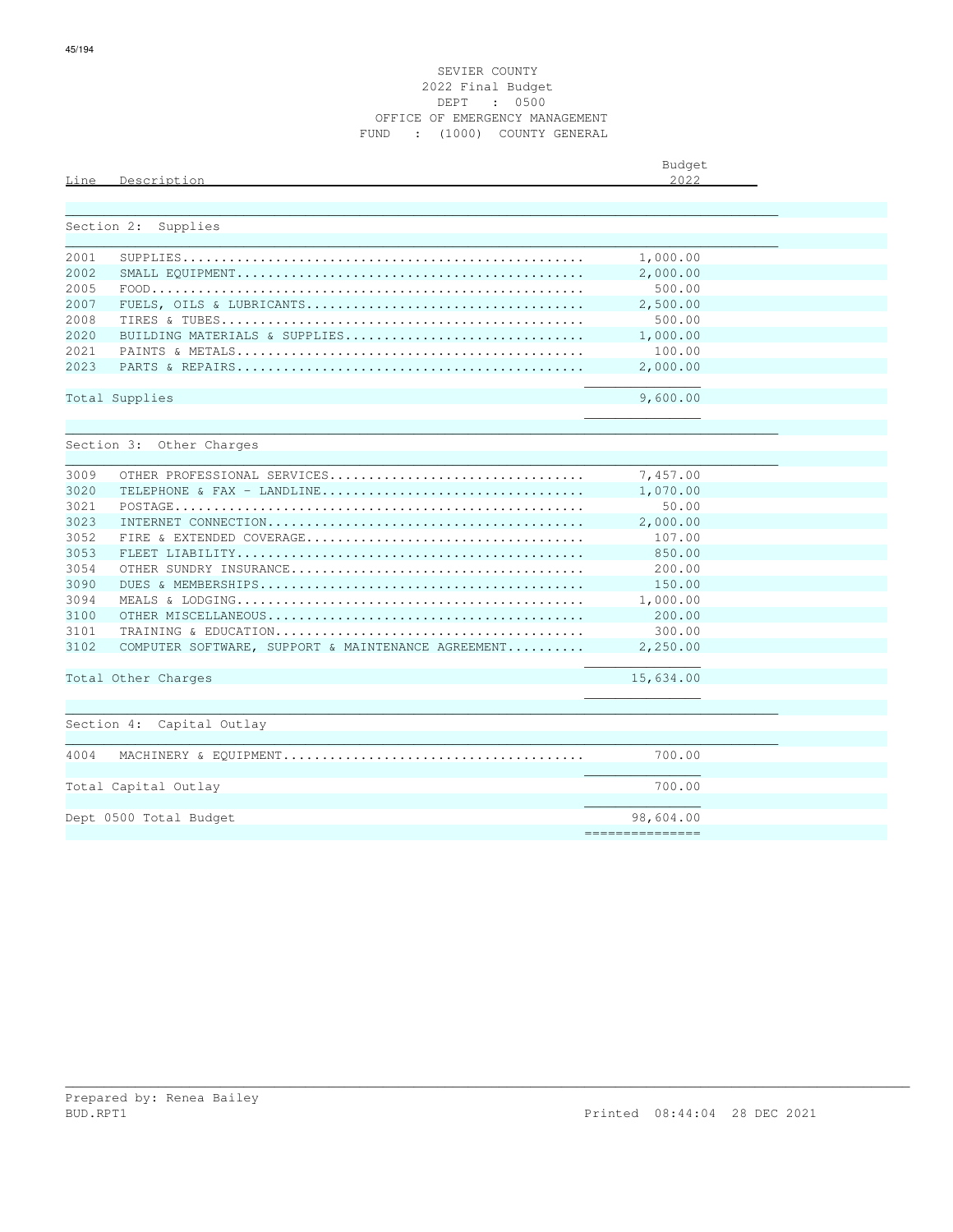SEVIER COUNTY
2022 Final Budget
DEPT : 0500
OFFICE OF EMERGENCY MANAGEMENT
FUND : (1000) COUNTY GENERAL

| Line | Description | Budget 2022 |
|---|---|---|
| | **Section 2: Supplies** | |
| 2001 | SUPPLIES | 1,000.00 |
| 2002 | SMALL EQUIPMENT | 2,000.00 |
| 2005 | FOOD | 500.00 |
| 2007 | FUELS, OILS & LUBRICANTS | 2,500.00 |
| 2008 | TIRES & TUBES | 500.00 |
| 2020 | BUILDING MATERIALS & SUPPLIES | 1,000.00 |
| 2021 | PAINTS & METALS | 100.00 |
| 2023 | PARTS & REPAIRS | 2,000.00 |
| | Total Supplies | 9,600.00 |
| | **Section 3: Other Charges** | |
| 3009 | OTHER PROFESSIONAL SERVICES | 7,457.00 |
| 3020 | TELEPHONE & FAX - LANDLINE | 1,070.00 |
| 3021 | POSTAGE | 50.00 |
| 3023 | INTERNET CONNECTION | 2,000.00 |
| 3052 | FIRE & EXTENDED COVERAGE | 107.00 |
| 3053 | FLEET LIABILITY | 850.00 |
| 3054 | OTHER SUNDRY INSURANCE | 200.00 |
| 3090 | DUES & MEMBERSHIPS | 150.00 |
| 3094 | MEALS & LODGING | 1,000.00 |
| 3100 | OTHER MISCELLANEOUS | 200.00 |
| 3101 | TRAINING & EDUCATION | 300.00 |
| 3102 | COMPUTER SOFTWARE, SUPPORT & MAINTENANCE AGREEMENT | 2,250.00 |
| | Total Other Charges | 15,634.00 |
| | **Section 4: Capital Outlay** | |
| 4004 | MACHINERY & EQUIPMENT | 700.00 |
| | Total Capital Outlay | 700.00 |
| | Dept 0500 Total Budget | 98,604.00 |

Prepared by: Renea Bailey
BUD.RPT1 Printed 08:44:04 28 DEC 2021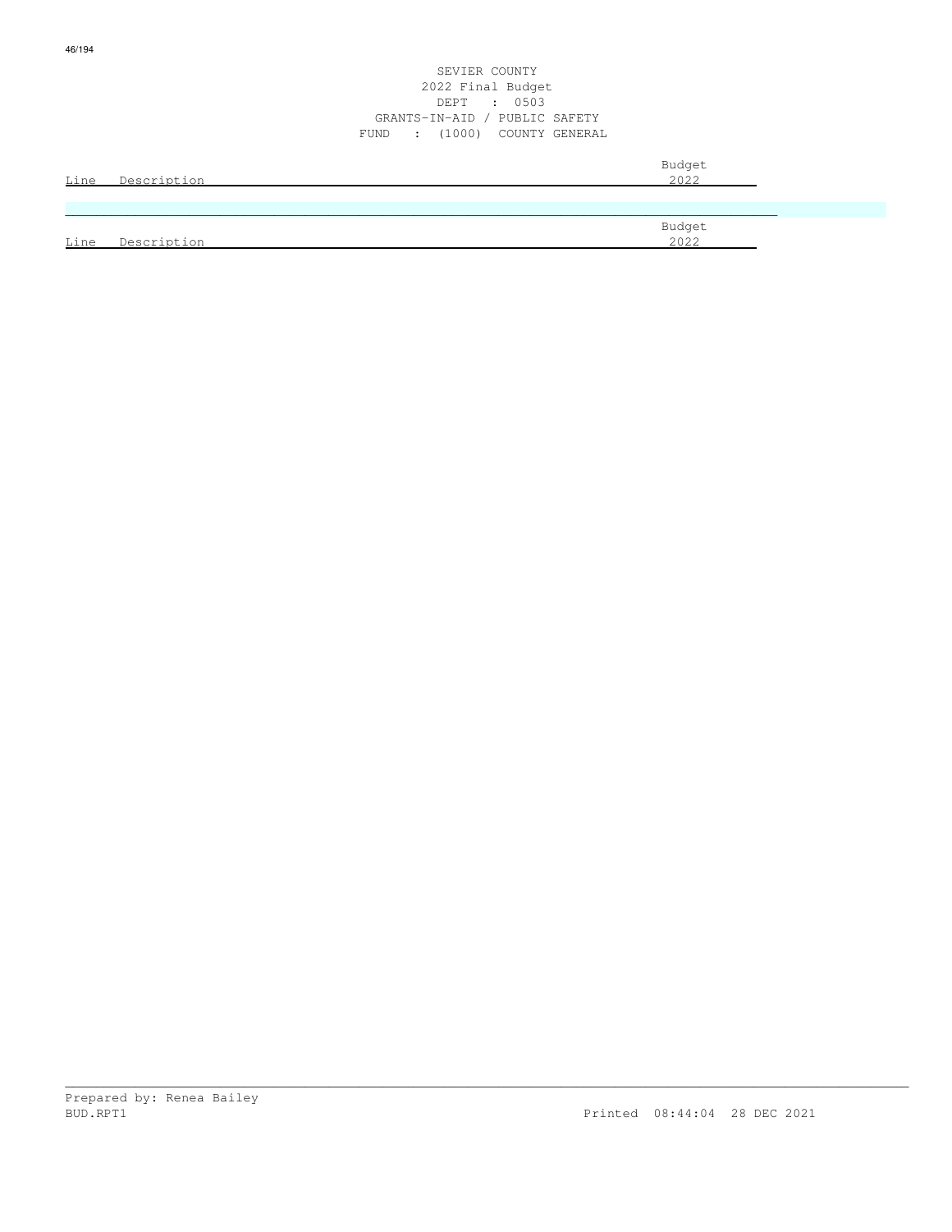SEVIER COUNTY
2022 Final Budget
DEPT : 0503
GRANTS-IN-AID / PUBLIC SAFETY
FUND : (1000) COUNTY GENERAL

| Line | Description | Budget 2022 |
| --- | --- | --- |

| Line | Description | Budget 2022 |
| --- | --- | --- |

Prepared by: Renea Bailey
BUD.RPT1 Printed 08:44:04 28 DEC 2021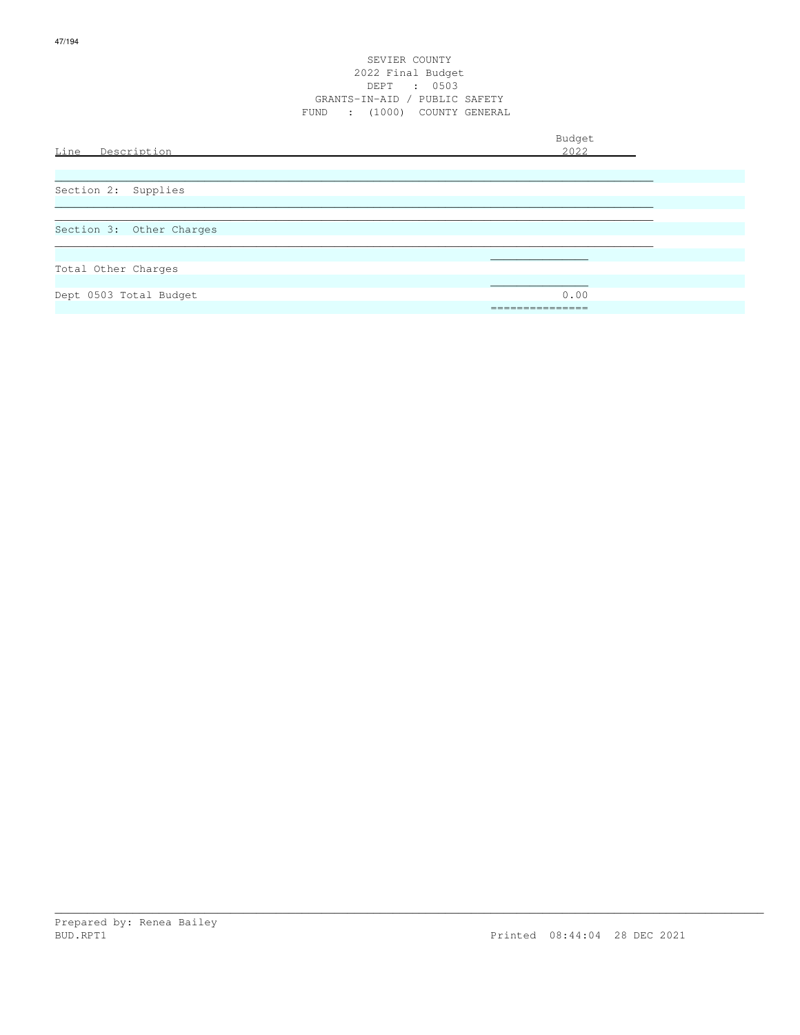SEVIER COUNTY
2022 Final Budget
DEPT : 0503
GRANTS-IN-AID / PUBLIC SAFETY
FUND : (1000) COUNTY GENERAL

| Line Description | Budget 2022 |
|---|---|
| Section 2: Supplies | |
| Section 3: Other Charges | |
| Total Other Charges | |
| Dept 0503 Total Budget | 0.00 |

Prepared by: Renea Bailey
BUD.RPT1 Printed 08:44:04 28 DEC 2021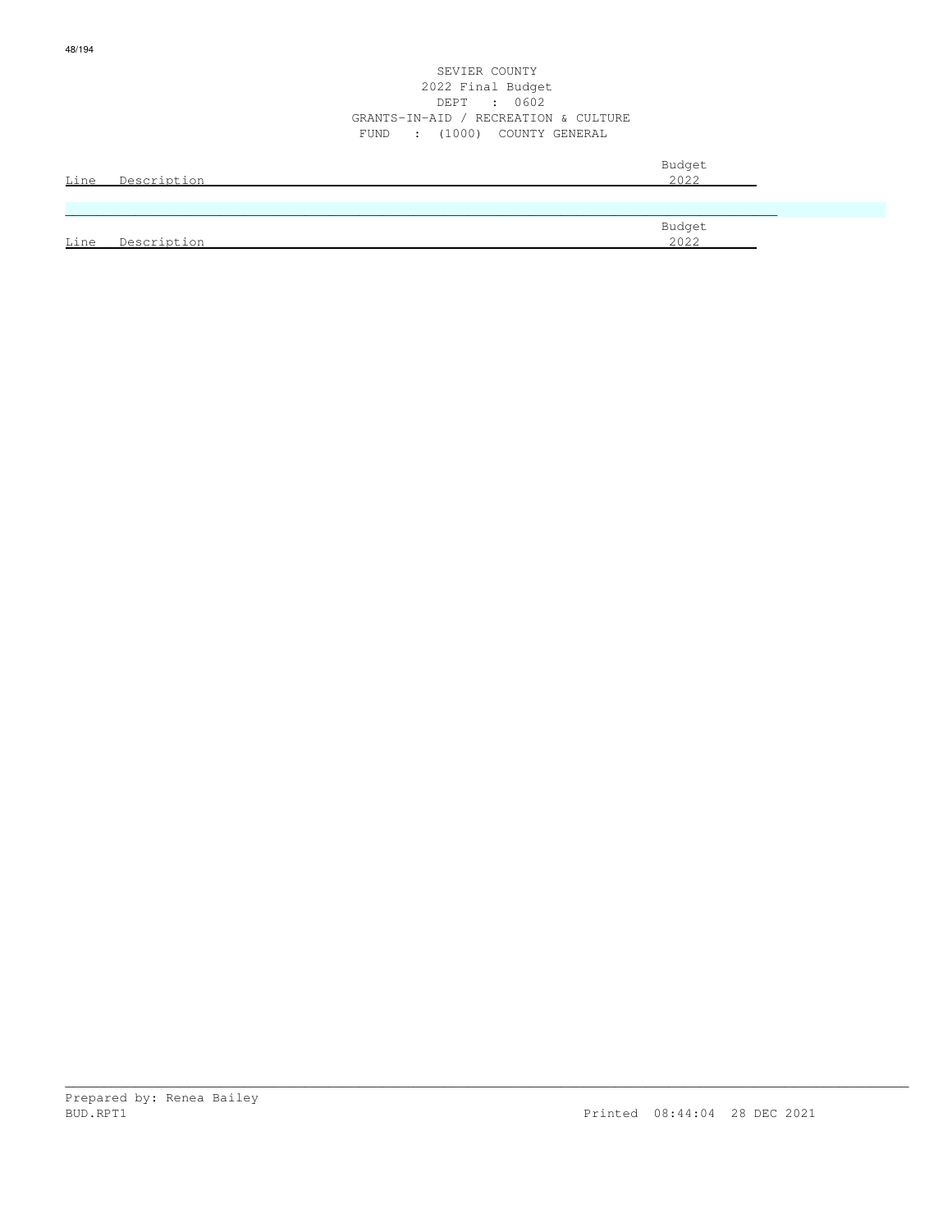SEVIER COUNTY
2022 Final Budget
DEPT : 0602
GRANTS-IN-AID / RECREATION & CULTURE
FUND : (1000) COUNTY GENERAL

| Line | Description | Budget 2022 |
|---|---|---|

| Line | Description | Budget 2022 |
|---|---|---|

Prepared by: Renea Bailey
BUD.RPT1 Printed 08:44:04 28 DEC 2021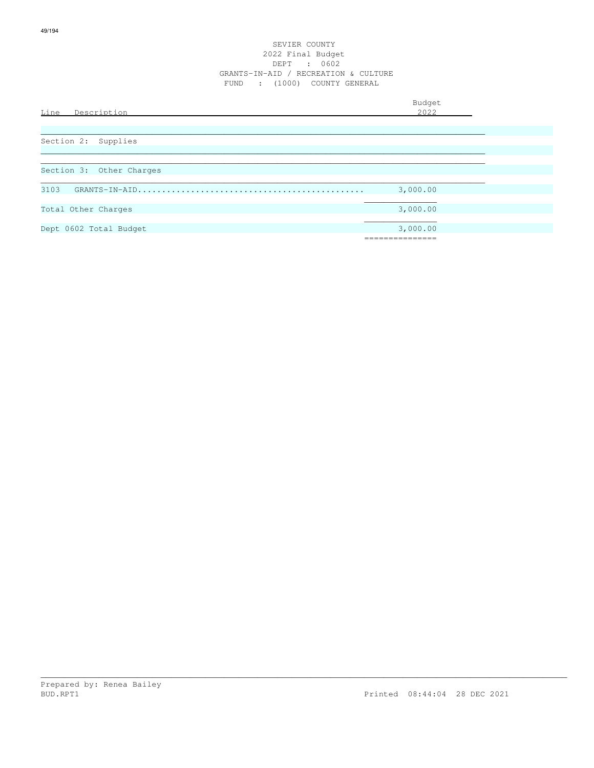# SEVIER COUNTY
## 2022 Final Budget
### DEPT : 0602
### GRANTS-IN-AID / RECREATION & CULTURE
### FUND : (1000) COUNTY GENERAL

| Line | Description | Budget 2022 |
|---|---|---|
| | **Section 2: Supplies** | |
| | **Section 3: Other Charges** | |
| 3103 | GRANTS-IN-AID | 3,000.00 |
| | Total Other Charges | 3,000.00 |
| | Dept 0602 Total Budget | 3,000.00 |

Prepared by: Renea Bailey

BUD.RPT1 Printed 08:44:04 28 DEC 2021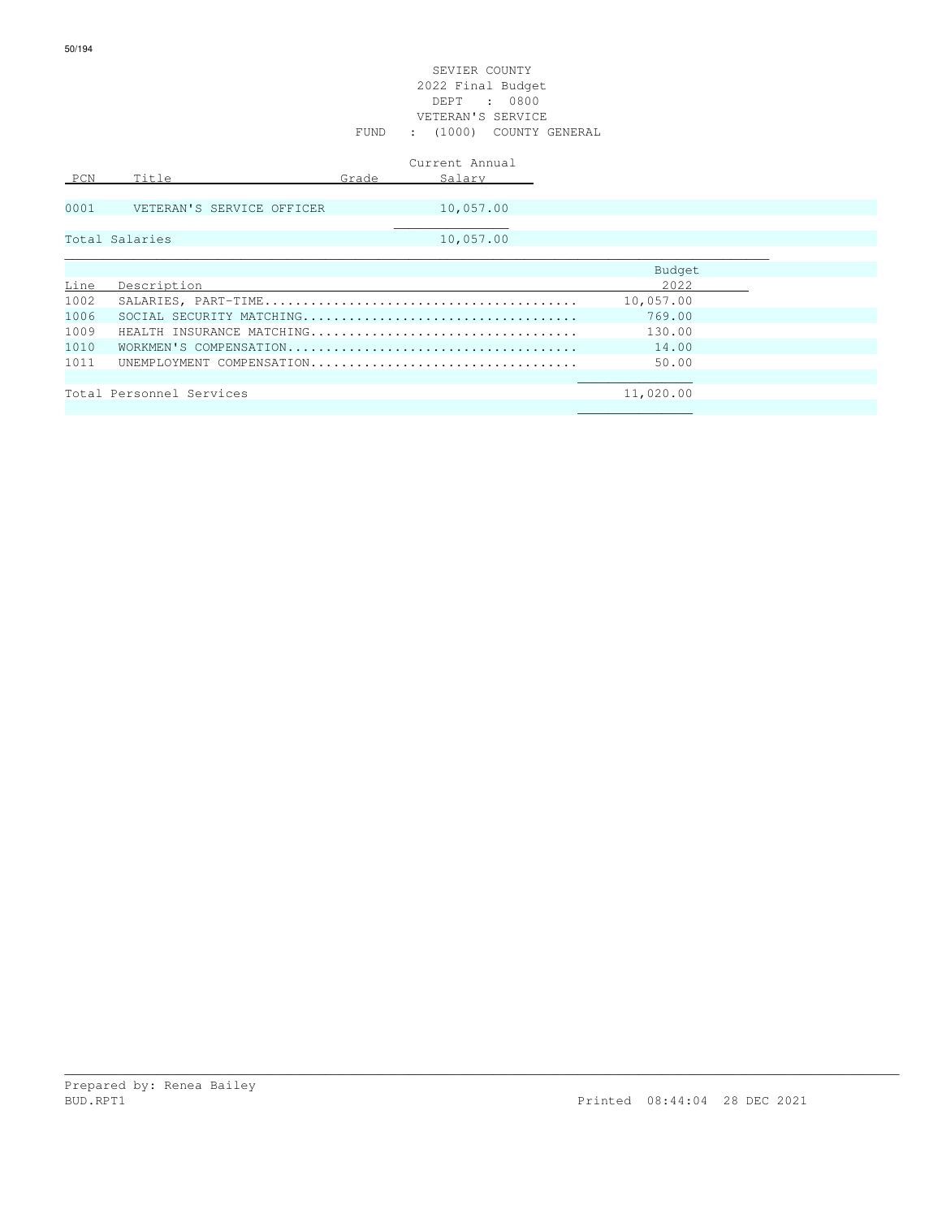SEVIER COUNTY
2022 Final Budget
DEPT : 0800
VETERAN'S SERVICE
FUND : (1000) COUNTY GENERAL

| PCN | Title | Grade | Current Annual Salary |
|---|---|---|---|
| 0001 | VETERAN'S SERVICE OFFICER | | 10,057.00 |
| Total Salaries | | | 10,057.00 |

| Line | Description | Budget 2022 |
|---|---|---|
| 1002 | SALARIES, PART-TIME | 10,057.00 |
| 1006 | SOCIAL SECURITY MATCHING | 769.00 |
| 1009 | HEALTH INSURANCE MATCHING | 130.00 |
| 1010 | WORKMEN'S COMPENSATION | 14.00 |
| 1011 | UNEMPLOYMENT COMPENSATION | 50.00 |
| Total Personnel Services | | 11,020.00 |

Prepared by: Renea Bailey
BUD.RPT1 Printed 08:44:04 28 DEC 2021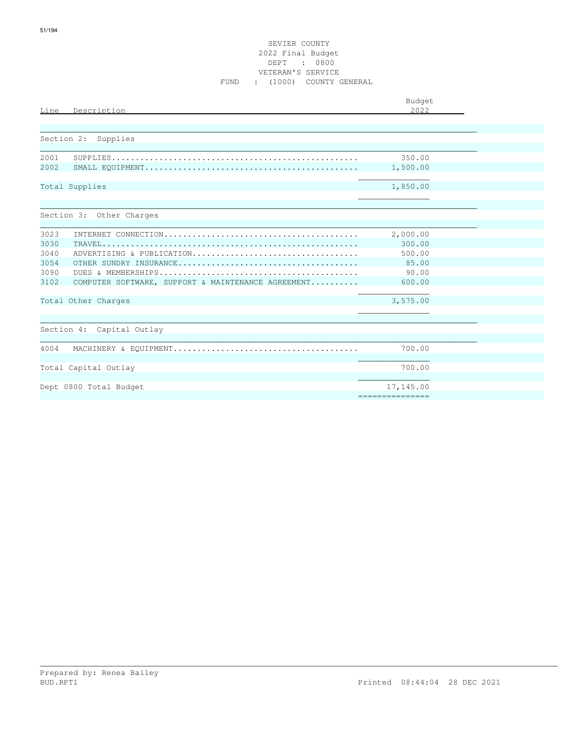SEVIER COUNTY
2022 Final Budget
DEPT : 0800
VETERAN'S SERVICE
FUND : (1000) COUNTY GENERAL

| Line | Description | Budget 2022 |
|---|---|---|
| | **Section 2: Supplies** | |
| 2001 | SUPPLIES | 350.00 |
| 2002 | SMALL EQUIPMENT | 1,500.00 |
| | Total Supplies | 1,850.00 |
| | **Section 3: Other Charges** | |
| 3023 | INTERNET CONNECTION | 2,000.00 |
| 3030 | TRAVEL | 300.00 |
| 3040 | ADVERTISING & PUBLICATION | 500.00 |
| 3054 | OTHER SUNDRY INSURANCE | 85.00 |
| 3090 | DUES & MEMBERSHIPS | 90.00 |
| 3102 | COMPUTER SOFTWARE, SUPPORT & MAINTENANCE AGREEMENT | 600.00 |
| | Total Other Charges | 3,575.00 |
| | **Section 4: Capital Outlay** | |
| 4004 | MACHINERY & EQUIPMENT | 700.00 |
| | Total Capital Outlay | 700.00 |
| | Dept 0800 Total Budget | 17,145.00 |

Prepared by: Renea Bailey
BUD.RPT1 Printed 08:44:04 28 DEC 2021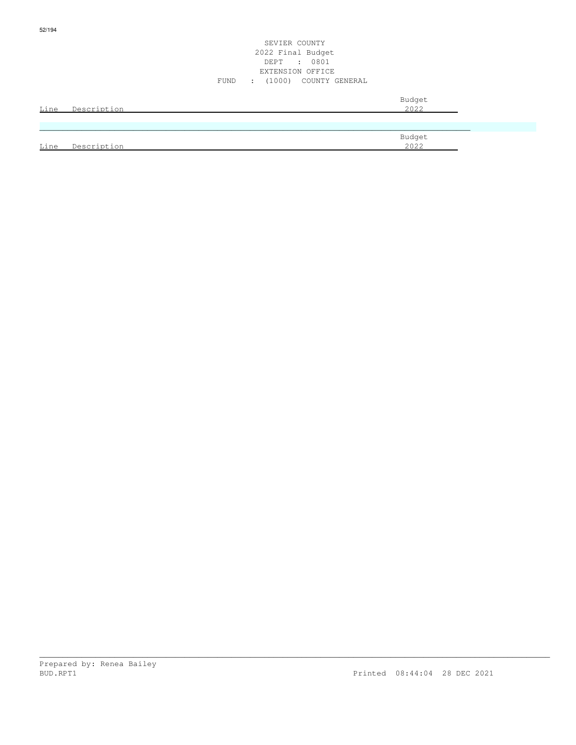SEVIER COUNTY
2022 Final Budget
DEPT : 0801
EXTENSION OFFICE
FUND : (1000) COUNTY GENERAL

| Line | Description | Budget 2022 |
|---|---|---|

| Line | Description | Budget 2022 |
|---|---|---|

Prepared by: Renea Bailey
BUD.RPT1 Printed 08:44:04 28 DEC 2021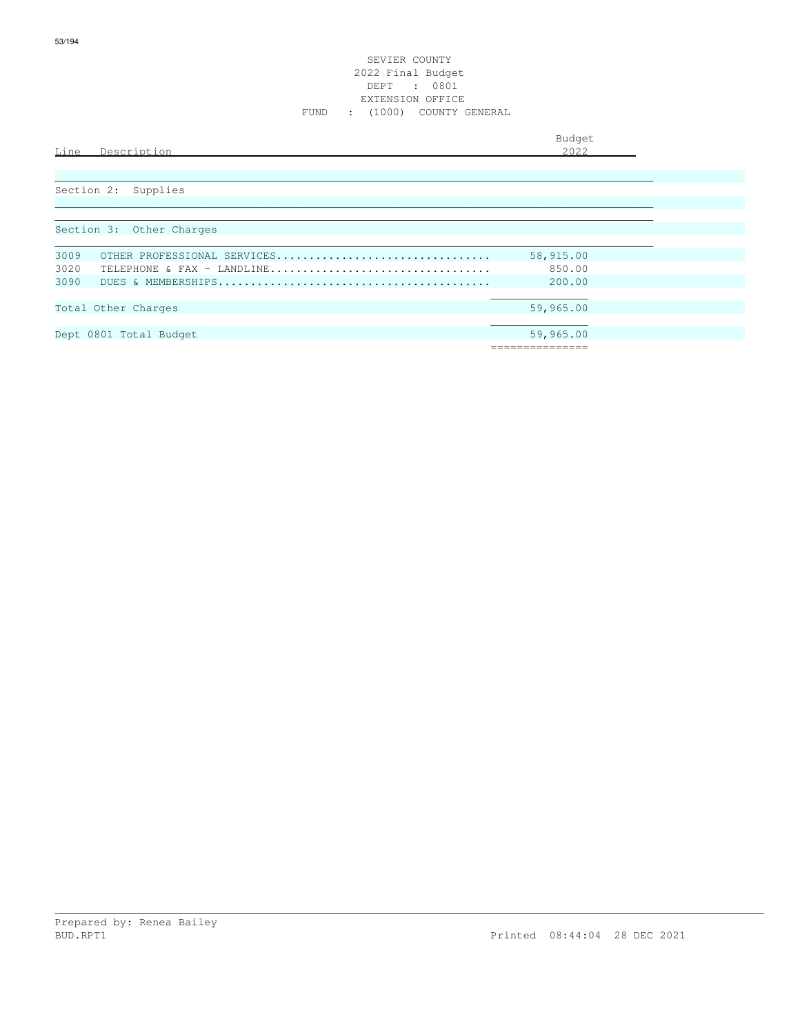SEVIER COUNTY
2022 Final Budget
DEPT : 0801
EXTENSION OFFICE
FUND : (1000) COUNTY GENERAL

| Line | Description | Budget 2022 |
|---|---|---|
| Section 2: | Supplies | |
| Section 3: | Other Charges | |
| 3009 | OTHER PROFESSIONAL SERVICES | 58,915.00 |
| 3020 | TELEPHONE & FAX - LANDLINE | 850.00 |
| 3090 | DUES & MEMBERSHIPS | 200.00 |
| Total Other Charges | | 59,965.00 |
| Dept 0801 Total Budget | | 59,965.00 |

Prepared by: Renea Bailey
BUD.RPT1 Printed 08:44:04 28 DEC 2021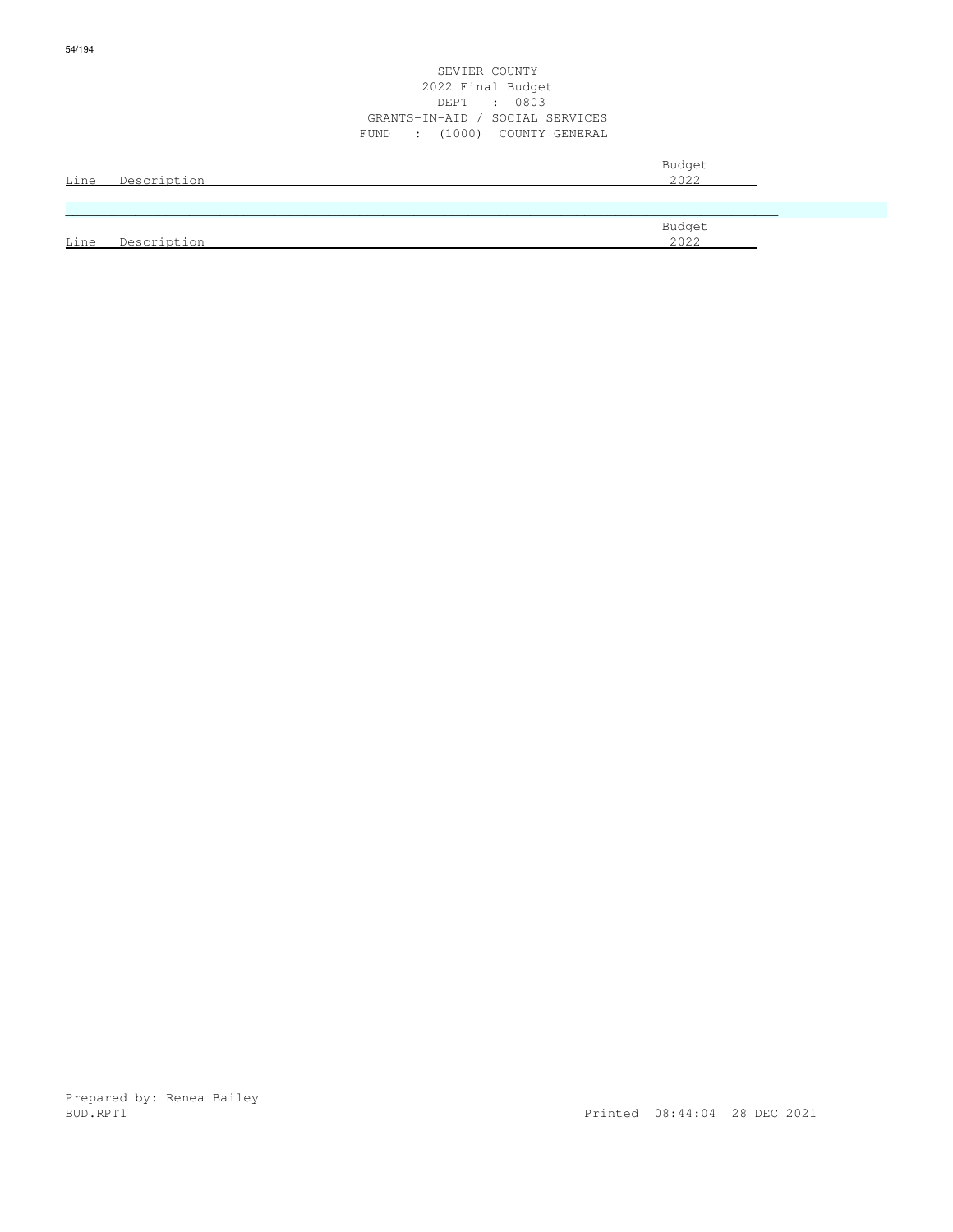SEVIER COUNTY
2022 Final Budget
DEPT : 0803
GRANTS-IN-AID / SOCIAL SERVICES
FUND : (1000) COUNTY GENERAL

| Line | Description | Budget 2022 |
|---|---|---|

| Line | Description | Budget 2022 |
|---|---|---|

Prepared by: Renea Bailey
BUD.RPT1 Printed 08:44:04 28 DEC 2021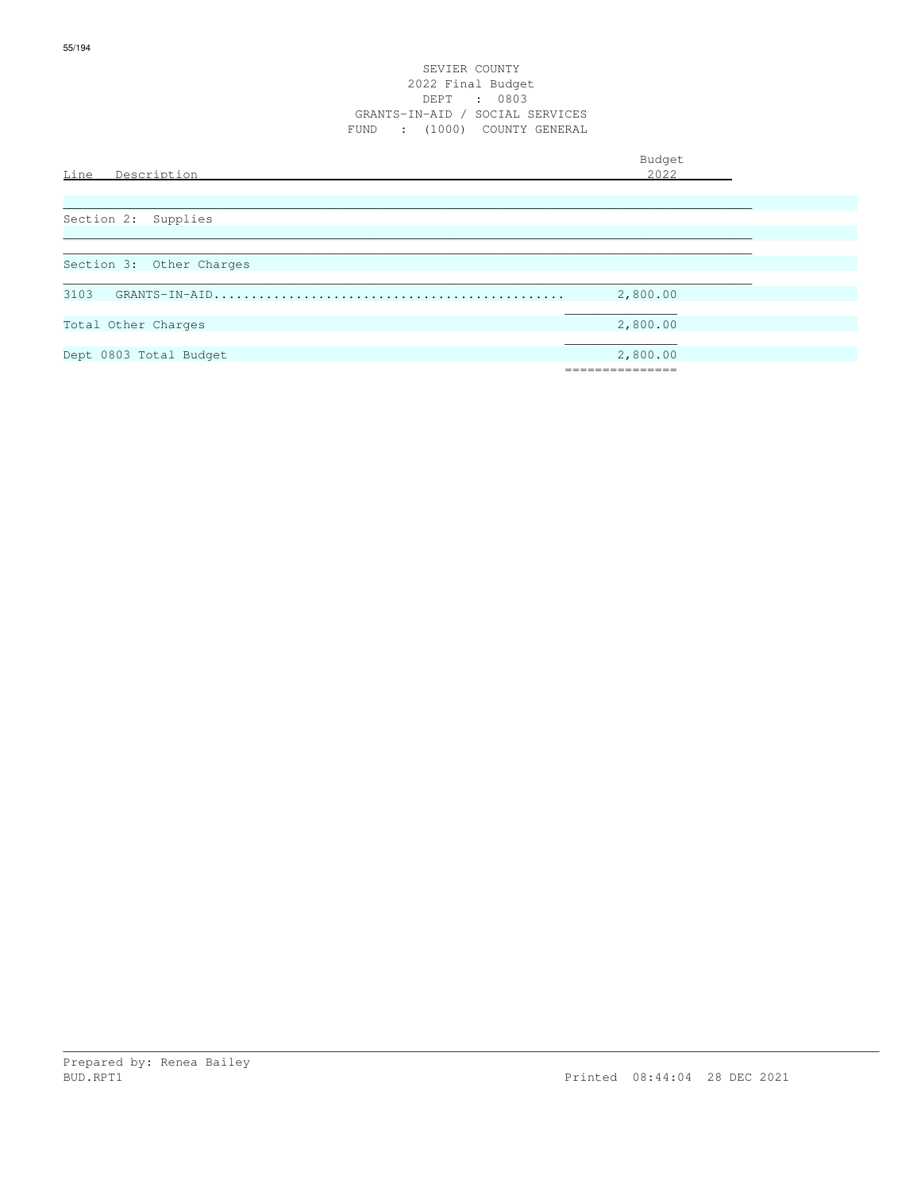SEVIER COUNTY
2022 Final Budget
DEPT : 0803
GRANTS-IN-AID / SOCIAL SERVICES
FUND : (1000) COUNTY GENERAL

| Line Description | Budget 2022 |
|---|---|
| Section 2: Supplies | |
| Section 3: Other Charges | |
| 3103 GRANTS-IN-AID............................................... | 2,800.00 |
| Total Other Charges | 2,800.00 |
| Dept 0803 Total Budget | 2,800.00 |

Prepared by: Renea Bailey
BUD.RPT1 Printed 08:44:04 28 DEC 2021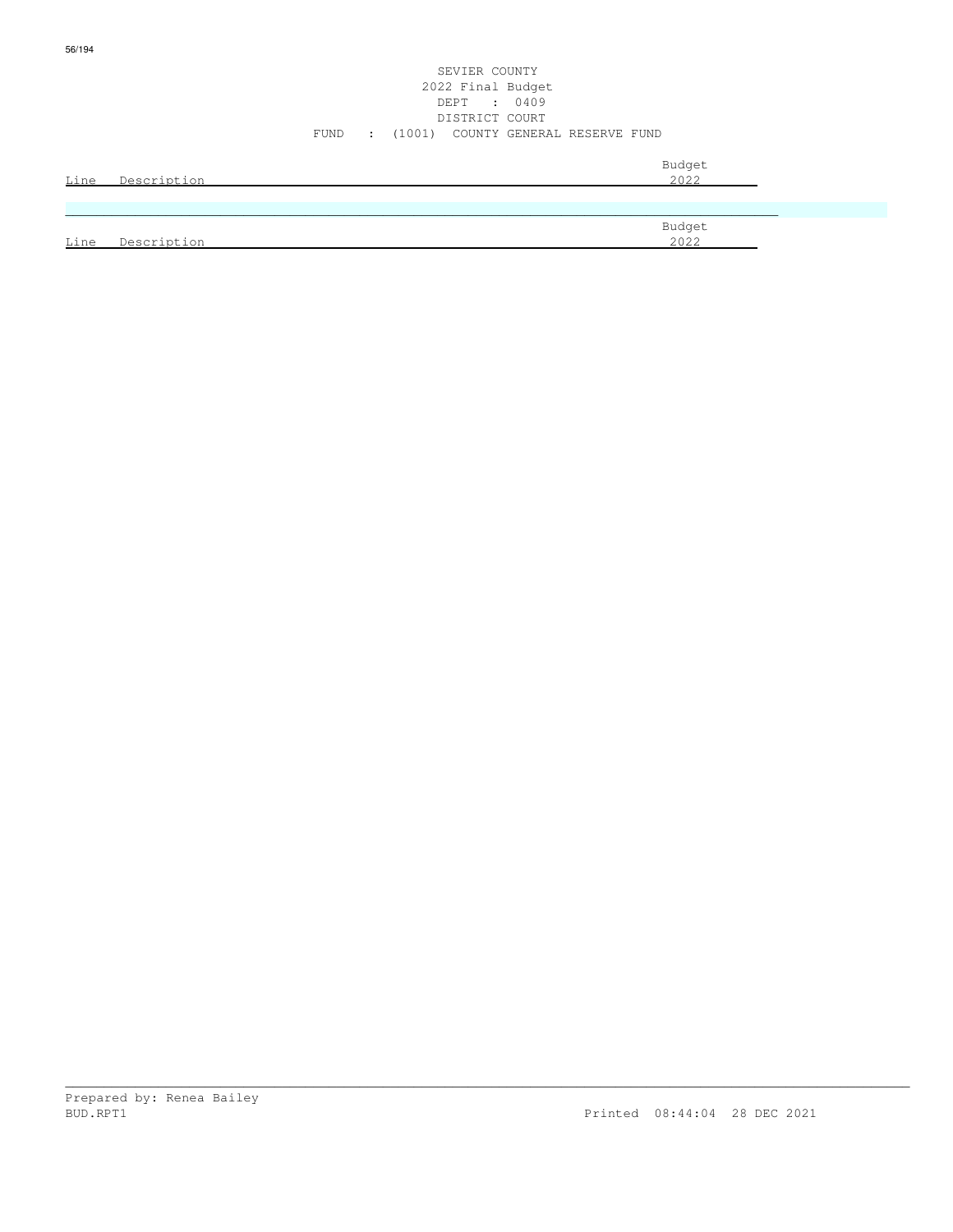SEVIER COUNTY
2022 Final Budget
DEPT : 0409
DISTRICT COURT
FUND : (1001) COUNTY GENERAL RESERVE FUND

| Line | Description | Budget 2022 |
| --- | --- | --- |

| Line | Description | Budget 2022 |
| --- | --- | --- |

Prepared by: Renea Bailey
BUD.RPT1 Printed 08:44:04 28 DEC 2021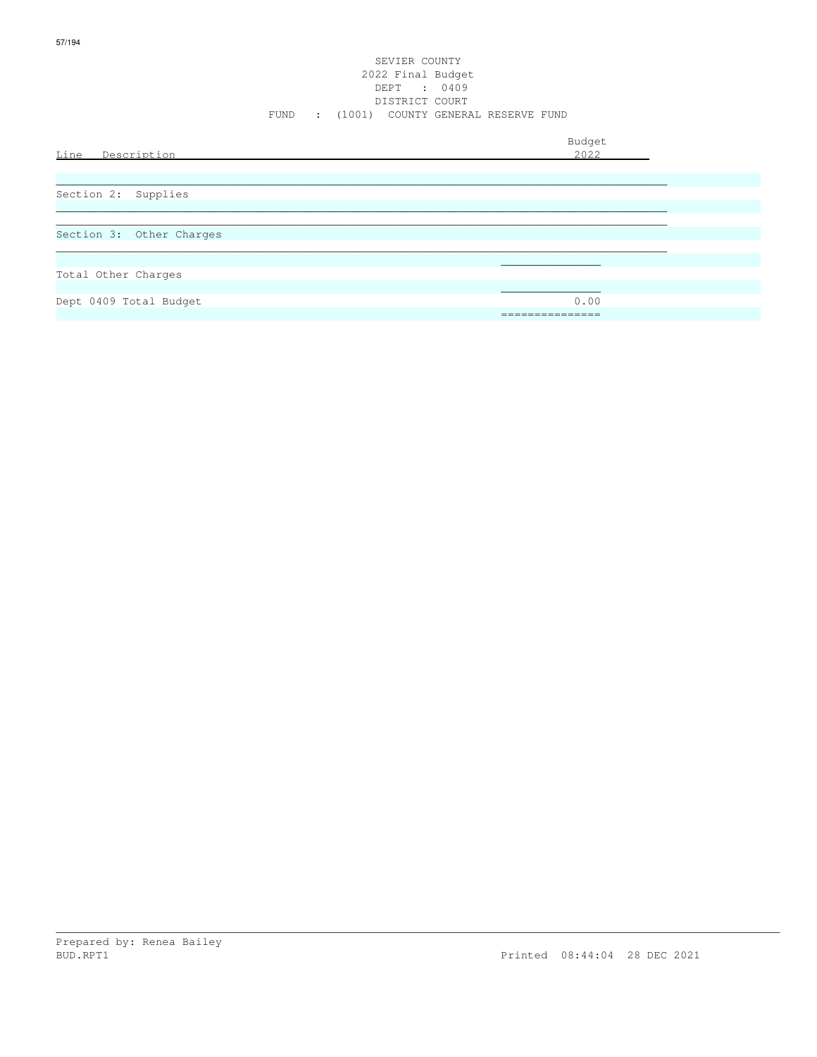SEVIER COUNTY
2022 Final Budget
DEPT : 0409
DISTRICT COURT
FUND : (1001) COUNTY GENERAL RESERVE FUND

| Line Description | Budget 2022 |
|---|---|
| Section 2: Supplies | |
| Section 3: Other Charges | |
| Total Other Charges | |
| Dept 0409 Total Budget | 0.00 |

Prepared by: Renea Bailey
BUD.RPT1 Printed 08:44:04 28 DEC 2021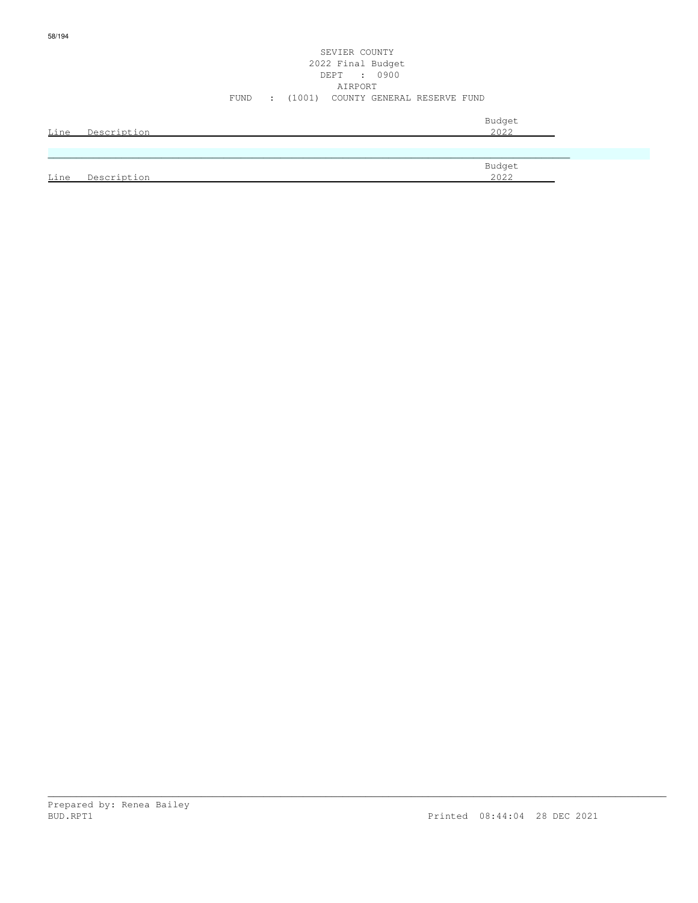SEVIER COUNTY
2022 Final Budget
DEPT : 0900
AIRPORT
FUND : (1001) COUNTY GENERAL RESERVE FUND

| Line | Description | Budget 2022 |
| --- | --- | --- |

| Line | Description | Budget 2022 |
| --- | --- | --- |

Prepared by: Renea Bailey
BUD.RPT1 Printed 08:44:04 28 DEC 2021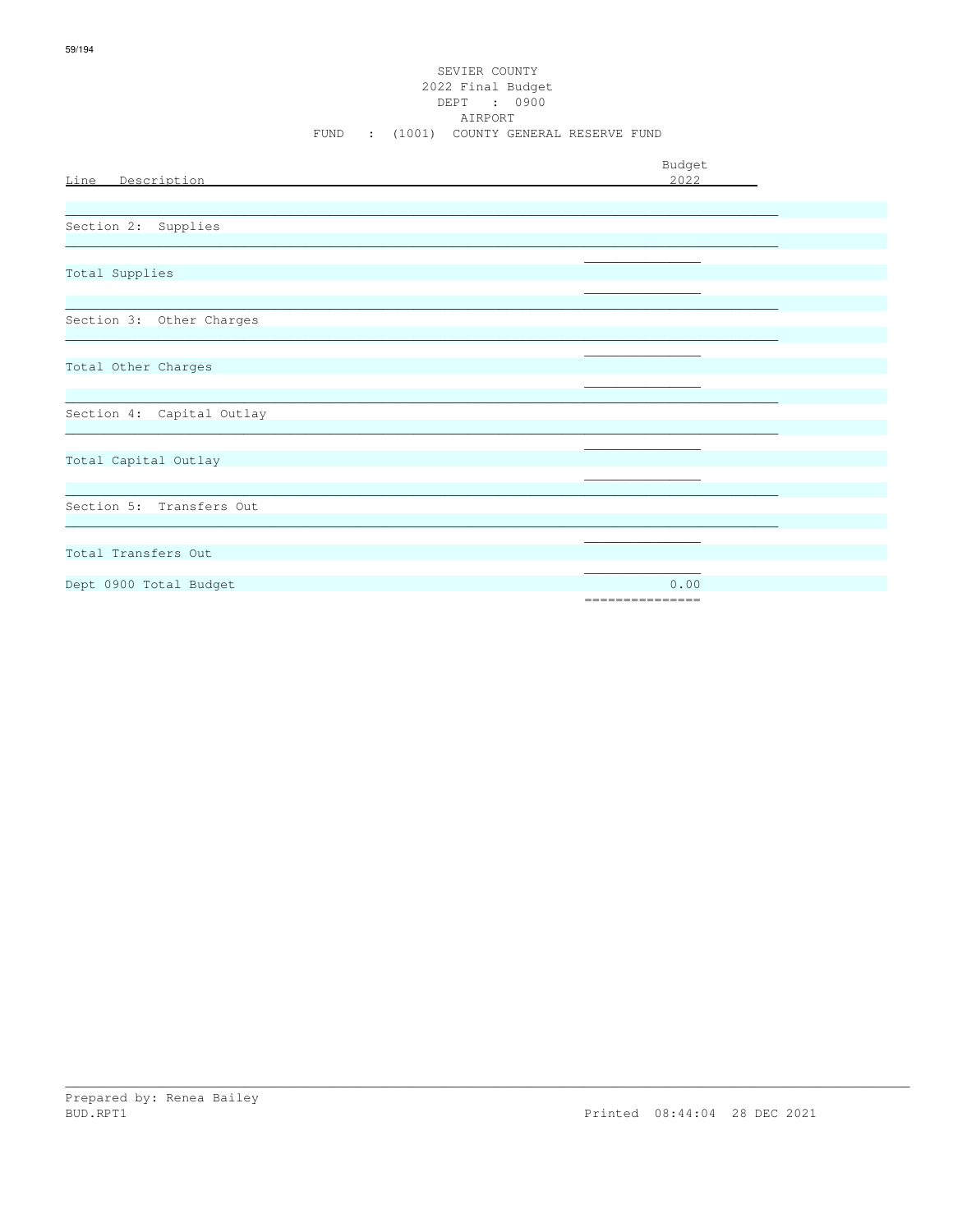SEVIER COUNTY
2022 Final Budget
DEPT : 0900
AIRPORT
FUND : (1001) COUNTY GENERAL RESERVE FUND

| Line Description | Budget 2022 |
|---|---|
| Section 2: Supplies | |
| Total Supplies | |
| Section 3: Other Charges | |
| Total Other Charges | |
| Section 4: Capital Outlay | |
| Total Capital Outlay | |
| Section 5: Transfers Out | |
| Total Transfers Out | |
| Dept 0900 Total Budget | 0.00 |

Prepared by: Renea Bailey
BUD.RPT1 Printed 08:44:04 28 DEC 2021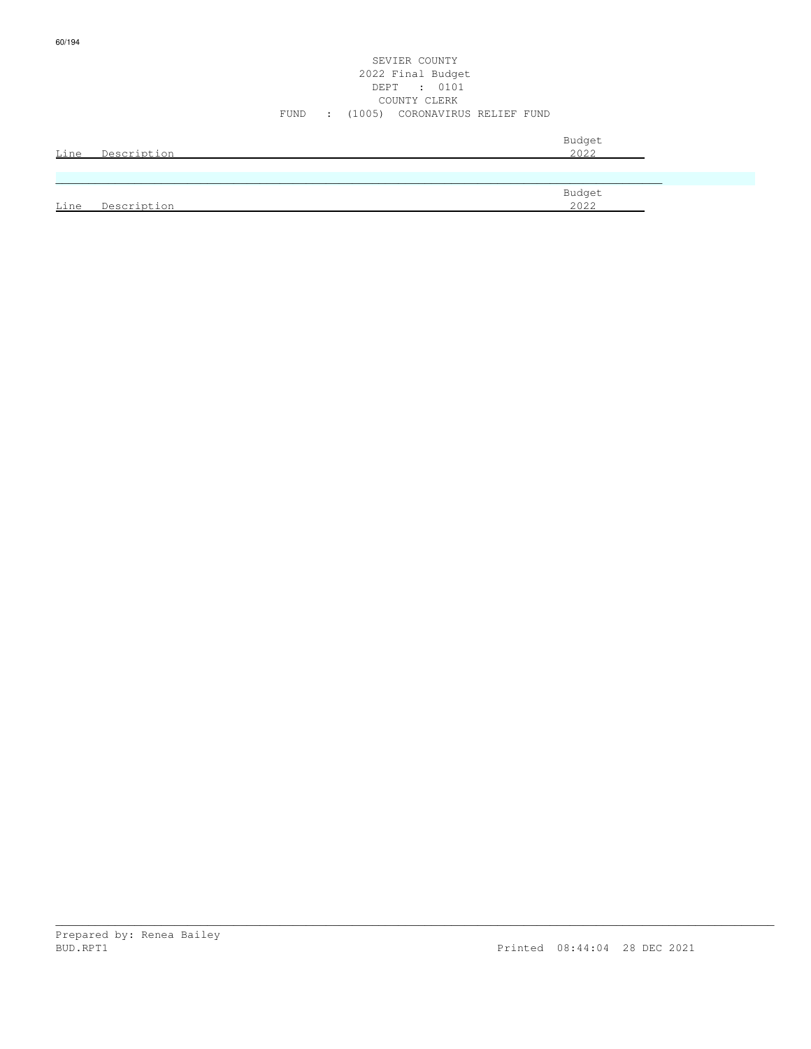SEVIER COUNTY
2022 Final Budget
DEPT : 0101
COUNTY CLERK
FUND : (1005) CORONAVIRUS RELIEF FUND

| Line | Description | Budget 2022 |
|---|---|---|

| Line | Description | Budget 2022 |
|---|---|---|

Prepared by: Renea Bailey
BUD.RPT1 Printed 08:44:04 28 DEC 2021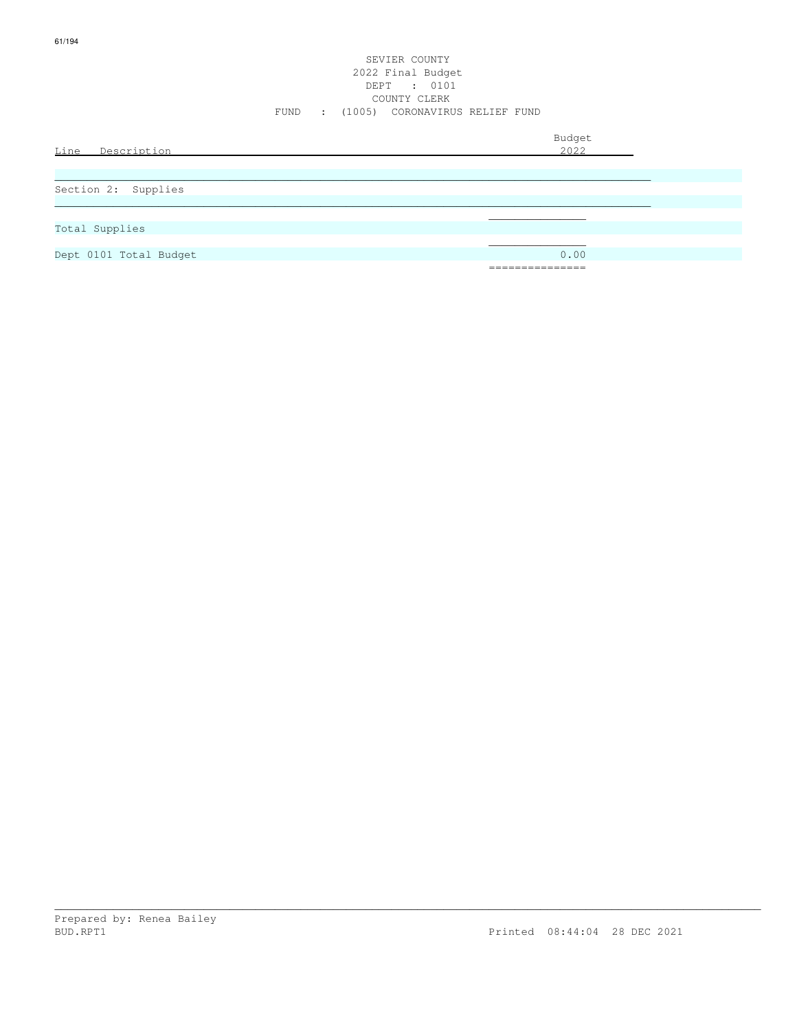SEVIER COUNTY
2022 Final Budget
DEPT : 0101
COUNTY CLERK
FUND : (1005) CORONAVIRUS RELIEF FUND

| Line Description | Budget 2022 |
|---|---|
| Section 2: Supplies | |
| Total Supplies | |
| Dept 0101 Total Budget | 0.00 |

Prepared by: Renea Bailey
BUD.RPT1 Printed 08:44:04 28 DEC 2021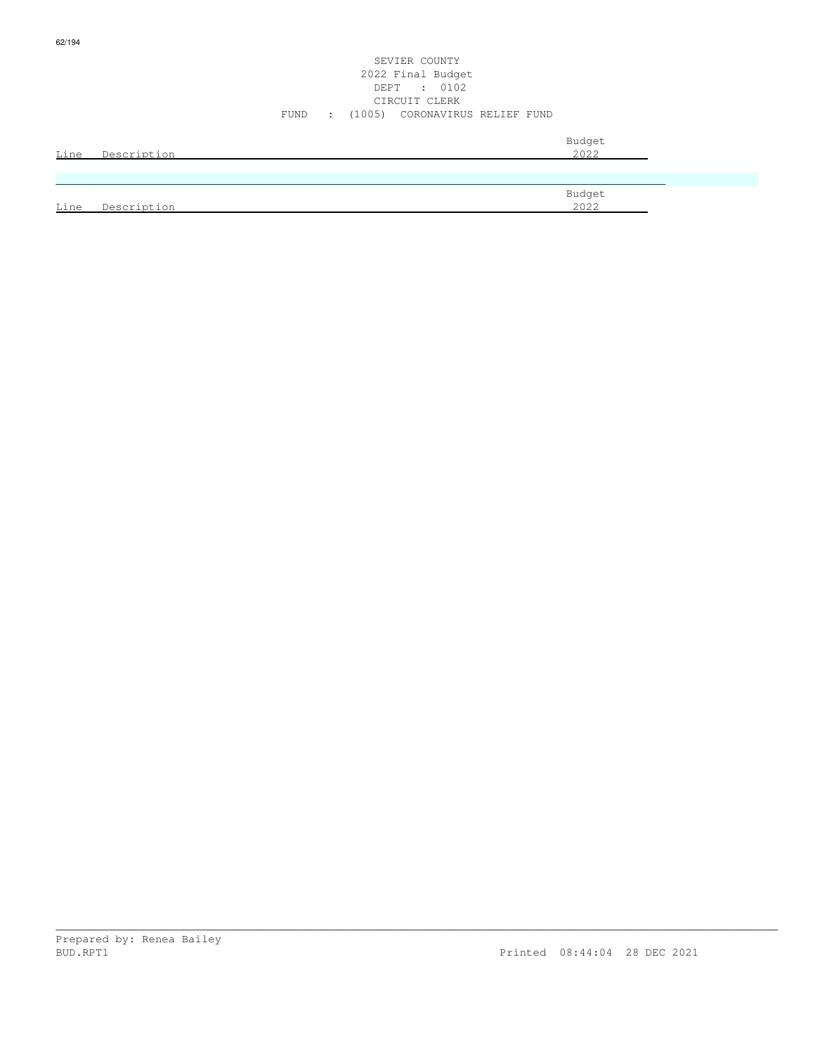SEVIER COUNTY
2022 Final Budget
DEPT : 0102
CIRCUIT CLERK
FUND : (1005) CORONAVIRUS RELIEF FUND

| Line | Description | Budget 2022 |
| --- | --- | --- |

| Line | Description | Budget 2022 |
| --- | --- | --- |

Prepared by: Renea Bailey
BUD.RPT1
Printed 08:44:04 28 DEC 2021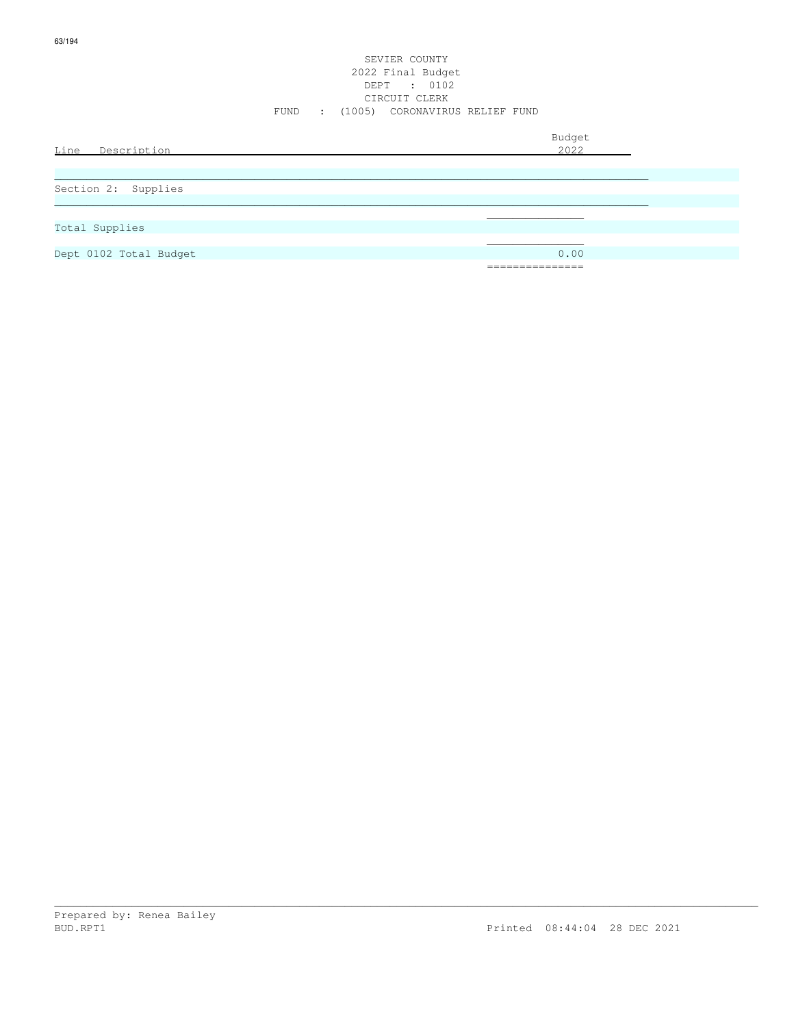SEVIER COUNTY
2022 Final Budget
DEPT : 0102
CIRCUIT CLERK
FUND : (1005) CORONAVIRUS RELIEF FUND

| Line Description | Budget 2022 |
|---|---|
| Section 2: Supplies | |
| Total Supplies | |
| Dept 0102 Total Budget | 0.00 |

Prepared by: Renea Bailey
BUD.RPT1 Printed 08:44:04 28 DEC 2021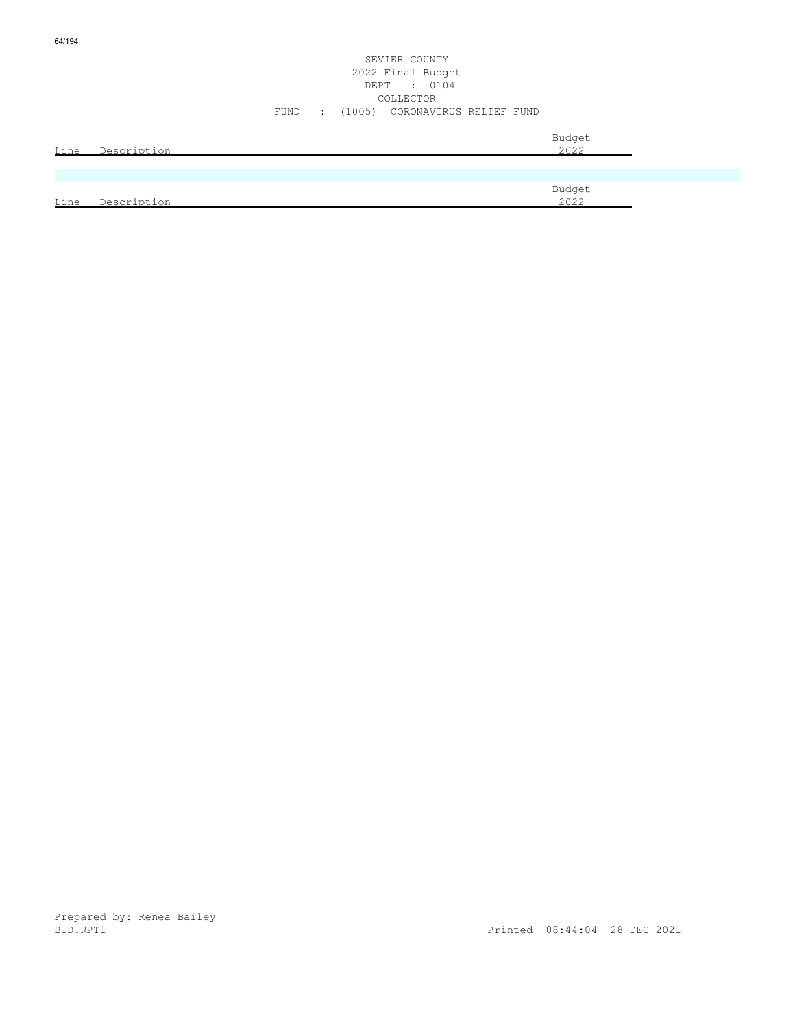SEVIER COUNTY
2022 Final Budget
DEPT : 0104
COLLECTOR
FUND : (1005) CORONAVIRUS RELIEF FUND

| Line | Description | Budget 2022 |
|---|---|---|

| Line | Description | Budget 2022 |
|---|---|---|

Prepared by: Renea Bailey
BUD.RPT1 Printed 08:44:04 28 DEC 2021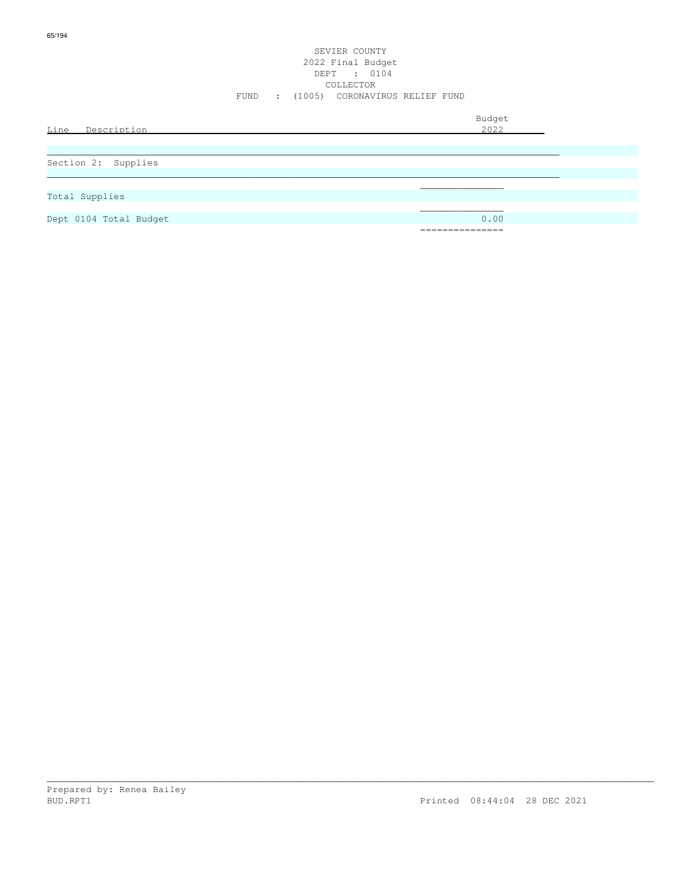SEVIER COUNTY
2022 Final Budget
DEPT : 0104
COLLECTOR
FUND : (1005) CORONAVIRUS RELIEF FUND

| Line Description | Budget 2022 |
|---|---|
| Section 2: Supplies | |
| Total Supplies | |
| Dept 0104 Total Budget | 0.00 |

Prepared by: Renea Bailey
BUD.RPT1 Printed 08:44:04 28 DEC 2021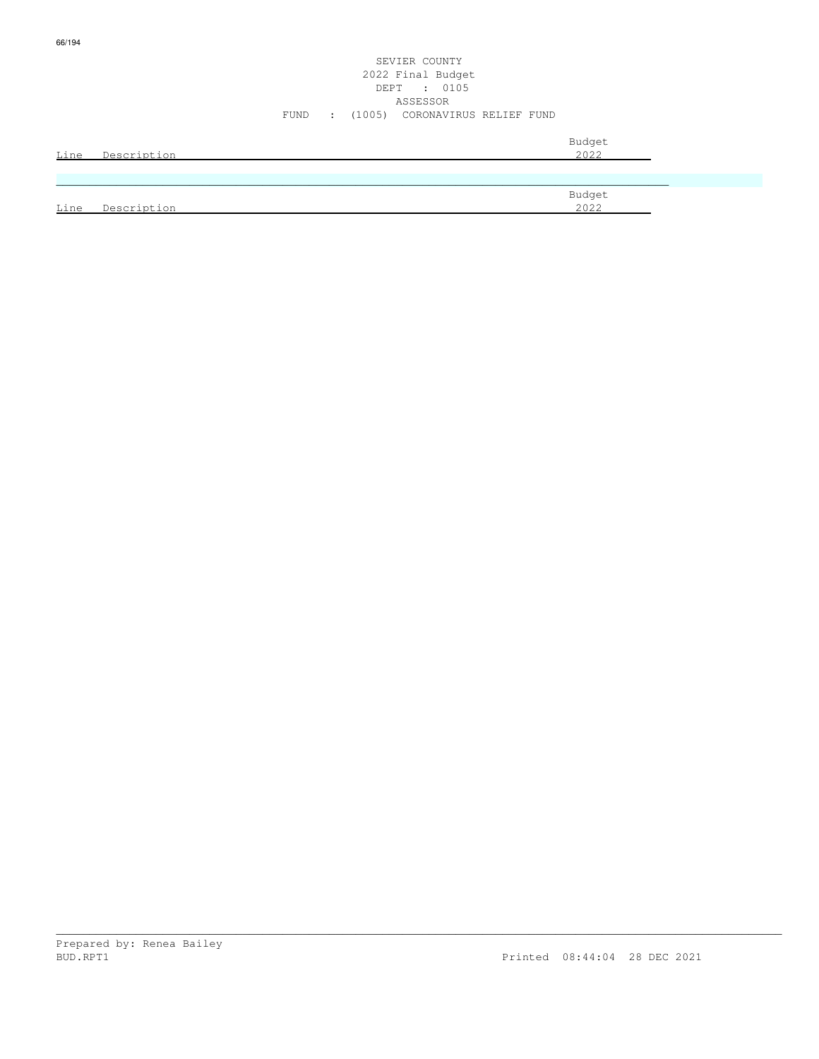SEVIER COUNTY
2022 Final Budget
DEPT : 0105
ASSESSOR
FUND : (1005) CORONAVIRUS RELIEF FUND

| Line | Description | Budget 2022 |
|---|---|---|

| Line | Description | Budget 2022 |
|---|---|---|

Prepared by: Renea Bailey
BUD.RPT1 Printed 08:44:04 28 DEC 2021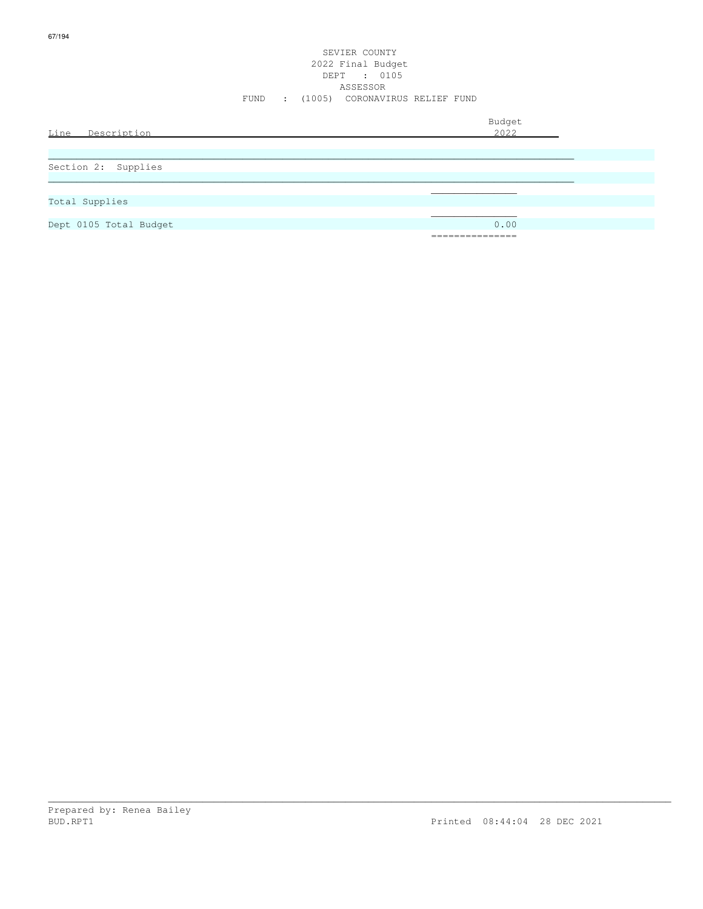SEVIER COUNTY
2022 Final Budget
DEPT : 0105
ASSESSOR
FUND : (1005) CORONAVIRUS RELIEF FUND

| Line Description | Budget 2022 |
|---|---|
| Section 2: Supplies | |
| Total Supplies | |
| Dept 0105 Total Budget | 0.00 |

Prepared by: Renea Bailey
BUD.RPT1 Printed 08:44:04 28 DEC 2021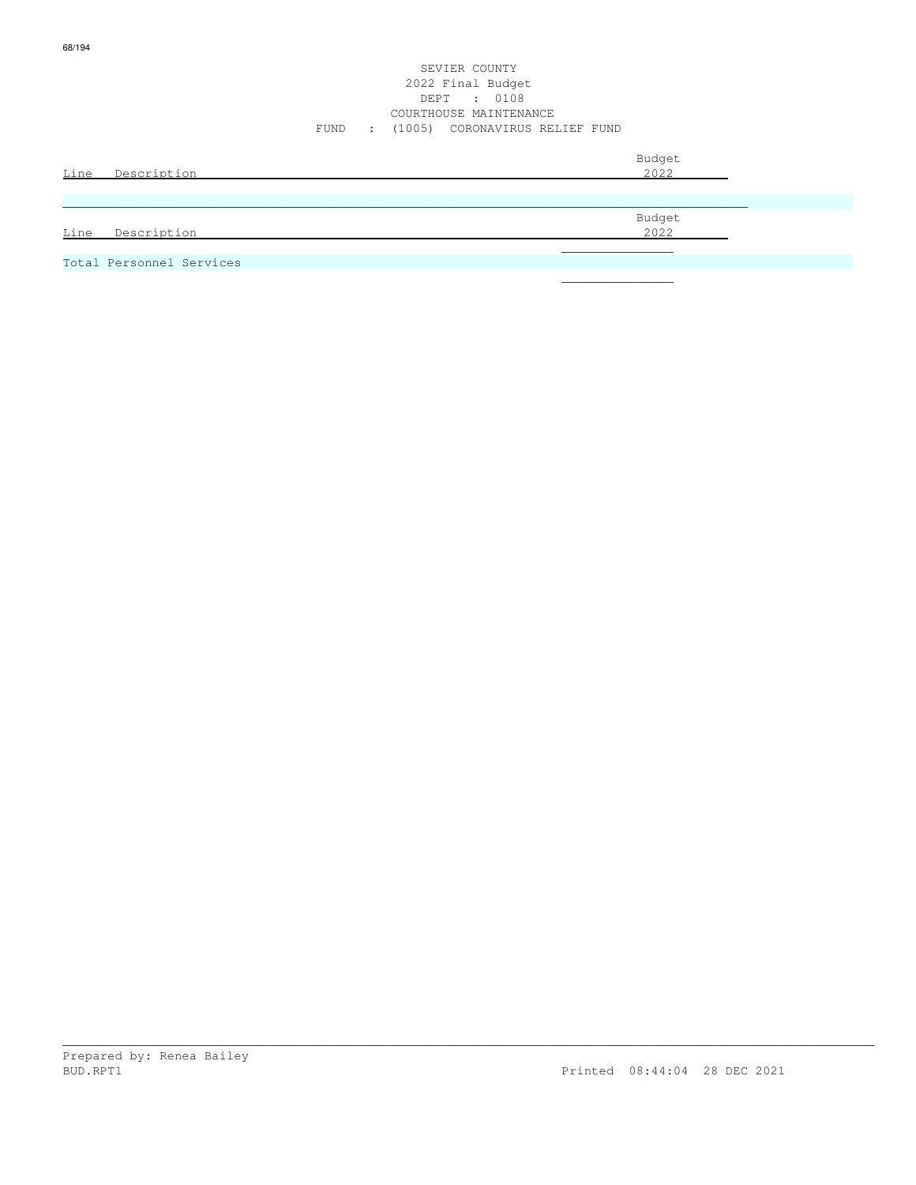SEVIER COUNTY
2022 Final Budget
DEPT : 0108
COURTHOUSE MAINTENANCE
FUND : (1005) CORONAVIRUS RELIEF FUND

| Line | Description | Budget 2022 |
|---|---|---|

| Line | Description | Budget 2022 |
|---|---|---|
| Total Personnel Services | | |

Prepared by: Renea Bailey
BUD.RPT1 Printed 08:44:04 28 DEC 2021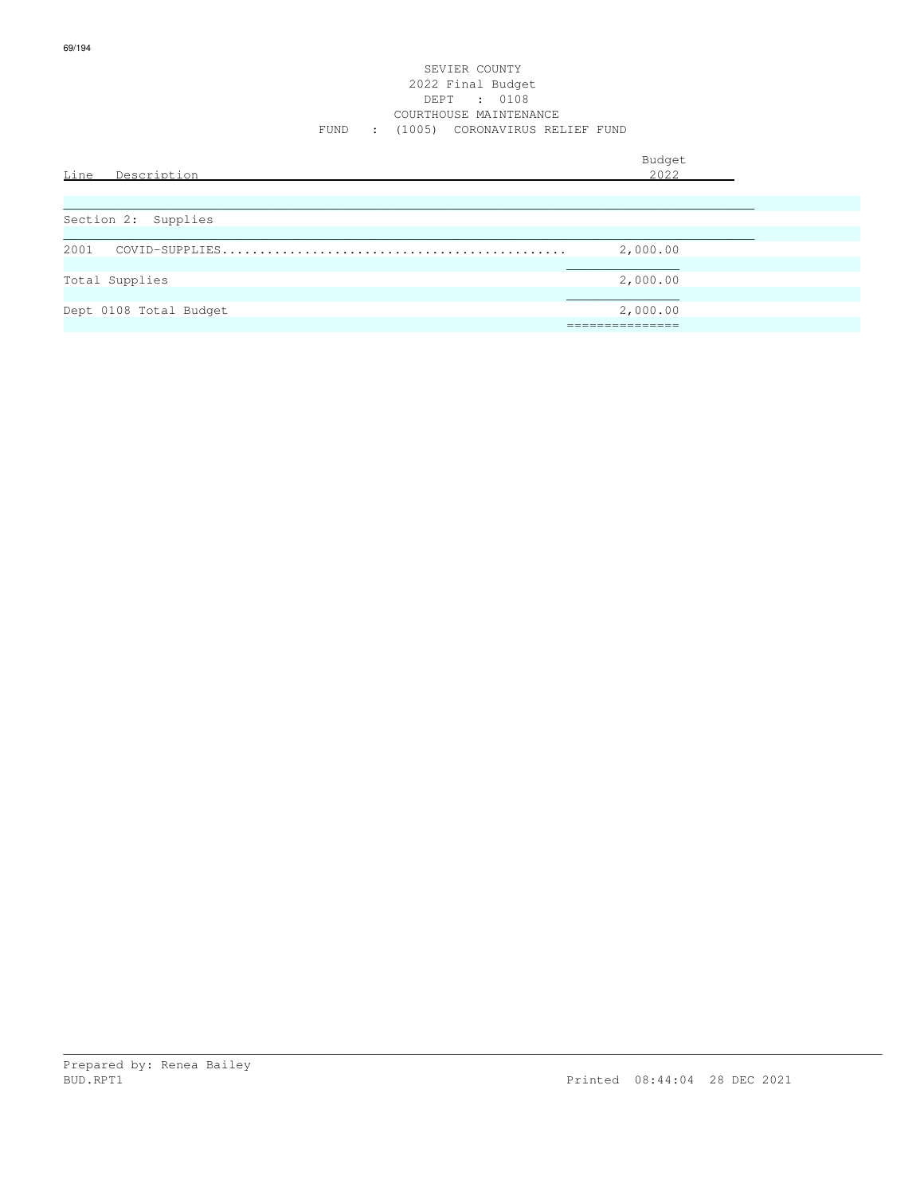SEVIER COUNTY
2022 Final Budget
DEPT : 0108
COURTHOUSE MAINTENANCE
FUND : (1005) CORONAVIRUS RELIEF FUND

| Line Description | Budget 2022 |
|---|---|
| **Section 2: Supplies** | |
| 2001 COVID-SUPPLIES............................................. | 2,000.00 |
| Total Supplies | 2,000.00 |
| Dept 0108 Total Budget | 2,000.00 |

Prepared by: Renea Bailey
BUD.RPT1 Printed 08:44:04 28 DEC 2021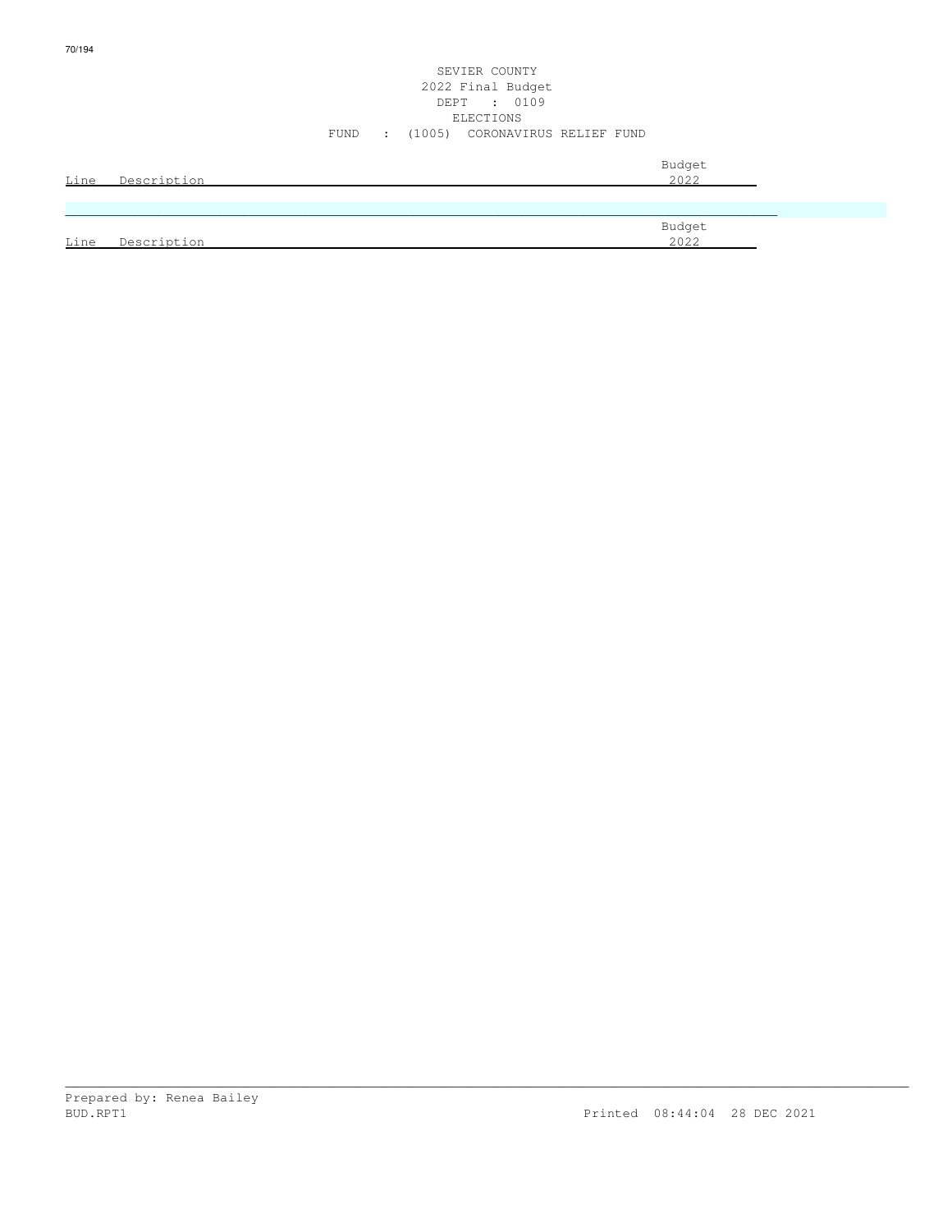SEVIER COUNTY
2022 Final Budget
DEPT : 0109
ELECTIONS
FUND : (1005) CORONAVIRUS RELIEF FUND

| Line | Description | Budget 2022 |
|---|---|---|

| Line | Description | Budget 2022 |
|---|---|---|

Prepared by: Renea Bailey
BUD.RPT1 Printed 08:44:04 28 DEC 2021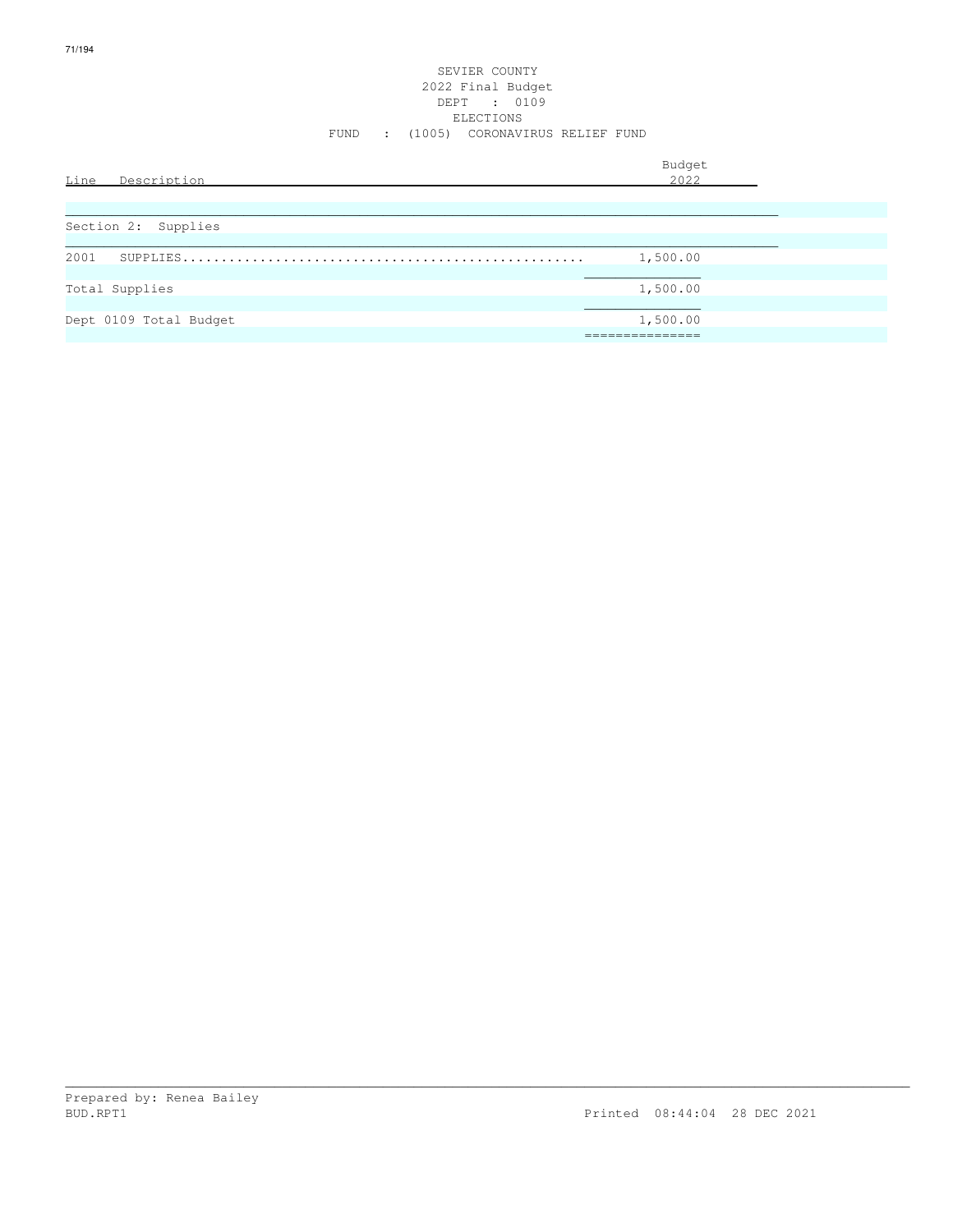SEVIER COUNTY
2022 Final Budget
DEPT : 0109
ELECTIONS
FUND : (1005) CORONAVIRUS RELIEF FUND

| Line Description | Budget 2022 |
|---|---|
| **Section 2: Supplies** | |
| 2001 SUPPLIES.................................................... | 1,500.00 |
| Total Supplies | 1,500.00 |
| Dept 0109 Total Budget | 1,500.00 |

Prepared by: Renea Bailey
BUD.RPT1 Printed 08:44:04 28 DEC 2021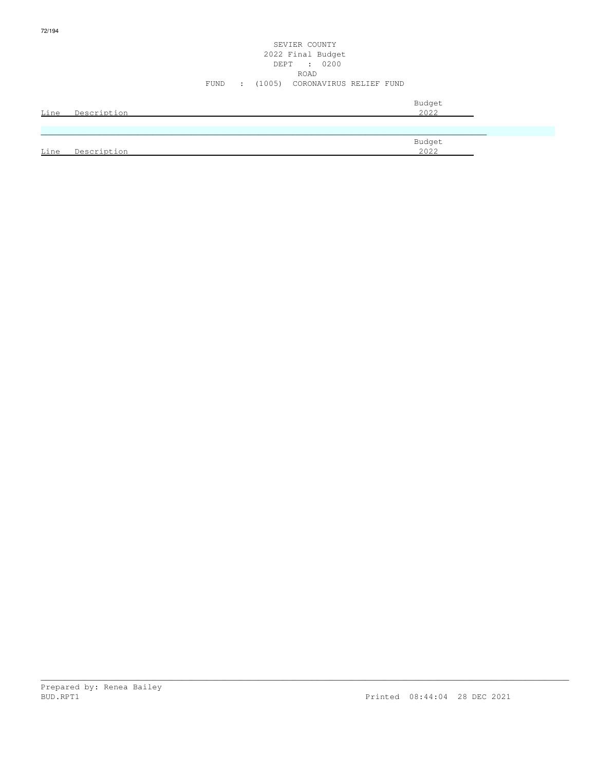SEVIER COUNTY
2022 Final Budget
DEPT : 0200
ROAD
FUND : (1005) CORONAVIRUS RELIEF FUND

| Line | Description | Budget 2022 |
|---|---|---|

| Line | Description | Budget 2022 |
|---|---|---|

Prepared by: Renea Bailey
BUD.RPT1 Printed 08:44:04 28 DEC 2021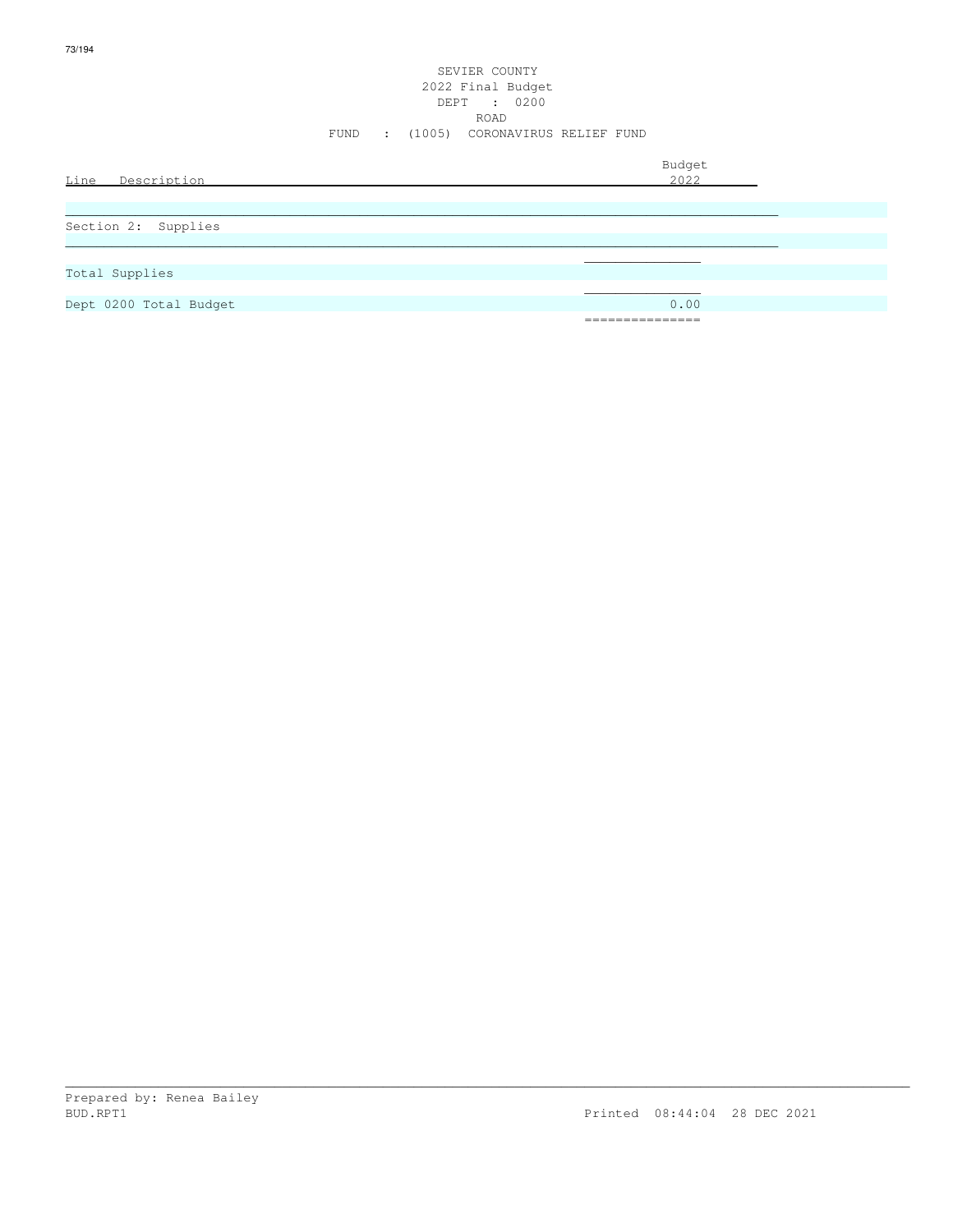SEVIER COUNTY
2022 Final Budget
DEPT : 0200
ROAD
FUND : (1005) CORONAVIRUS RELIEF FUND

| Line Description | Budget 2022 |
|---|---|
| Section 2: Supplies | |
| Total Supplies | |
| Dept 0200 Total Budget | 0.00 |

Prepared by: Renea Bailey
BUD.RPT1
Printed 08:44:04 28 DEC 2021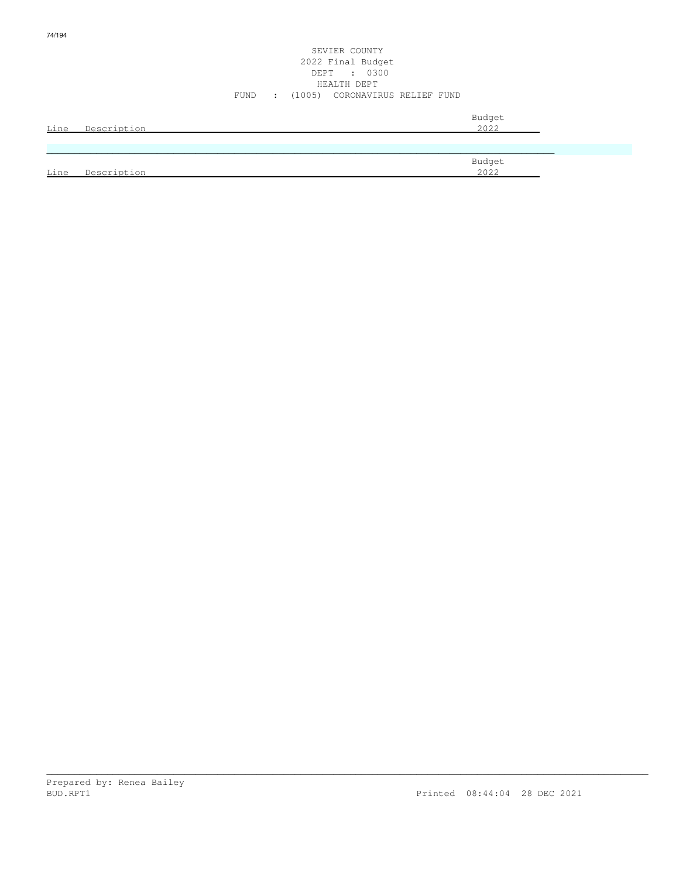SEVIER COUNTY
2022 Final Budget
DEPT : 0300
HEALTH DEPT
FUND : (1005) CORONAVIRUS RELIEF FUND

| Line | Description | Budget 2022 |
| --- | --- | --- |

| Line | Description | Budget 2022 |
| --- | --- | --- |

Prepared by: Renea Bailey
BUD.RPT1 Printed 08:44:04 28 DEC 2021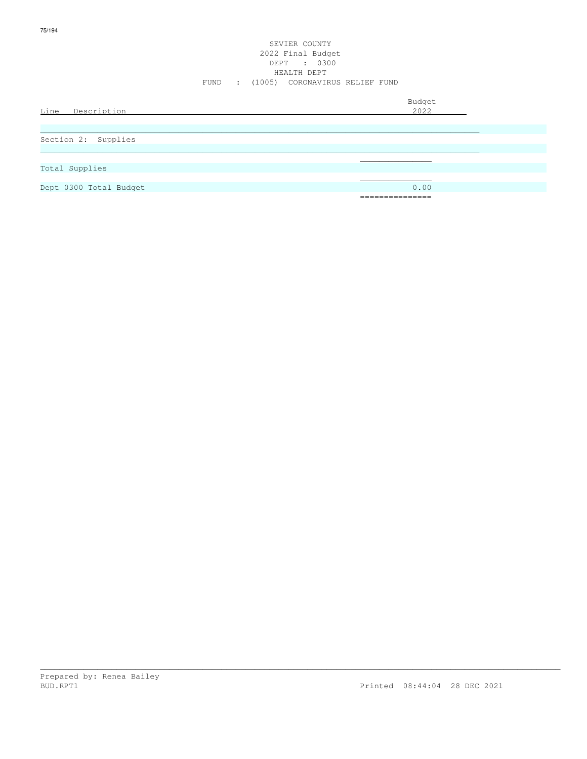SEVIER COUNTY
2022 Final Budget
DEPT : 0300
HEALTH DEPT
FUND : (1005) CORONAVIRUS RELIEF FUND

| Line Description | Budget 2022 |
|---|---|
| Section 2: Supplies | |
| Total Supplies | |
| Dept 0300 Total Budget | 0.00 |

Prepared by: Renea Bailey
BUD.RPT1 Printed 08:44:04 28 DEC 2021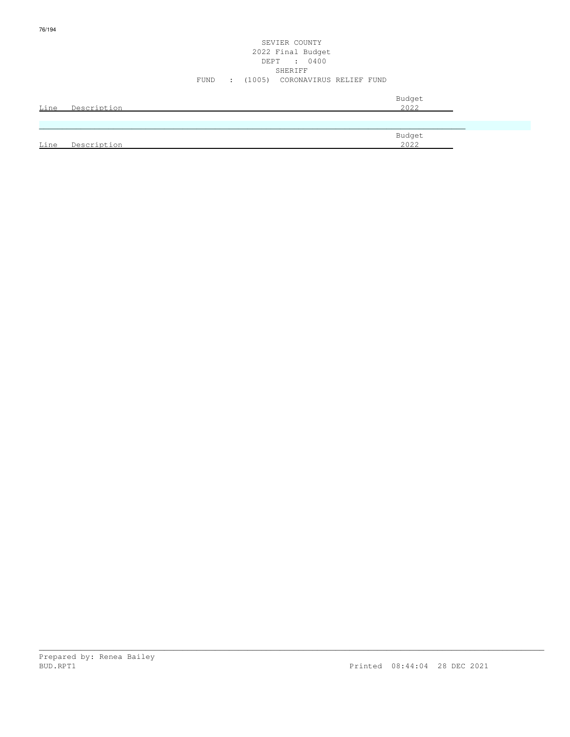SEVIER COUNTY
2022 Final Budget
DEPT : 0400
SHERIFF
FUND : (1005) CORONAVIRUS RELIEF FUND

| Line | Description | Budget 2022 |
| --- | --- | --- |

| Line | Description | Budget 2022 |
| --- | --- | --- |

Prepared by: Renea Bailey
BUD.RPT1 Printed 08:44:04 28 DEC 2021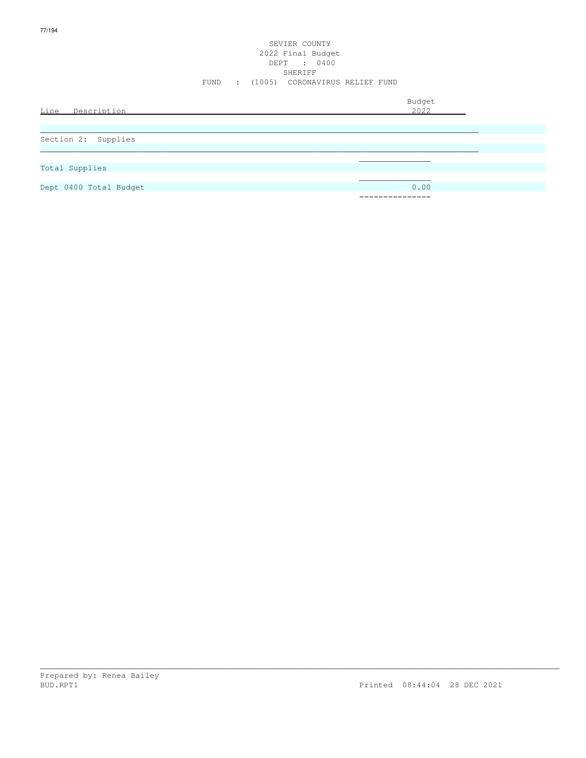SEVIER COUNTY
2022 Final Budget
DEPT : 0400
SHERIFF
FUND : (1005) CORONAVIRUS RELIEF FUND

| Line Description | Budget 2022 |
| --- | --- |
| Section 2: Supplies | |
| Total Supplies | |
| Dept 0400 Total Budget | 0.00 |

Prepared by: Renea Bailey
BUD.RPT1 Printed 08:44:04 28 DEC 2021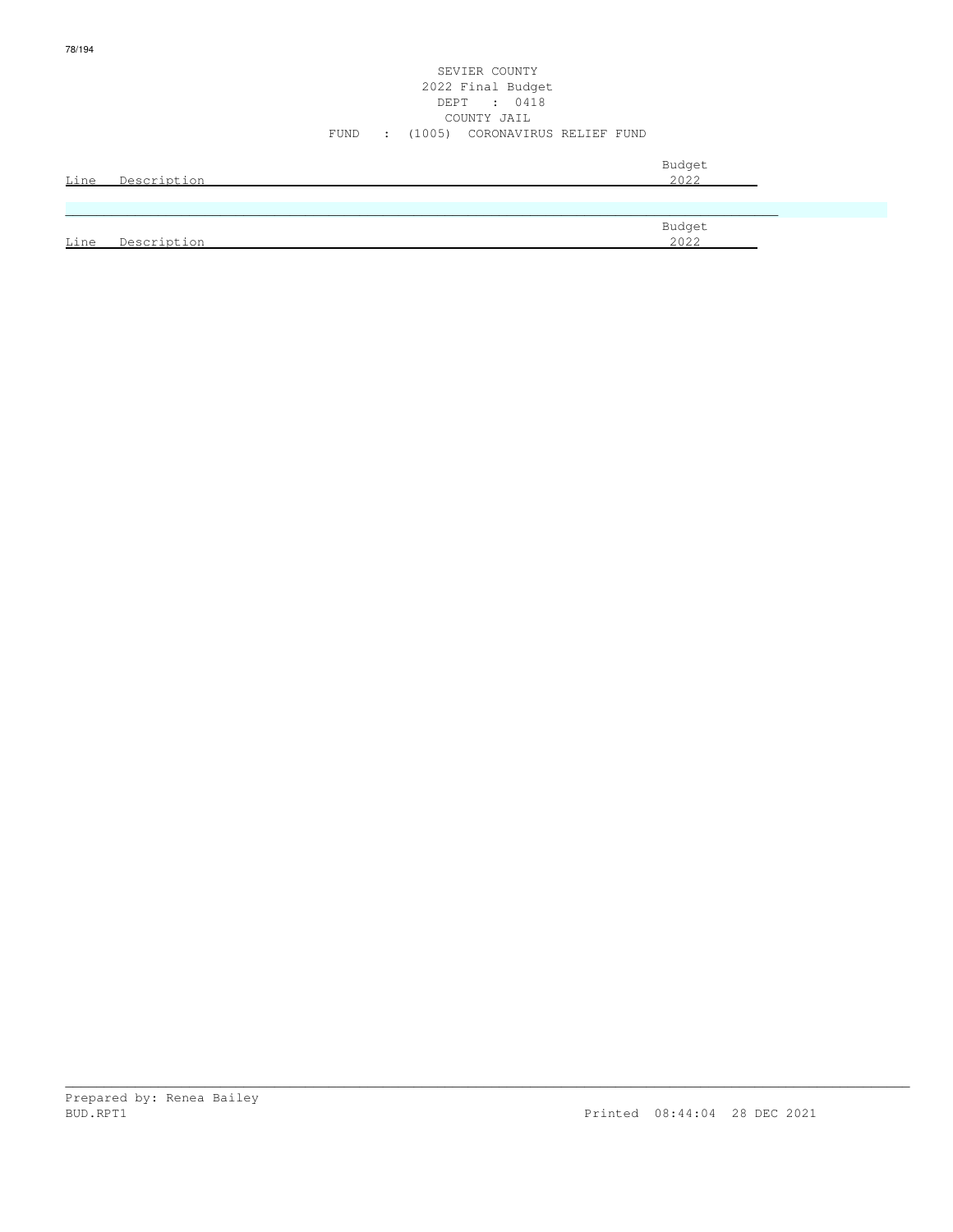SEVIER COUNTY
2022 Final Budget
DEPT : 0418
COUNTY JAIL
FUND : (1005) CORONAVIRUS RELIEF FUND

| Line | Description | Budget 2022 |
|---|---|---|

| Line | Description | Budget 2022 |
|---|---|---|

Prepared by: Renea Bailey
BUD.RPT1 Printed 08:44:04 28 DEC 2021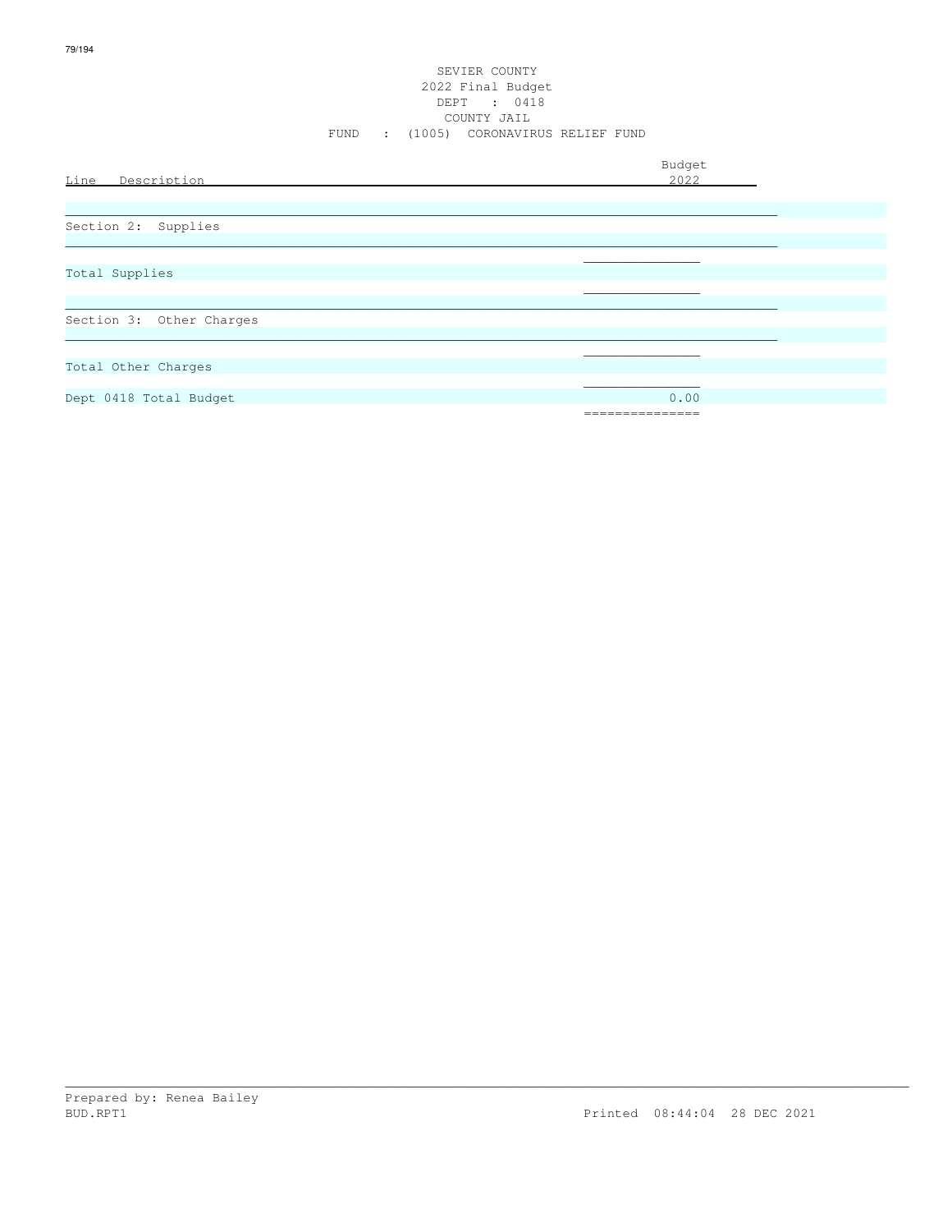SEVIER COUNTY
2022 Final Budget
DEPT : 0418
COUNTY JAIL
FUND : (1005) CORONAVIRUS RELIEF FUND

| Line Description | Budget 2022 |
|---|---|
| Section 2: Supplies | |
| Total Supplies | |
| Section 3: Other Charges | |
| Total Other Charges | |
| Dept 0418 Total Budget | 0.00 |

Prepared by: Renea Bailey
BUD.RPT1 Printed 08:44:04 28 DEC 2021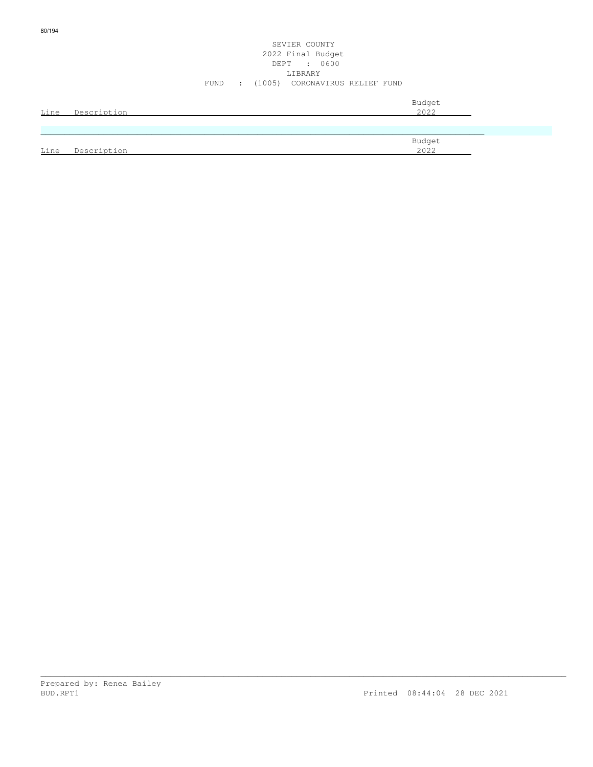SEVIER COUNTY
2022 Final Budget
DEPT : 0600
LIBRARY
FUND : (1005) CORONAVIRUS RELIEF FUND

| Line | Description | Budget 2022 |
|---|---|---|

| Line | Description | Budget 2022 |
|---|---|---|

Prepared by: Renea Bailey
BUD.RPT1 Printed 08:44:04 28 DEC 2021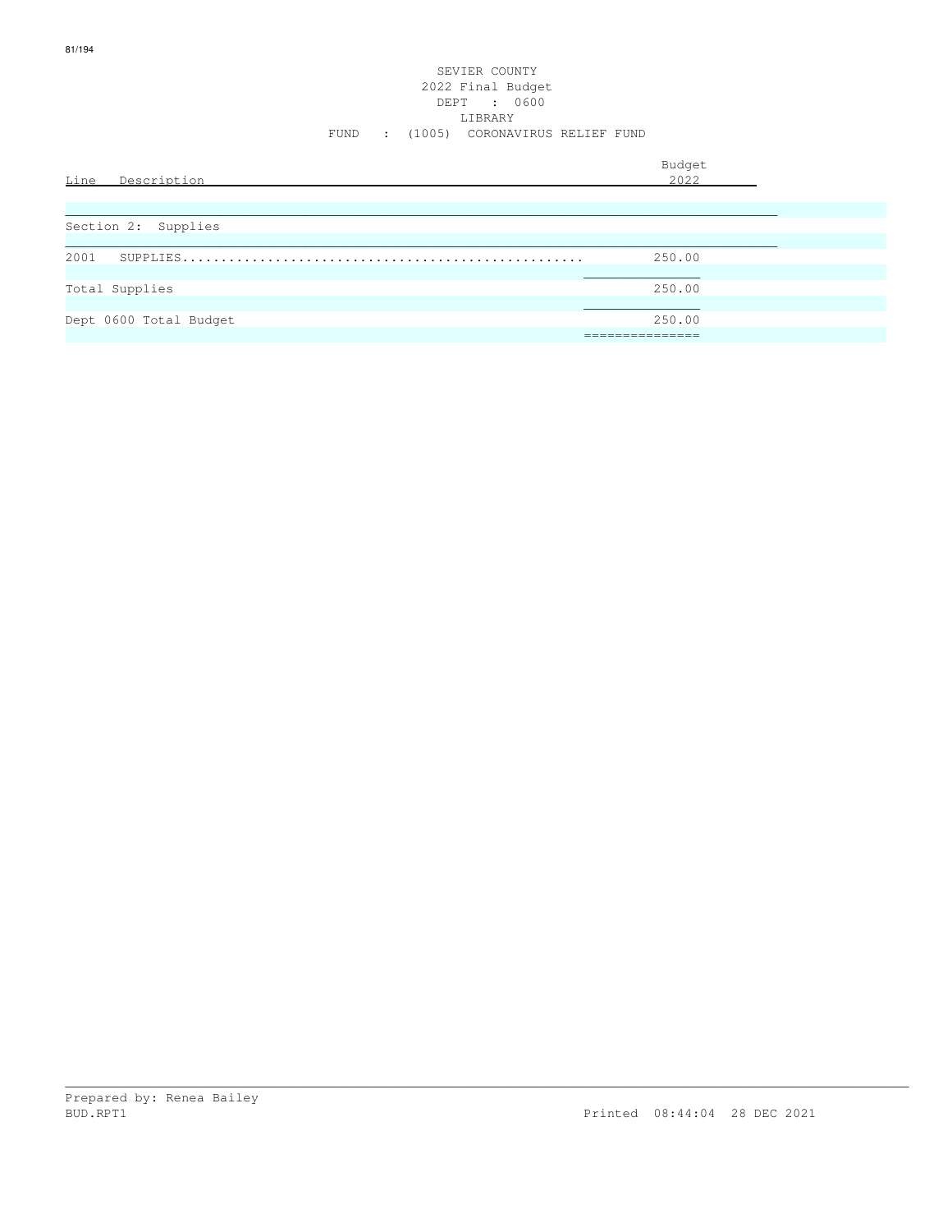SEVIER COUNTY
2022 Final Budget
DEPT : 0600
LIBRARY
FUND : (1005) CORONAVIRUS RELIEF FUND

| Line Description | Budget 2022 |
|---|---|
| **Section 2: Supplies** | |
| 2001 SUPPLIES................................................... | 250.00 |
| Total Supplies | 250.00 |
| Dept 0600 Total Budget | 250.00 |

Prepared by: Renea Bailey
BUD.RPT1 Printed 08:44:04 28 DEC 2021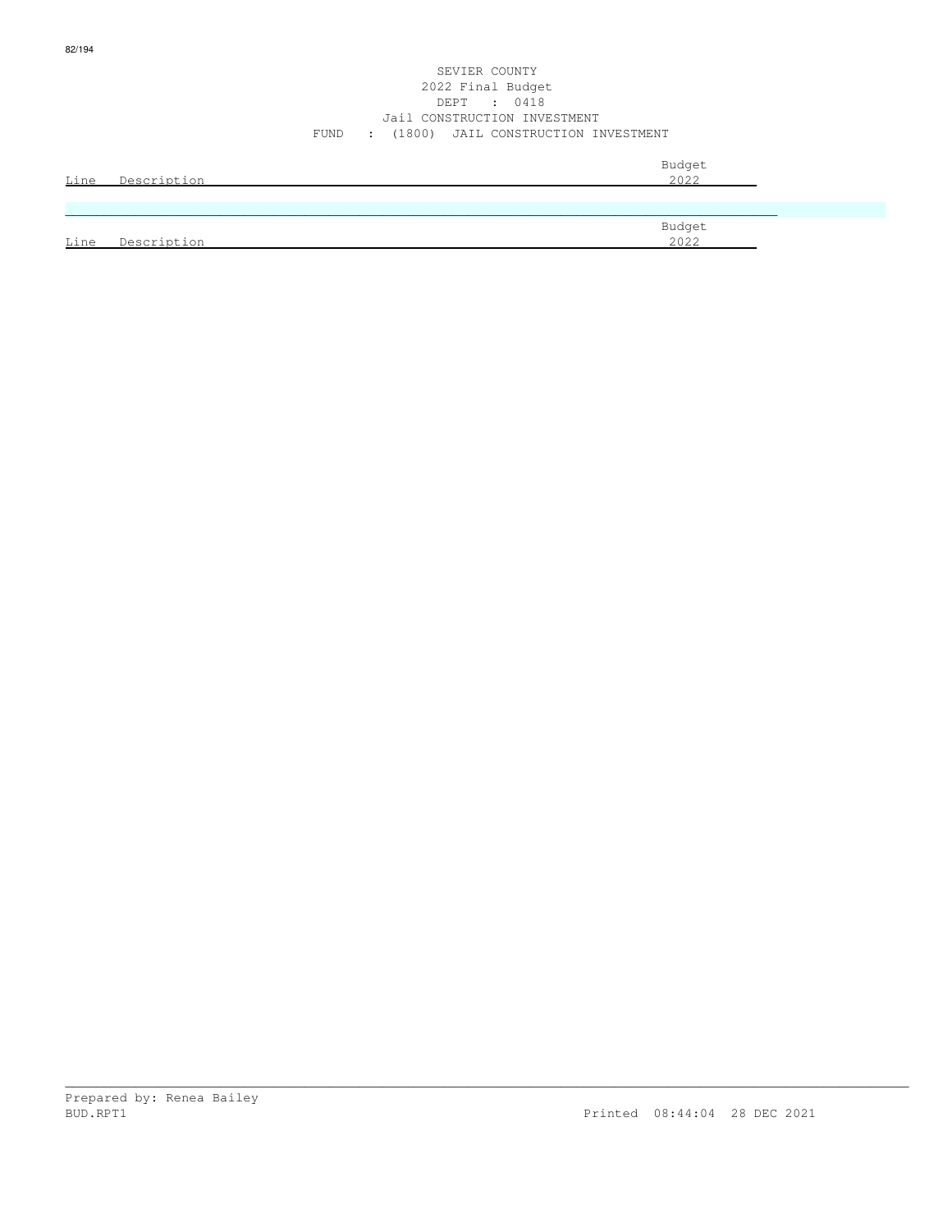SEVIER COUNTY
2022 Final Budget
DEPT : 0418
Jail CONSTRUCTION INVESTMENT
FUND : (1800) JAIL CONSTRUCTION INVESTMENT

| Line | Description | Budget 2022 |
|---|---|---|

| Line | Description | Budget 2022 |
|---|---|---|

Prepared by: Renea Bailey
BUD.RPT1 Printed 08:44:04 28 DEC 2021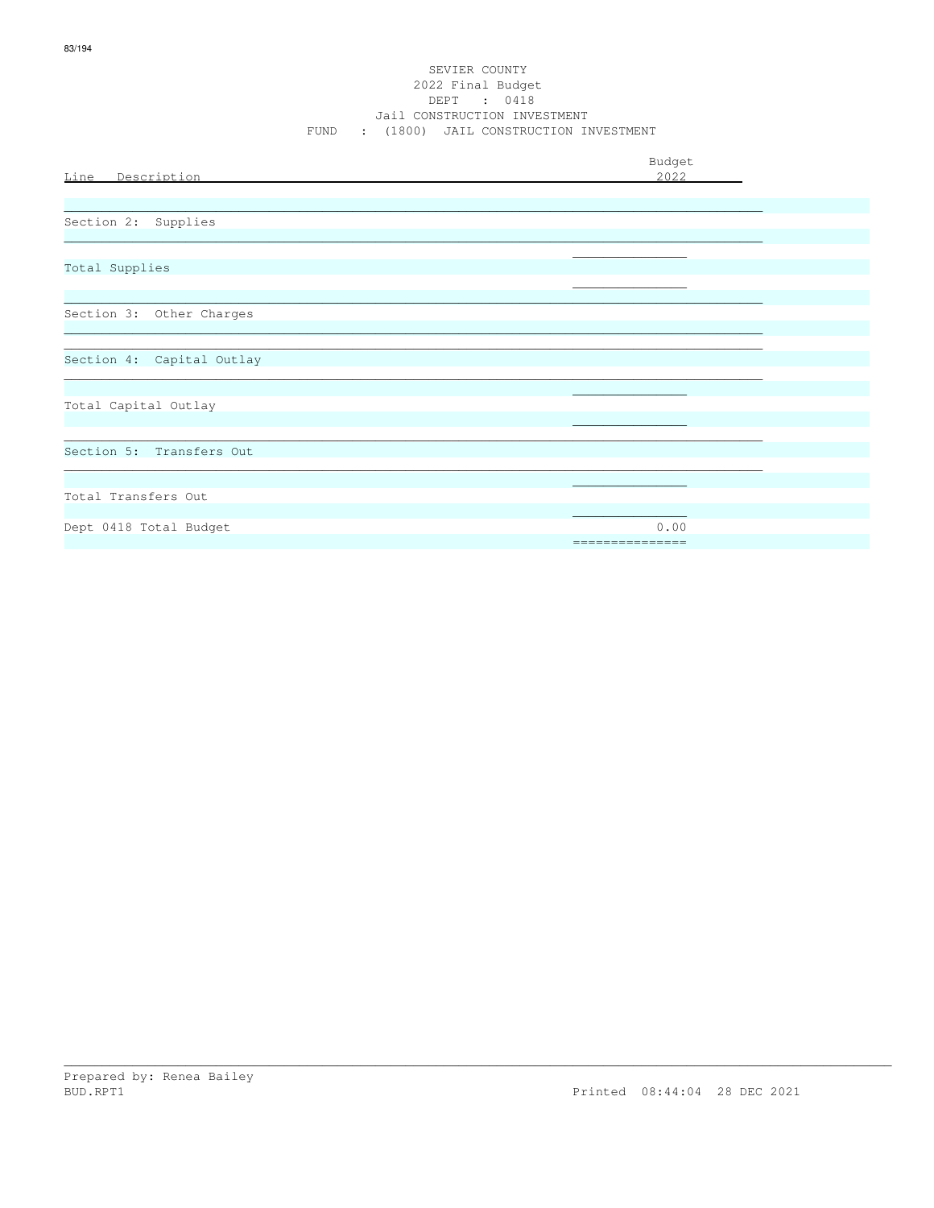SEVIER COUNTY
2022 Final Budget
DEPT : 0418
Jail CONSTRUCTION INVESTMENT
FUND : (1800) JAIL CONSTRUCTION INVESTMENT

| Line Description | Budget 2022 |
|---|---|
| Section 2: Supplies | |
| Total Supplies | |
| Section 3: Other Charges | |
| Section 4: Capital Outlay | |
| Total Capital Outlay | |
| Section 5: Transfers Out | |
| Total Transfers Out | |
| Dept 0418 Total Budget | 0.00 |

Prepared by: Renea Bailey
BUD.RPT1 Printed 08:44:04 28 DEC 2021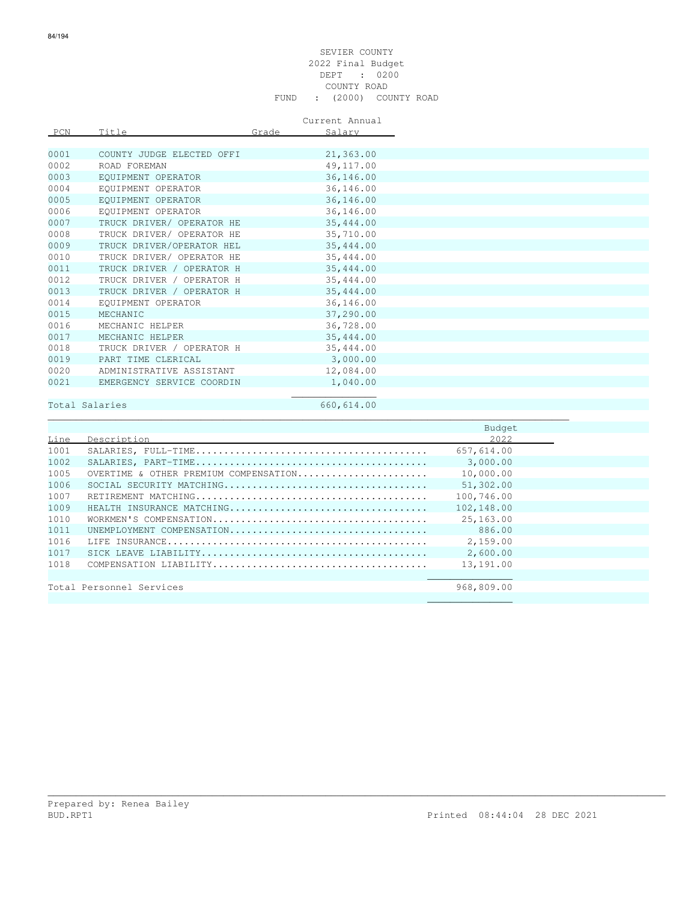SEVIER COUNTY
2022 Final Budget
DEPT : 0200
COUNTY ROAD
FUND : (2000) COUNTY ROAD

| PCN | Title | Grade | Current Annual Salary |
|---|---|---|---|
| 0001 | COUNTY JUDGE ELECTED OFFI | | 21,363.00 |
| 0002 | ROAD FOREMAN | | 49,117.00 |
| 0003 | EQUIPMENT OPERATOR | | 36,146.00 |
| 0004 | EQUIPMENT OPERATOR | | 36,146.00 |
| 0005 | EQUIPMENT OPERATOR | | 36,146.00 |
| 0006 | EQUIPMENT OPERATOR | | 36,146.00 |
| 0007 | TRUCK DRIVER/ OPERATOR HE | | 35,444.00 |
| 0008 | TRUCK DRIVER/ OPERATOR HE | | 35,710.00 |
| 0009 | TRUCK DRIVER/OPERATOR HEL | | 35,444.00 |
| 0010 | TRUCK DRIVER/ OPERATOR HE | | 35,444.00 |
| 0011 | TRUCK DRIVER / OPERATOR H | | 35,444.00 |
| 0012 | TRUCK DRIVER / OPERATOR H | | 35,444.00 |
| 0013 | TRUCK DRIVER / OPERATOR H | | 35,444.00 |
| 0014 | EQUIPMENT OPERATOR | | 36,146.00 |
| 0015 | MECHANIC | | 37,290.00 |
| 0016 | MECHANIC HELPER | | 36,728.00 |
| 0017 | MECHANIC HELPER | | 35,444.00 |
| 0018 | TRUCK DRIVER / OPERATOR H | | 35,444.00 |
| 0019 | PART TIME CLERICAL | | 3,000.00 |
| 0020 | ADMINISTRATIVE ASSISTANT | | 12,084.00 |
| 0021 | EMERGENCY SERVICE COORDIN | | 1,040.00 |
| Total Salaries | | | 660,614.00 |

| Line | Description | Budget 2022 |
|---|---|---|
| 1001 | SALARIES, FULL-TIME........................................ | 657,614.00 |
| 1002 | SALARIES, PART-TIME........................................ | 3,000.00 |
| 1005 | OVERTIME & OTHER PREMIUM COMPENSATION...................... | 10,000.00 |
| 1006 | SOCIAL SECURITY MATCHING................................... | 51,302.00 |
| 1007 | RETIREMENT MATCHING........................................ | 100,746.00 |
| 1009 | HEALTH INSURANCE MATCHING.................................. | 102,148.00 |
| 1010 | WORKMEN'S COMPENSATION..................................... | 25,163.00 |
| 1011 | UNEMPLOYMENT COMPENSATION.................................. | 886.00 |
| 1016 | LIFE INSURANCE............................................. | 2,159.00 |
| 1017 | SICK LEAVE LIABILITY....................................... | 2,600.00 |
| 1018 | COMPENSATION LIABILITY..................................... | 13,191.00 |
| Total Personnel Services | | 968,809.00 |

Prepared by: Renea Bailey
BUD.RPT1 Printed 08:44:04 28 DEC 2021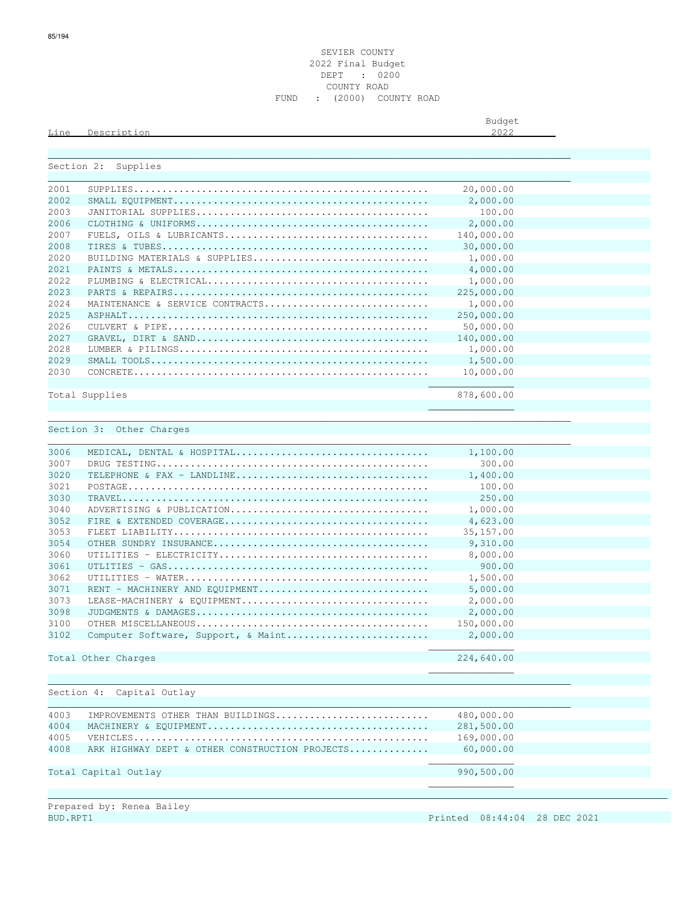SEVIER COUNTY
2022 Final Budget
DEPT : 0200
COUNTY ROAD
FUND : (2000) COUNTY ROAD

| Line | Description | Budget 2022 |
|---|---|---|
| **Section 2: Supplies** | | |
| 2001 | SUPPLIES | 20,000.00 |
| 2002 | SMALL EQUIPMENT | 2,000.00 |
| 2003 | JANITORIAL SUPPLIES | 100.00 |
| 2006 | CLOTHING & UNIFORMS | 2,000.00 |
| 2007 | FUELS, OILS & LUBRICANTS | 140,000.00 |
| 2008 | TIRES & TUBES | 30,000.00 |
| 2020 | BUILDING MATERIALS & SUPPLIES | 1,000.00 |
| 2021 | PAINTS & METALS | 4,000.00 |
| 2022 | PLUMBING & ELECTRICAL | 1,000.00 |
| 2023 | PARTS & REPAIRS | 225,000.00 |
| 2024 | MAINTENANCE & SERVICE CONTRACTS | 1,000.00 |
| 2025 | ASPHALT | 250,000.00 |
| 2026 | CULVERT & PIPE | 50,000.00 |
| 2027 | GRAVEL, DIRT & SAND | 140,000.00 |
| 2028 | LUMBER & PILINGS | 1,000.00 |
| 2029 | SMALL TOOLS | 1,500.00 |
| 2030 | CONCRETE | 10,000.00 |
| Total Supplies | | 878,600.00 |
| **Section 3: Other Charges** | | |
| 3006 | MEDICAL, DENTAL & HOSPITAL | 1,100.00 |
| 3007 | DRUG TESTING | 300.00 |
| 3020 | TELEPHONE & FAX - LANDLINE | 1,400.00 |
| 3021 | POSTAGE | 100.00 |
| 3030 | TRAVEL | 250.00 |
| 3040 | ADVERTISING & PUBLICATION | 1,000.00 |
| 3052 | FIRE & EXTENDED COVERAGE | 4,623.00 |
| 3053 | FLEET LIABILITY | 35,157.00 |
| 3054 | OTHER SUNDRY INSURANCE | 9,310.00 |
| 3060 | UTILITIES - ELECTRICITY | 8,000.00 |
| 3061 | UTILITIES - GAS | 900.00 |
| 3062 | UTILITIES - WATER | 1,500.00 |
| 3071 | RENT - MACHINERY AND EQUIPMENT | 5,000.00 |
| 3073 | LEASE-MACHINERY & EQUIPMENT | 2,000.00 |
| 3098 | JUDGMENTS & DAMAGES | 2,000.00 |
| 3100 | OTHER MISCELLANEOUS | 150,000.00 |
| 3102 | Computer Software, Support, & Maint | 2,000.00 |
| Total Other Charges | | 224,640.00 |
| **Section 4: Capital Outlay** | | |
| 4003 | IMPROVEMENTS OTHER THAN BUILDINGS | 480,000.00 |
| 4004 | MACHINERY & EQUIPMENT | 281,500.00 |
| 4005 | VEHICLES | 169,000.00 |
| 4008 | ARK HIGHWAY DEPT & OTHER CONSTRUCTION PROJECTS | 60,000.00 |
| Total Capital Outlay | | 990,500.00 |

Prepared by: Renea Bailey
BUD.RPT1 Printed 08:44:04 28 DEC 2021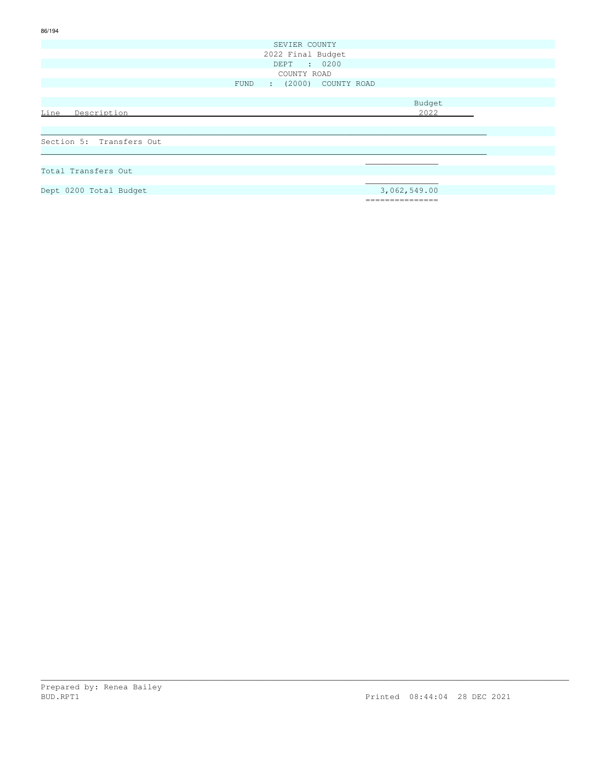SEVIER COUNTY
2022 Final Budget
DEPT : 0200
COUNTY ROAD
FUND : (2000) COUNTY ROAD

| Line Description | Budget 2022 |
|---|---|
| **Section 5: Transfers Out** | |
| Total Transfers Out | |
| Dept 0200 Total Budget | 3,062,549.00 |

Prepared by: Renea Bailey
BUD.RPT1 Printed 08:44:04 28 DEC 2021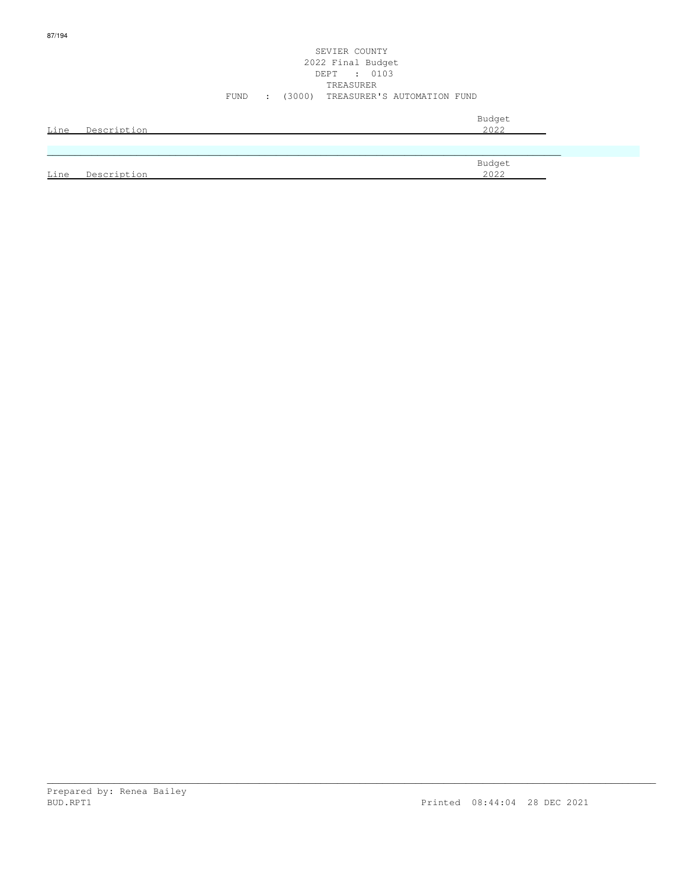SEVIER COUNTY
2022 Final Budget
DEPT : 0103
TREASURER
FUND : (3000) TREASURER'S AUTOMATION FUND

| Line | Description | Budget 2022 |
|---|---|---|

| Line | Description | Budget 2022 |
|---|---|---|

Prepared by: Renea Bailey
BUD.RPT1 Printed 08:44:04 28 DEC 2021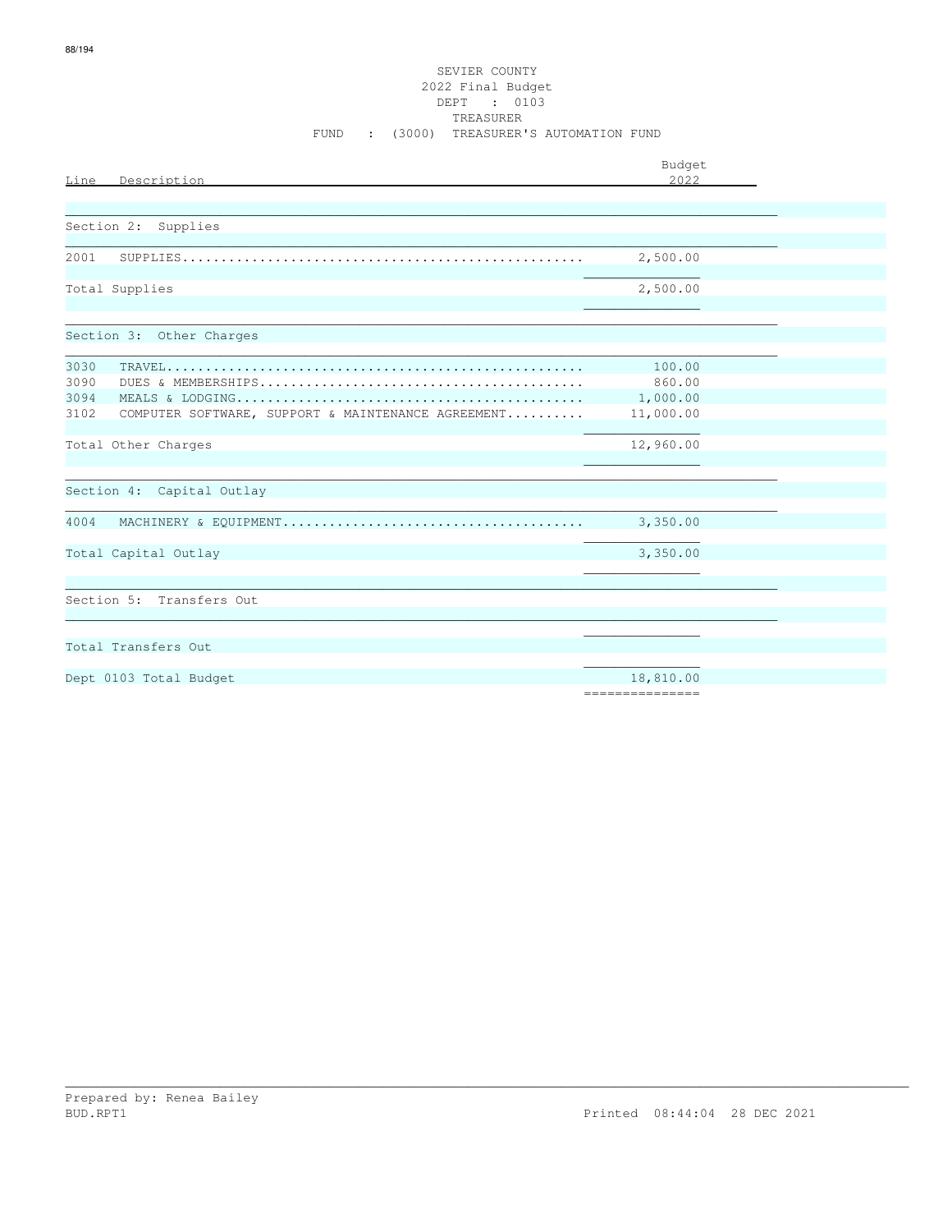SEVIER COUNTY
2022 Final Budget
DEPT : 0103
TREASURER
FUND : (3000) TREASURER'S AUTOMATION FUND

| Line | Description | Budget 2022 |
|---|---|---|
| | **Section 2: Supplies** | |
| 2001 | SUPPLIES | 2,500.00 |
| | Total Supplies | 2,500.00 |
| | **Section 3: Other Charges** | |
| 3030 | TRAVEL | 100.00 |
| 3090 | DUES & MEMBERSHIPS | 860.00 |
| 3094 | MEALS & LODGING | 1,000.00 |
| 3102 | COMPUTER SOFTWARE, SUPPORT & MAINTENANCE AGREEMENT | 11,000.00 |
| | Total Other Charges | 12,960.00 |
| | **Section 4: Capital Outlay** | |
| 4004 | MACHINERY & EQUIPMENT | 3,350.00 |
| | Total Capital Outlay | 3,350.00 |
| | **Section 5: Transfers Out** | |
| | Total Transfers Out | |
| | Dept 0103 Total Budget | 18,810.00 |

Prepared by: Renea Bailey
BUD.RPT1

Printed 08:44:04 28 DEC 2021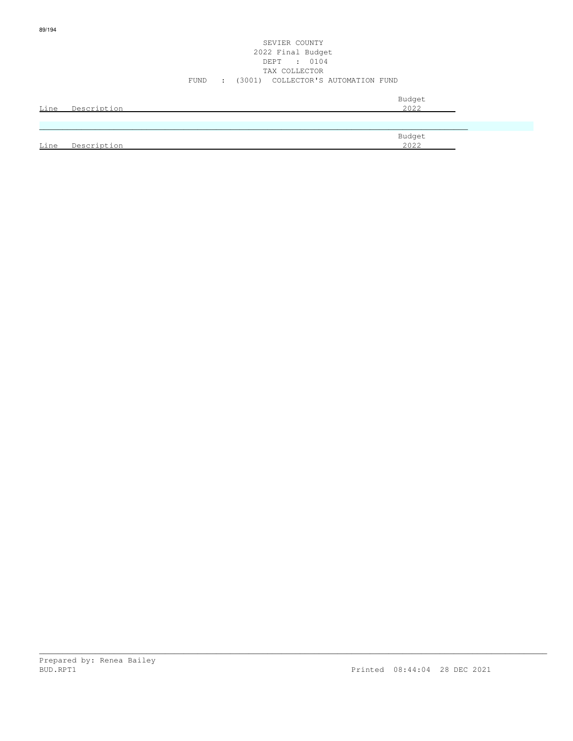SEVIER COUNTY
2022 Final Budget
DEPT : 0104
TAX COLLECTOR
FUND : (3001) COLLECTOR'S AUTOMATION FUND

| Line | Description | Budget 2022 |
|---|---|---|

| Line | Description | Budget 2022 |
|---|---|---|

Prepared by: Renea Bailey
BUD.RPT1 Printed 08:44:04 28 DEC 2021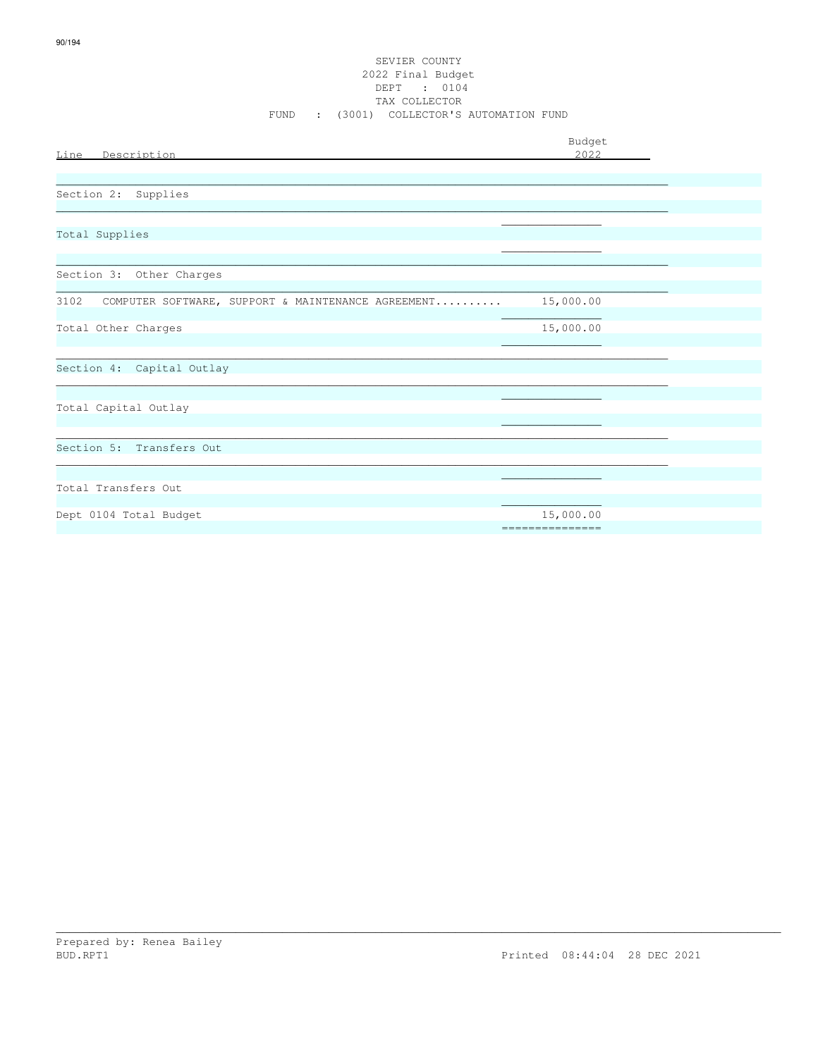SEVIER COUNTY
2022 Final Budget
DEPT : 0104
TAX COLLECTOR
FUND : (3001) COLLECTOR'S AUTOMATION FUND

| Line | Description | Budget 2022 |
|---|---|---|
| | **Section 2: Supplies** | |
| | Total Supplies | |
| | **Section 3: Other Charges** | |
| 3102 | COMPUTER SOFTWARE, SUPPORT & MAINTENANCE AGREEMENT.......... | 15,000.00 |
| | Total Other Charges | 15,000.00 |
| | **Section 4: Capital Outlay** | |
| | Total Capital Outlay | |
| | **Section 5: Transfers Out** | |
| | Total Transfers Out | |
| | Dept 0104 Total Budget | 15,000.00 |

Prepared by: Renea Bailey
BUD.RPT1 Printed 08:44:04 28 DEC 2021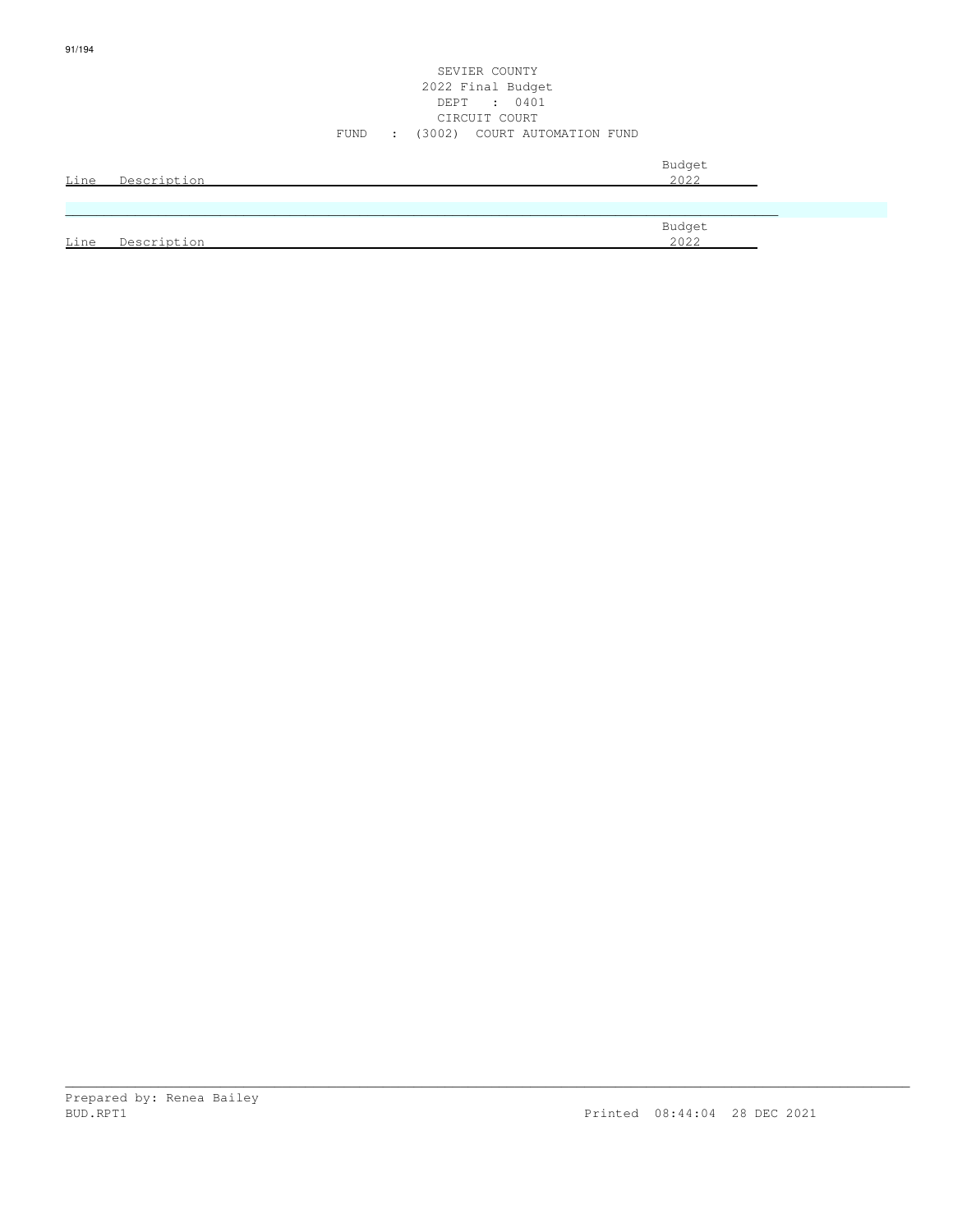SEVIER COUNTY
2022 Final Budget
DEPT : 0401
CIRCUIT COURT
FUND : (3002) COURT AUTOMATION FUND

| Line | Description | Budget 2022 |
|---|---|---|

| Line | Description | Budget 2022 |
|---|---|---|

Prepared by: Renea Bailey
BUD.RPT1 Printed 08:44:04 28 DEC 2021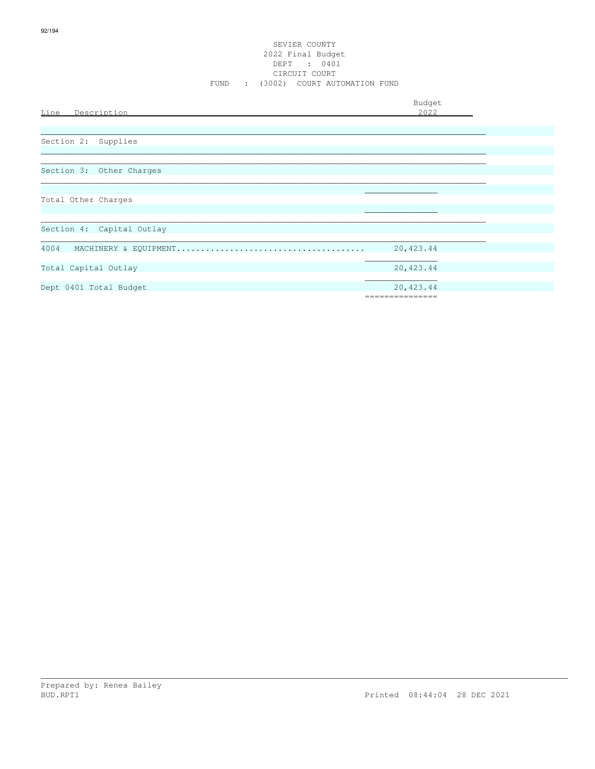SEVIER COUNTY
2022 Final Budget
DEPT : 0401
CIRCUIT COURT
FUND : (3002) COURT AUTOMATION FUND

| Line Description | Budget 2022 |
|---|---|
| Section 2: Supplies | |
| Section 3: Other Charges | |
| Total Other Charges | |
| Section 4: Capital Outlay | |
| 4004 MACHINERY & EQUIPMENT | 20,423.44 |
| Total Capital Outlay | 20,423.44 |
| Dept 0401 Total Budget | 20,423.44 |

Prepared by: Renea Bailey
BUD.RPT1 Printed 08:44:04 28 DEC 2021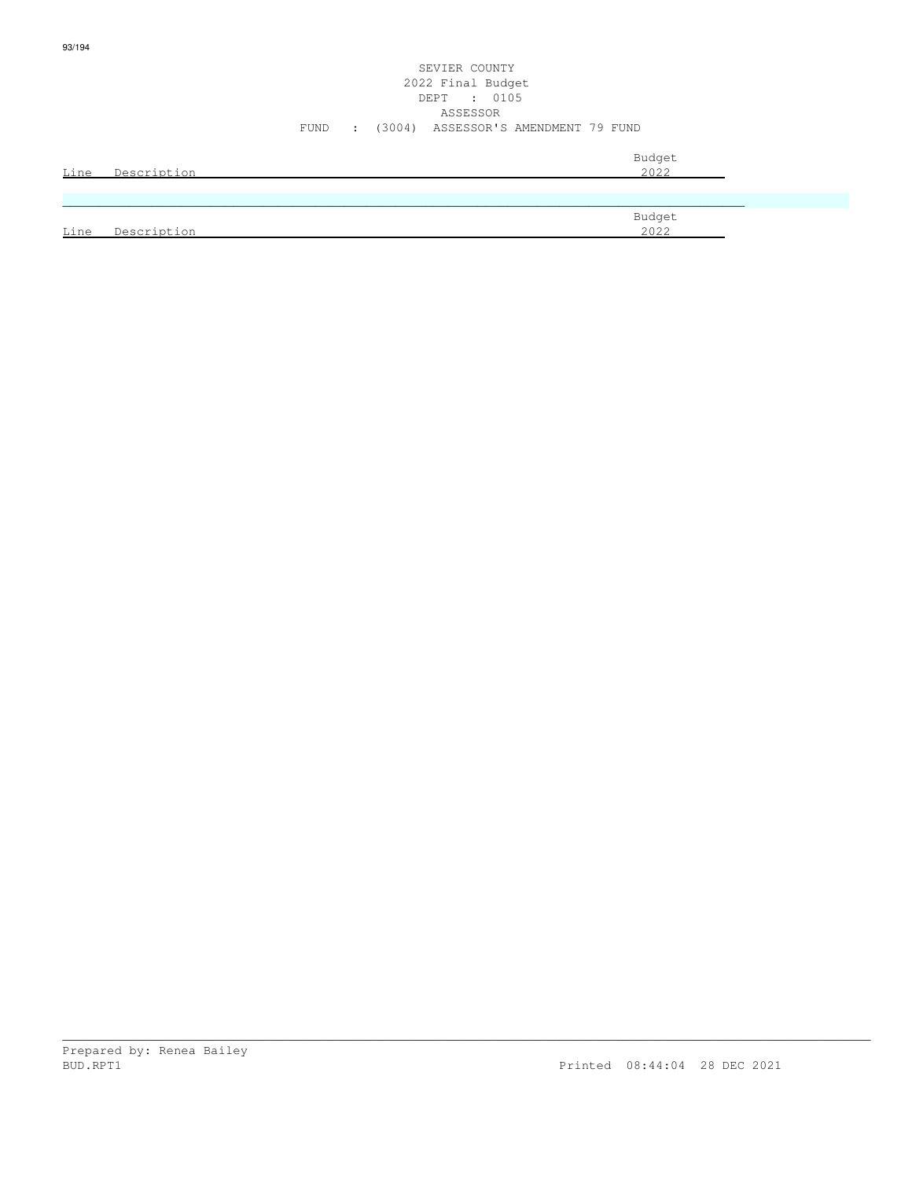SEVIER COUNTY
2022 Final Budget
DEPT : 0105
ASSESSOR
FUND : (3004) ASSESSOR'S AMENDMENT 79 FUND

| Line | Description | Budget 2022 |
|---|---|---|

| Line | Description | Budget 2022 |
|---|---|---|

Prepared by: Renea Bailey
BUD.RPT1 Printed 08:44:04 28 DEC 2021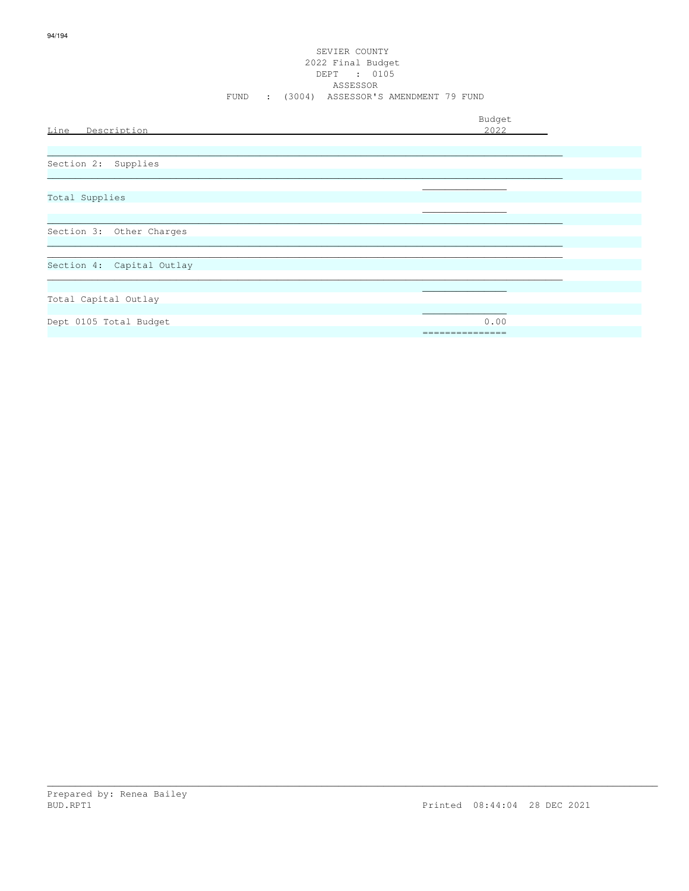SEVIER COUNTY
2022 Final Budget
DEPT : 0105
ASSESSOR
FUND : (3004) ASSESSOR'S AMENDMENT 79 FUND

| Line Description | Budget 2022 |
|---|---|
| Section 2: Supplies | |
| Total Supplies | |
| Section 3: Other Charges | |
| Section 4: Capital Outlay | |
| Total Capital Outlay | |
| Dept 0105 Total Budget | 0.00 |

Prepared by: Renea Bailey
BUD.RPT1 Printed 08:44:04 28 DEC 2021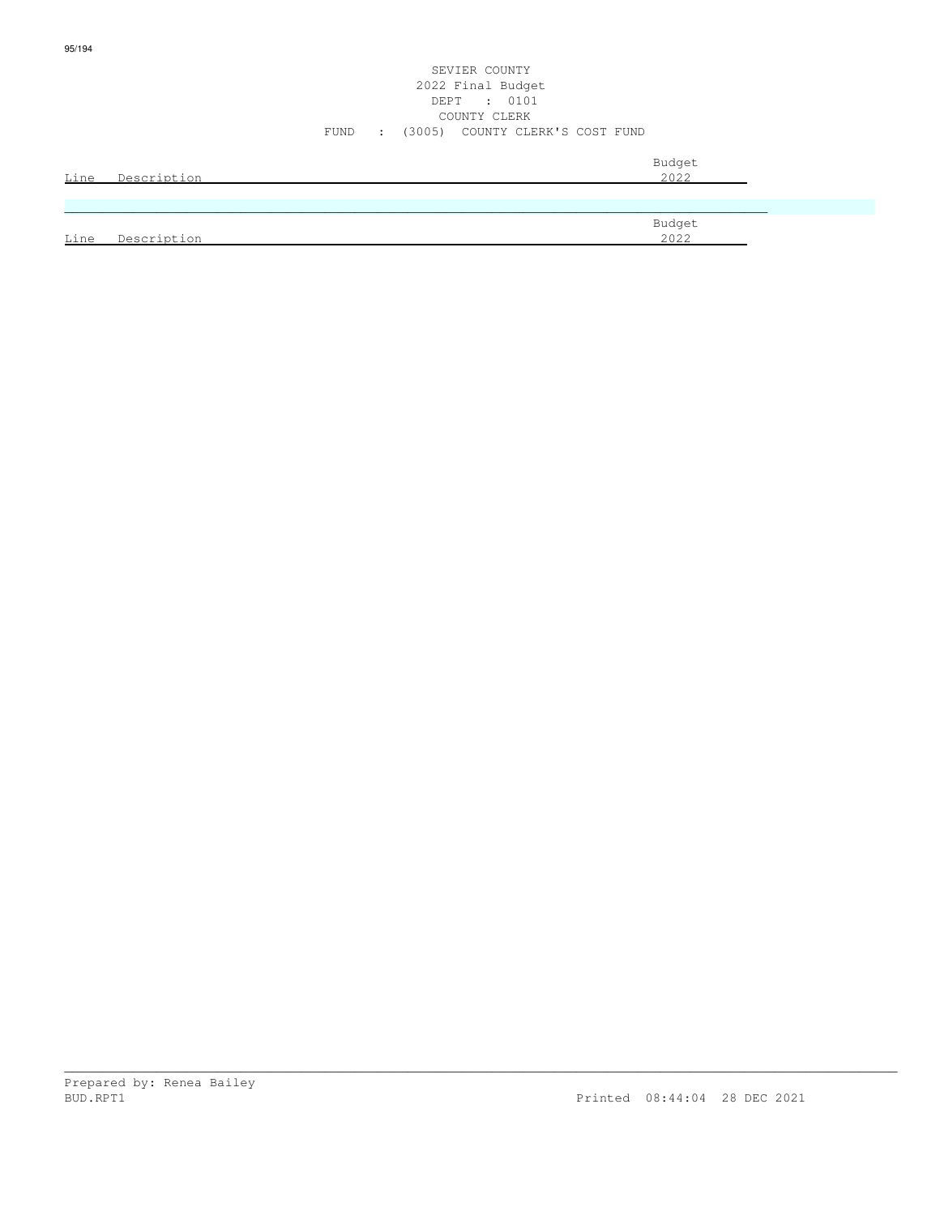SEVIER COUNTY
2022 Final Budget
DEPT : 0101
COUNTY CLERK
FUND : (3005) COUNTY CLERK'S COST FUND

| Line | Description | Budget 2022 |
|---|---|---|

| Line | Description | Budget 2022 |
|---|---|---|

Prepared by: Renea Bailey
BUD.RPT1 Printed 08:44:04 28 DEC 2021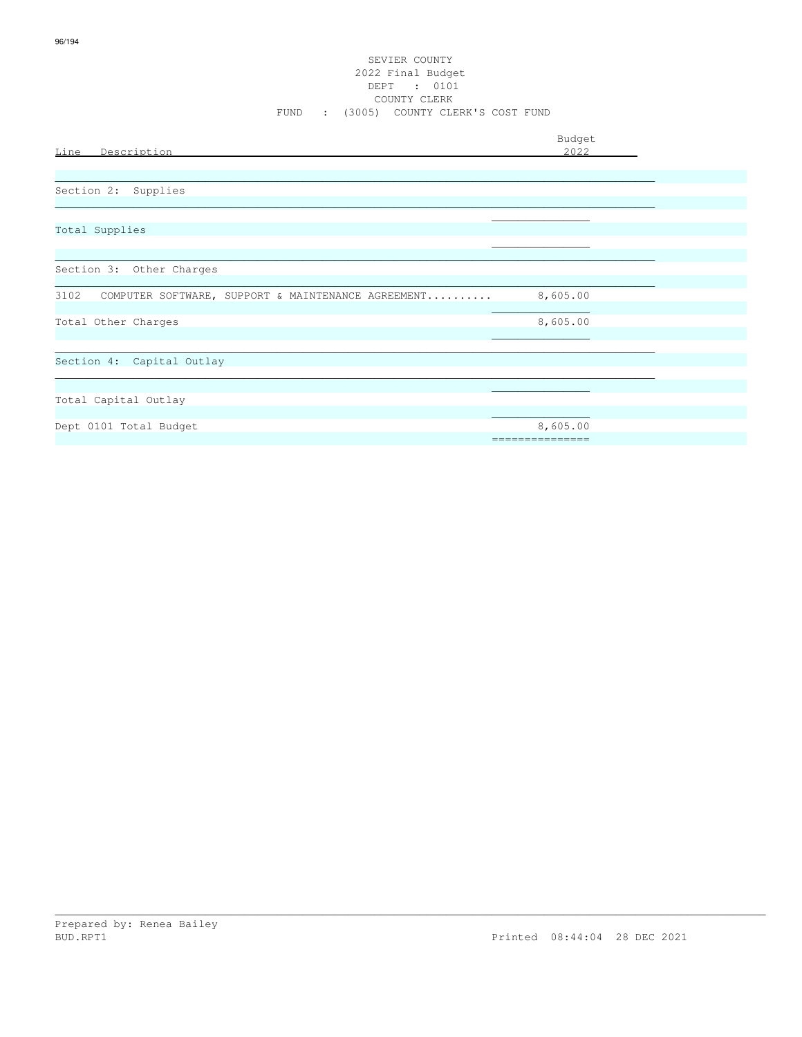SEVIER COUNTY
2022 Final Budget
DEPT : 0101
COUNTY CLERK
FUND : (3005) COUNTY CLERK'S COST FUND

| Line Description | Budget 2022 |
|---|---|
| Section 2: Supplies | |
| Total Supplies | |
| Section 3: Other Charges | |
| 3102 COMPUTER SOFTWARE, SUPPORT & MAINTENANCE AGREEMENT.......... | 8,605.00 |
| Total Other Charges | 8,605.00 |
| Section 4: Capital Outlay | |
| Total Capital Outlay | |
| Dept 0101 Total Budget | 8,605.00 |

Prepared by: Renea Bailey
BUD.RPT1 Printed 08:44:04 28 DEC 2021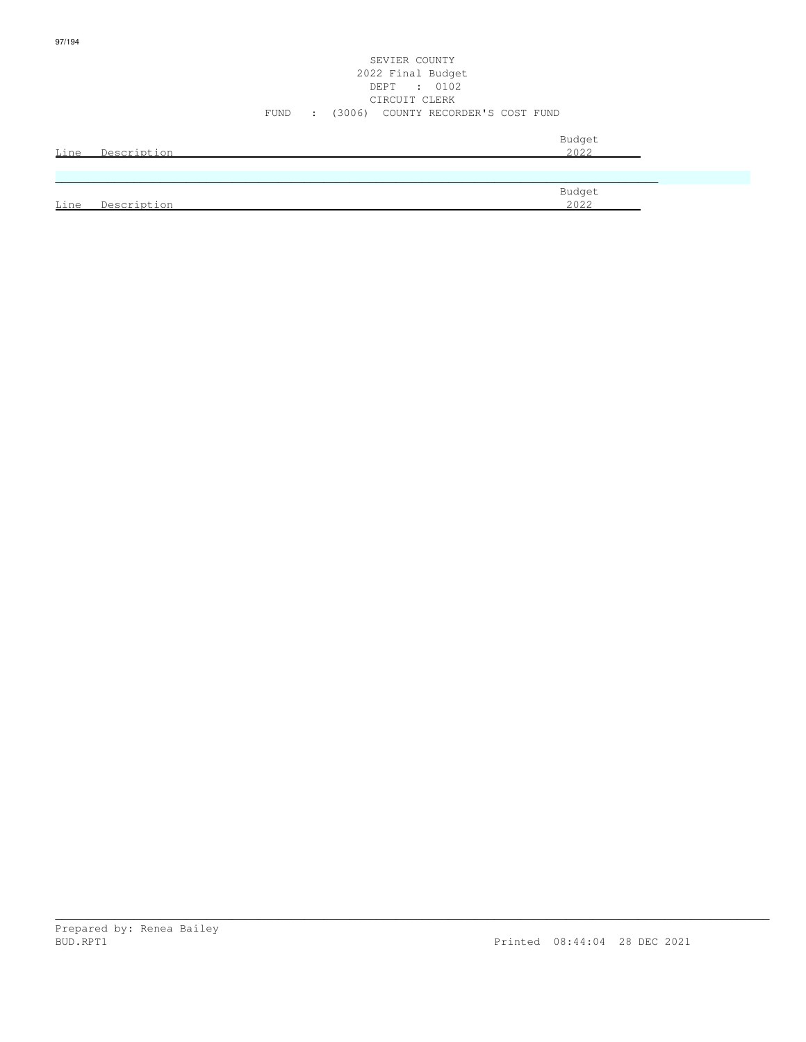SEVIER COUNTY
2022 Final Budget
DEPT : 0102
CIRCUIT CLERK
FUND : (3006) COUNTY RECORDER'S COST FUND

| Line | Description | Budget 2022 |
|---|---|---|

| Line | Description | Budget 2022 |
|---|---|---|

Prepared by: Renea Bailey
BUD.RPT1 Printed 08:44:04 28 DEC 2021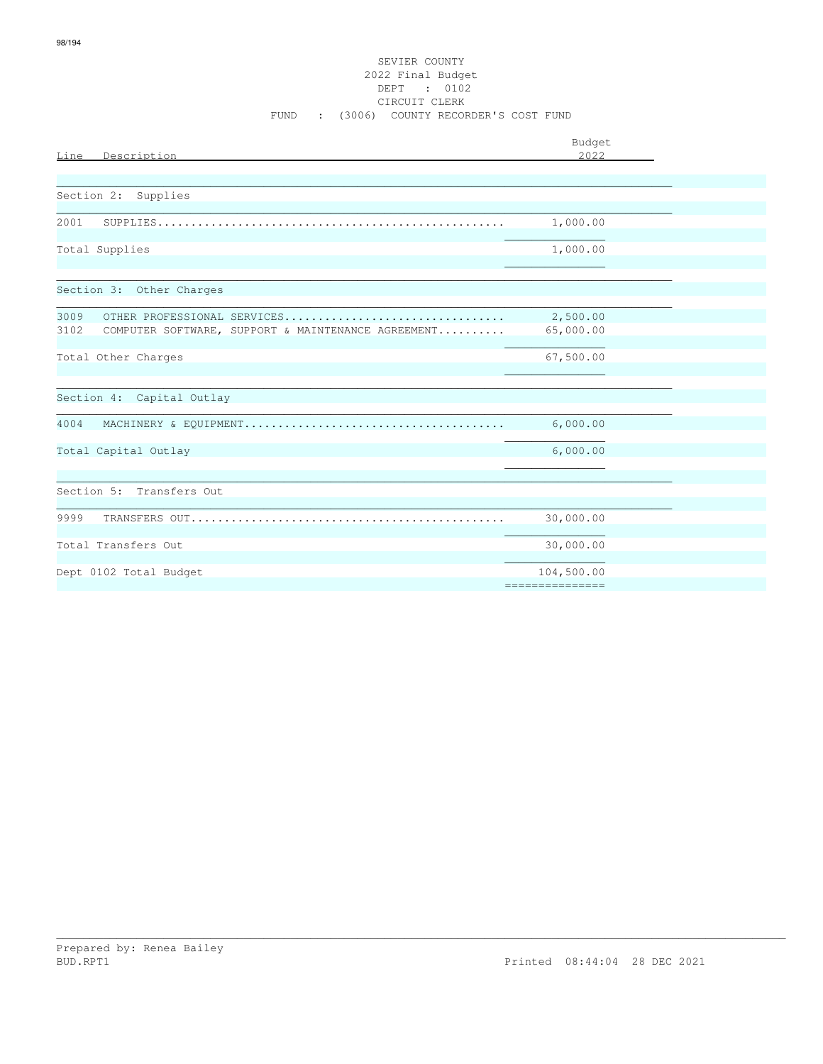SEVIER COUNTY
2022 Final Budget
DEPT : 0102
CIRCUIT CLERK
FUND : (3006) COUNTY RECORDER'S COST FUND

| Line Description | Budget 2022 |
|---|---|
| **Section 2: Supplies** | |
| 2001 SUPPLIES | 1,000.00 |
| Total Supplies | 1,000.00 |
| **Section 3: Other Charges** | |
| 3009 OTHER PROFESSIONAL SERVICES | 2,500.00 |
| 3102 COMPUTER SOFTWARE, SUPPORT & MAINTENANCE AGREEMENT | 65,000.00 |
| Total Other Charges | 67,500.00 |
| **Section 4: Capital Outlay** | |
| 4004 MACHINERY & EQUIPMENT | 6,000.00 |
| Total Capital Outlay | 6,000.00 |
| **Section 5: Transfers Out** | |
| 9999 TRANSFERS OUT | 30,000.00 |
| Total Transfers Out | 30,000.00 |
| Dept 0102 Total Budget | 104,500.00 |

Prepared by: Renea Bailey
BUD.RPT1 Printed 08:44:04 28 DEC 2021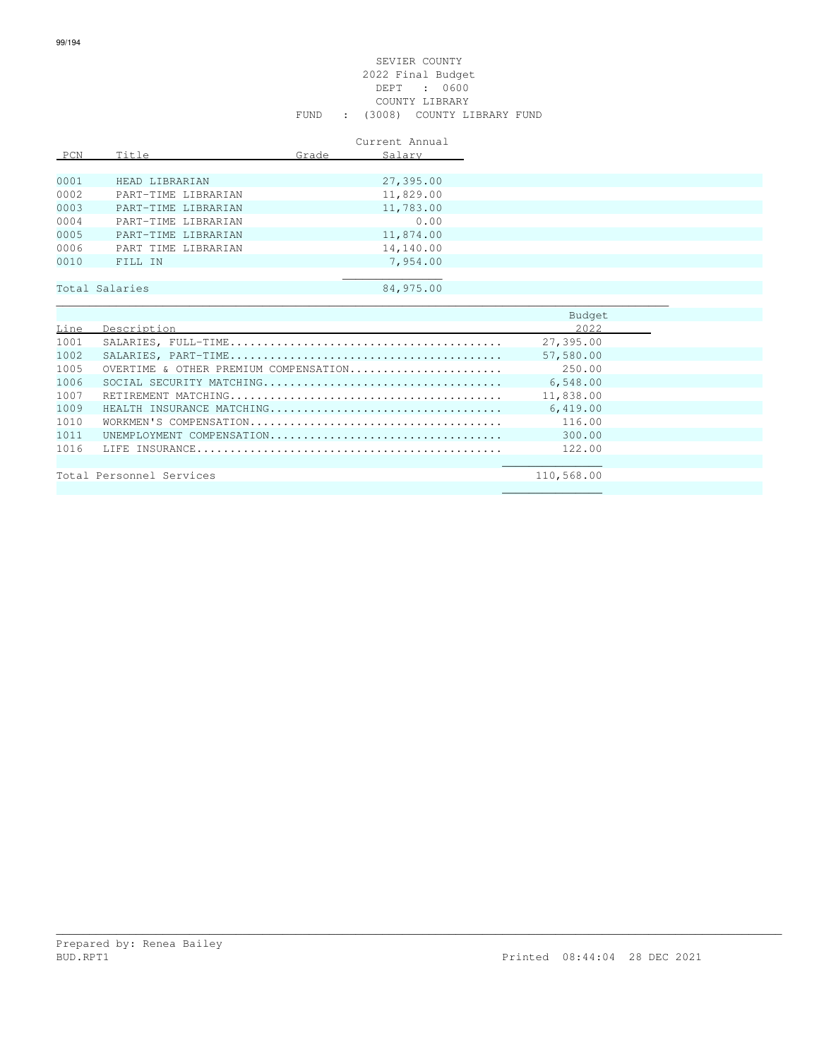SEVIER COUNTY
2022 Final Budget
DEPT : 0600
COUNTY LIBRARY
FUND : (3008) COUNTY LIBRARY FUND

| PCN | Title | Grade | Current Annual Salary |
|---|---|---|---|
| 0001 | HEAD LIBRARIAN | | 27,395.00 |
| 0002 | PART-TIME LIBRARIAN | | 11,829.00 |
| 0003 | PART-TIME LIBRARIAN | | 11,783.00 |
| 0004 | PART-TIME LIBRARIAN | | 0.00 |
| 0005 | PART-TIME LIBRARIAN | | 11,874.00 |
| 0006 | PART TIME LIBRARIAN | | 14,140.00 |
| 0010 | FILL IN | | 7,954.00 |
| Total Salaries | | | 84,975.00 |

| Line | Description | Budget 2022 |
|---|---|---|
| 1001 | SALARIES, FULL-TIME........................................ | 27,395.00 |
| 1002 | SALARIES, PART-TIME........................................ | 57,580.00 |
| 1005 | OVERTIME & OTHER PREMIUM COMPENSATION....................... | 250.00 |
| 1006 | SOCIAL SECURITY MATCHING.................................... | 6,548.00 |
| 1007 | RETIREMENT MATCHING......................................... | 11,838.00 |
| 1009 | HEALTH INSURANCE MATCHING................................... | 6,419.00 |
| 1010 | WORKMEN'S COMPENSATION...................................... | 116.00 |
| 1011 | UNEMPLOYMENT COMPENSATION................................... | 300.00 |
| 1016 | LIFE INSURANCE.............................................. | 122.00 |
| Total Personnel Services | | 110,568.00 |

Prepared by: Renea Bailey
BUD.RPT1 Printed 08:44:04 28 DEC 2021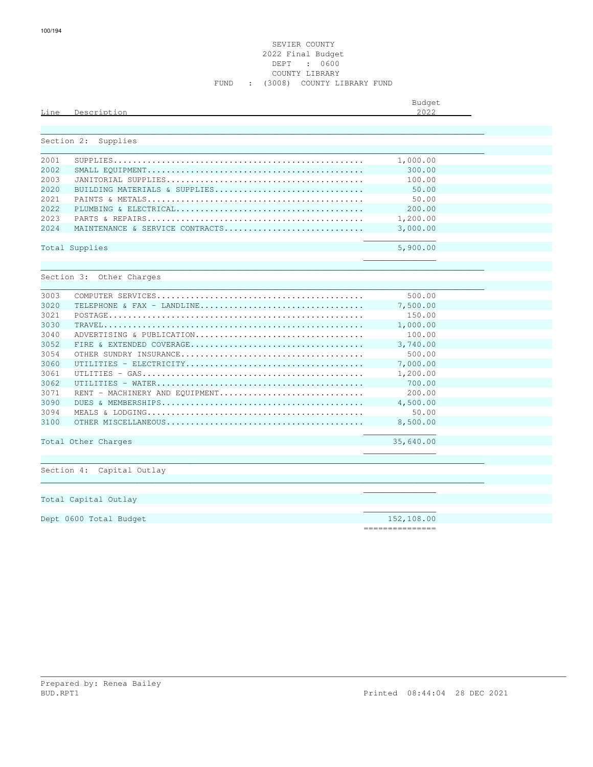SEVIER COUNTY
2022 Final Budget
DEPT : 0600
COUNTY LIBRARY
FUND : (3008) COUNTY LIBRARY FUND

| Line | Description | Budget 2022 |
|---|---|---|
| **Section 2: Supplies** | | |
| 2001 | SUPPLIES | 1,000.00 |
| 2002 | SMALL EQUIPMENT | 300.00 |
| 2003 | JANITORIAL SUPPLIES | 100.00 |
| 2020 | BUILDING MATERIALS & SUPPLIES | 50.00 |
| 2021 | PAINTS & METALS | 50.00 |
| 2022 | PLUMBING & ELECTRICAL | 200.00 |
| 2023 | PARTS & REPAIRS | 1,200.00 |
| 2024 | MAINTENANCE & SERVICE CONTRACTS | 3,000.00 |
| Total Supplies | | 5,900.00 |
| **Section 3: Other Charges** | | |
| 3003 | COMPUTER SERVICES | 500.00 |
| 3020 | TELEPHONE & FAX - LANDLINE | 7,500.00 |
| 3021 | POSTAGE | 150.00 |
| 3030 | TRAVEL | 1,000.00 |
| 3040 | ADVERTISING & PUBLICATION | 100.00 |
| 3052 | FIRE & EXTENDED COVERAGE | 3,740.00 |
| 3054 | OTHER SUNDRY INSURANCE | 500.00 |
| 3060 | UTILITIES - ELECTRICITY | 7,000.00 |
| 3061 | UTLITIES - GAS | 1,200.00 |
| 3062 | UTILITIES - WATER | 700.00 |
| 3071 | RENT - MACHINERY AND EQUIPMENT | 200.00 |
| 3090 | DUES & MEMBERSHIPS | 4,500.00 |
| 3094 | MEALS & LODGING | 50.00 |
| 3100 | OTHER MISCELLANEOUS | 8,500.00 |
| Total Other Charges | | 35,640.00 |
| **Section 4: Capital Outlay** | | |
| Total Capital Outlay | | |
| Dept 0600 Total Budget | | 152,108.00 |

Prepared by: Renea Bailey
BUD.RPT1 Printed 08:44:04 28 DEC 2021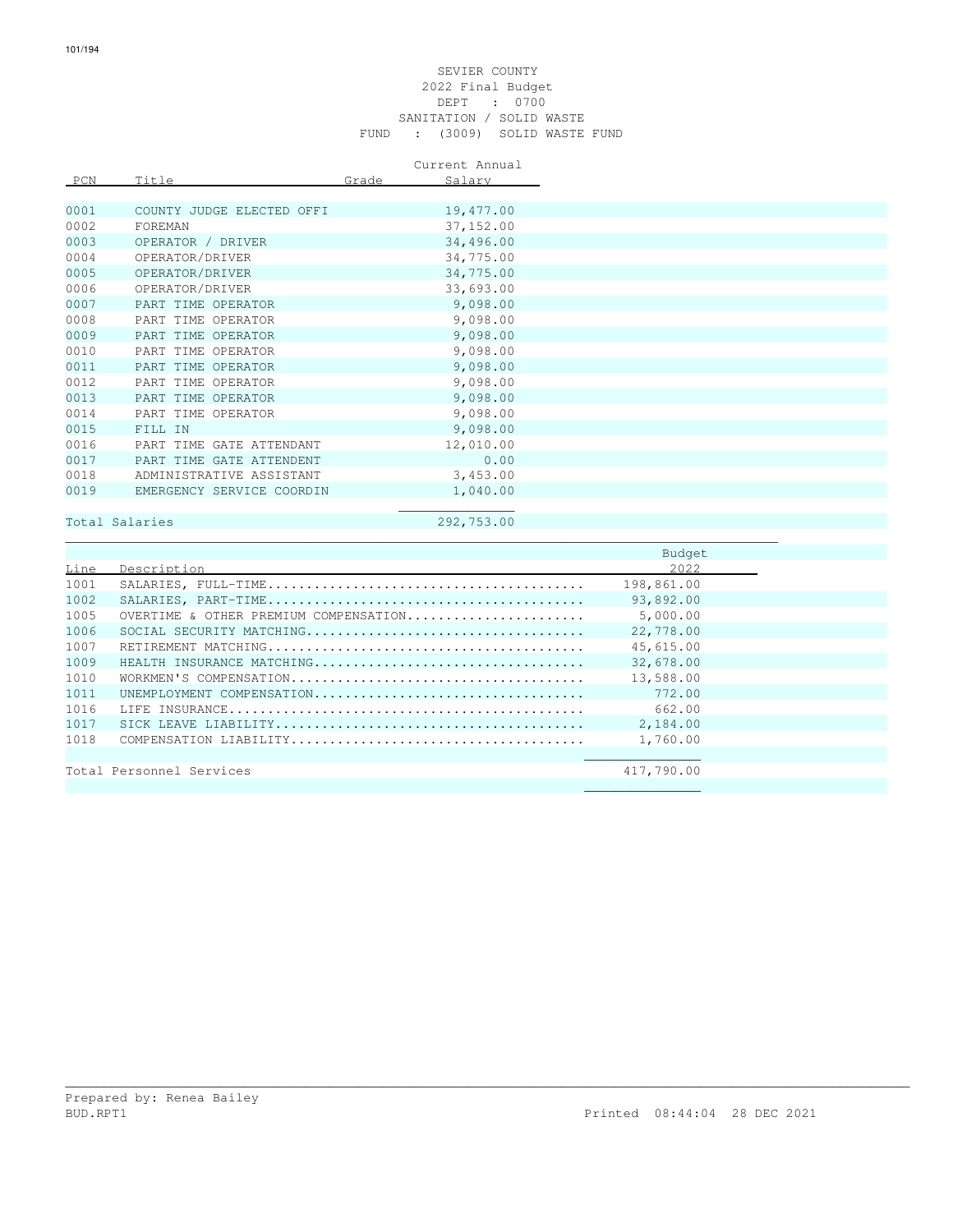SEVIER COUNTY
2022 Final Budget
DEPT : 0700
SANITATION / SOLID WASTE
FUND : (3009) SOLID WASTE FUND

| PCN | Title | Grade | Current Annual Salary |
|---|---|---|---|
| 0001 | COUNTY JUDGE ELECTED OFFI | | 19,477.00 |
| 0002 | FOREMAN | | 37,152.00 |
| 0003 | OPERATOR / DRIVER | | 34,496.00 |
| 0004 | OPERATOR/DRIVER | | 34,775.00 |
| 0005 | OPERATOR/DRIVER | | 34,775.00 |
| 0006 | OPERATOR/DRIVER | | 33,693.00 |
| 0007 | PART TIME OPERATOR | | 9,098.00 |
| 0008 | PART TIME OPERATOR | | 9,098.00 |
| 0009 | PART TIME OPERATOR | | 9,098.00 |
| 0010 | PART TIME OPERATOR | | 9,098.00 |
| 0011 | PART TIME OPERATOR | | 9,098.00 |
| 0012 | PART TIME OPERATOR | | 9,098.00 |
| 0013 | PART TIME OPERATOR | | 9,098.00 |
| 0014 | PART TIME OPERATOR | | 9,098.00 |
| 0015 | FILL IN | | 9,098.00 |
| 0016 | PART TIME GATE ATTENDANT | | 12,010.00 |
| 0017 | PART TIME GATE ATTENDENT | | 0.00 |
| 0018 | ADMINISTRATIVE ASSISTANT | | 3,453.00 |
| 0019 | EMERGENCY SERVICE COORDIN | | 1,040.00 |
| Total Salaries | | | 292,753.00 |

| Line | Description | Budget 2022 |
|---|---|---|
| 1001 | SALARIES, FULL-TIME........................................ | 198,861.00 |
| 1002 | SALARIES, PART-TIME........................................ | 93,892.00 |
| 1005 | OVERTIME & OTHER PREMIUM COMPENSATION...................... | 5,000.00 |
| 1006 | SOCIAL SECURITY MATCHING................................... | 22,778.00 |
| 1007 | RETIREMENT MATCHING........................................ | 45,615.00 |
| 1009 | HEALTH INSURANCE MATCHING.................................. | 32,678.00 |
| 1010 | WORKMEN'S COMPENSATION..................................... | 13,588.00 |
| 1011 | UNEMPLOYMENT COMPENSATION.................................. | 772.00 |
| 1016 | LIFE INSURANCE............................................. | 662.00 |
| 1017 | SICK LEAVE LIABILITY....................................... | 2,184.00 |
| 1018 | COMPENSATION LIABILITY..................................... | 1,760.00 |
| Total Personnel Services | | 417,790.00 |

Prepared by: Renea Bailey
BUD.RPT1 Printed 08:44:04 28 DEC 2021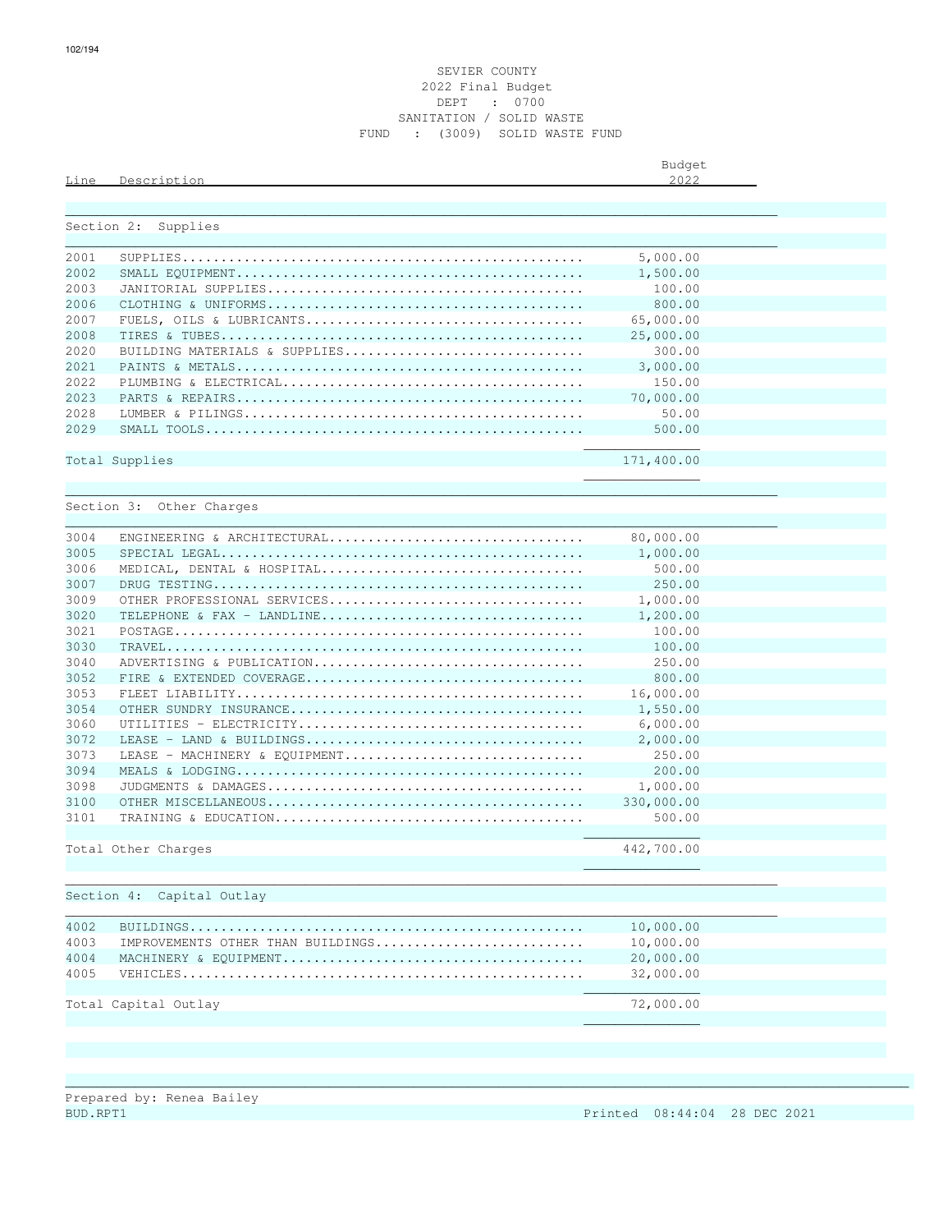SEVIER COUNTY
2022 Final Budget
DEPT : 0700
SANITATION / SOLID WASTE
FUND : (3009) SOLID WASTE FUND

| Line | Description | Budget 2022 |
|---|---|---|
| **Section 2: Supplies** | | |
| 2001 | SUPPLIES | 5,000.00 |
| 2002 | SMALL EQUIPMENT | 1,500.00 |
| 2003 | JANITORIAL SUPPLIES | 100.00 |
| 2006 | CLOTHING & UNIFORMS | 800.00 |
| 2007 | FUELS, OILS & LUBRICANTS | 65,000.00 |
| 2008 | TIRES & TUBES | 25,000.00 |
| 2020 | BUILDING MATERIALS & SUPPLIES | 300.00 |
| 2021 | PAINTS & METALS | 3,000.00 |
| 2022 | PLUMBING & ELECTRICAL | 150.00 |
| 2023 | PARTS & REPAIRS | 70,000.00 |
| 2028 | LUMBER & PILINGS | 50.00 |
| 2029 | SMALL TOOLS | 500.00 |
| Total Supplies | | 171,400.00 |
| **Section 3: Other Charges** | | |
| 3004 | ENGINEERING & ARCHITECTURAL | 80,000.00 |
| 3005 | SPECIAL LEGAL | 1,000.00 |
| 3006 | MEDICAL, DENTAL & HOSPITAL | 500.00 |
| 3007 | DRUG TESTING | 250.00 |
| 3009 | OTHER PROFESSIONAL SERVICES | 1,000.00 |
| 3020 | TELEPHONE & FAX - LANDLINE | 1,200.00 |
| 3021 | POSTAGE | 100.00 |
| 3030 | TRAVEL | 100.00 |
| 3040 | ADVERTISING & PUBLICATION | 250.00 |
| 3052 | FIRE & EXTENDED COVERAGE | 800.00 |
| 3053 | FLEET LIABILITY | 16,000.00 |
| 3054 | OTHER SUNDRY INSURANCE | 1,550.00 |
| 3060 | UTILITIES - ELECTRICITY | 6,000.00 |
| 3072 | LEASE - LAND & BUILDINGS | 2,000.00 |
| 3073 | LEASE - MACHINERY & EQUIPMENT | 250.00 |
| 3094 | MEALS & LODGING | 200.00 |
| 3098 | JUDGMENTS & DAMAGES | 1,000.00 |
| 3100 | OTHER MISCELLANEOUS | 330,000.00 |
| 3101 | TRAINING & EDUCATION | 500.00 |
| Total Other Charges | | 442,700.00 |
| **Section 4: Capital Outlay** | | |
| 4002 | BUILDINGS | 10,000.00 |
| 4003 | IMPROVEMENTS OTHER THAN BUILDINGS | 10,000.00 |
| 4004 | MACHINERY & EQUIPMENT | 20,000.00 |
| 4005 | VEHICLES | 32,000.00 |
| Total Capital Outlay | | 72,000.00 |

Prepared by: Renea Bailey
BUD.RPT1 Printed 08:44:04 28 DEC 2021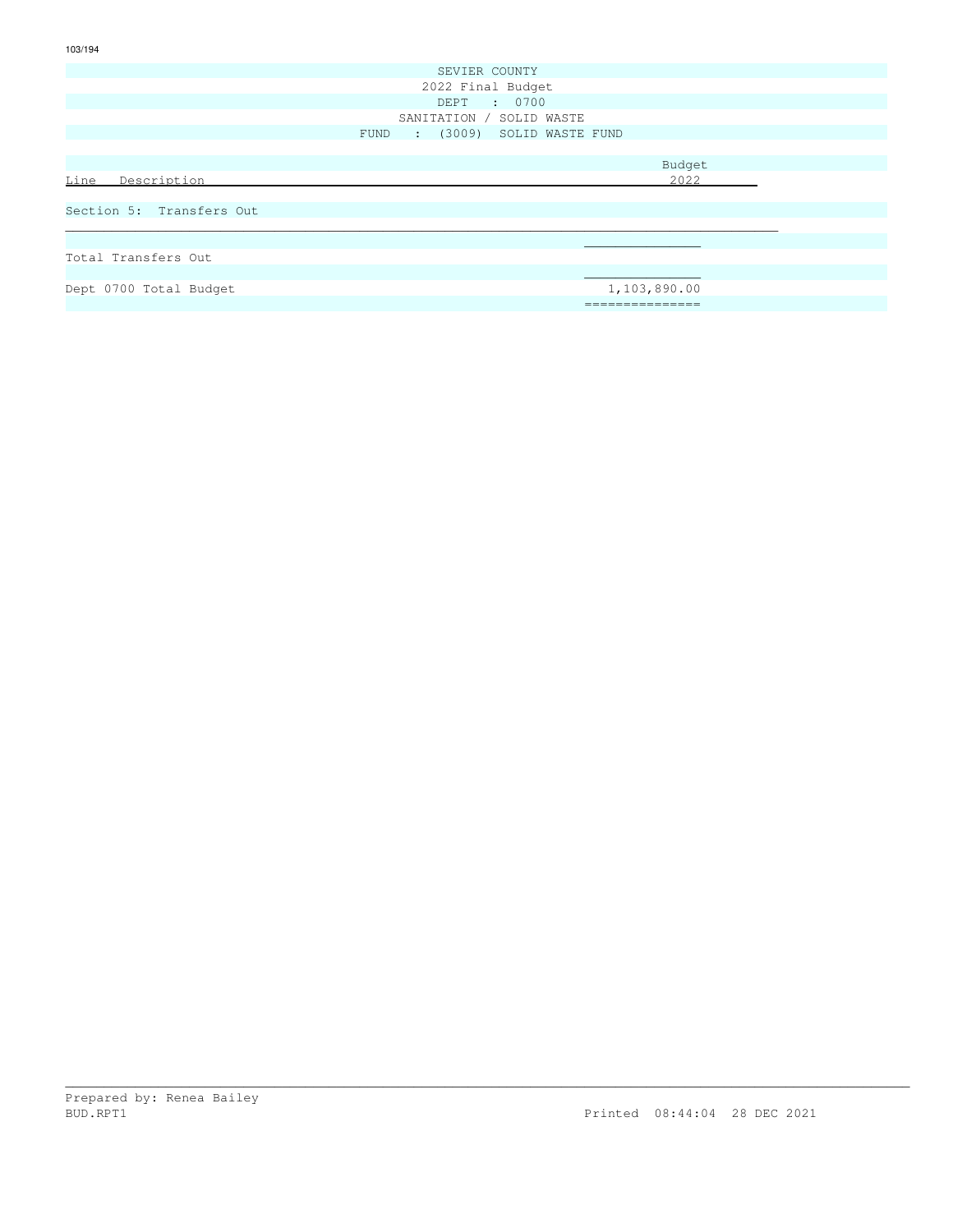SEVIER COUNTY

2022 Final Budget

DEPT : 0700

SANITATION / SOLID WASTE

FUND : (3009) SOLID WASTE FUND

| Line Description | Budget 2022 |
|---|---|
| Section 5: Transfers Out | |
| Total Transfers Out | |
| Dept 0700 Total Budget | 1,103,890.00 |

Prepared by: Renea Bailey

BUD.RPT1 Printed 08:44:04 28 DEC 2021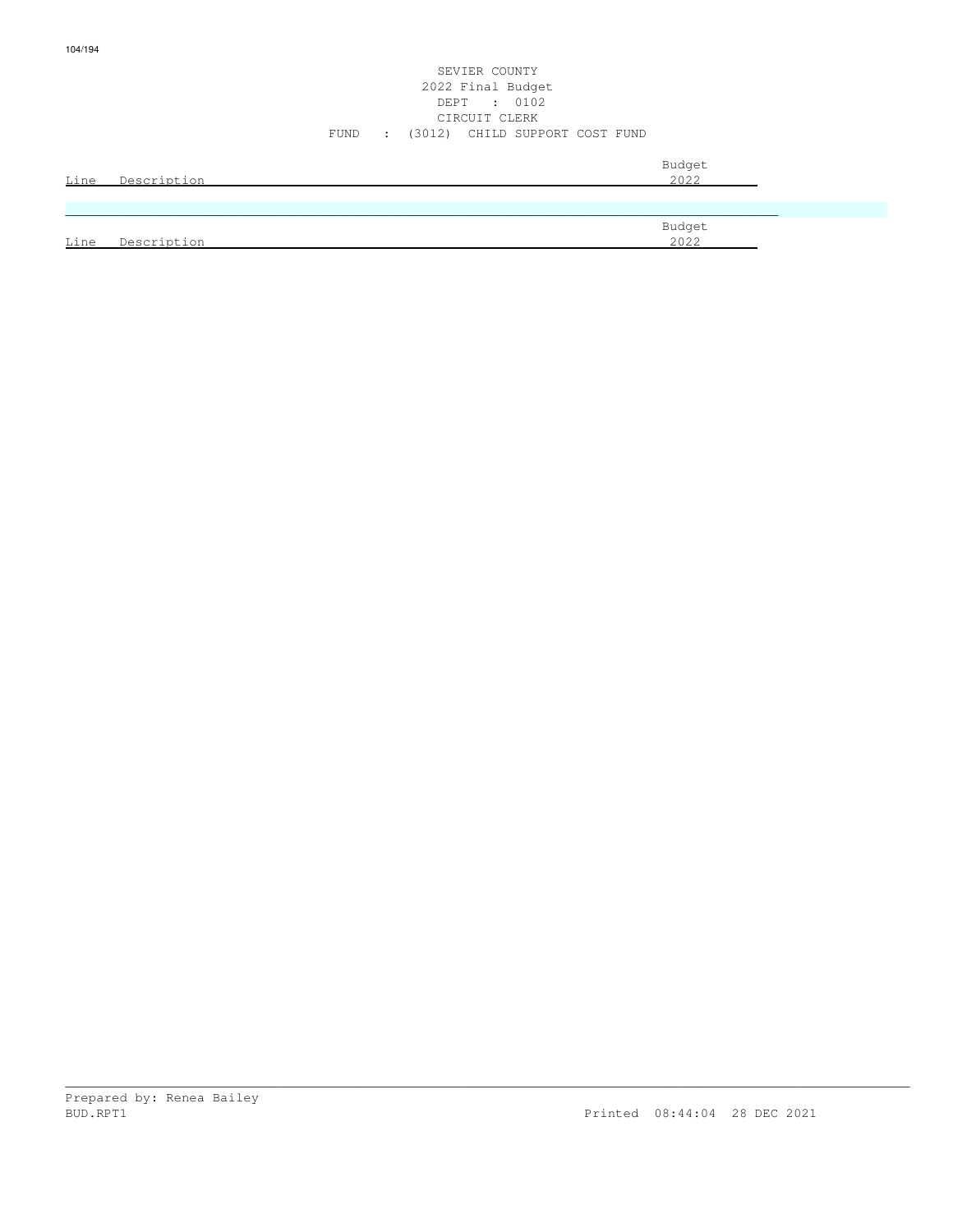SEVIER COUNTY
2022 Final Budget
DEPT : 0102
CIRCUIT CLERK
FUND : (3012) CHILD SUPPORT COST FUND

| Line | Description | Budget 2022 |
| --- | --- | --- |

| Line | Description | Budget 2022 |
| --- | --- | --- |

Prepared by: Renea Bailey
BUD.RPT1 Printed 08:44:04 28 DEC 2021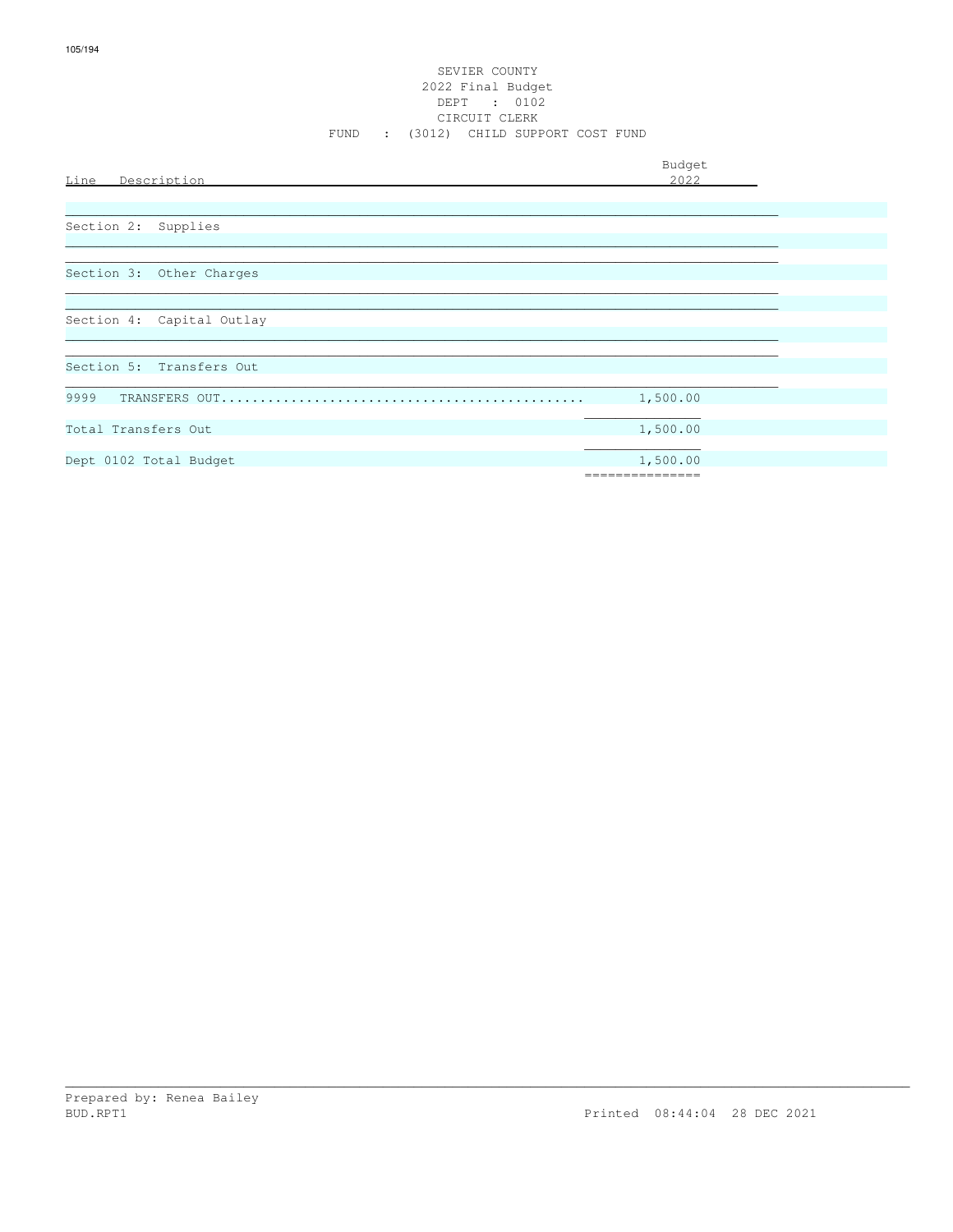SEVIER COUNTY
2022 Final Budget
DEPT : 0102
CIRCUIT CLERK
FUND : (3012) CHILD SUPPORT COST FUND

| Line | Description | Budget 2022 |
|---|---|---|
| | Section 2: Supplies | |
| | Section 3: Other Charges | |
| | Section 4: Capital Outlay | |
| | Section 5: Transfers Out | |
| 9999 | TRANSFERS OUT............................................. | 1,500.00 |
| | Total Transfers Out | 1,500.00 |
| | Dept 0102 Total Budget | 1,500.00 |

Prepared by: Renea Bailey
BUD.RPT1 Printed 08:44:04 28 DEC 2021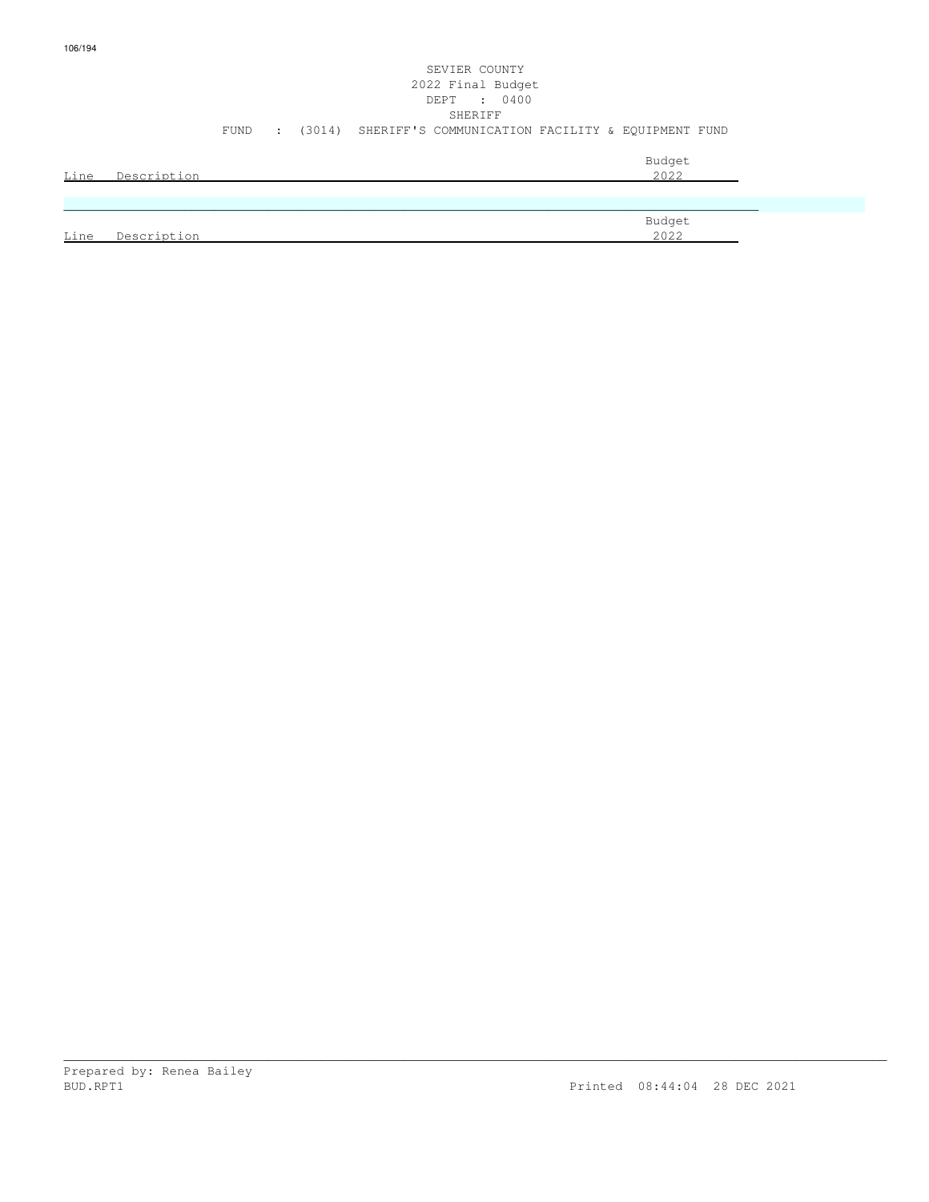SEVIER COUNTY
2022 Final Budget
DEPT : 0400
SHERIFF
FUND : (3014) SHERIFF'S COMMUNICATION FACILITY & EQUIPMENT FUND

| Line | Description | Budget 2022 |
| --- | --- | --- |

| Line | Description | Budget 2022 |
| --- | --- | --- |

Prepared by: Renea Bailey
BUD.RPT1 Printed 08:44:04 28 DEC 2021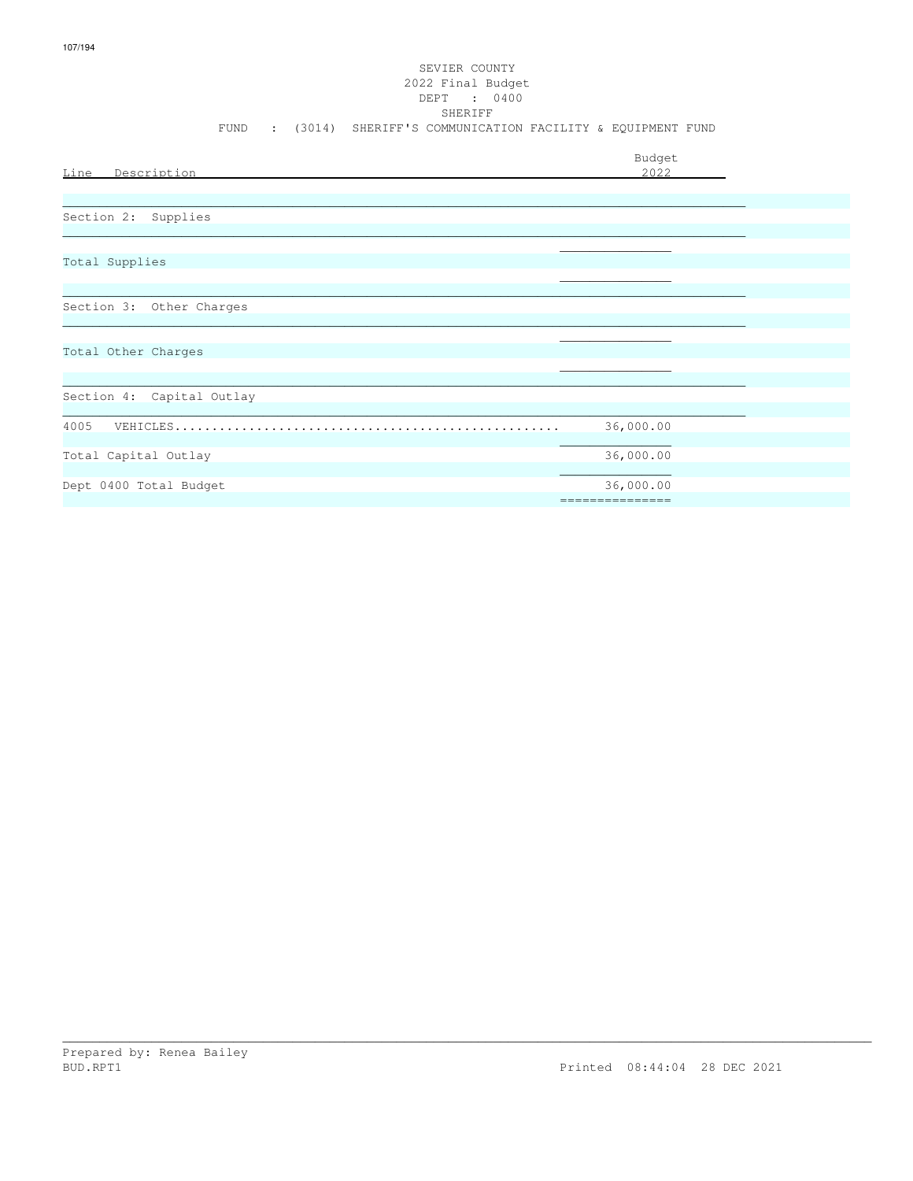SEVIER COUNTY
2022 Final Budget
DEPT : 0400
SHERIFF
FUND : (3014) SHERIFF'S COMMUNICATION FACILITY & EQUIPMENT FUND

| Line Description | Budget 2022 |
|---|---|
| **Section 2: Supplies** | |
| Total Supplies | |
| **Section 3: Other Charges** | |
| Total Other Charges | |
| **Section 4: Capital Outlay** | |
| 4005 VEHICLES | 36,000.00 |
| Total Capital Outlay | 36,000.00 |
| Dept 0400 Total Budget | 36,000.00 |

Prepared by: Renea Bailey
BUD.RPT1 Printed 08:44:04 28 DEC 2021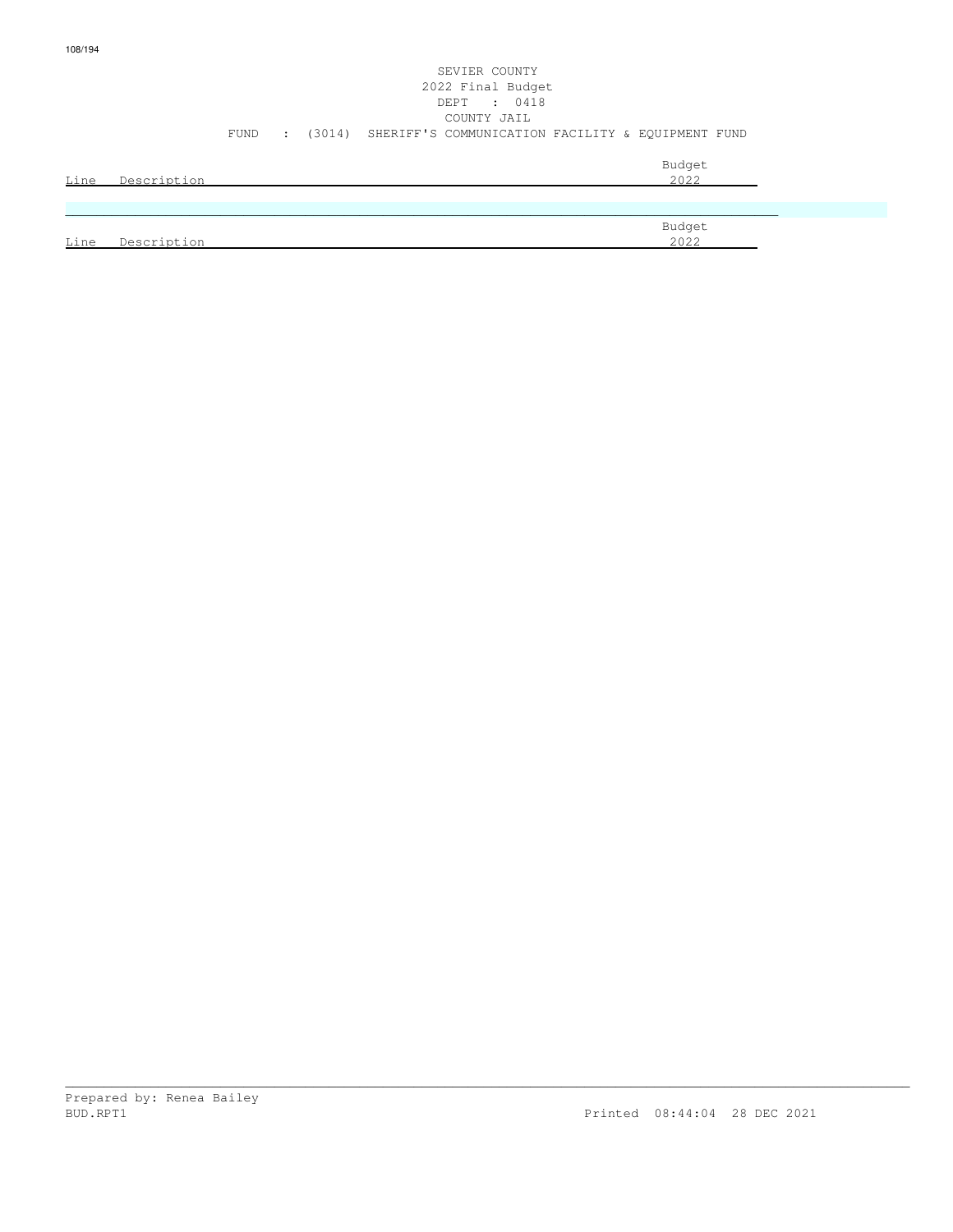SEVIER COUNTY
2022 Final Budget
DEPT : 0418
COUNTY JAIL
FUND : (3014) SHERIFF'S COMMUNICATION FACILITY & EQUIPMENT FUND

| Line | Description | Budget 2022 |
|---|---|---|

| Line | Description | Budget 2022 |
|---|---|---|

Prepared by: Renea Bailey
BUD.RPT1 Printed 08:44:04 28 DEC 2021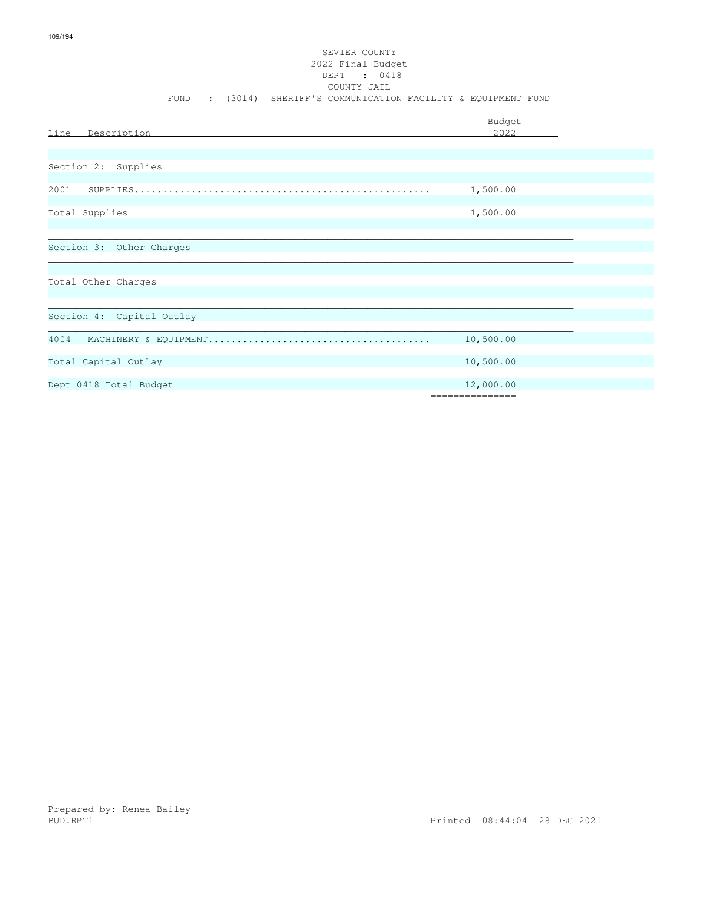SEVIER COUNTY
2022 Final Budget
DEPT : 0418
COUNTY JAIL
FUND : (3014) SHERIFF'S COMMUNICATION FACILITY & EQUIPMENT FUND

| Line Description | Budget 2022 |
|---|---|
| **Section 2: Supplies** | |
| 2001 SUPPLIES | 1,500.00 |
| Total Supplies | 1,500.00 |
| **Section 3: Other Charges** | |
| Total Other Charges | |
| **Section 4: Capital Outlay** | |
| 4004 MACHINERY & EQUIPMENT | 10,500.00 |
| Total Capital Outlay | 10,500.00 |
| Dept 0418 Total Budget | 12,000.00 |

Prepared by: Renea Bailey
BUD.RPT1 Printed 08:44:04 28 DEC 2021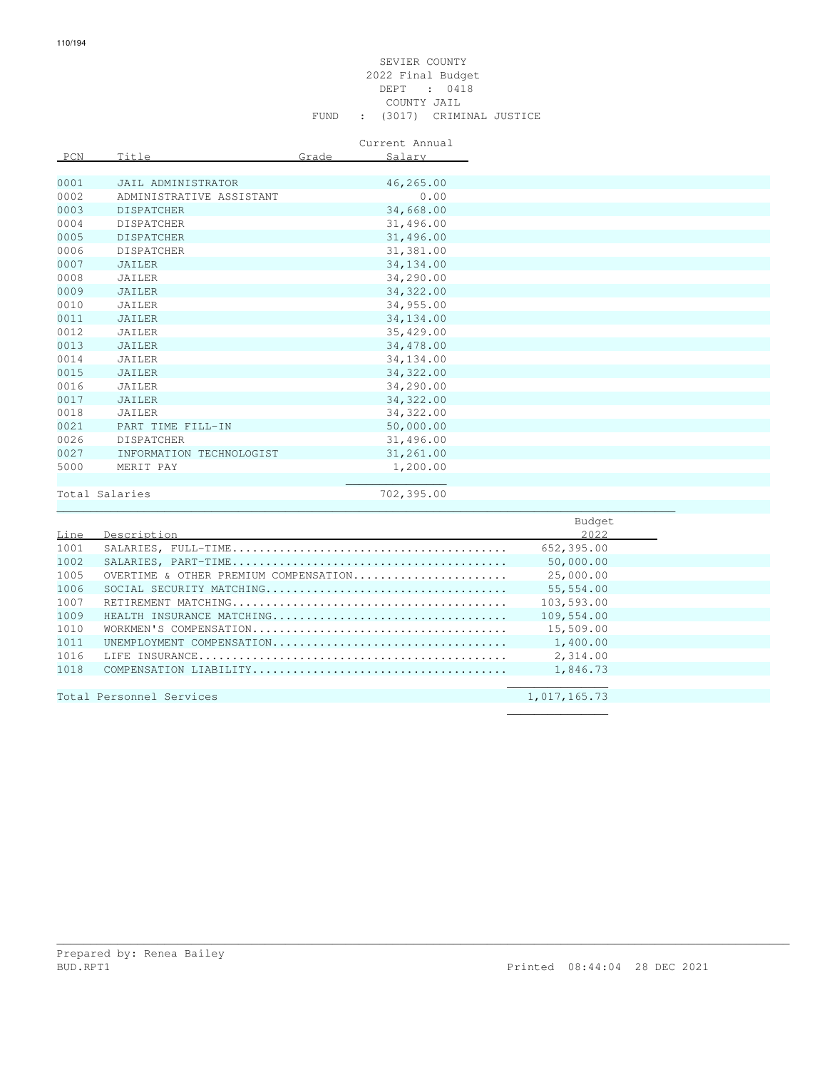SEVIER COUNTY
2022 Final Budget
DEPT : 0418
COUNTY JAIL
FUND : (3017) CRIMINAL JUSTICE

| PCN | Title | Grade | Current Annual Salary |
|---|---|---|---|
| 0001 | JAIL ADMINISTRATOR | | 46,265.00 |
| 0002 | ADMINISTRATIVE ASSISTANT | | 0.00 |
| 0003 | DISPATCHER | | 34,668.00 |
| 0004 | DISPATCHER | | 31,496.00 |
| 0005 | DISPATCHER | | 31,496.00 |
| 0006 | DISPATCHER | | 31,381.00 |
| 0007 | JAILER | | 34,134.00 |
| 0008 | JAILER | | 34,290.00 |
| 0009 | JAILER | | 34,322.00 |
| 0010 | JAILER | | 34,955.00 |
| 0011 | JAILER | | 34,134.00 |
| 0012 | JAILER | | 35,429.00 |
| 0013 | JAILER | | 34,478.00 |
| 0014 | JAILER | | 34,134.00 |
| 0015 | JAILER | | 34,322.00 |
| 0016 | JAILER | | 34,290.00 |
| 0017 | JAILER | | 34,322.00 |
| 0018 | JAILER | | 34,322.00 |
| 0021 | PART TIME FILL-IN | | 50,000.00 |
| 0026 | DISPATCHER | | 31,496.00 |
| 0027 | INFORMATION TECHNOLOGIST | | 31,261.00 |
| 5000 | MERIT PAY | | 1,200.00 |
| Total Salaries | | | 702,395.00 |

| Line | Description | Budget 2022 |
|---|---|---|
| 1001 | SALARIES, FULL-TIME........................................ | 652,395.00 |
| 1002 | SALARIES, PART-TIME........................................ | 50,000.00 |
| 1005 | OVERTIME & OTHER PREMIUM COMPENSATION...................... | 25,000.00 |
| 1006 | SOCIAL SECURITY MATCHING................................... | 55,554.00 |
| 1007 | RETIREMENT MATCHING........................................ | 103,593.00 |
| 1009 | HEALTH INSURANCE MATCHING.................................. | 109,554.00 |
| 1010 | WORKMEN'S COMPENSATION..................................... | 15,509.00 |
| 1011 | UNEMPLOYMENT COMPENSATION.................................. | 1,400.00 |
| 1016 | LIFE INSURANCE............................................. | 2,314.00 |
| 1018 | COMPENSATION LIABILITY..................................... | 1,846.73 |
| Total Personnel Services | | 1,017,165.73 |

Prepared by: Renea Bailey
BUD.RPT1 Printed 08:44:04 28 DEC 2021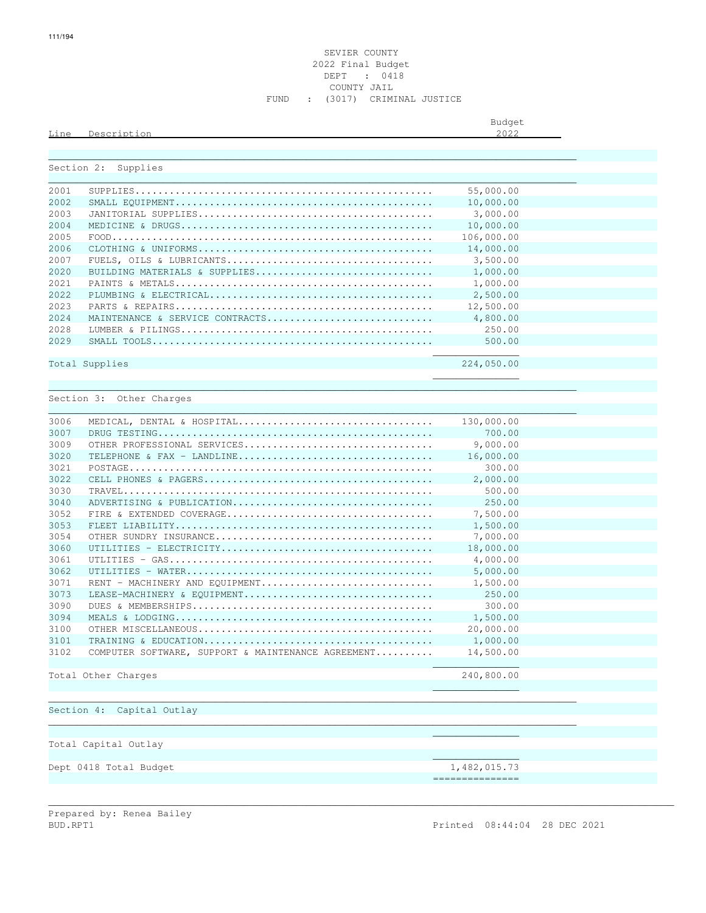SEVIER COUNTY
2022 Final Budget
DEPT : 0418
COUNTY JAIL
FUND : (3017) CRIMINAL JUSTICE

| Line | Description | Budget 2022 |
|---|---|---|
| **Section 2: Supplies** | | |
| 2001 | SUPPLIES | 55,000.00 |
| 2002 | SMALL EQUIPMENT | 10,000.00 |
| 2003 | JANITORIAL SUPPLIES | 3,000.00 |
| 2004 | MEDICINE & DRUGS | 10,000.00 |
| 2005 | FOOD | 106,000.00 |
| 2006 | CLOTHING & UNIFORMS | 14,000.00 |
| 2007 | FUELS, OILS & LUBRICANTS | 3,500.00 |
| 2020 | BUILDING MATERIALS & SUPPLIES | 1,000.00 |
| 2021 | PAINTS & METALS | 1,000.00 |
| 2022 | PLUMBING & ELECTRICAL | 2,500.00 |
| 2023 | PARTS & REPAIRS | 12,500.00 |
| 2024 | MAINTENANCE & SERVICE CONTRACTS | 4,800.00 |
| 2028 | LUMBER & PILINGS | 250.00 |
| 2029 | SMALL TOOLS | 500.00 |
| Total Supplies | | 224,050.00 |
| **Section 3: Other Charges** | | |
| 3006 | MEDICAL, DENTAL & HOSPITAL | 130,000.00 |
| 3007 | DRUG TESTING | 700.00 |
| 3009 | OTHER PROFESSIONAL SERVICES | 9,000.00 |
| 3020 | TELEPHONE & FAX - LANDLINE | 16,000.00 |
| 3021 | POSTAGE | 300.00 |
| 3022 | CELL PHONES & PAGERS | 2,000.00 |
| 3030 | TRAVEL | 500.00 |
| 3040 | ADVERTISING & PUBLICATION | 250.00 |
| 3052 | FIRE & EXTENDED COVERAGE | 7,500.00 |
| 3053 | FLEET LIABILITY | 1,500.00 |
| 3054 | OTHER SUNDRY INSURANCE | 7,000.00 |
| 3060 | UTILITIES - ELECTRICITY | 18,000.00 |
| 3061 | UTLITIES - GAS | 4,000.00 |
| 3062 | UTILITIES - WATER | 5,000.00 |
| 3071 | RENT - MACHINERY AND EQUIPMENT | 1,500.00 |
| 3073 | LEASE-MACHINERY & EQUIPMENT | 250.00 |
| 3090 | DUES & MEMBERSHIPS | 300.00 |
| 3094 | MEALS & LODGING | 1,500.00 |
| 3100 | OTHER MISCELLANEOUS | 20,000.00 |
| 3101 | TRAINING & EDUCATION | 1,000.00 |
| 3102 | COMPUTER SOFTWARE, SUPPORT & MAINTENANCE AGREEMENT | 14,500.00 |
| Total Other Charges | | 240,800.00 |
| **Section 4: Capital Outlay** | | |
| Total Capital Outlay | | |
| Dept 0418 Total Budget | | 1,482,015.73 |

Prepared by: Renea Bailey
BUD.RPT1 Printed 08:44:04 28 DEC 2021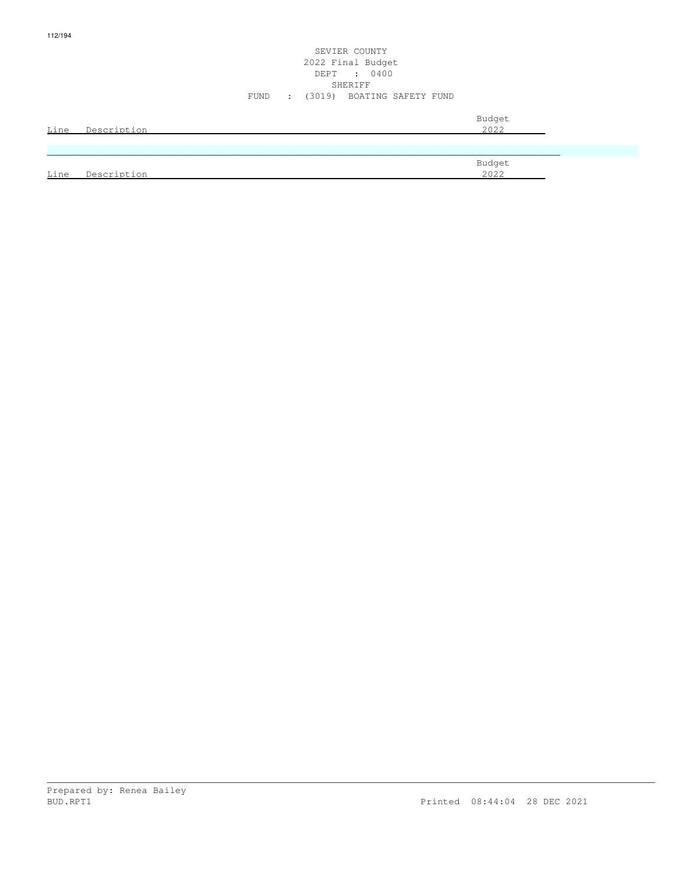SEVIER COUNTY
2022 Final Budget
DEPT : 0400
SHERIFF
FUND : (3019) BOATING SAFETY FUND

| Line | Description | Budget 2022 |
|---|---|---|

| Line | Description | Budget 2022 |
|---|---|---|

Prepared by: Renea Bailey
BUD.RPT1 Printed 08:44:04 28 DEC 2021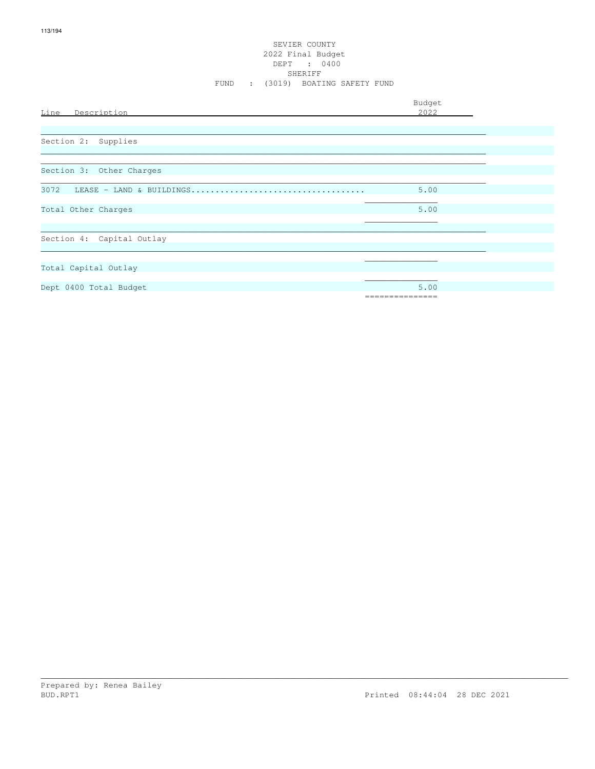SEVIER COUNTY
2022 Final Budget
DEPT : 0400
SHERIFF
FUND : (3019) BOATING SAFETY FUND

| Line Description | Budget 2022 |
|---|---|
| **Section 2: Supplies** | |
| **Section 3: Other Charges** | |
| 3072 LEASE - LAND & BUILDINGS | 5.00 |
| Total Other Charges | 5.00 |
| **Section 4: Capital Outlay** | |
| Total Capital Outlay | |
| Dept 0400 Total Budget | 5.00 |

Prepared by: Renea Bailey
BUD.RPT1 Printed 08:44:04 28 DEC 2021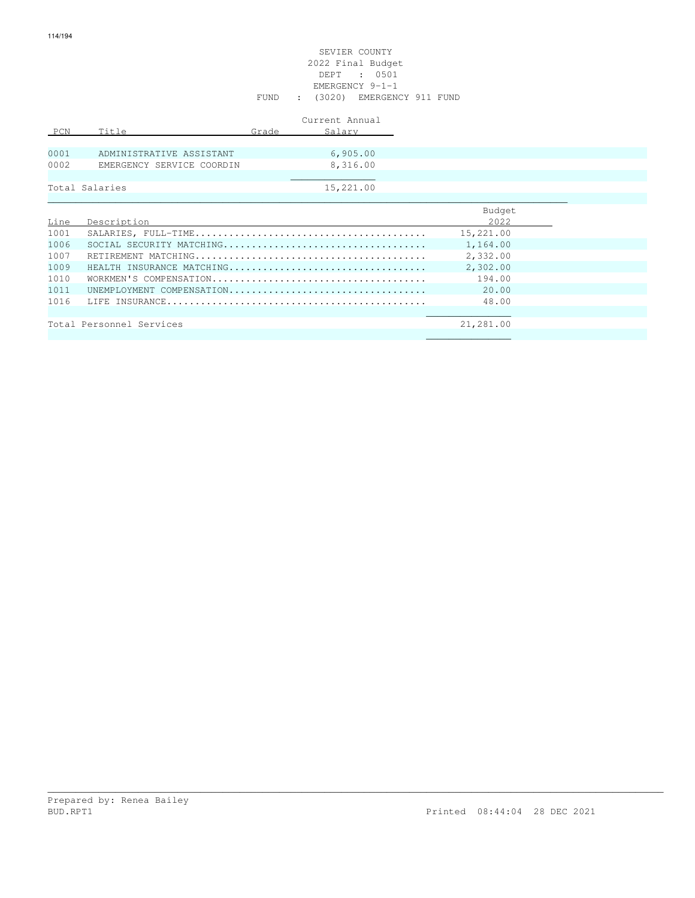SEVIER COUNTY
2022 Final Budget
DEPT : 0501
EMERGENCY 9-1-1
FUND : (3020) EMERGENCY 911 FUND

| PCN | Title | Grade | Current Annual Salary |
|---|---|---|---|
| 0001 | ADMINISTRATIVE ASSISTANT | | 6,905.00 |
| 0002 | EMERGENCY SERVICE COORDIN | | 8,316.00 |
| Total Salaries | | | 15,221.00 |

| Line | Description | Budget 2022 |
|---|---|---|
| 1001 | SALARIES, FULL-TIME........................................ | 15,221.00 |
| 1006 | SOCIAL SECURITY MATCHING................................... | 1,164.00 |
| 1007 | RETIREMENT MATCHING........................................ | 2,332.00 |
| 1009 | HEALTH INSURANCE MATCHING.................................. | 2,302.00 |
| 1010 | WORKMEN'S COMPENSATION..................................... | 194.00 |
| 1011 | UNEMPLOYMENT COMPENSATION.................................. | 20.00 |
| 1016 | LIFE INSURANCE............................................. | 48.00 |
| Total Personnel Services | | 21,281.00 |

Prepared by: Renea Bailey
BUD.RPT1 Printed 08:44:04 28 DEC 2021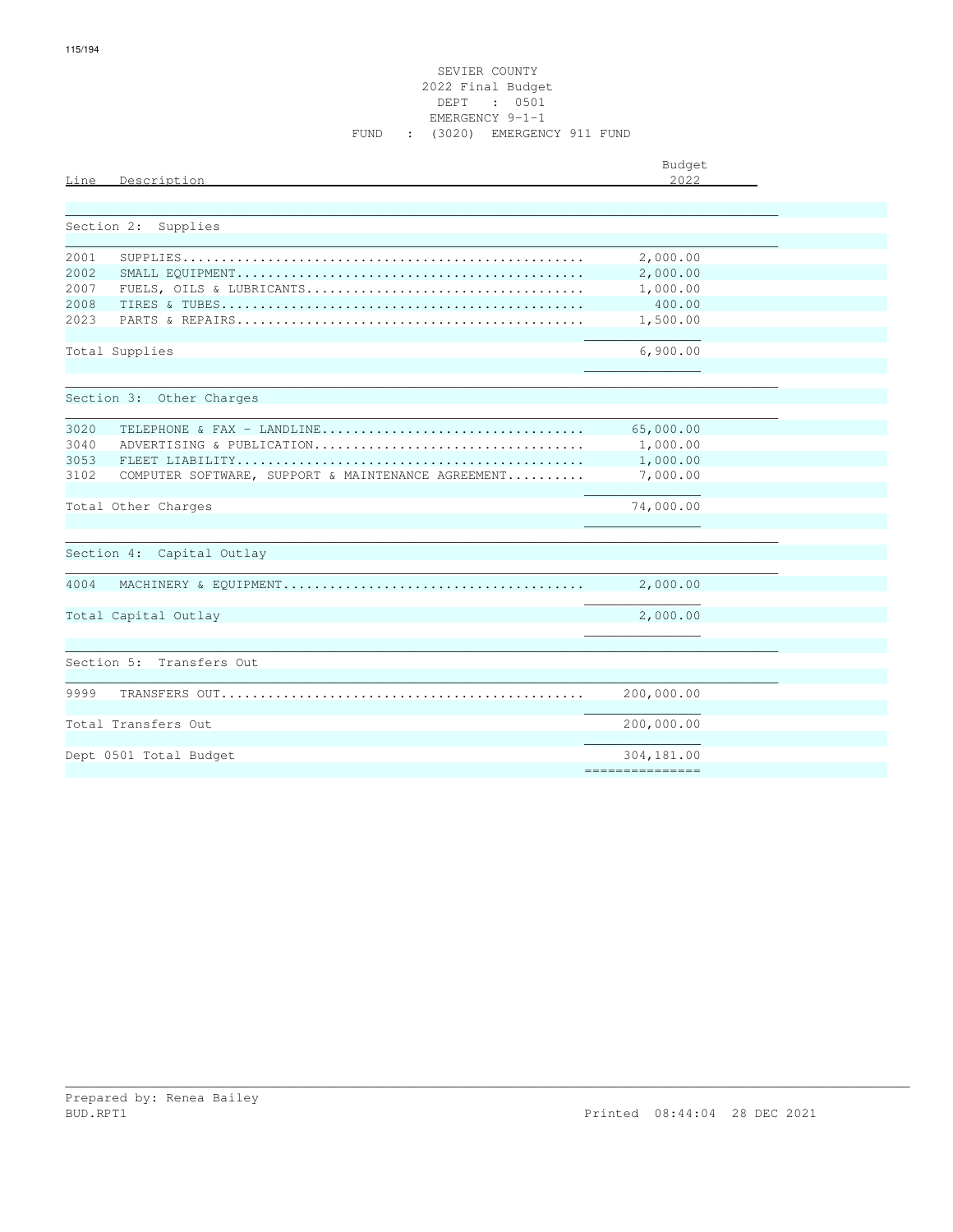SEVIER COUNTY
2022 Final Budget
DEPT : 0501
EMERGENCY 9-1-1
FUND : (3020) EMERGENCY 911 FUND

| Line | Description | Budget 2022 |
|---|---|---|
| | **Section 2: Supplies** | |
| 2001 | SUPPLIES | 2,000.00 |
| 2002 | SMALL EQUIPMENT | 2,000.00 |
| 2007 | FUELS, OILS & LUBRICANTS | 1,000.00 |
| 2008 | TIRES & TUBES | 400.00 |
| 2023 | PARTS & REPAIRS | 1,500.00 |
| | Total Supplies | 6,900.00 |
| | **Section 3: Other Charges** | |
| 3020 | TELEPHONE & FAX - LANDLINE | 65,000.00 |
| 3040 | ADVERTISING & PUBLICATION | 1,000.00 |
| 3053 | FLEET LIABILITY | 1,000.00 |
| 3102 | COMPUTER SOFTWARE, SUPPORT & MAINTENANCE AGREEMENT | 7,000.00 |
| | Total Other Charges | 74,000.00 |
| | **Section 4: Capital Outlay** | |
| 4004 | MACHINERY & EQUIPMENT | 2,000.00 |
| | Total Capital Outlay | 2,000.00 |
| | **Section 5: Transfers Out** | |
| 9999 | TRANSFERS OUT | 200,000.00 |
| | Total Transfers Out | 200,000.00 |
| | Dept 0501 Total Budget | 304,181.00 |

Prepared by: Renea Bailey
BUD.RPT1 Printed 08:44:04 28 DEC 2021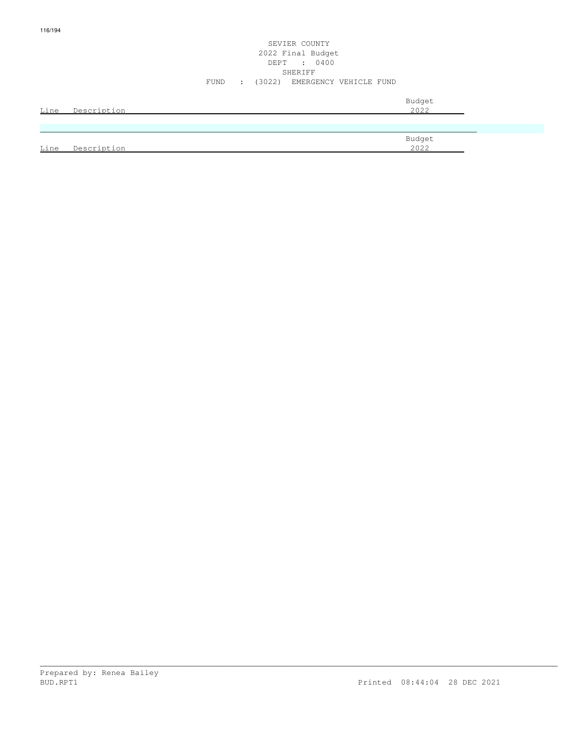SEVIER COUNTY
2022 Final Budget
DEPT : 0400
SHERIFF
FUND : (3022) EMERGENCY VEHICLE FUND

| Line | Description | Budget 2022 |
|---|---|---|

| Line | Description | Budget 2022 |
|---|---|---|

Prepared by: Renea Bailey
BUD.RPT1 Printed 08:44:04 28 DEC 2021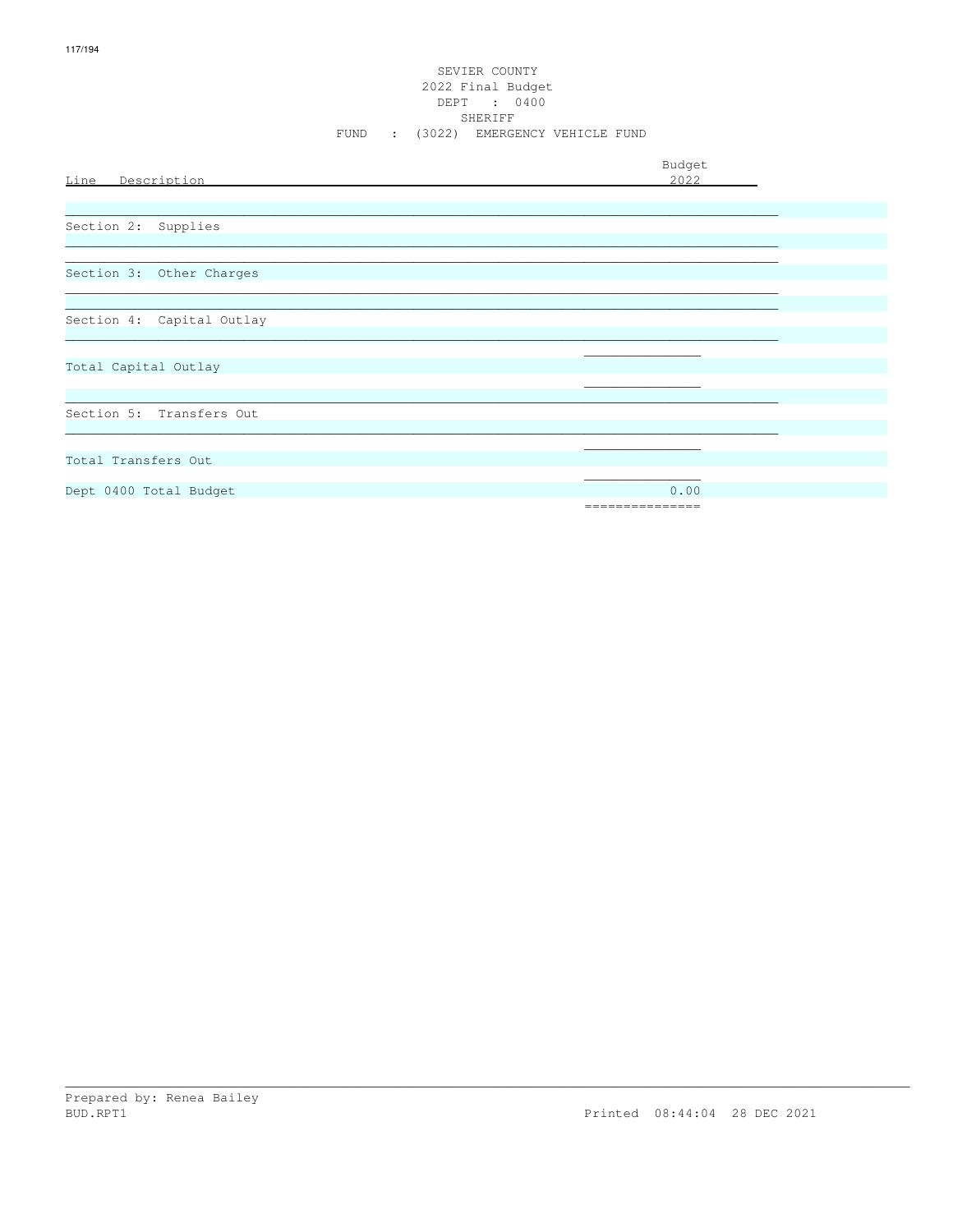SEVIER COUNTY
2022 Final Budget
DEPT : 0400
SHERIFF
FUND : (3022) EMERGENCY VEHICLE FUND

| Line Description | Budget 2022 |
|---|---|
| Section 2: Supplies | |
| Section 3: Other Charges | |
| Section 4: Capital Outlay | |
| Total Capital Outlay | |
| Section 5: Transfers Out | |
| Total Transfers Out | |
| Dept 0400 Total Budget | 0.00 |

Prepared by: Renea Bailey
BUD.RPT1 Printed 08:44:04 28 DEC 2021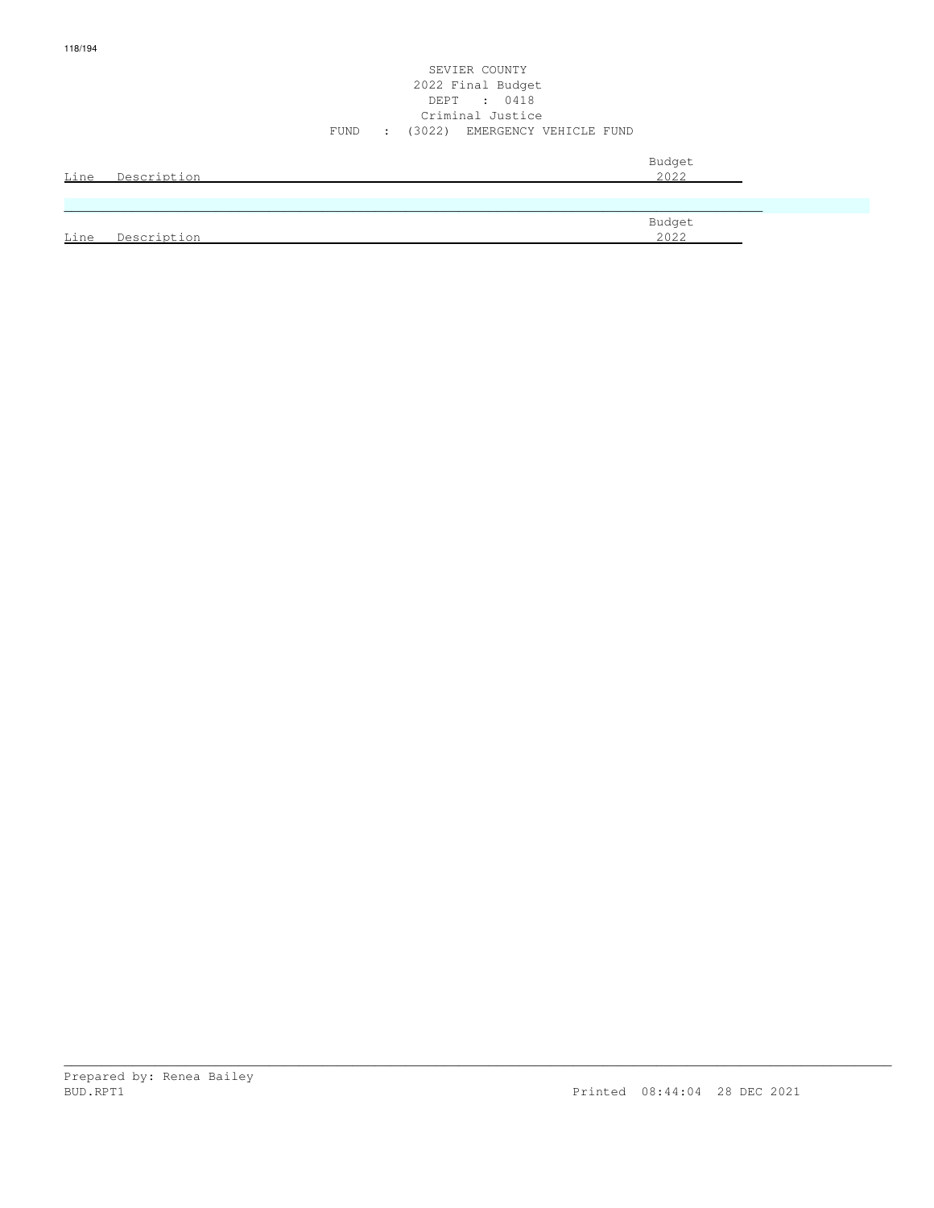SEVIER COUNTY
2022 Final Budget
DEPT : 0418
Criminal Justice
FUND : (3022) EMERGENCY VEHICLE FUND

| Line | Description | Budget 2022 |
| --- | --- | --- |

| Line | Description | Budget 2022 |
| --- | --- | --- |

Prepared by: Renea Bailey
BUD.RPT1
Printed 08:44:04 28 DEC 2021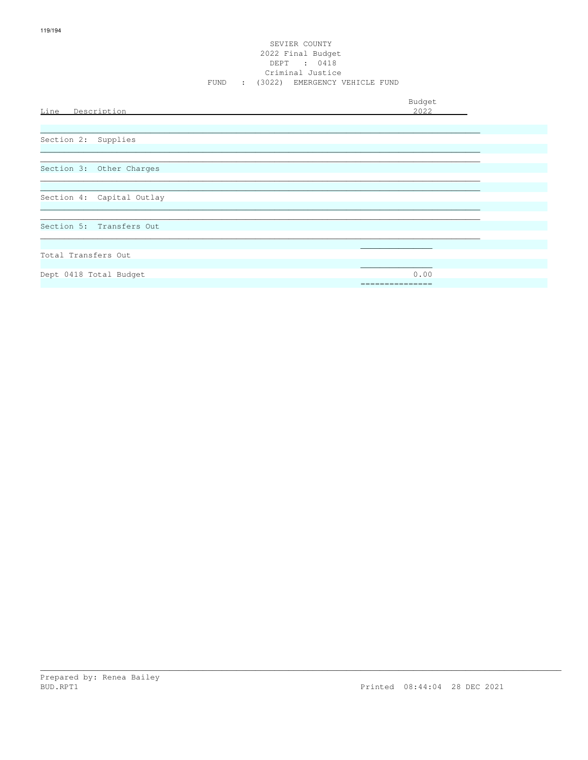SEVIER COUNTY
2022 Final Budget
DEPT : 0418
Criminal Justice
FUND : (3022) EMERGENCY VEHICLE FUND

| Line Description | Budget 2022 |
|---|---|
| Section 2: Supplies | |
| Section 3: Other Charges | |
| Section 4: Capital Outlay | |
| Section 5: Transfers Out | |
| Total Transfers Out | |
| Dept 0418 Total Budget | 0.00 |

Prepared by: Renea Bailey
BUD.RPT1 Printed 08:44:04 28 DEC 2021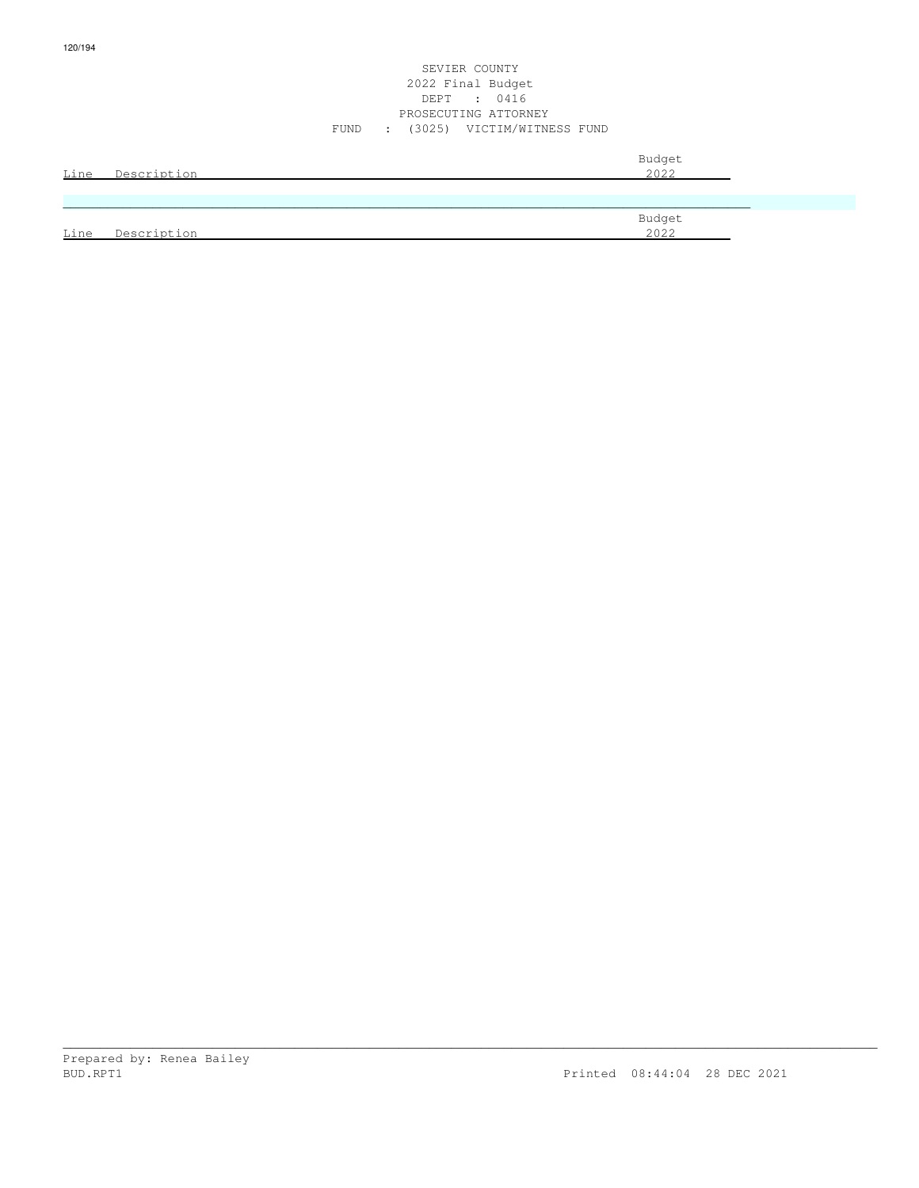SEVIER COUNTY
2022 Final Budget
DEPT : 0416
PROSECUTING ATTORNEY
FUND : (3025) VICTIM/WITNESS FUND

| Line | Description | Budget 2022 |
|---|---|---|

| Line | Description | Budget 2022 |
|---|---|---|

Prepared by: Renea Bailey
BUD.RPT1 Printed 08:44:04 28 DEC 2021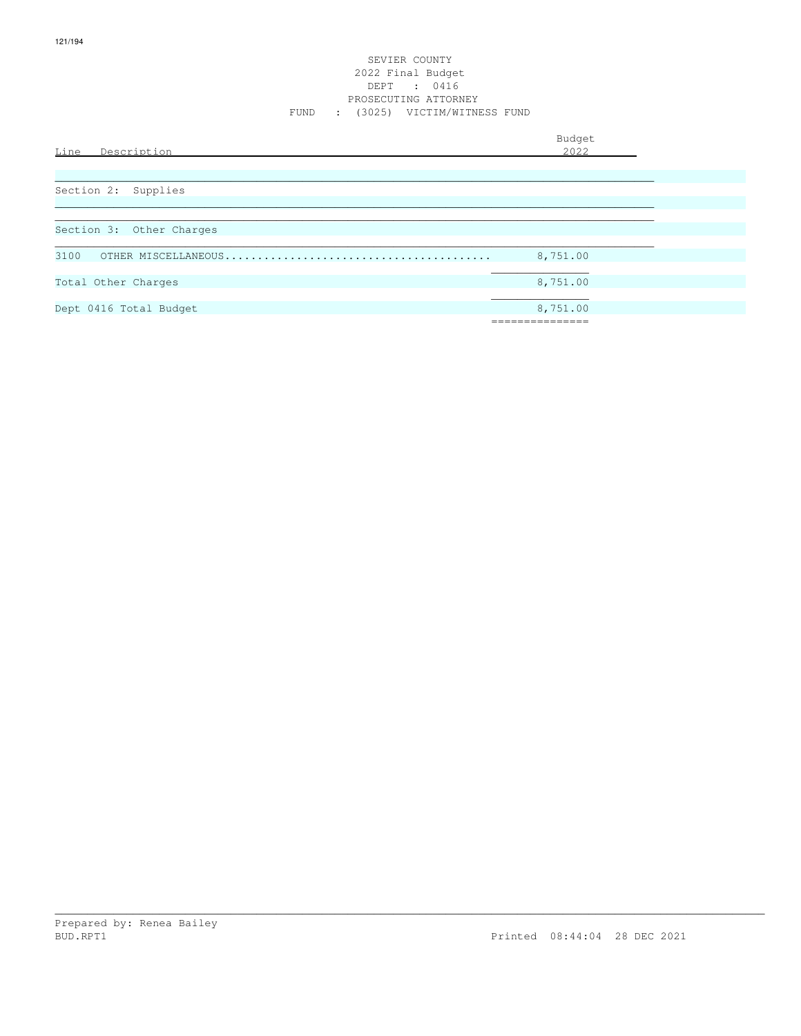# SEVIER COUNTY

## 2022 Final Budget

DEPT : 0416

PROSECUTING ATTORNEY

FUND : (3025) VICTIM/WITNESS FUND

| Line | Description | Budget 2022 |
|---|---|---|
| | **Section 2: Supplies** | |
| | **Section 3: Other Charges** | |
| 3100 | OTHER MISCELLANEOUS | 8,751.00 |
| | Total Other Charges | 8,751.00 |
| | Dept 0416 Total Budget | 8,751.00 |

Prepared by: Renea Bailey

BUD.RPT1 Printed 08:44:04 28 DEC 2021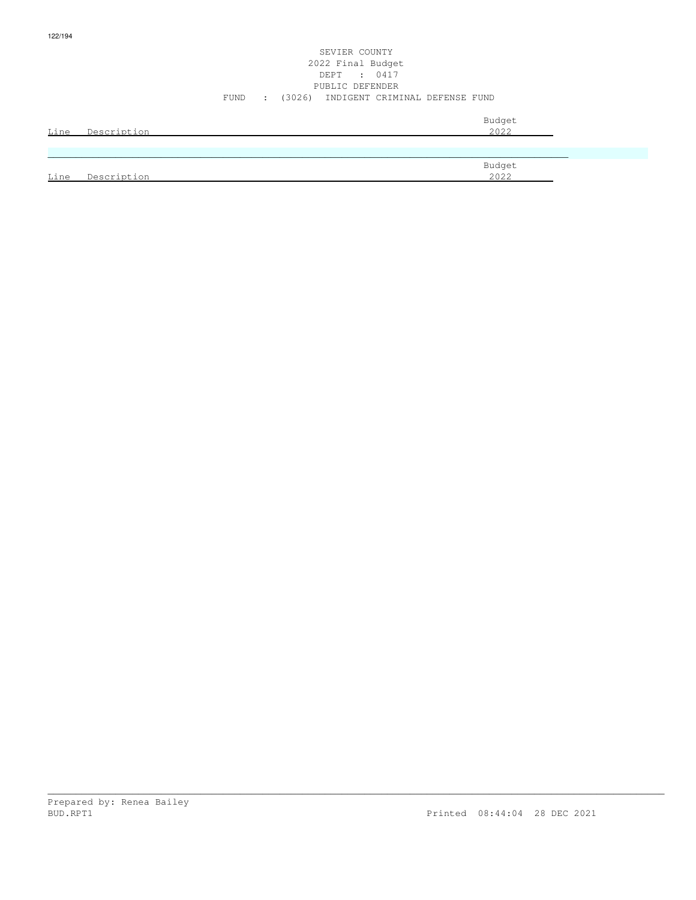SEVIER COUNTY
2022 Final Budget
DEPT : 0417
PUBLIC DEFENDER
FUND : (3026) INDIGENT CRIMINAL DEFENSE FUND

| Line | Description | Budget 2022 |
|---|---|---|

| Line | Description | Budget 2022 |
|---|---|---|

Prepared by: Renea Bailey
BUD.RPT1 Printed 08:44:04 28 DEC 2021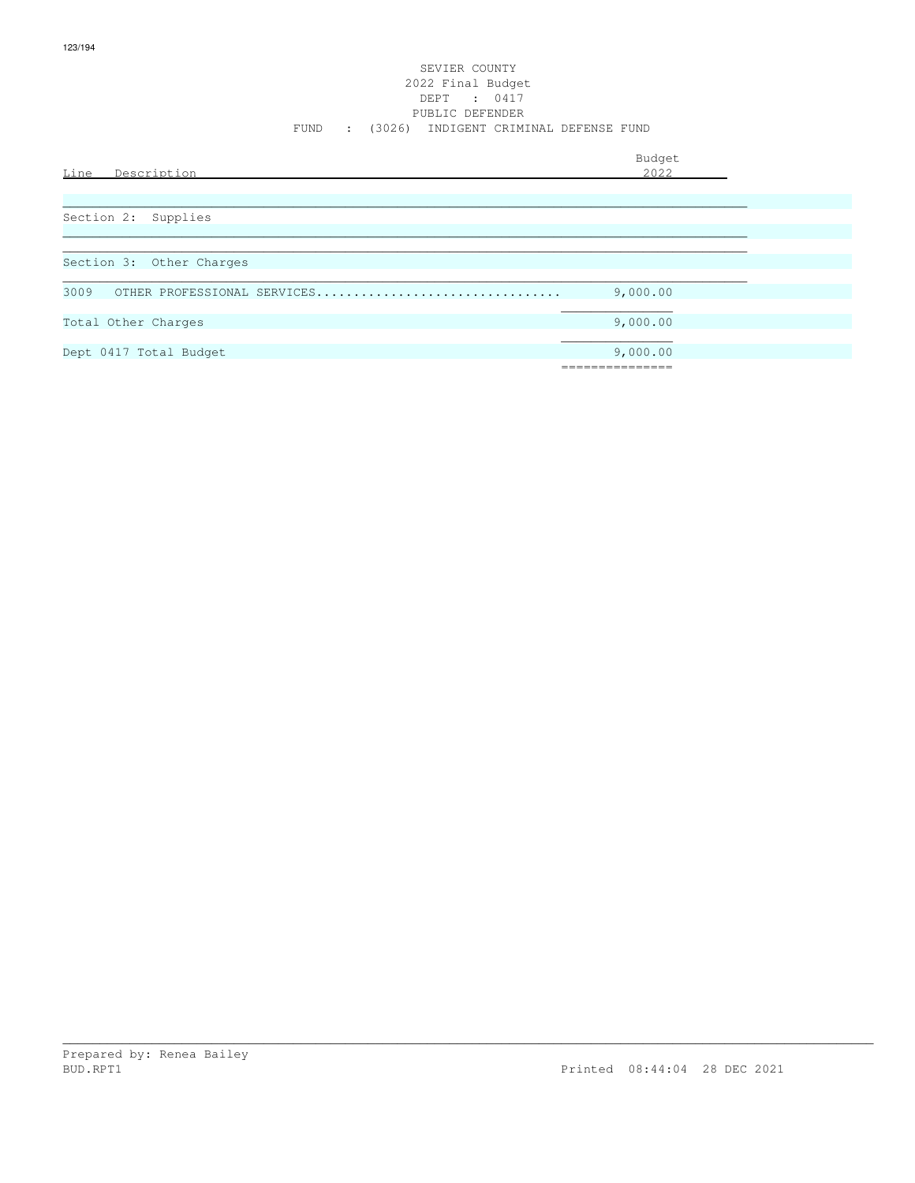# SEVIER COUNTY

## 2022 Final Budget

DEPT : 0417

PUBLIC DEFENDER

FUND : (3026) INDIGENT CRIMINAL DEFENSE FUND

| Line | Description | Budget 2022 |
|---|---|---|
| | **Section 2: Supplies** | |
| | **Section 3: Other Charges** | |
| 3009 | OTHER PROFESSIONAL SERVICES................................ | 9,000.00 |
| | Total Other Charges | 9,000.00 |
| | Dept 0417 Total Budget | 9,000.00 |

Prepared by: Renea Bailey

BUD.RPT1

Printed 08:44:04 28 DEC 2021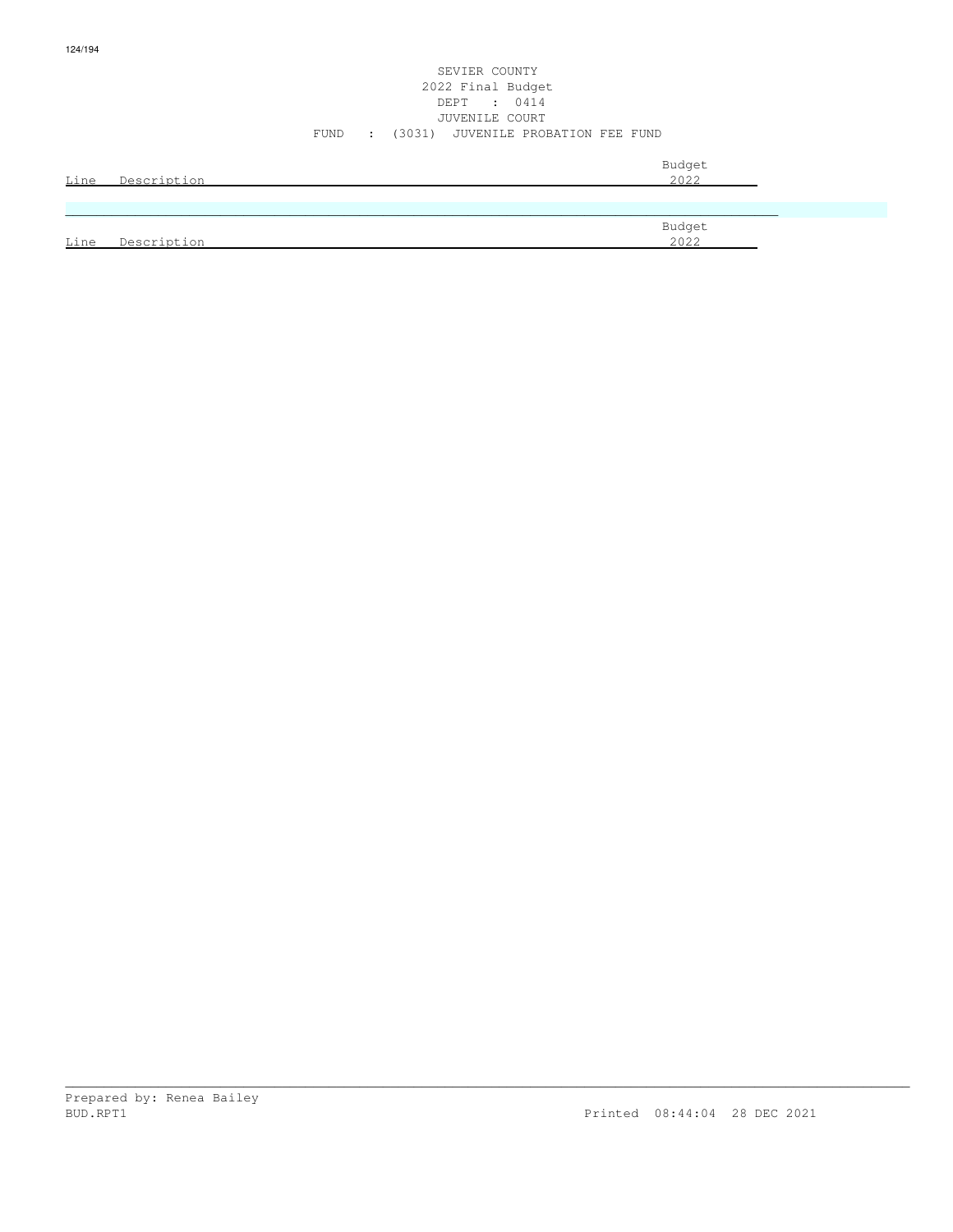SEVIER COUNTY
2022 Final Budget
DEPT : 0414
JUVENILE COURT
FUND : (3031) JUVENILE PROBATION FEE FUND

| Line | Description | Budget 2022 |
|---|---|---|

| Line | Description | Budget 2022 |
|---|---|---|

Prepared by: Renea Bailey
BUD.RPT1 Printed 08:44:04 28 DEC 2021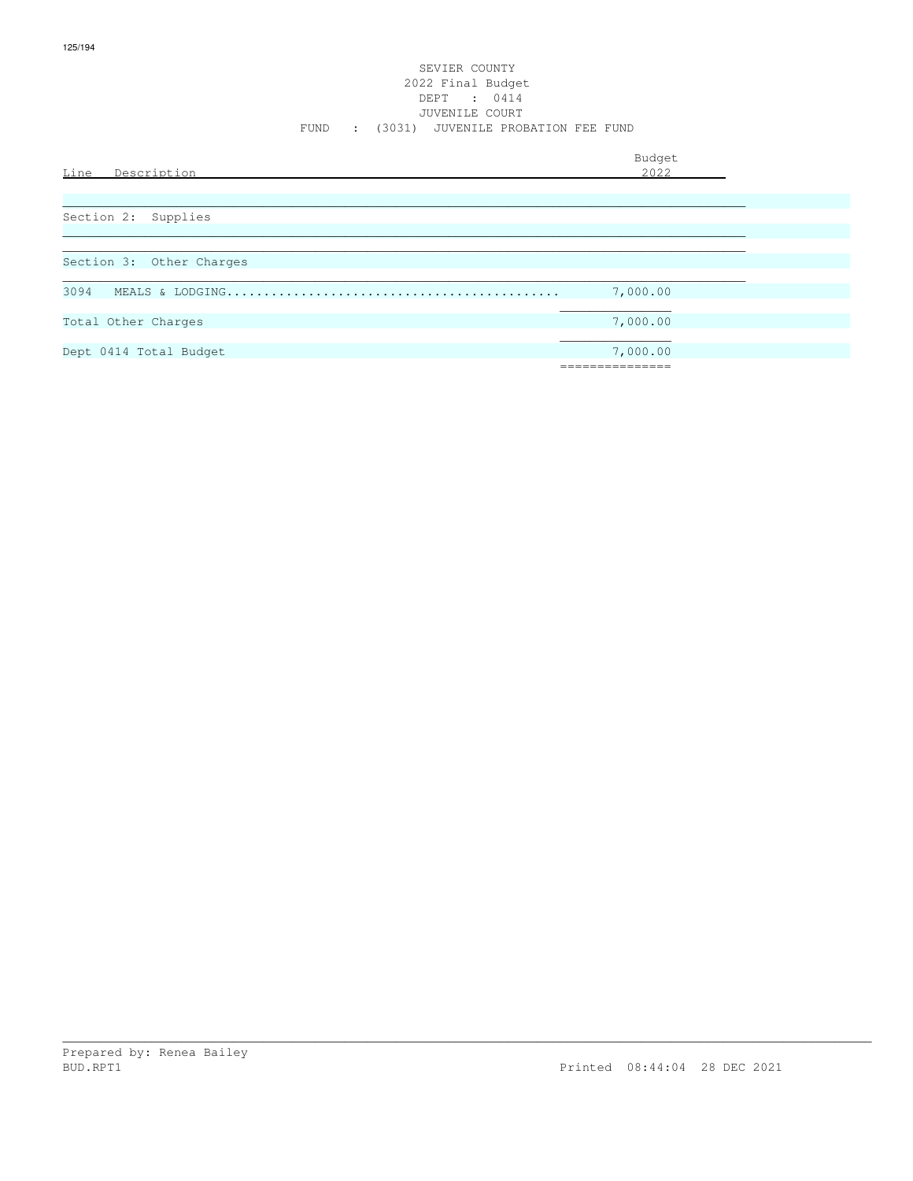SEVIER COUNTY
2022 Final Budget
DEPT : 0414
JUVENILE COURT
FUND : (3031) JUVENILE PROBATION FEE FUND

| Line Description | Budget 2022 |
|---|---|
| Section 2: Supplies | |
| Section 3: Other Charges | |
| 3094 MEALS & LODGING............................................ | 7,000.00 |
| Total Other Charges | 7,000.00 |
| Dept 0414 Total Budget | 7,000.00 |

Prepared by: Renea Bailey
BUD.RPT1 Printed 08:44:04 28 DEC 2021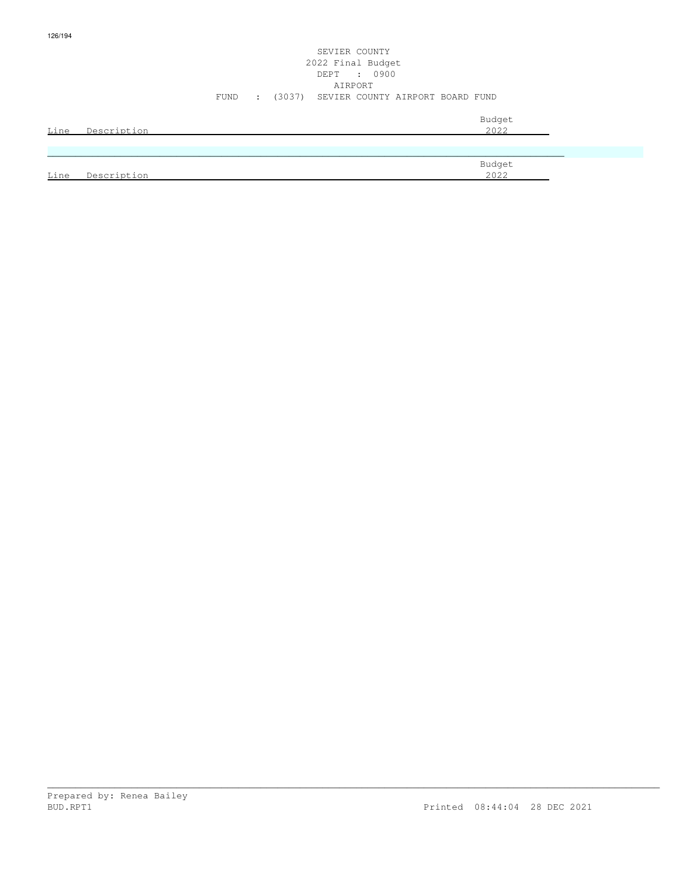SEVIER COUNTY
2022 Final Budget
DEPT : 0900
AIRPORT
FUND : (3037) SEVIER COUNTY AIRPORT BOARD FUND

| Line | Description | Budget 2022 |
| --- | --- | --- |

| Line | Description | Budget 2022 |
| --- | --- | --- |

Prepared by: Renea Bailey
BUD.RPT1

Printed 08:44:04 28 DEC 2021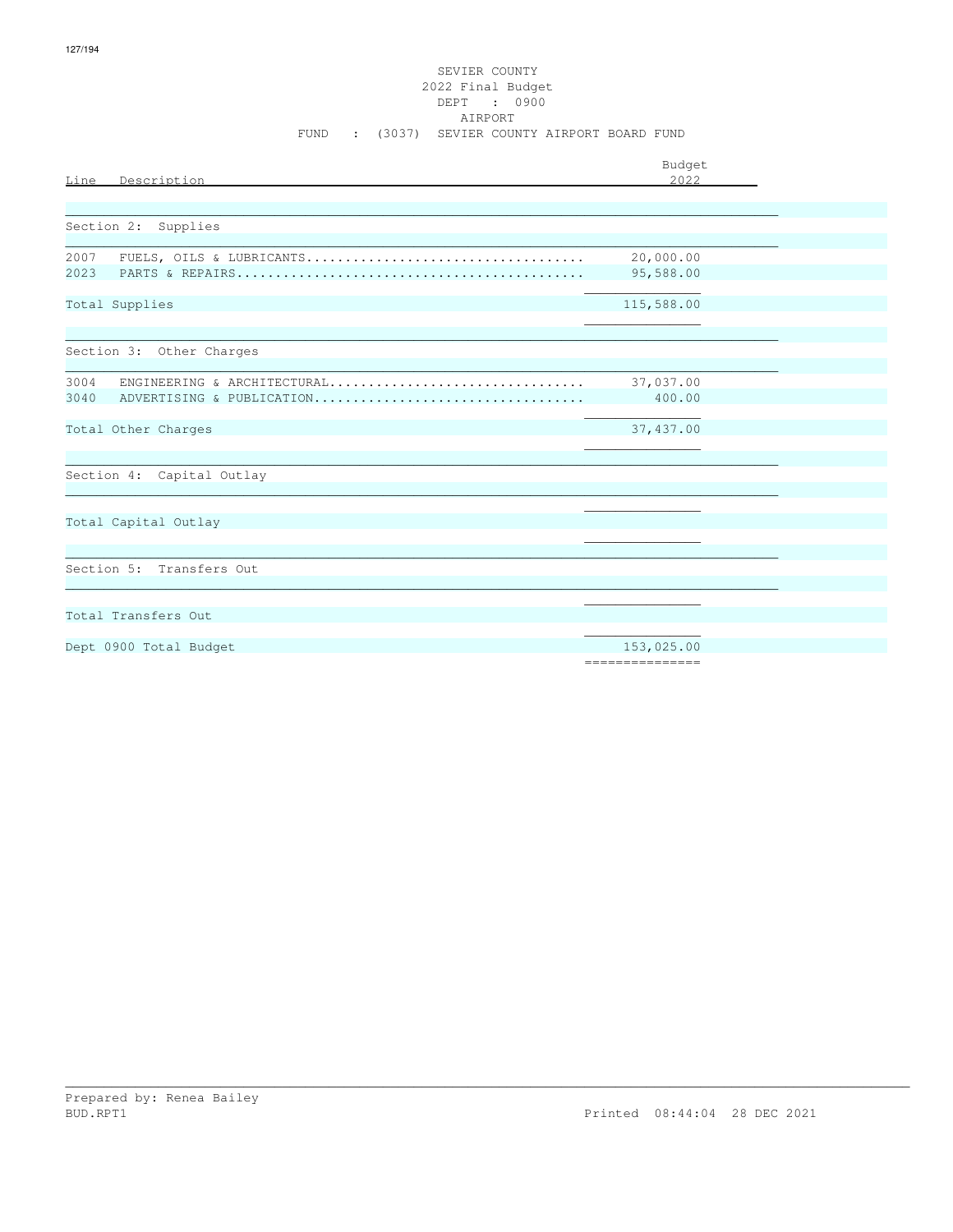SEVIER COUNTY
2022 Final Budget
DEPT : 0900
AIRPORT
FUND : (3037) SEVIER COUNTY AIRPORT BOARD FUND

| Line | Description | Budget 2022 |
|---|---|---|
| | **Section 2: Supplies** | |
| 2007 | FUELS, OILS & LUBRICANTS | 20,000.00 |
| 2023 | PARTS & REPAIRS | 95,588.00 |
| | Total Supplies | 115,588.00 |
| | **Section 3: Other Charges** | |
| 3004 | ENGINEERING & ARCHITECTURAL | 37,037.00 |
| 3040 | ADVERTISING & PUBLICATION | 400.00 |
| | Total Other Charges | 37,437.00 |
| | **Section 4: Capital Outlay** | |
| | Total Capital Outlay | |
| | **Section 5: Transfers Out** | |
| | Total Transfers Out | |
| | Dept 0900 Total Budget | 153,025.00 |

Prepared by: Renea Bailey
BUD.RPT1 Printed 08:44:04 28 DEC 2021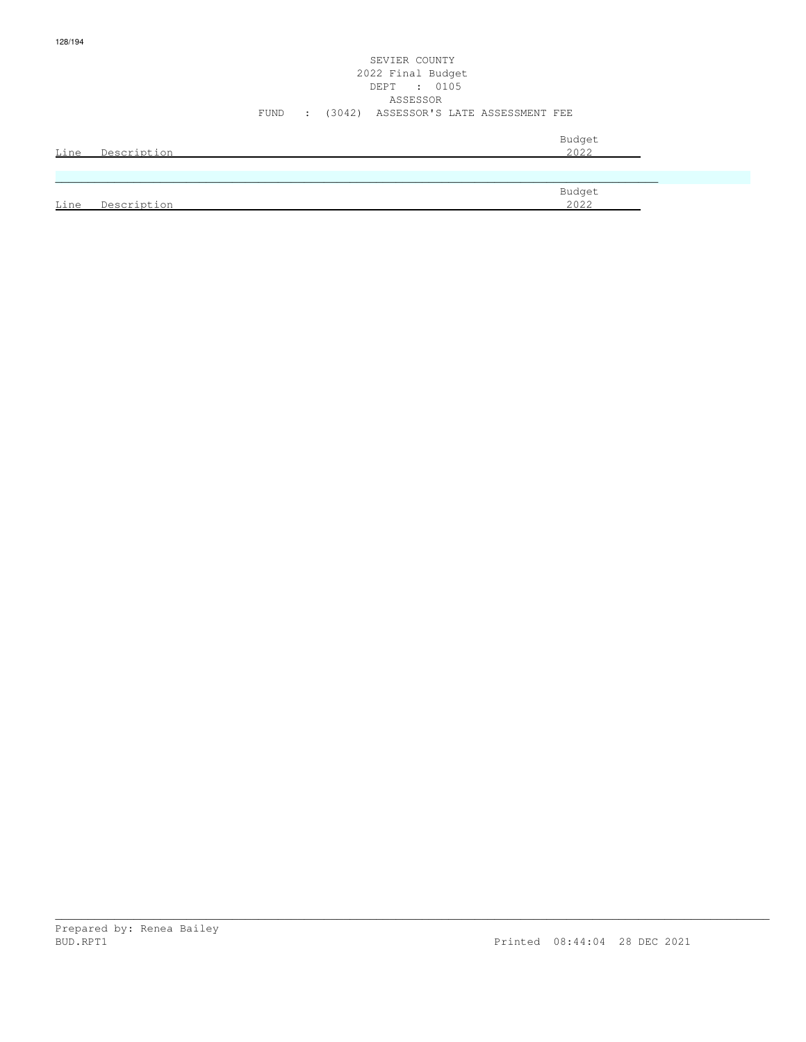SEVIER COUNTY
2022 Final Budget
DEPT : 0105
ASSESSOR
FUND : (3042) ASSESSOR'S LATE ASSESSMENT FEE

| Line | Description | Budget 2022 |
|---|---|---|

| Line | Description | Budget 2022 |
|---|---|---|

Prepared by: Renea Bailey
BUD.RPT1 Printed 08:44:04 28 DEC 2021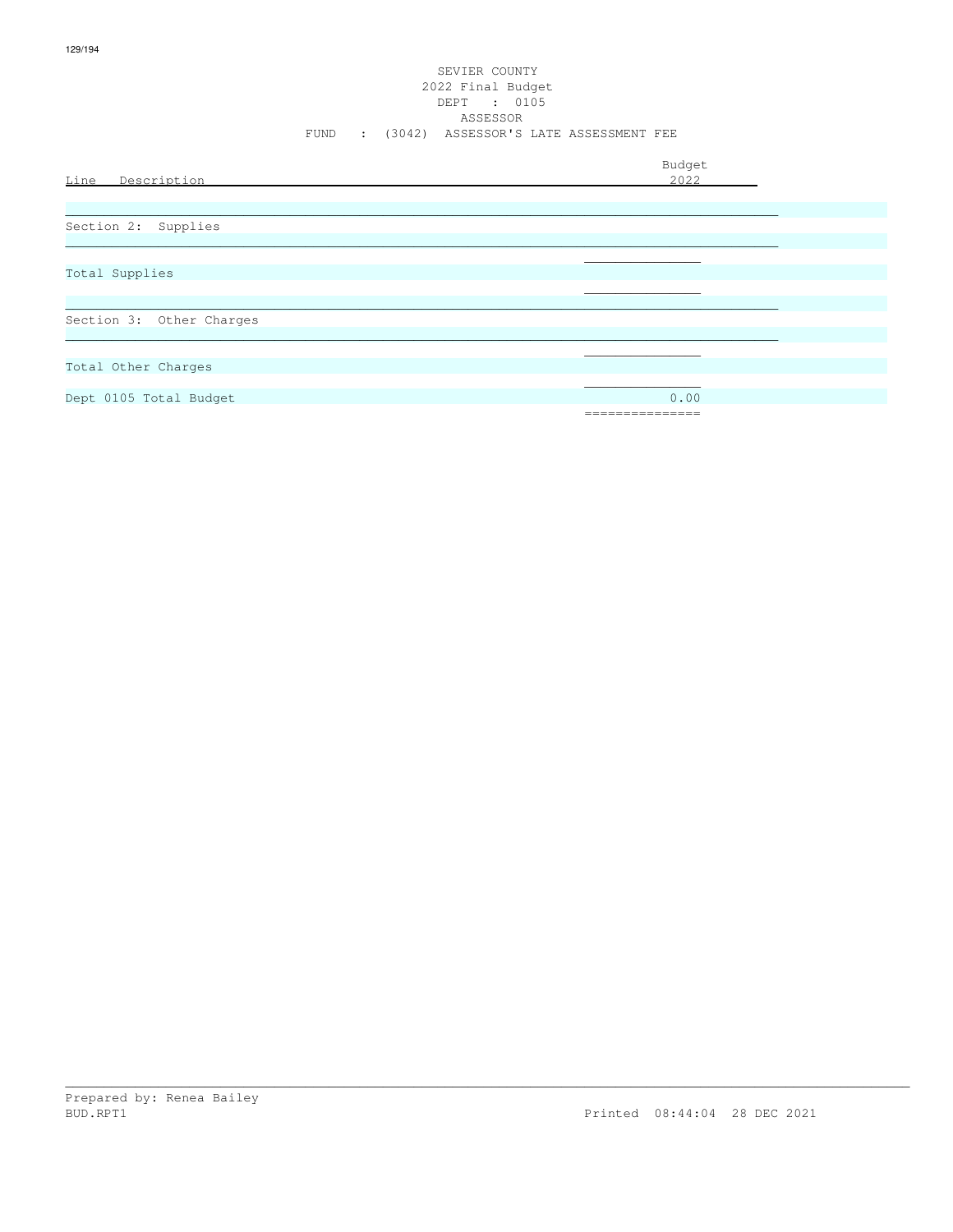SEVIER COUNTY
2022 Final Budget
DEPT : 0105
ASSESSOR
FUND : (3042) ASSESSOR'S LATE ASSESSMENT FEE

| Line Description | Budget 2022 |
|---|---|
| Section 2: Supplies | |
| Total Supplies | |
| Section 3: Other Charges | |
| Total Other Charges | |
| Dept 0105 Total Budget | 0.00 |

Prepared by: Renea Bailey
BUD.RPT1 Printed 08:44:04 28 DEC 2021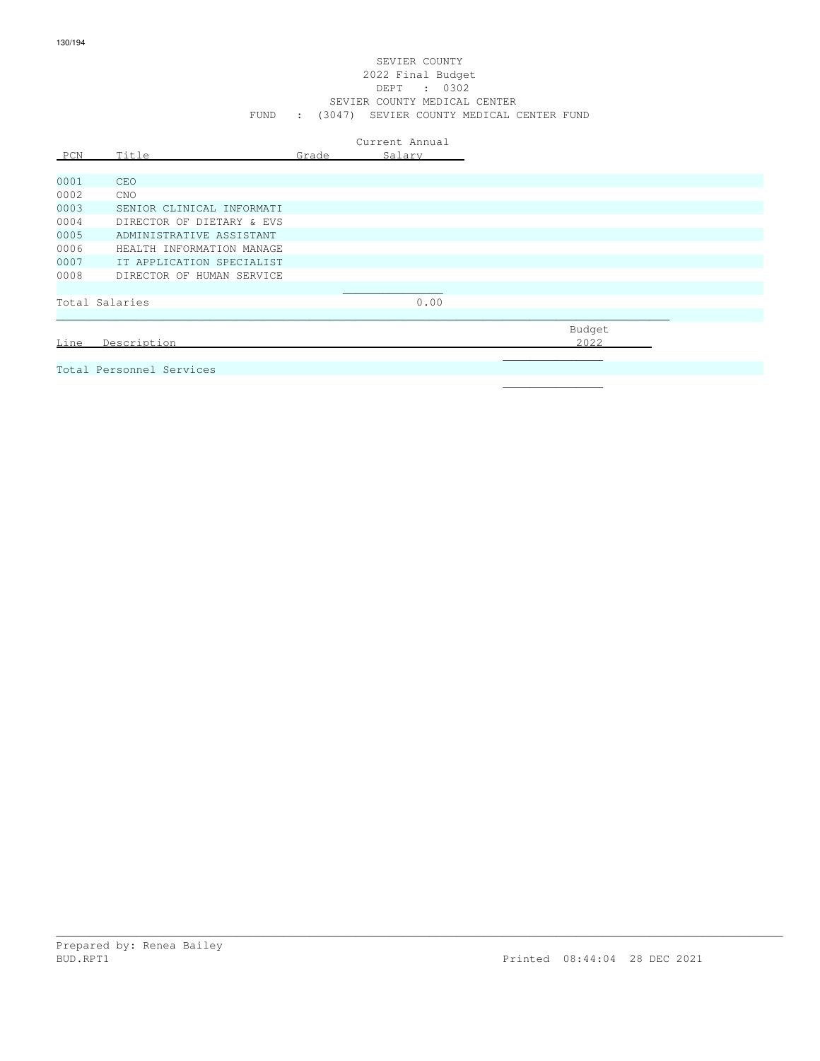SEVIER COUNTY
2022 Final Budget
DEPT : 0302
SEVIER COUNTY MEDICAL CENTER
FUND : (3047) SEVIER COUNTY MEDICAL CENTER FUND

| PCN | Title | Grade | Current Annual Salary |
|---|---|---|---|
| 0001 | CEO | | |
| 0002 | CNO | | |
| 0003 | SENIOR CLINICAL INFORMATI | | |
| 0004 | DIRECTOR OF DIETARY & EVS | | |
| 0005 | ADMINISTRATIVE ASSISTANT | | |
| 0006 | HEALTH INFORMATION MANAGE | | |
| 0007 | IT APPLICATION SPECIALIST | | |
| 0008 | DIRECTOR OF HUMAN SERVICE | | |
| Total Salaries | | | 0.00 |

| Line | Description | Budget 2022 |
|---|---|---|
| Total Personnel Services | | |

Prepared by: Renea Bailey
BUD.RPT1
Printed 08:44:04 28 DEC 2021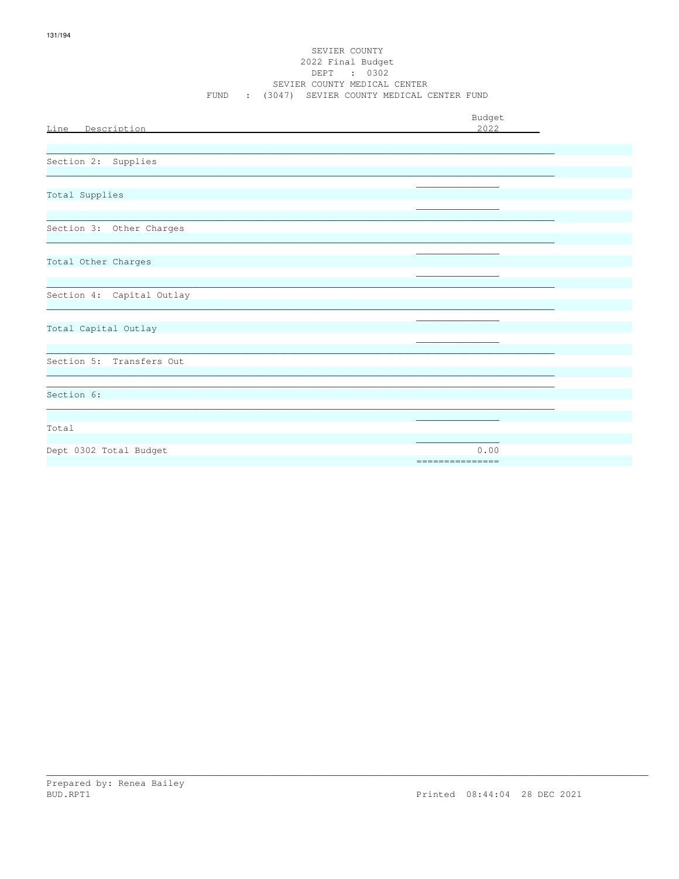SEVIER COUNTY
2022 Final Budget
DEPT : 0302
SEVIER COUNTY MEDICAL CENTER
FUND : (3047) SEVIER COUNTY MEDICAL CENTER FUND

| Line Description | Budget 2022 |
|---|---|
| Section 2: Supplies | |
| Total Supplies | |
| Section 3: Other Charges | |
| Total Other Charges | |
| Section 4: Capital Outlay | |
| Total Capital Outlay | |
| Section 5: Transfers Out | |
| Section 6: | |
| Total | |
| Dept 0302 Total Budget | 0.00 |

Prepared by: Renea Bailey
BUD.RPT1 Printed 08:44:04 28 DEC 2021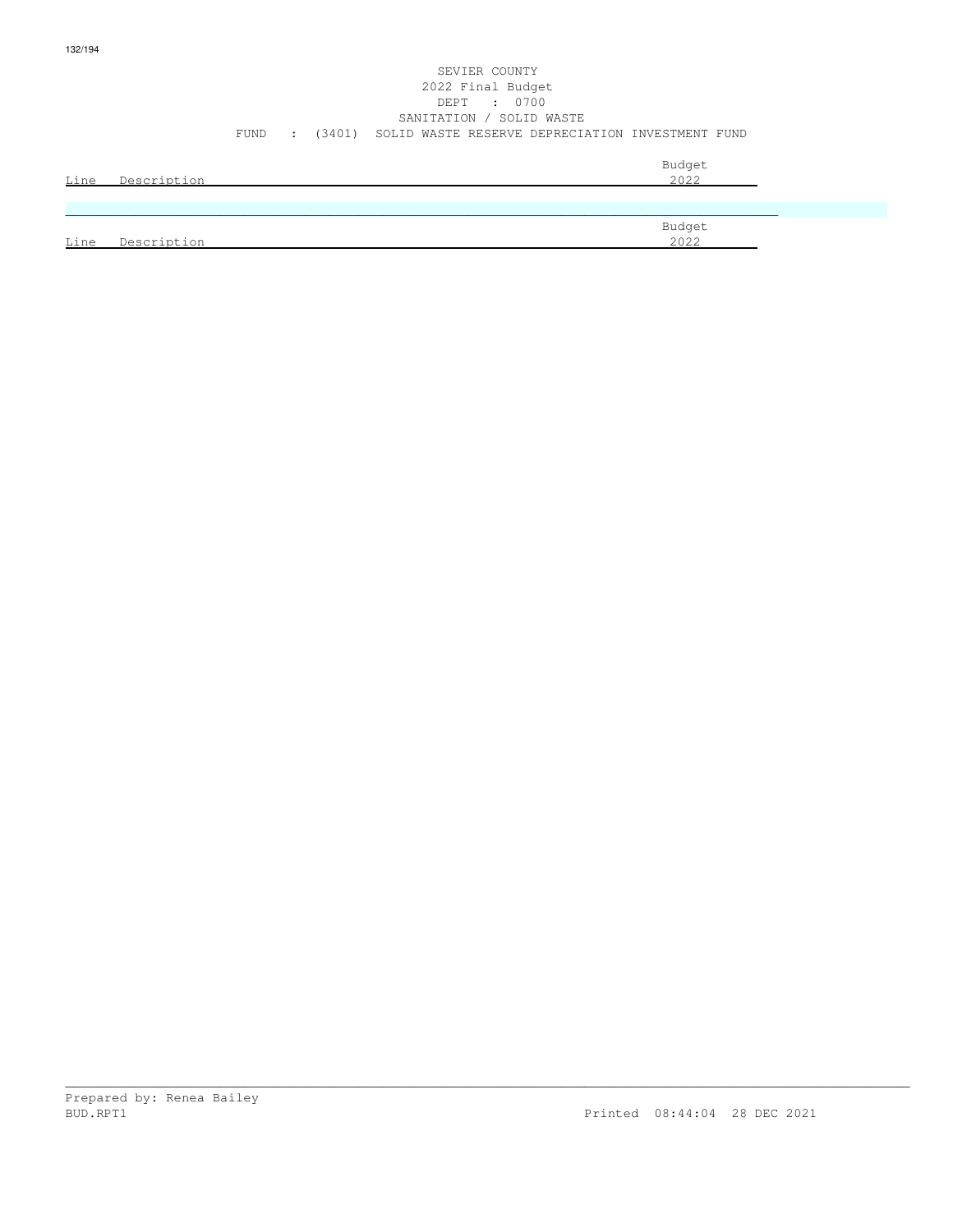SEVIER COUNTY
2022 Final Budget
DEPT : 0700
SANITATION / SOLID WASTE
FUND : (3401) SOLID WASTE RESERVE DEPRECIATION INVESTMENT FUND

| Line | Description | Budget 2022 |
|---|---|---|

| Line | Description | Budget 2022 |
|---|---|---|

Prepared by: Renea Bailey
BUD.RPT1 Printed 08:44:04 28 DEC 2021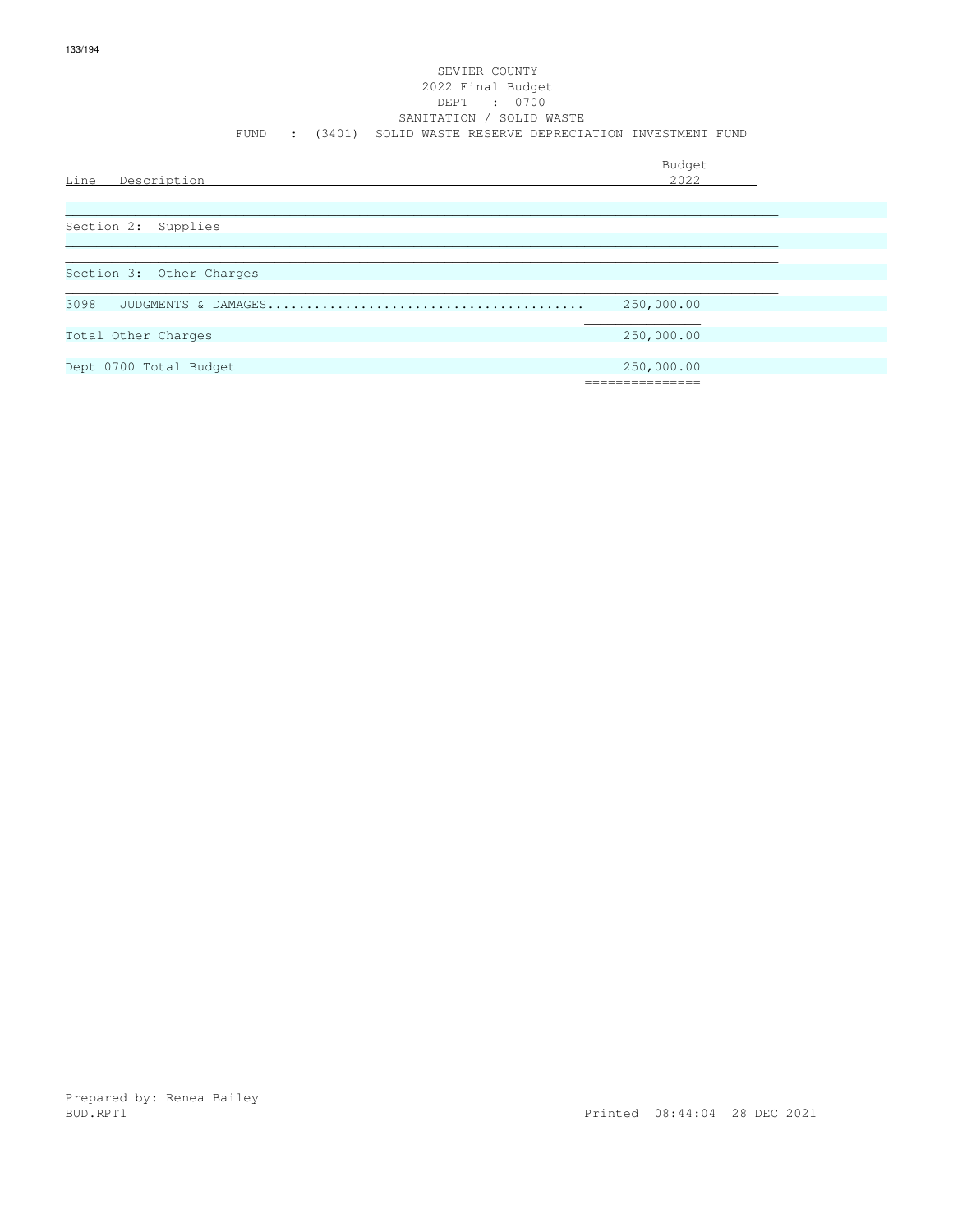SEVIER COUNTY
2022 Final Budget
DEPT : 0700
SANITATION / SOLID WASTE
FUND : (3401) SOLID WASTE RESERVE DEPRECIATION INVESTMENT FUND

| Line Description | Budget 2022 |
|---|---|
| Section 2: Supplies | |
| Section 3: Other Charges | |
| 3098 JUDGMENTS & DAMAGES........................................ | 250,000.00 |
| Total Other Charges | 250,000.00 |
| Dept 0700 Total Budget | 250,000.00 |

Prepared by: Renea Bailey
BUD.RPT1 Printed 08:44:04 28 DEC 2021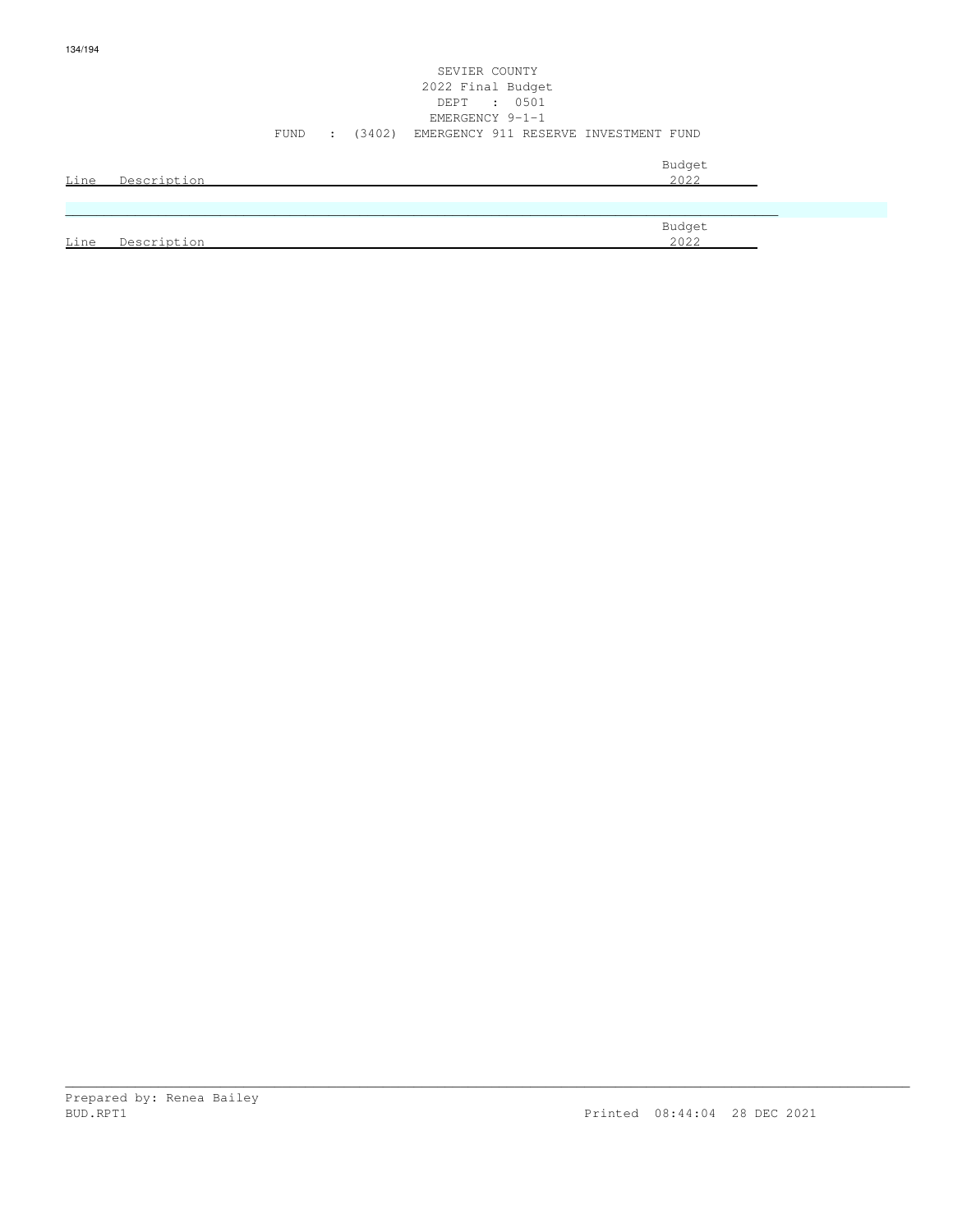SEVIER COUNTY
2022 Final Budget
DEPT : 0501
EMERGENCY 9-1-1
FUND : (3402) EMERGENCY 911 RESERVE INVESTMENT FUND

| Line | Description | Budget 2022 |
|---|---|---|

| Line | Description | Budget 2022 |
|---|---|---|

Prepared by: Renea Bailey
BUD.RPT1 Printed 08:44:04 28 DEC 2021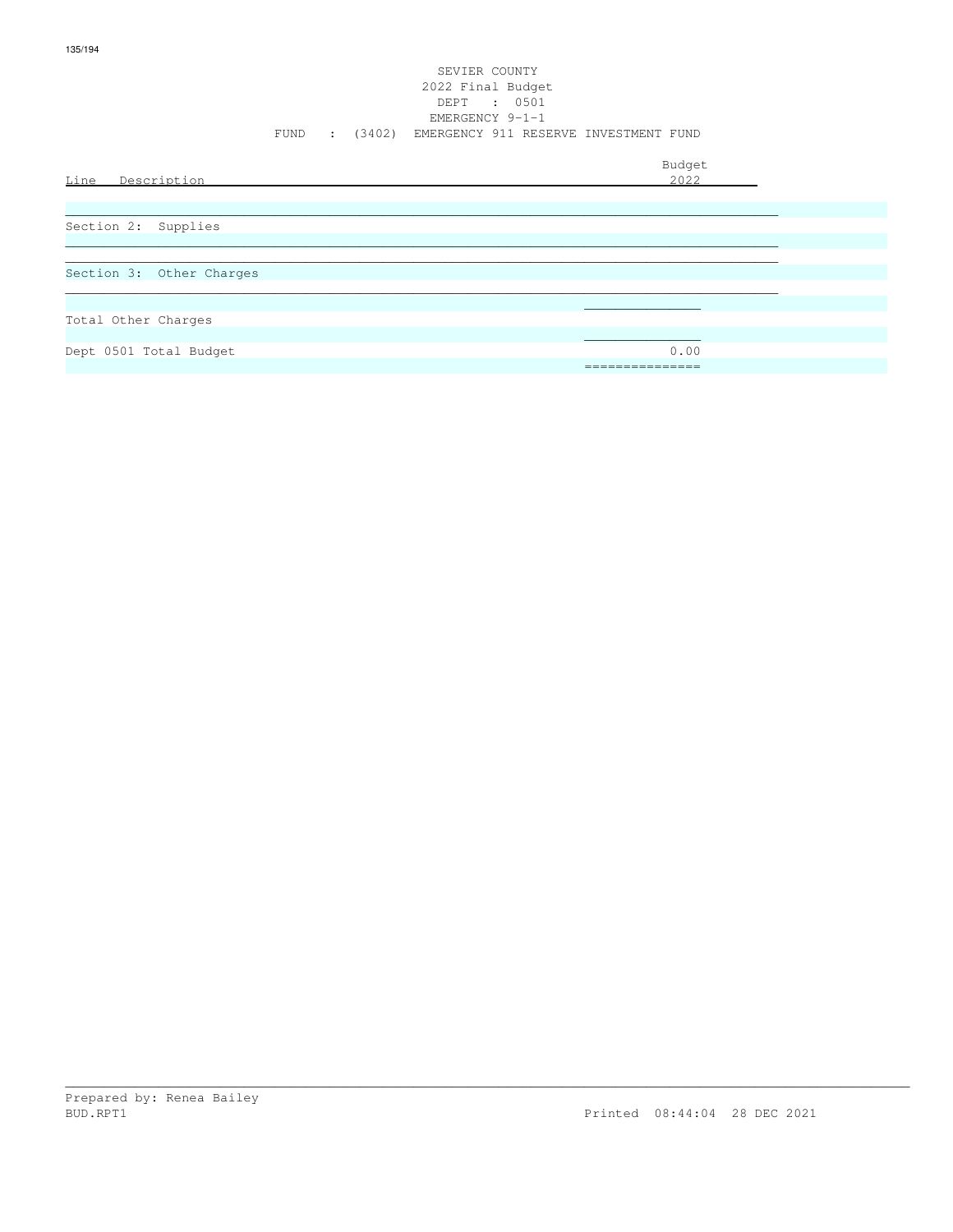SEVIER COUNTY
2022 Final Budget
DEPT : 0501
EMERGENCY 9-1-1
FUND : (3402) EMERGENCY 911 RESERVE INVESTMENT FUND

| Line Description | Budget 2022 |
|---|---|
| Section 2: Supplies | |
| Section 3: Other Charges | |
| Total Other Charges | |
| Dept 0501 Total Budget | 0.00 |

Prepared by: Renea Bailey
BUD.RPT1 Printed 08:44:04 28 DEC 2021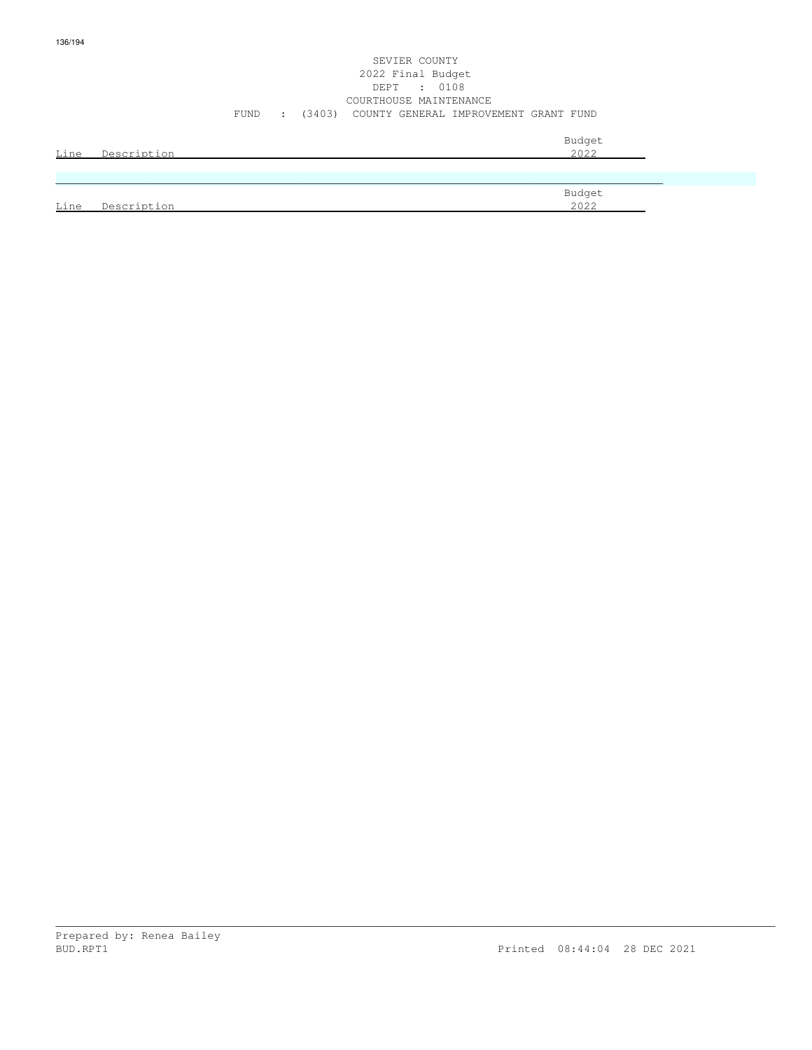SEVIER COUNTY
2022 Final Budget
DEPT : 0108
COURTHOUSE MAINTENANCE
FUND : (3403) COUNTY GENERAL IMPROVEMENT GRANT FUND

| Line | Description | Budget 2022 |
|---|---|---|

| Line | Description | Budget 2022 |
|---|---|---|

Prepared by: Renea Bailey
BUD.RPT1 Printed 08:44:04 28 DEC 2021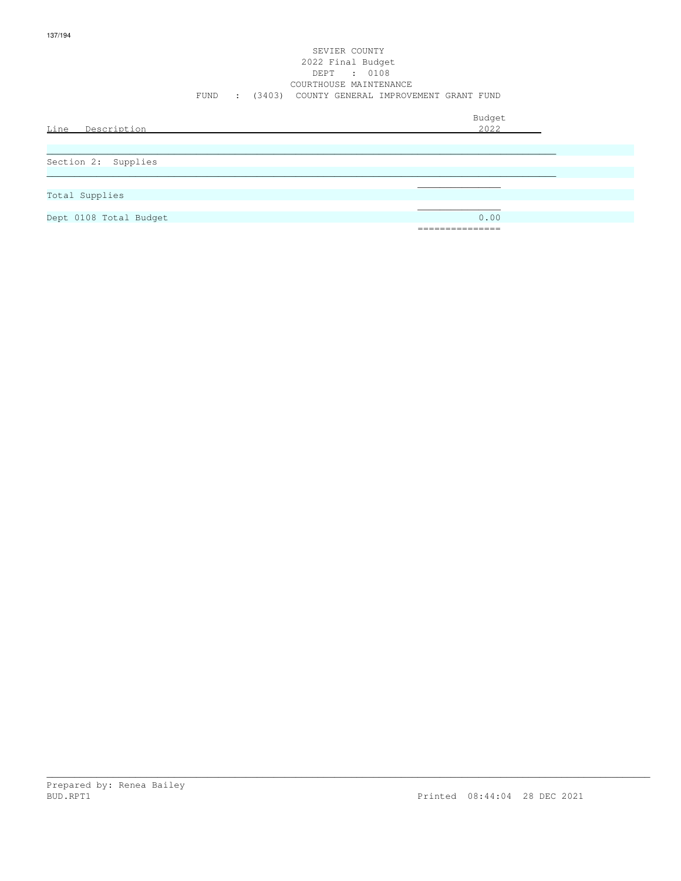SEVIER COUNTY
2022 Final Budget
DEPT : 0108
COURTHOUSE MAINTENANCE
FUND : (3403) COUNTY GENERAL IMPROVEMENT GRANT FUND

| Line Description | Budget 2022 |
|---|---|
| Section 2: Supplies | |
| Total Supplies | |
| Dept 0108 Total Budget | 0.00 |

Prepared by: Renea Bailey
BUD.RPT1 Printed 08:44:04 28 DEC 2021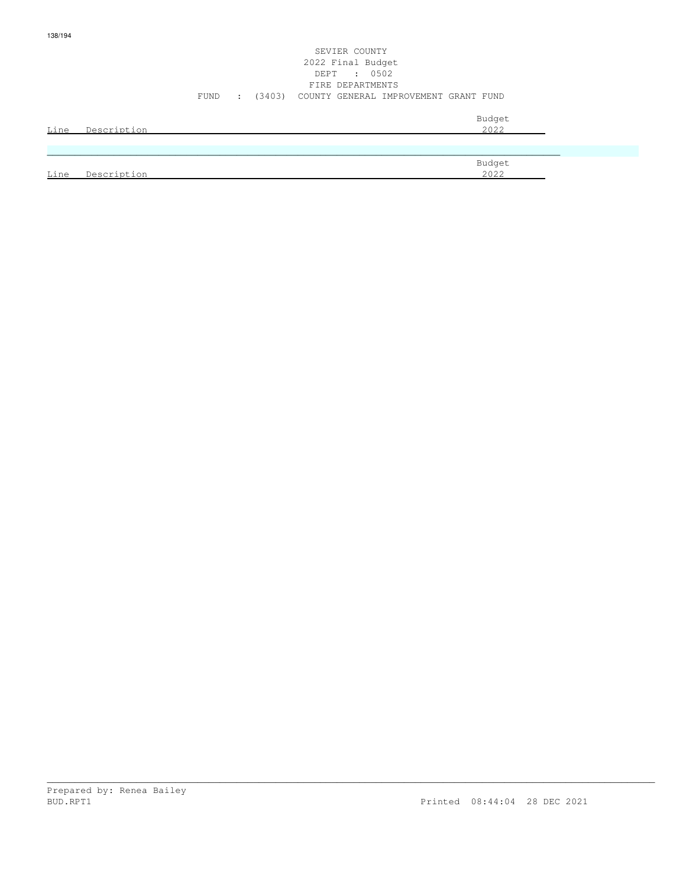SEVIER COUNTY
2022 Final Budget
DEPT : 0502
FIRE DEPARTMENTS
FUND : (3403) COUNTY GENERAL IMPROVEMENT GRANT FUND

| Line | Description | Budget 2022 |
|---|---|---|

| Line | Description | Budget 2022 |
|---|---|---|

Prepared by: Renea Bailey
BUD.RPT1 Printed 08:44:04 28 DEC 2021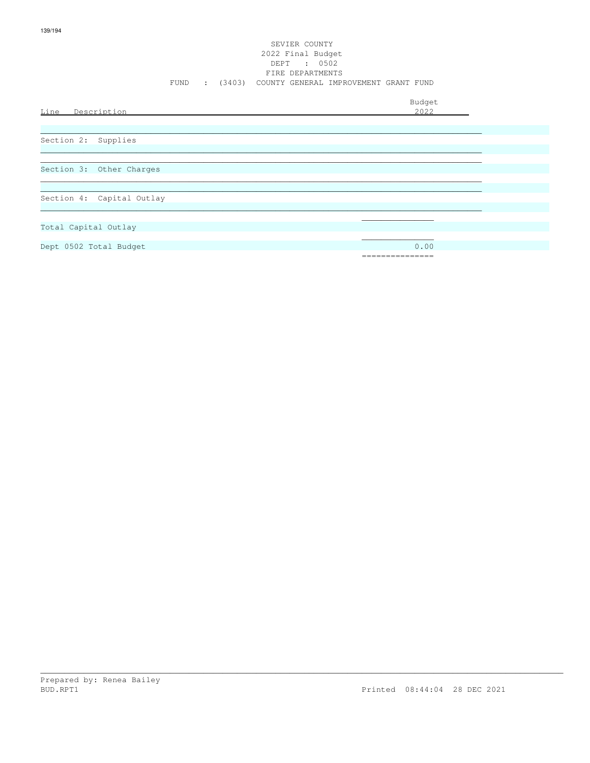SEVIER COUNTY
2022 Final Budget
DEPT : 0502
FIRE DEPARTMENTS
FUND : (3403) COUNTY GENERAL IMPROVEMENT GRANT FUND

| Line Description | Budget 2022 |
|---|---|
| Section 2: Supplies | |
| Section 3: Other Charges | |
| Section 4: Capital Outlay | |
| Total Capital Outlay | |
| Dept 0502 Total Budget | 0.00 |

Prepared by: Renea Bailey
BUD.RPT1 Printed 08:44:04 28 DEC 2021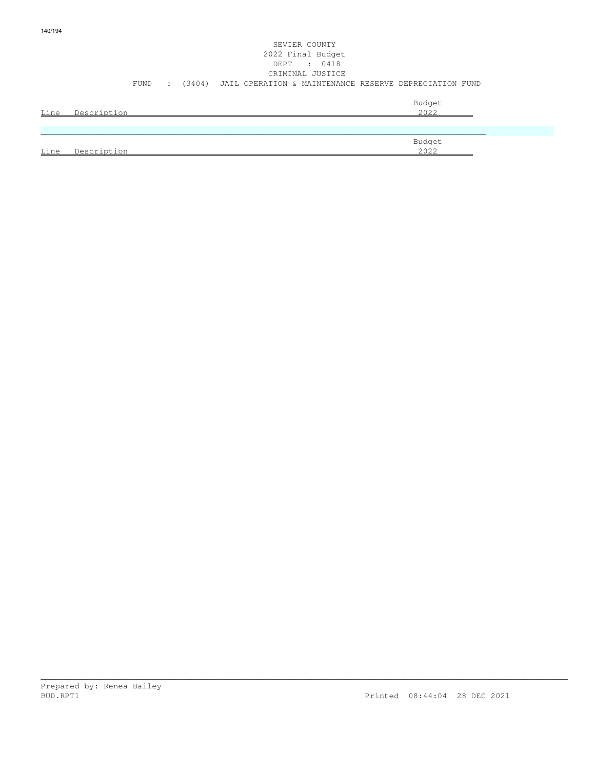SEVIER COUNTY
2022 Final Budget
DEPT : 0418
CRIMINAL JUSTICE
FUND : (3404) JAIL OPERATION & MAINTENANCE RESERVE DEPRECIATION FUND

| Line | Description | Budget 2022 |
|---|---|---|

| Line | Description | Budget 2022 |
|---|---|---|

Prepared by: Renea Bailey
BUD.RPT1 Printed 08:44:04 28 DEC 2021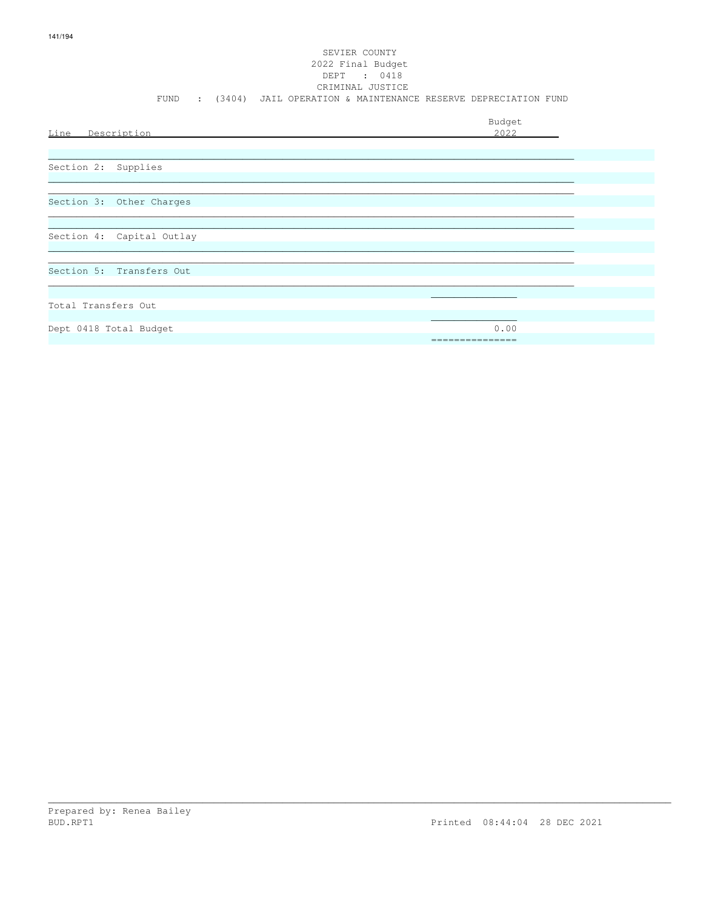SEVIER COUNTY
2022 Final Budget
DEPT : 0418
CRIMINAL JUSTICE
FUND : (3404) JAIL OPERATION & MAINTENANCE RESERVE DEPRECIATION FUND

| Line Description | Budget 2022 |
|---|---|
| Section 2: Supplies | |
| Section 3: Other Charges | |
| Section 4: Capital Outlay | |
| Section 5: Transfers Out | |
| Total Transfers Out | |
| Dept 0418 Total Budget | 0.00 |

Prepared by: Renea Bailey
BUD.RPT1 Printed 08:44:04 28 DEC 2021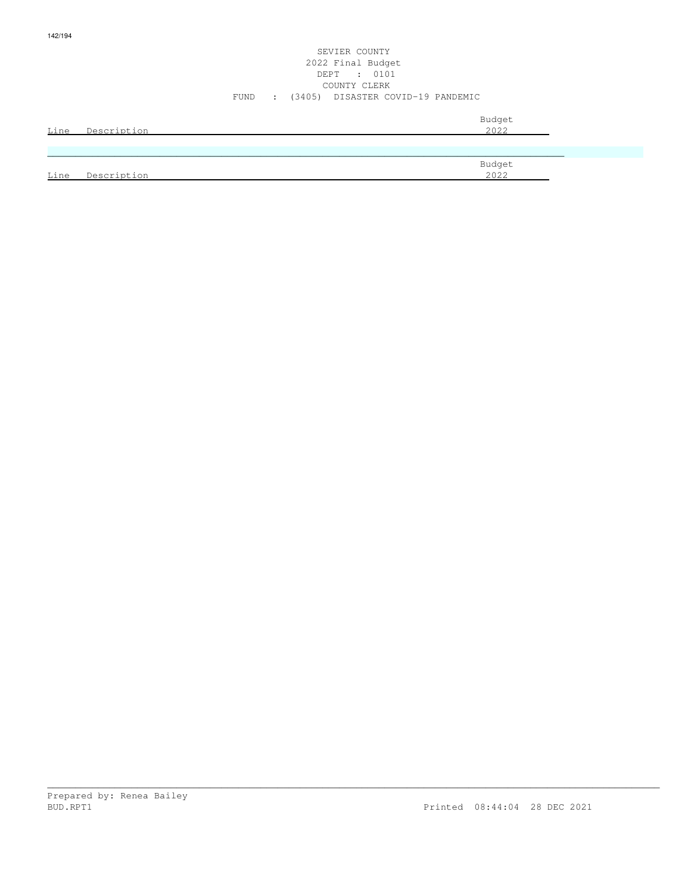SEVIER COUNTY
2022 Final Budget
DEPT : 0101
COUNTY CLERK
FUND : (3405) DISASTER COVID-19 PANDEMIC

| Line | Description | Budget 2022 |
|---|---|---|

| Line | Description | Budget 2022 |
|---|---|---|

Prepared by: Renea Bailey
BUD.RPT1 Printed 08:44:04 28 DEC 2021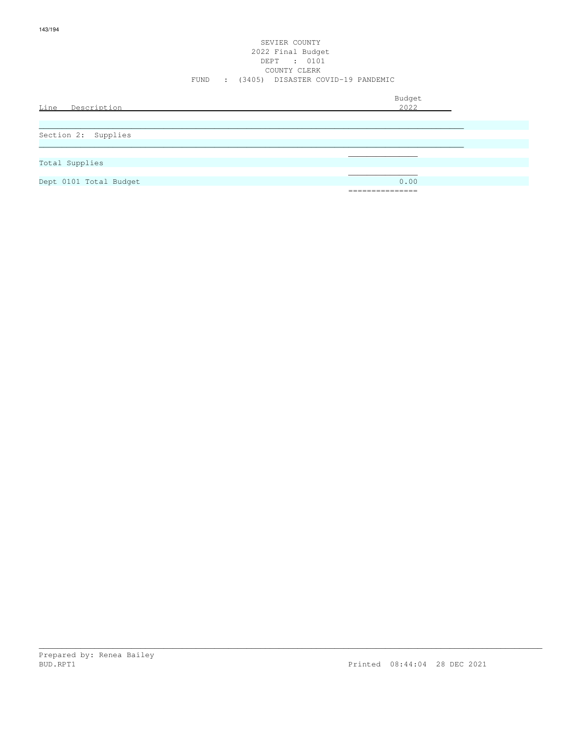SEVIER COUNTY
2022 Final Budget
DEPT : 0101
COUNTY CLERK
FUND : (3405) DISASTER COVID-19 PANDEMIC

| Line Description | Budget 2022 |
|---|---|
| **Section 2: Supplies** | |
| Total Supplies | |
| Dept 0101 Total Budget | 0.00 |

Prepared by: Renea Bailey
BUD.RPT1 Printed 08:44:04 28 DEC 2021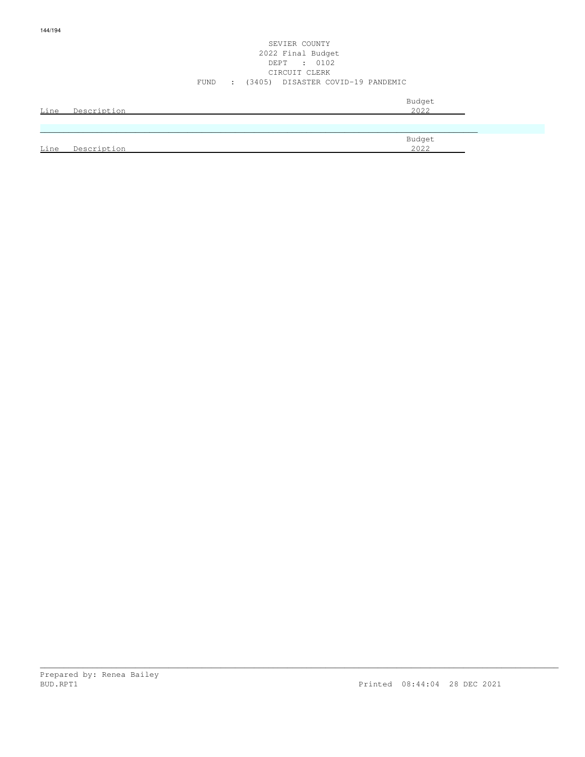SEVIER COUNTY
2022 Final Budget
DEPT : 0102
CIRCUIT CLERK
FUND : (3405) DISASTER COVID-19 PANDEMIC

| Line | Description | Budget 2022 |
|---|---|---|

| Line | Description | Budget 2022 |
|---|---|---|

Prepared by: Renea Bailey
BUD.RPT1 Printed 08:44:04 28 DEC 2021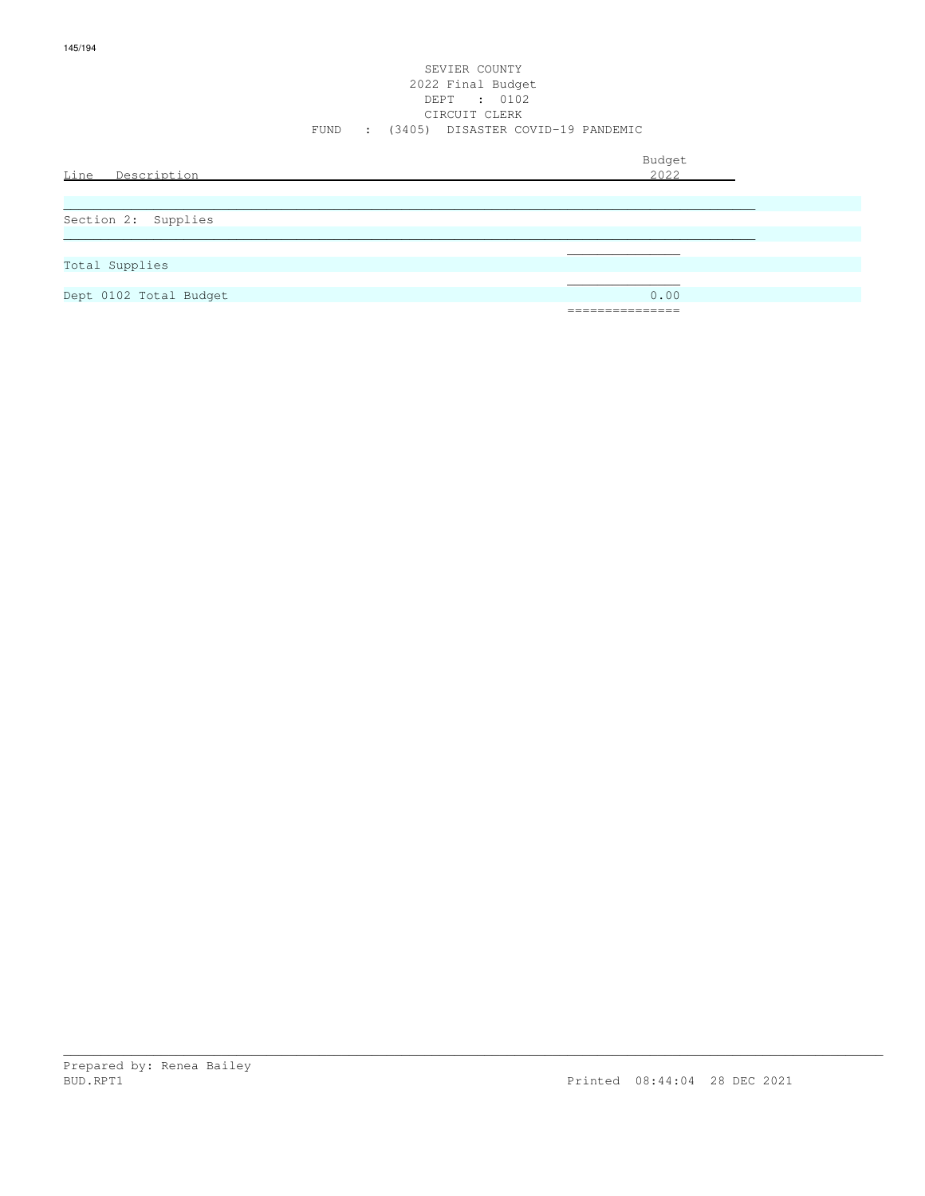SEVIER COUNTY
2022 Final Budget
DEPT : 0102
CIRCUIT CLERK
FUND : (3405) DISASTER COVID-19 PANDEMIC

| Line Description | Budget 2022 |
|---|---|
| Section 2: Supplies | |
| Total Supplies | |
| Dept 0102 Total Budget | 0.00 |

Prepared by: Renea Bailey
BUD.RPT1 Printed 08:44:04 28 DEC 2021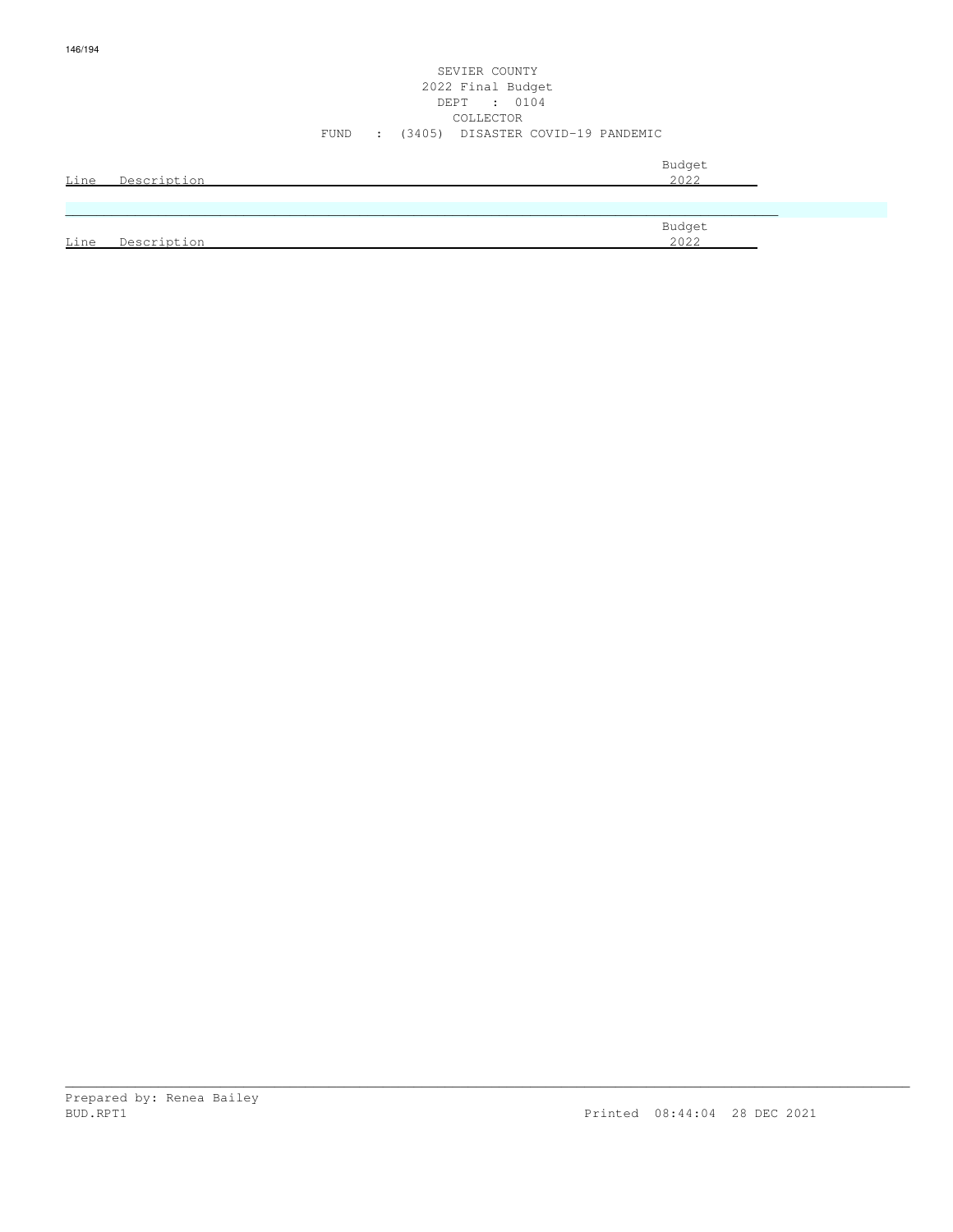SEVIER COUNTY
2022 Final Budget
DEPT : 0104
COLLECTOR
FUND : (3405) DISASTER COVID-19 PANDEMIC

| Line | Description | Budget 2022 |
| --- | --- | --- |

| Line | Description | Budget 2022 |
| --- | --- | --- |

Prepared by: Renea Bailey
BUD.RPT1 Printed 08:44:04 28 DEC 2021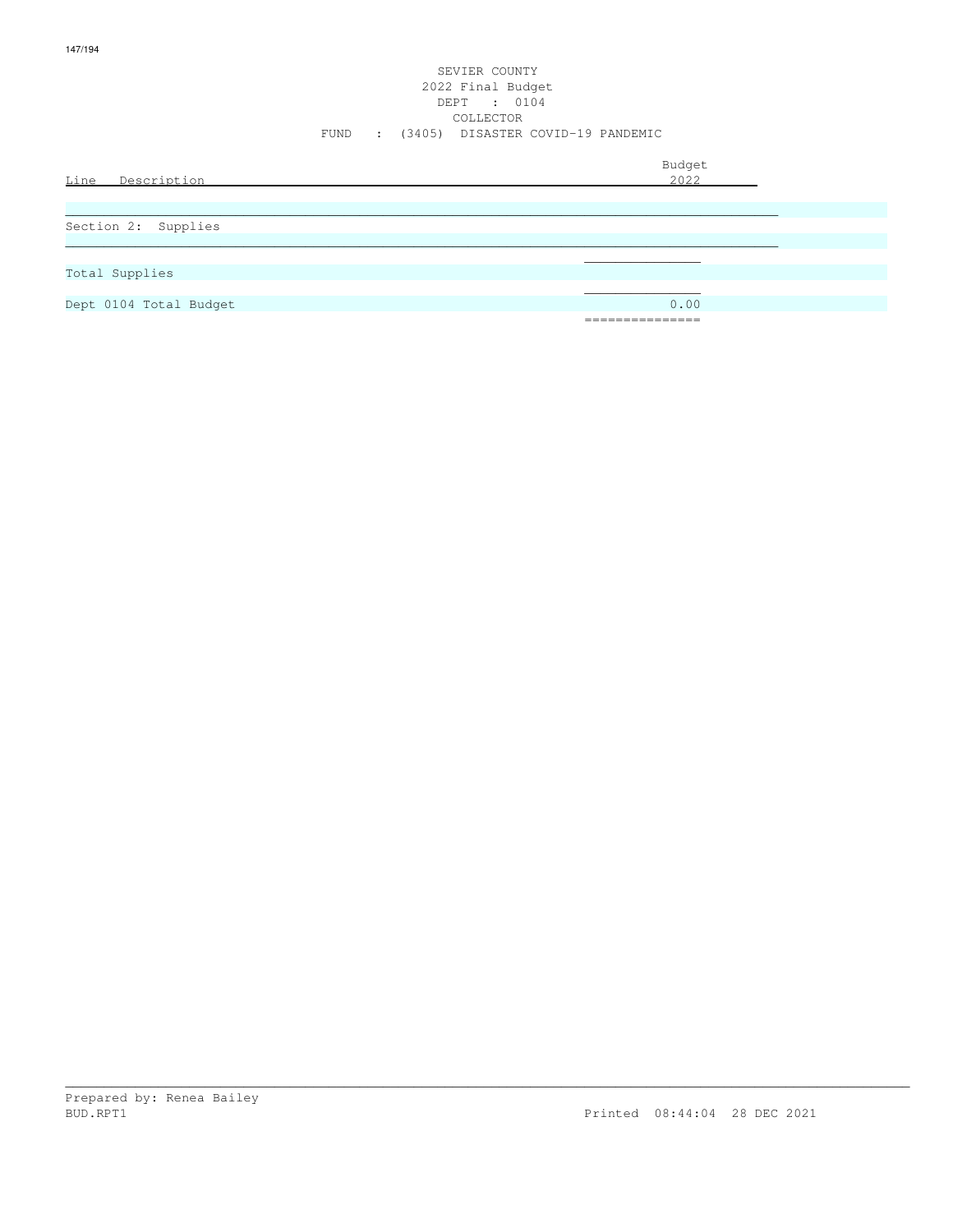SEVIER COUNTY
2022 Final Budget
DEPT : 0104
COLLECTOR
FUND : (3405) DISASTER COVID-19 PANDEMIC

| Line Description | Budget 2022 |
|---|---|
| Section 2: Supplies | |
| Total Supplies | |
| Dept 0104 Total Budget | 0.00 |

Prepared by: Renea Bailey
BUD.RPT1 Printed 08:44:04 28 DEC 2021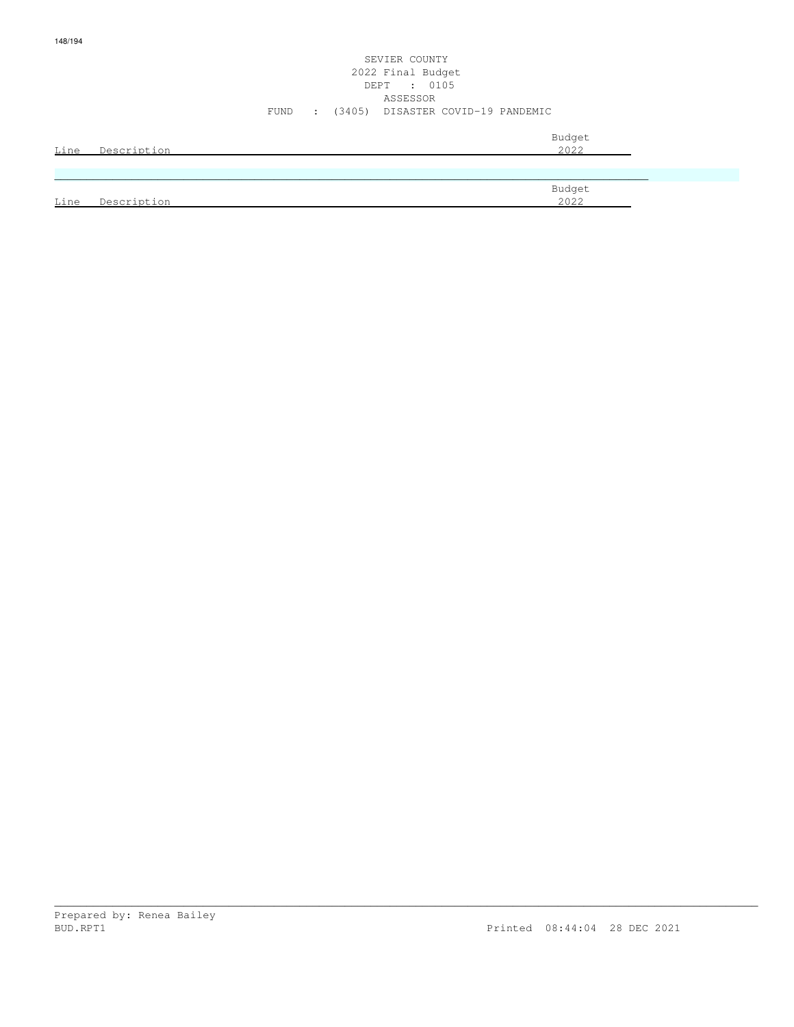SEVIER COUNTY
2022 Final Budget
DEPT : 0105
ASSESSOR
FUND : (3405) DISASTER COVID-19 PANDEMIC

| Line | Description | Budget 2022 |
|---|---|---|

| Line | Description | Budget 2022 |
|---|---|---|

Prepared by: Renea Bailey
BUD.RPT1

Printed 08:44:04 28 DEC 2021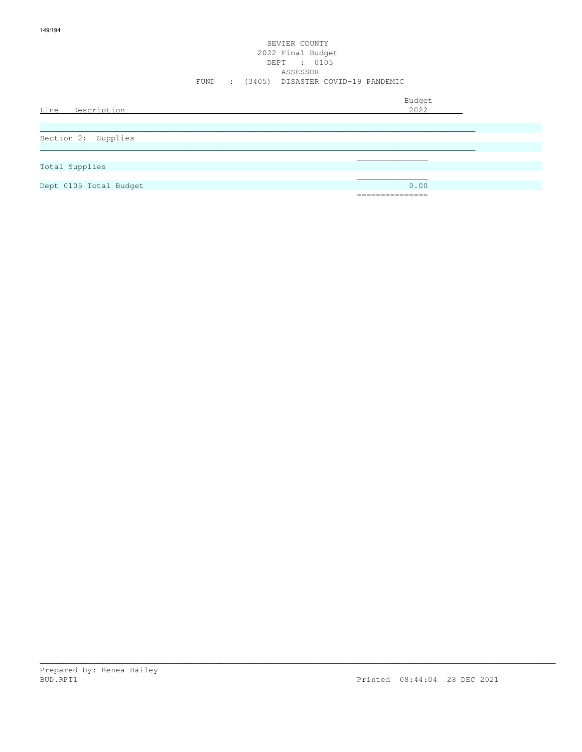SEVIER COUNTY
2022 Final Budget
DEPT : 0105
ASSESSOR
FUND : (3405) DISASTER COVID-19 PANDEMIC

| Line Description | Budget 2022 |
|---|---|
| Section 2: Supplies | |
| Total Supplies | |
| Dept 0105 Total Budget | 0.00 |

Prepared by: Renea Bailey
BUD.RPT1 Printed 08:44:04 28 DEC 2021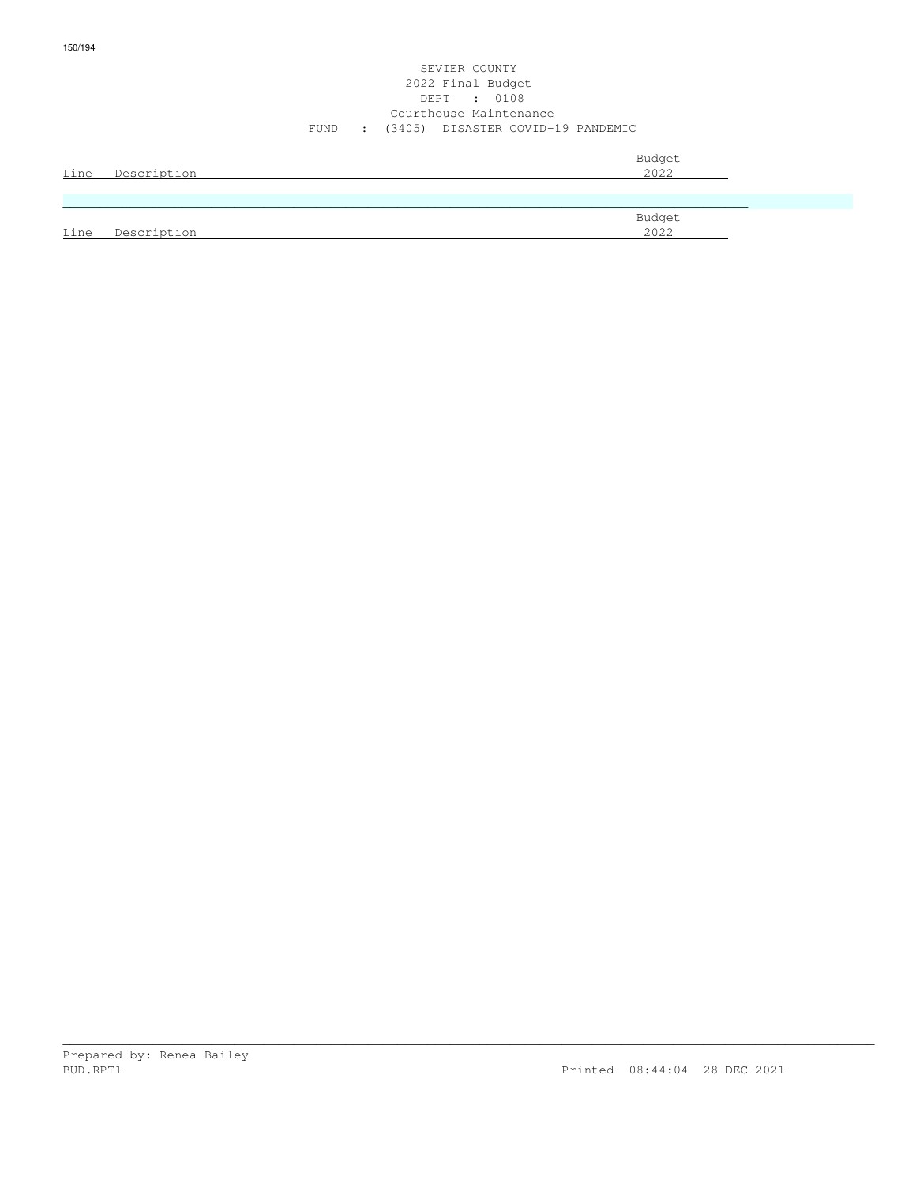SEVIER COUNTY
2022 Final Budget
DEPT : 0108
Courthouse Maintenance
FUND : (3405) DISASTER COVID-19 PANDEMIC

| Line | Description | Budget 2022 |
|---|---|---|

| Line | Description | Budget 2022 |
|---|---|---|

Prepared by: Renea Bailey
BUD.RPT1 Printed 08:44:04 28 DEC 2021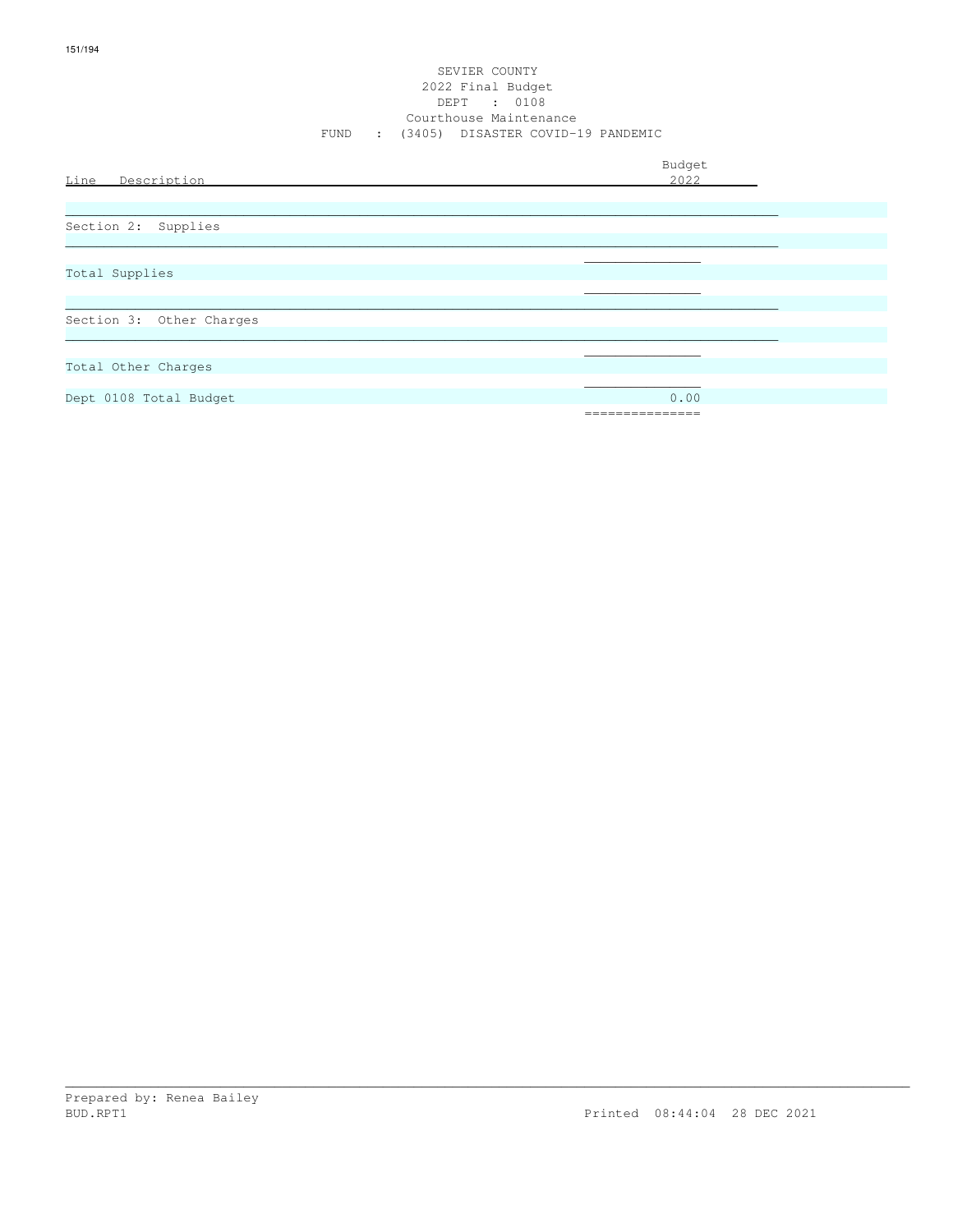SEVIER COUNTY
2022 Final Budget
DEPT : 0108
Courthouse Maintenance
FUND : (3405) DISASTER COVID-19 PANDEMIC

| Line Description | Budget 2022 |
|---|---|
| Section 2: Supplies | |
| Total Supplies | |
| Section 3: Other Charges | |
| Total Other Charges | |
| Dept 0108 Total Budget | 0.00 |

Prepared by: Renea Bailey
BUD.RPT1 Printed 08:44:04 28 DEC 2021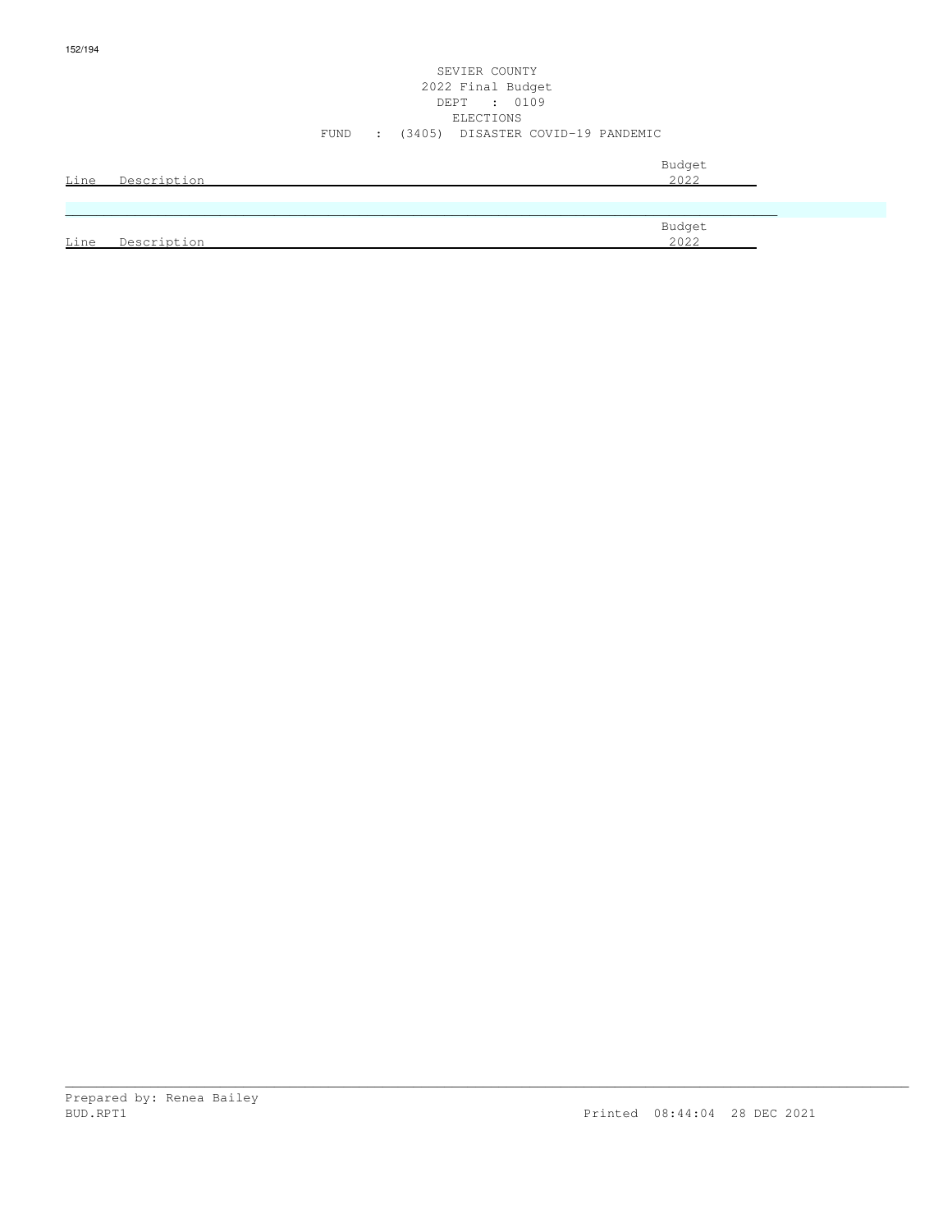# SEVIER COUNTY
## 2022 Final Budget
### DEPT : 0109
### ELECTIONS
### FUND : (3405) DISASTER COVID-19 PANDEMIC

| Line | Description | Budget 2022 |
|---|---|---|

| Line | Description | Budget 2022 |
|---|---|---|

Prepared by: Renea Bailey
BUD.RPT1 Printed 08:44:04 28 DEC 2021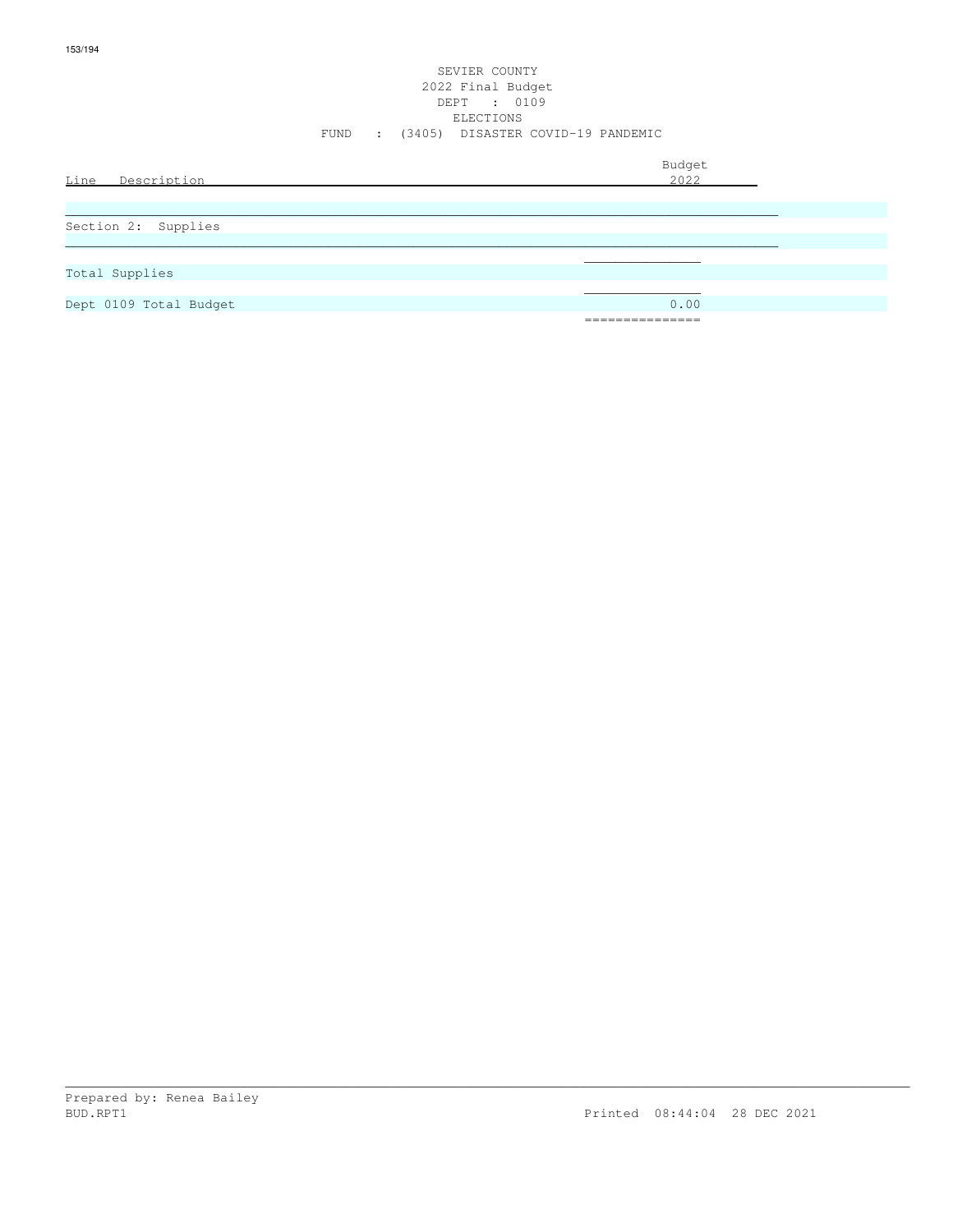SEVIER COUNTY
2022 Final Budget
DEPT : 0109
ELECTIONS
FUND : (3405) DISASTER COVID-19 PANDEMIC

| Line Description | Budget 2022 |
|---|---|
| Section 2: Supplies | |
| Total Supplies | |
| Dept 0109 Total Budget | 0.00 |

Prepared by: Renea Bailey
BUD.RPT1
Printed 08:44:04 28 DEC 2021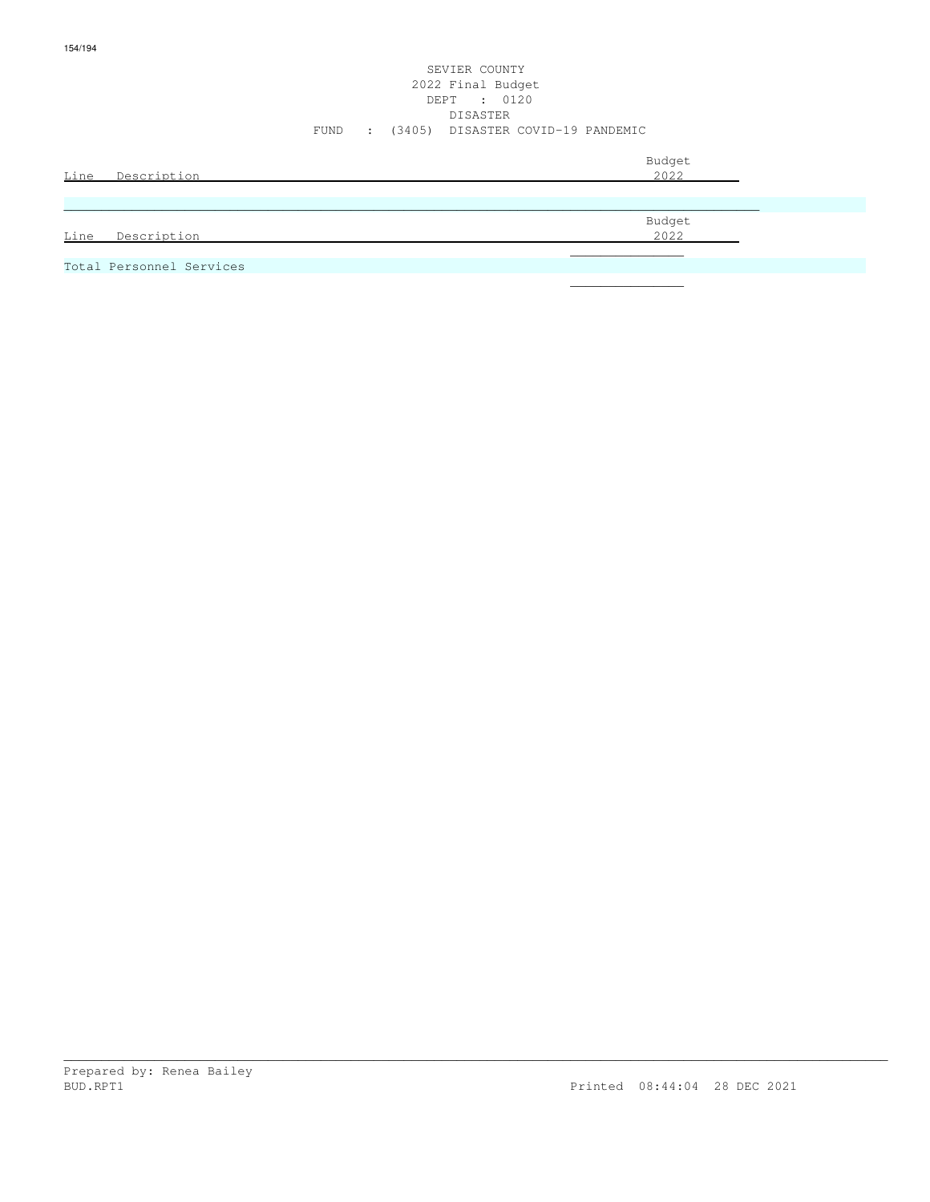SEVIER COUNTY
2022 Final Budget
DEPT : 0120
DISASTER
FUND : (3405) DISASTER COVID-19 PANDEMIC

| Line | Description | Budget 2022 |
|---|---|---|

| Line | Description | Budget 2022 |
|---|---|---|
| Total Personnel Services | | |

Prepared by: Renea Bailey
BUD.RPT1

Printed 08:44:04 28 DEC 2021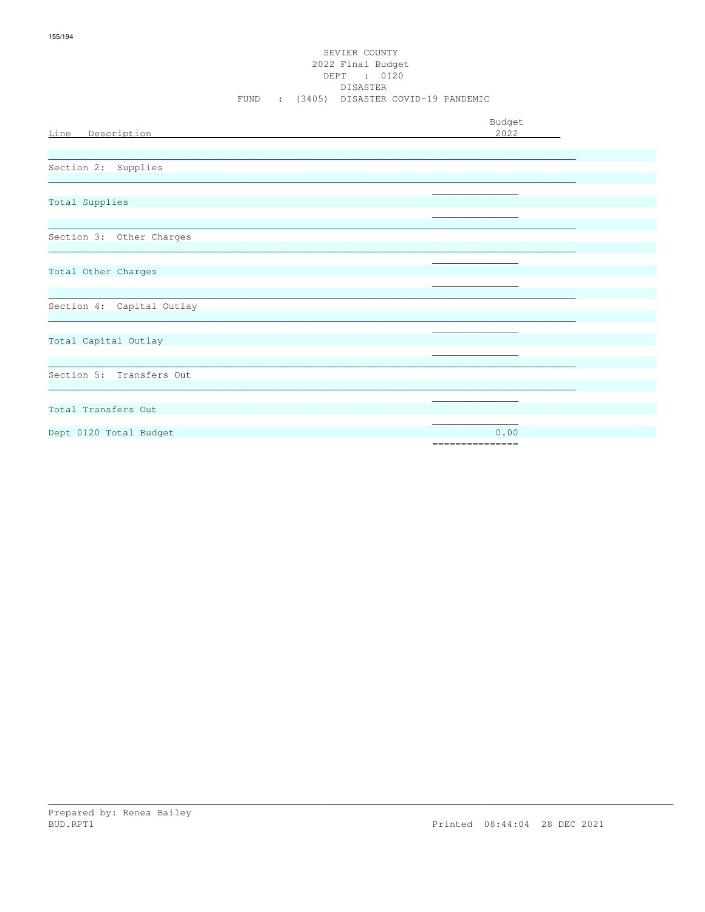SEVIER COUNTY
2022 Final Budget
DEPT : 0120
DISASTER
FUND : (3405) DISASTER COVID-19 PANDEMIC

| Line Description | Budget 2022 |
|---|---|
| Section 2: Supplies | |
| Total Supplies | |
| Section 3: Other Charges | |
| Total Other Charges | |
| Section 4: Capital Outlay | |
| Total Capital Outlay | |
| Section 5: Transfers Out | |
| Total Transfers Out | |
| Dept 0120 Total Budget | 0.00 |

Prepared by: Renea Bailey
BUD.RPT1 Printed 08:44:04 28 DEC 2021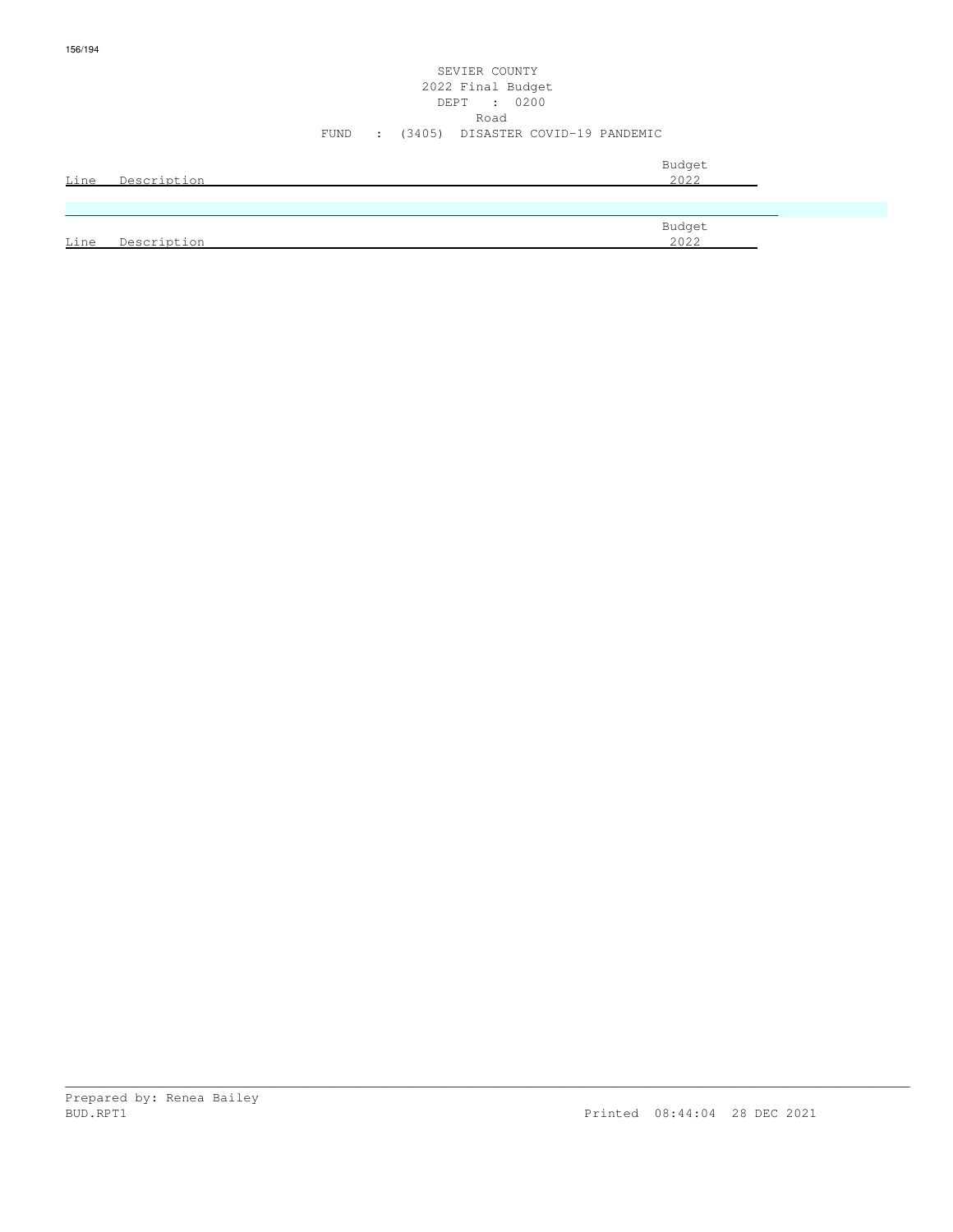SEVIER COUNTY
2022 Final Budget
DEPT : 0200
Road
FUND : (3405) DISASTER COVID-19 PANDEMIC

| Line | Description | Budget 2022 |
|---|---|---|

| Line | Description | Budget 2022 |
|---|---|---|

Prepared by: Renea Bailey
BUD.RPT1 Printed 08:44:04 28 DEC 2021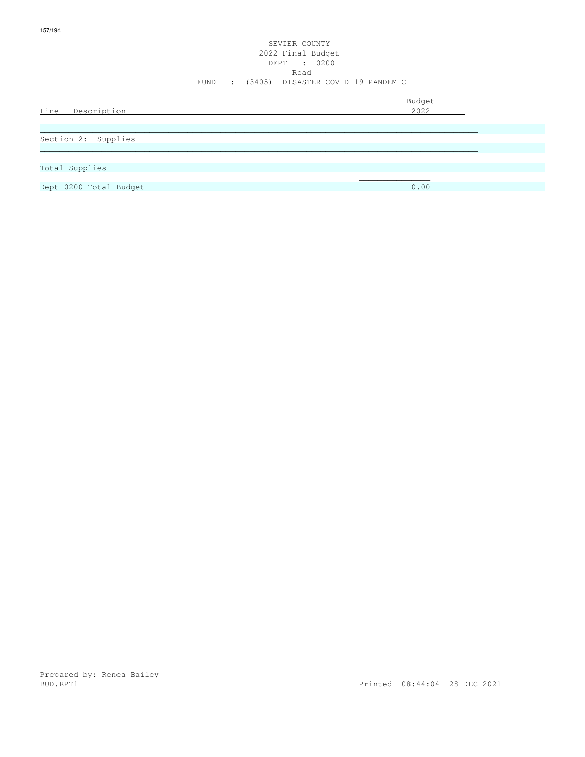SEVIER COUNTY
2022 Final Budget
DEPT : 0200
Road
FUND : (3405) DISASTER COVID-19 PANDEMIC

| Line Description | Budget 2022 |
|---|---|
| Section 2: Supplies | |
| Total Supplies | |
| Dept 0200 Total Budget | 0.00 |

Prepared by: Renea Bailey
BUD.RPT1 Printed 08:44:04 28 DEC 2021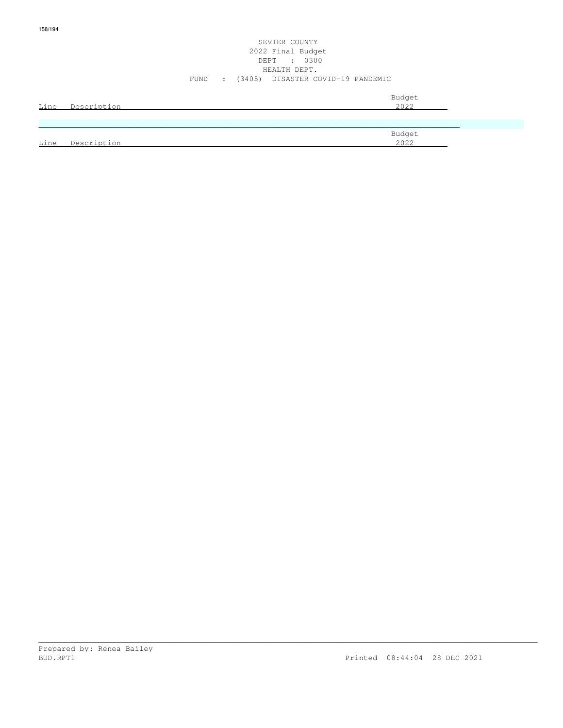SEVIER COUNTY
2022 Final Budget
DEPT : 0300
HEALTH DEPT.
FUND : (3405) DISASTER COVID-19 PANDEMIC

| Line | Description | Budget 2022 |
|---|---|---|

| Line | Description | Budget 2022 |
|---|---|---|

Prepared by: Renea Bailey
BUD.RPT1 Printed 08:44:04 28 DEC 2021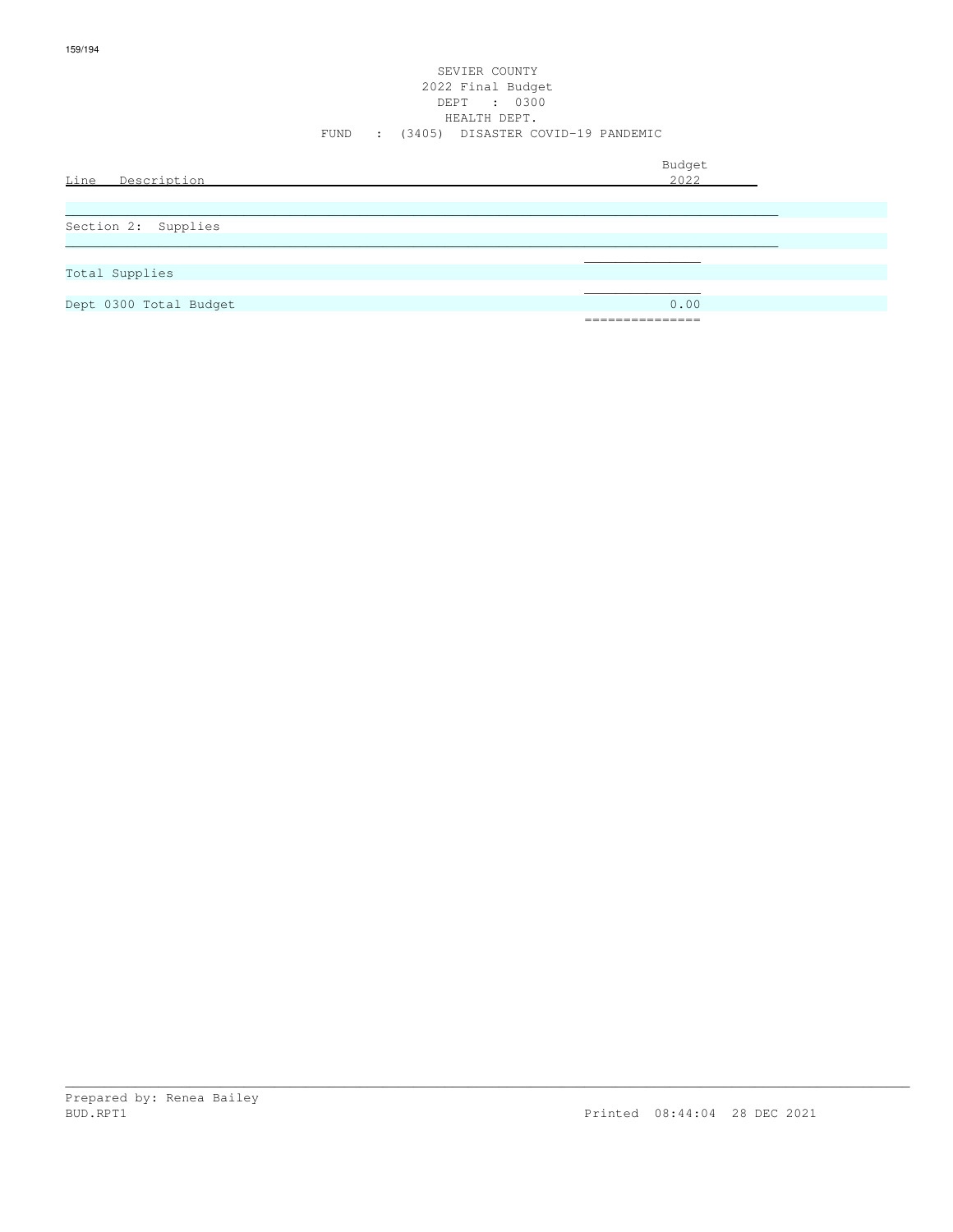SEVIER COUNTY
2022 Final Budget
DEPT : 0300
HEALTH DEPT.
FUND : (3405) DISASTER COVID-19 PANDEMIC

| Line Description | Budget 2022 |
|---|---|
| Section 2: Supplies | |
| Total Supplies | |
| Dept 0300 Total Budget | 0.00 |

Prepared by: Renea Bailey
BUD.RPT1 Printed 08:44:04 28 DEC 2021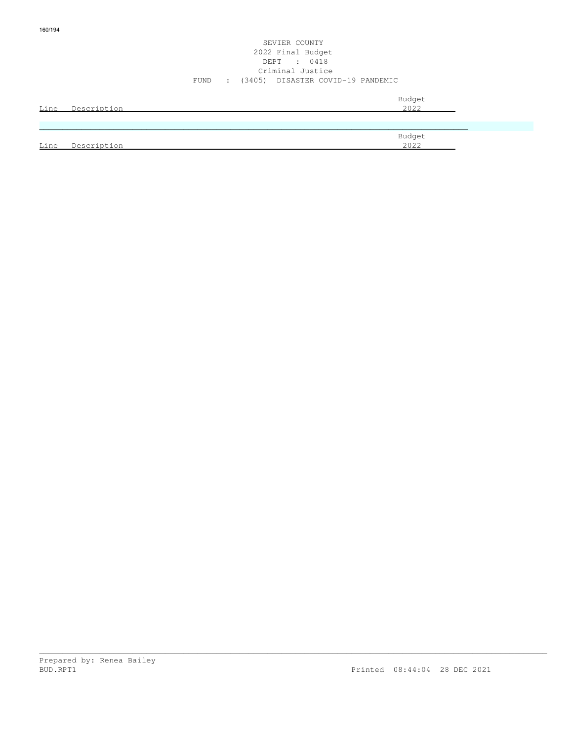SEVIER COUNTY
2022 Final Budget
DEPT : 0418
Criminal Justice
FUND : (3405) DISASTER COVID-19 PANDEMIC

| Line | Description | Budget 2022 |
| --- | --- | --- |

| Line | Description | Budget 2022 |
| --- | --- | --- |

Prepared by: Renea Bailey
BUD.RPT1 Printed 08:44:04 28 DEC 2021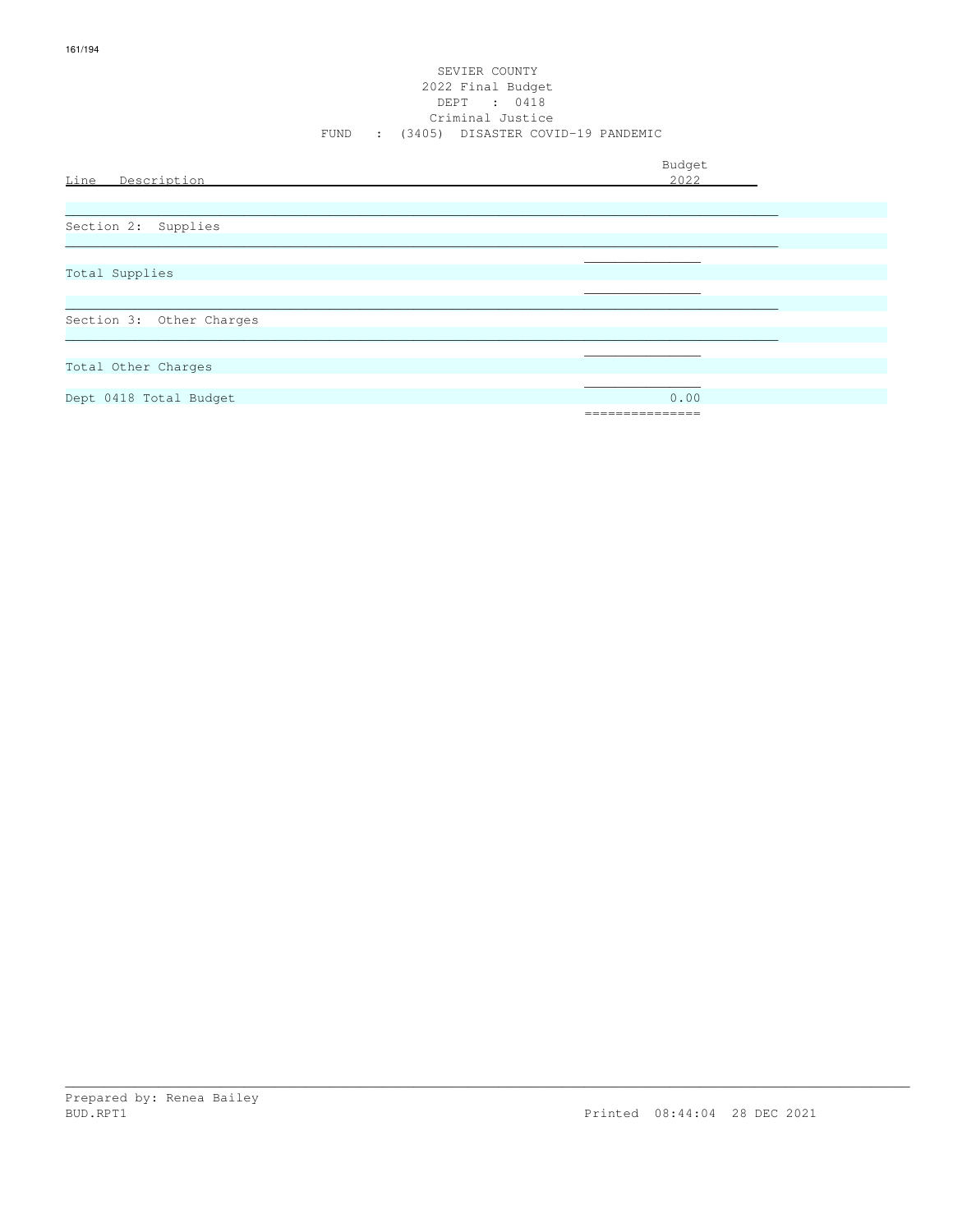SEVIER COUNTY
2022 Final Budget
DEPT : 0418
Criminal Justice
FUND : (3405) DISASTER COVID-19 PANDEMIC

| Line Description | Budget 2022 |
|---|---|
| Section 2: Supplies | |
| Total Supplies | |
| Section 3: Other Charges | |
| Total Other Charges | |
| Dept 0418 Total Budget | 0.00 |

Prepared by: Renea Bailey
BUD.RPT1 Printed 08:44:04 28 DEC 2021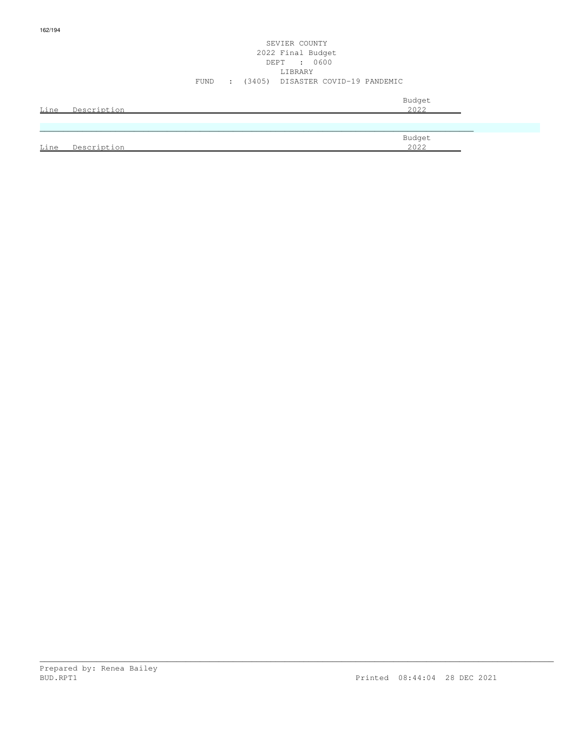SEVIER COUNTY
2022 Final Budget
DEPT : 0600
LIBRARY
FUND : (3405) DISASTER COVID-19 PANDEMIC

| Line | Description | Budget 2022 |
|---|---|---|

| Line | Description | Budget 2022 |
|---|---|---|

Prepared by: Renea Bailey
BUD.RPT1

Printed 08:44:04 28 DEC 2021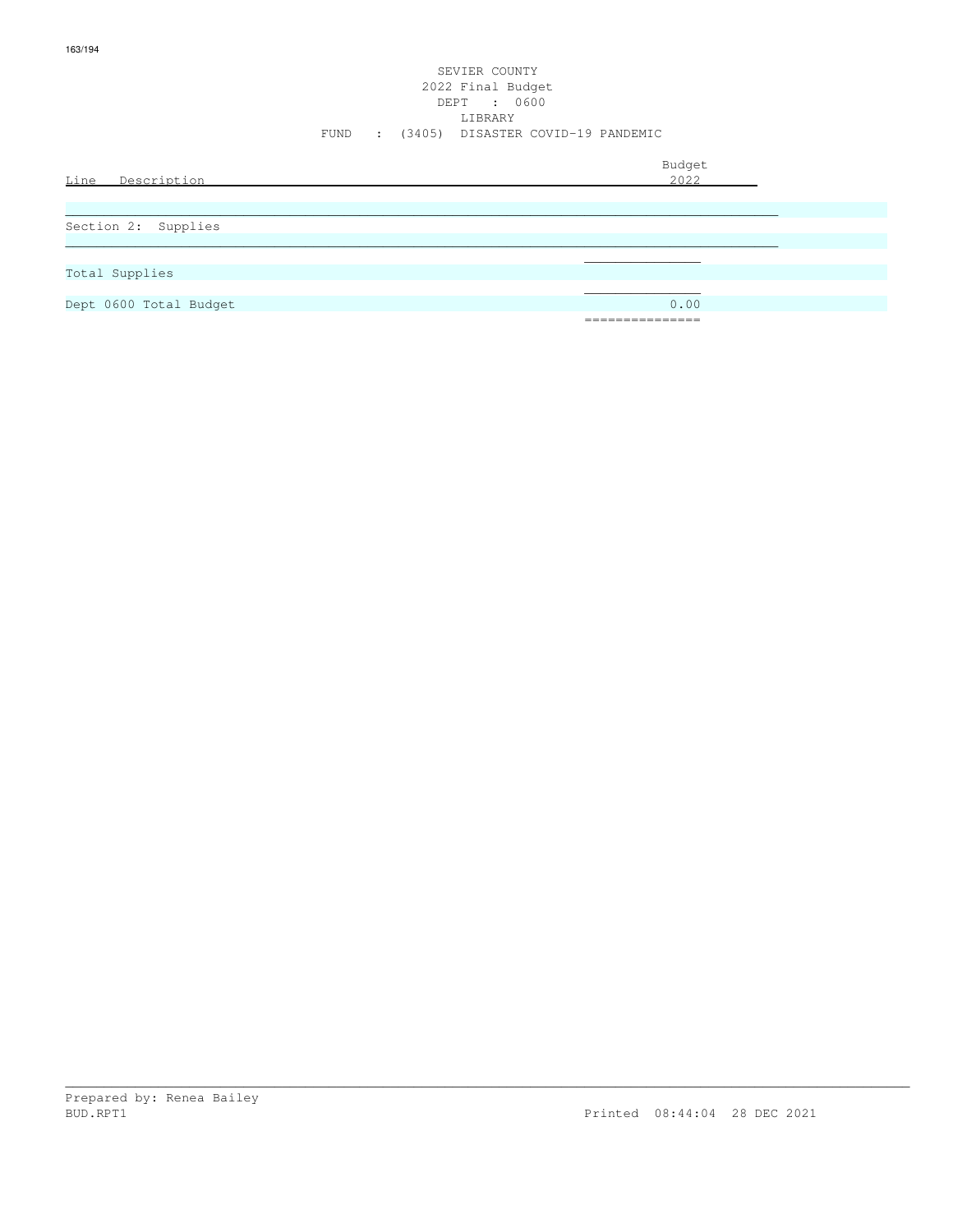SEVIER COUNTY
2022 Final Budget
DEPT : 0600
LIBRARY
FUND : (3405) DISASTER COVID-19 PANDEMIC

| Line Description | Budget 2022 |
|---|---|
| Section 2: Supplies | |
| Total Supplies | |
| Dept 0600 Total Budget | 0.00 |

Prepared by: Renea Bailey
BUD.RPT1 Printed 08:44:04 28 DEC 2021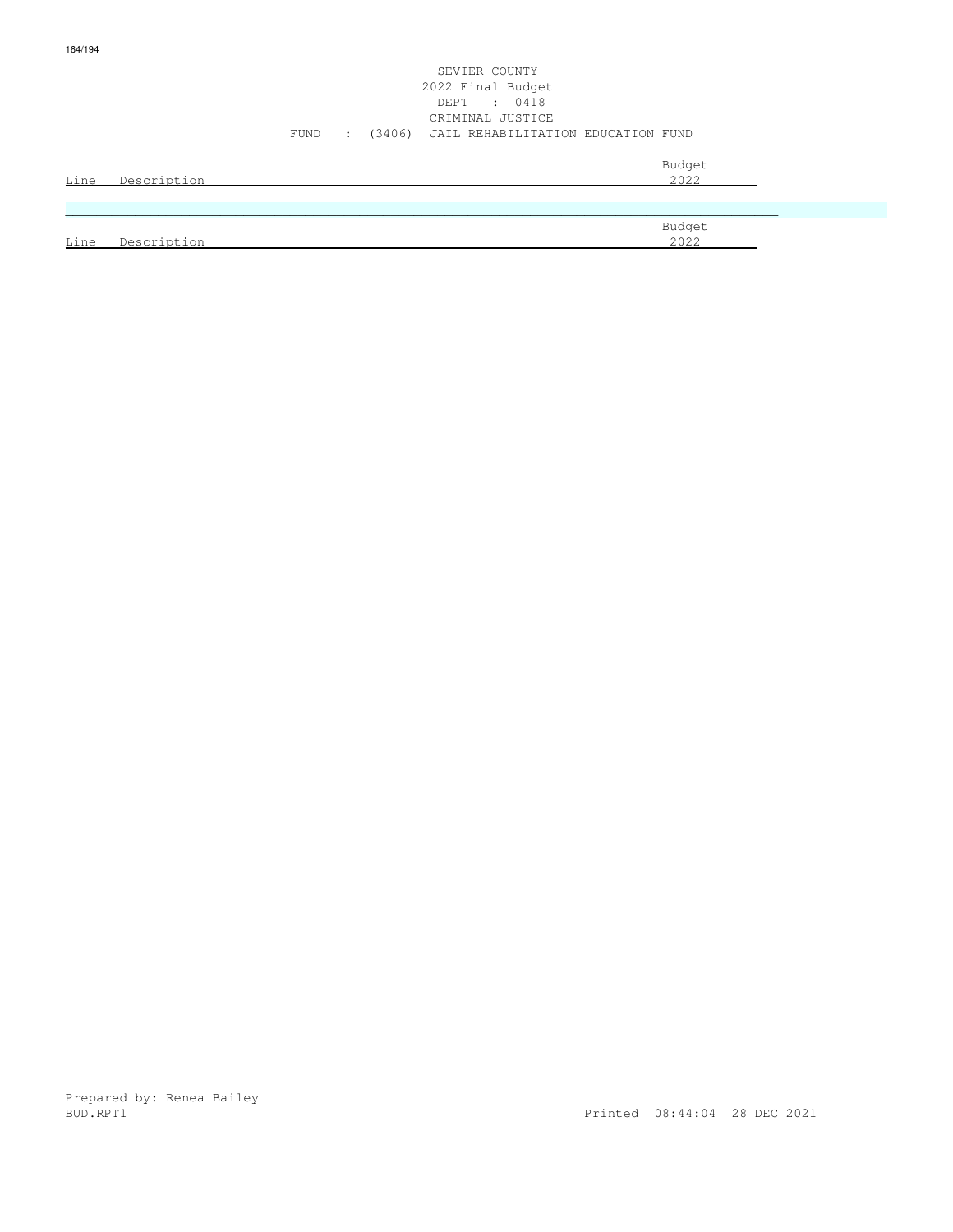SEVIER COUNTY
2022 Final Budget
DEPT : 0418
CRIMINAL JUSTICE
FUND : (3406) JAIL REHABILITATION EDUCATION FUND

| Line | Description | Budget 2022 |
|---|---|---|

| Line | Description | Budget 2022 |
|---|---|---|

Prepared by: Renea Bailey
BUD.RPT1 Printed 08:44:04 28 DEC 2021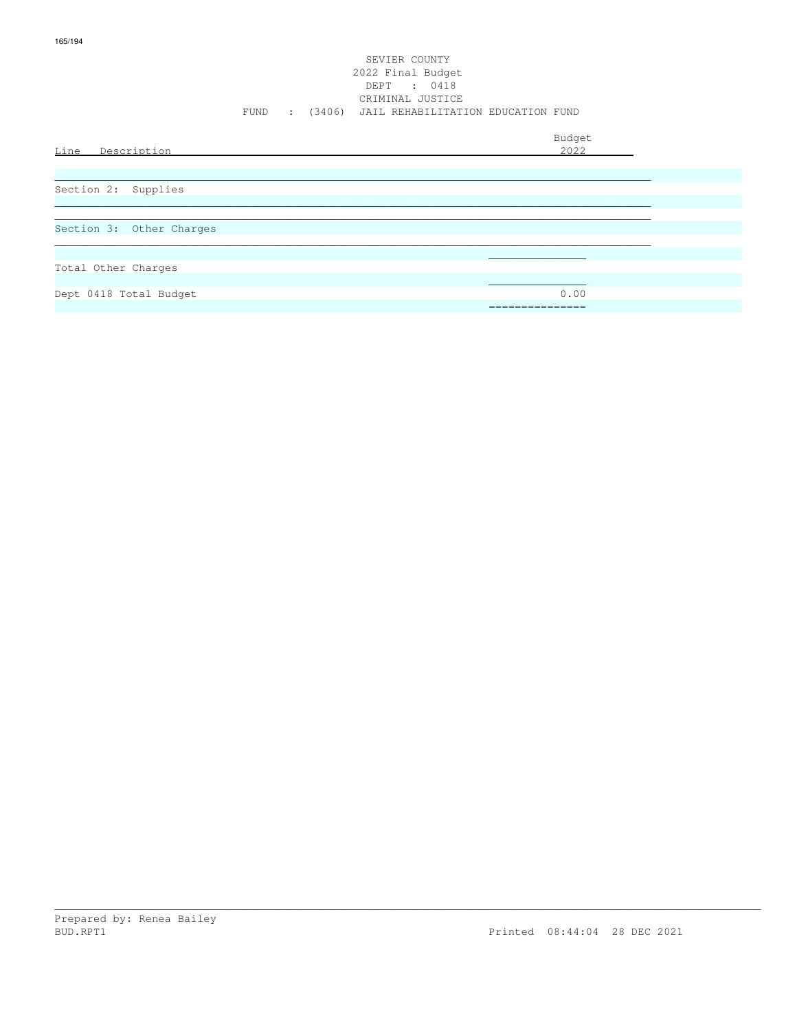SEVIER COUNTY
2022 Final Budget
DEPT : 0418
CRIMINAL JUSTICE
FUND : (3406) JAIL REHABILITATION EDUCATION FUND

| Line Description | Budget 2022 |
|---|---|
| Section 2: Supplies | |
| Section 3: Other Charges | |
| Total Other Charges | |
| Dept 0418 Total Budget | 0.00 |

Prepared by: Renea Bailey
BUD.RPT1 Printed 08:44:04 28 DEC 2021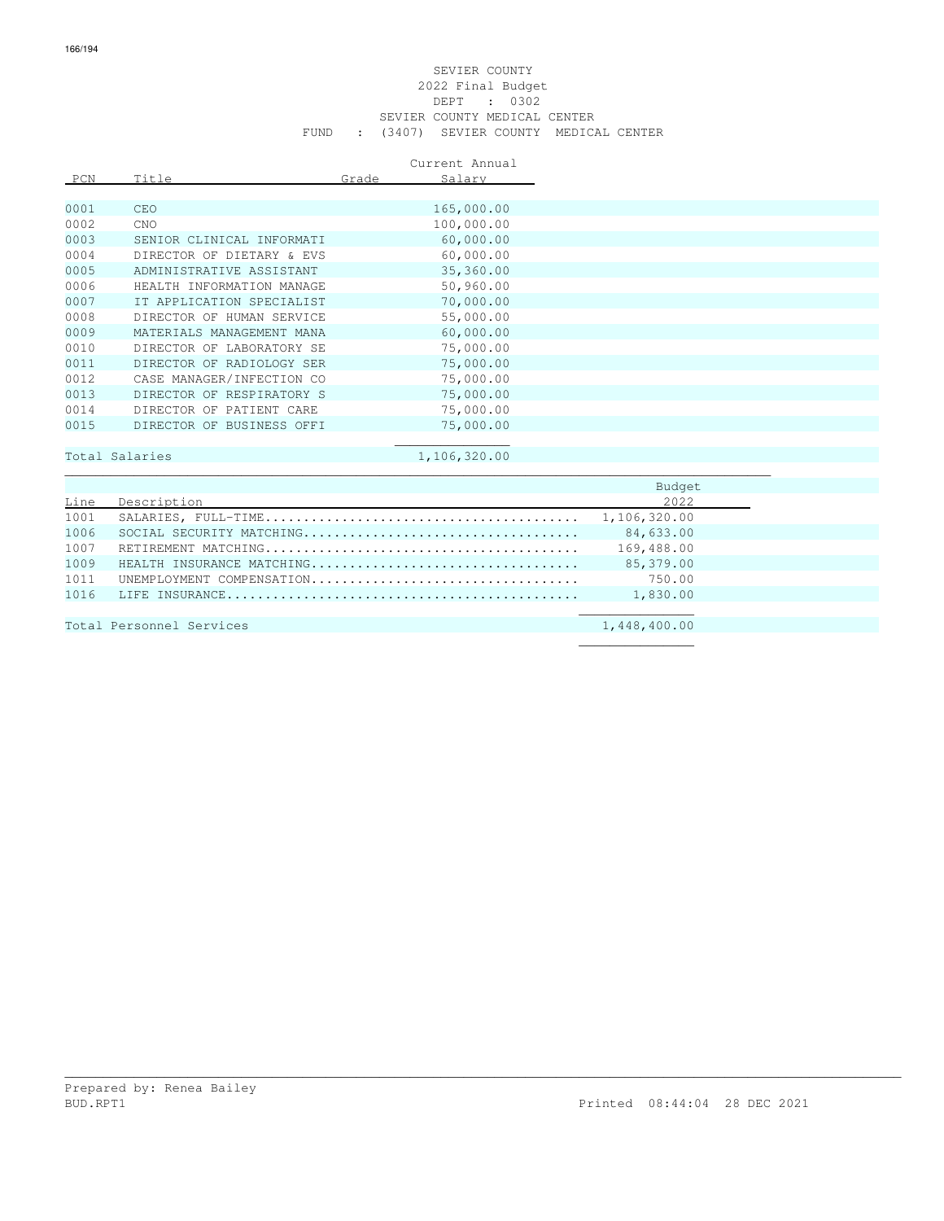SEVIER COUNTY
2022 Final Budget
DEPT : 0302
SEVIER COUNTY MEDICAL CENTER
FUND : (3407) SEVIER COUNTY MEDICAL CENTER

| PCN | Title | Grade | Current Annual Salary |
|---|---|---|---|
| 0001 | CEO | | 165,000.00 |
| 0002 | CNO | | 100,000.00 |
| 0003 | SENIOR CLINICAL INFORMATI | | 60,000.00 |
| 0004 | DIRECTOR OF DIETARY & EVS | | 60,000.00 |
| 0005 | ADMINISTRATIVE ASSISTANT | | 35,360.00 |
| 0006 | HEALTH INFORMATION MANAGE | | 50,960.00 |
| 0007 | IT APPLICATION SPECIALIST | | 70,000.00 |
| 0008 | DIRECTOR OF HUMAN SERVICE | | 55,000.00 |
| 0009 | MATERIALS MANAGEMENT MANA | | 60,000.00 |
| 0010 | DIRECTOR OF LABORATORY SE | | 75,000.00 |
| 0011 | DIRECTOR OF RADIOLOGY SER | | 75,000.00 |
| 0012 | CASE MANAGER/INFECTION CO | | 75,000.00 |
| 0013 | DIRECTOR OF RESPIRATORY S | | 75,000.00 |
| 0014 | DIRECTOR OF PATIENT CARE | | 75,000.00 |
| 0015 | DIRECTOR OF BUSINESS OFFI | | 75,000.00 |
| Total Salaries | | | 1,106,320.00 |

| Line | Description | Budget 2022 |
|---|---|---|
| 1001 | SALARIES, FULL-TIME........................................ | 1,106,320.00 |
| 1006 | SOCIAL SECURITY MATCHING................................... | 84,633.00 |
| 1007 | RETIREMENT MATCHING........................................ | 169,488.00 |
| 1009 | HEALTH INSURANCE MATCHING.................................. | 85,379.00 |
| 1011 | UNEMPLOYMENT COMPENSATION.................................. | 750.00 |
| 1016 | LIFE INSURANCE............................................. | 1,830.00 |
| Total Personnel Services | | 1,448,400.00 |

Prepared by: Renea Bailey
BUD.RPT1 Printed 08:44:04 28 DEC 2021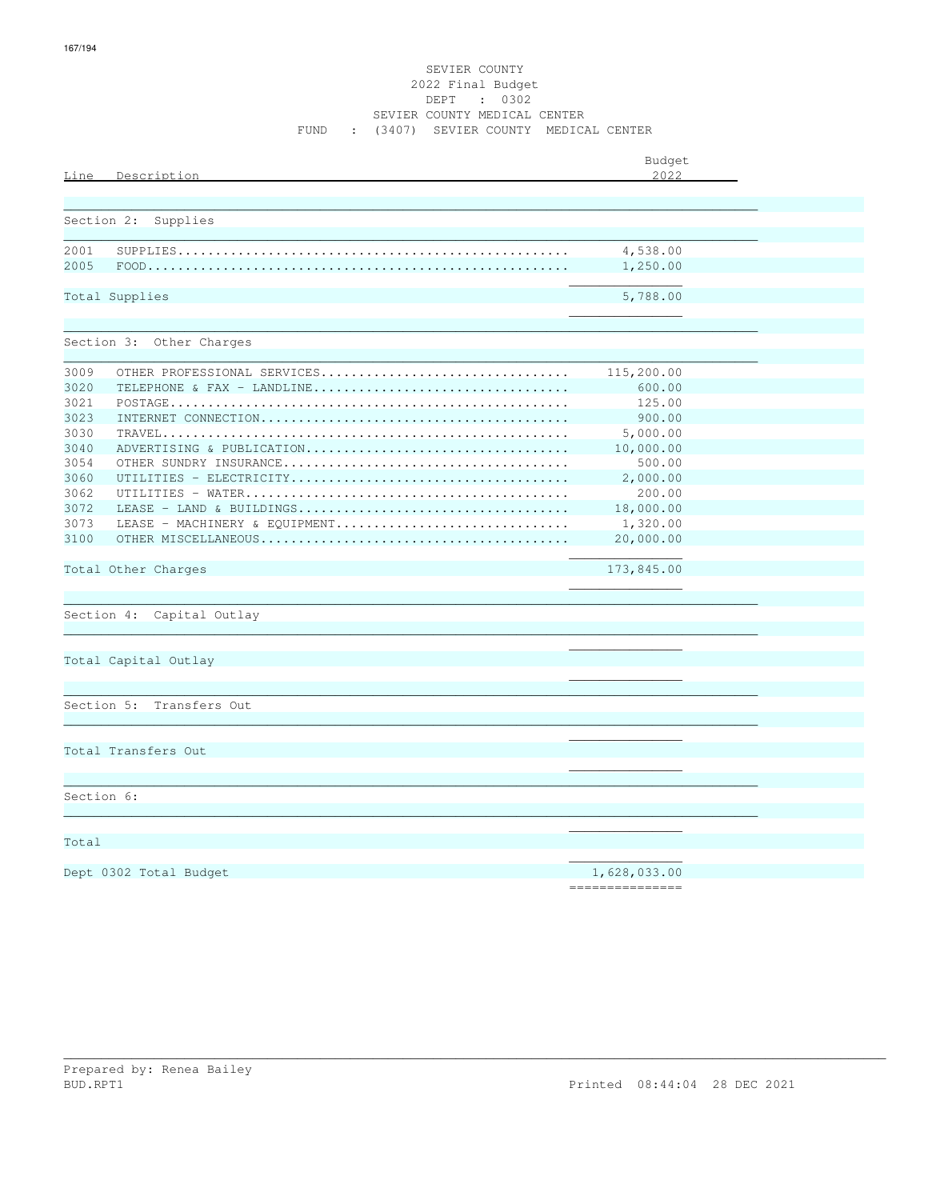# SEVIER COUNTY
## 2022 Final Budget
DEPT : 0302
SEVIER COUNTY MEDICAL CENTER
FUND : (3407) SEVIER COUNTY MEDICAL CENTER

| Line | Description | Budget 2022 |
|---|---|---|
| **Section 2: Supplies** | | |
| 2001 | SUPPLIES | 4,538.00 |
| 2005 | FOOD | 1,250.00 |
| Total Supplies | | 5,788.00 |
| **Section 3: Other Charges** | | |
| 3009 | OTHER PROFESSIONAL SERVICES | 115,200.00 |
| 3020 | TELEPHONE & FAX - LANDLINE | 600.00 |
| 3021 | POSTAGE | 125.00 |
| 3023 | INTERNET CONNECTION | 900.00 |
| 3030 | TRAVEL | 5,000.00 |
| 3040 | ADVERTISING & PUBLICATION | 10,000.00 |
| 3054 | OTHER SUNDRY INSURANCE | 500.00 |
| 3060 | UTILITIES - ELECTRICITY | 2,000.00 |
| 3062 | UTILITIES - WATER | 200.00 |
| 3072 | LEASE - LAND & BUILDINGS | 18,000.00 |
| 3073 | LEASE - MACHINERY & EQUIPMENT | 1,320.00 |
| 3100 | OTHER MISCELLANEOUS | 20,000.00 |
| Total Other Charges | | 173,845.00 |
| **Section 4: Capital Outlay** | | |
| Total Capital Outlay | | |
| **Section 5: Transfers Out** | | |
| Total Transfers Out | | |
| **Section 6:** | | |
| Total | | |
| Dept 0302 Total Budget | | 1,628,033.00 |

Prepared by: Renea Bailey
BUD.RPT1 Printed 08:44:04 28 DEC 2021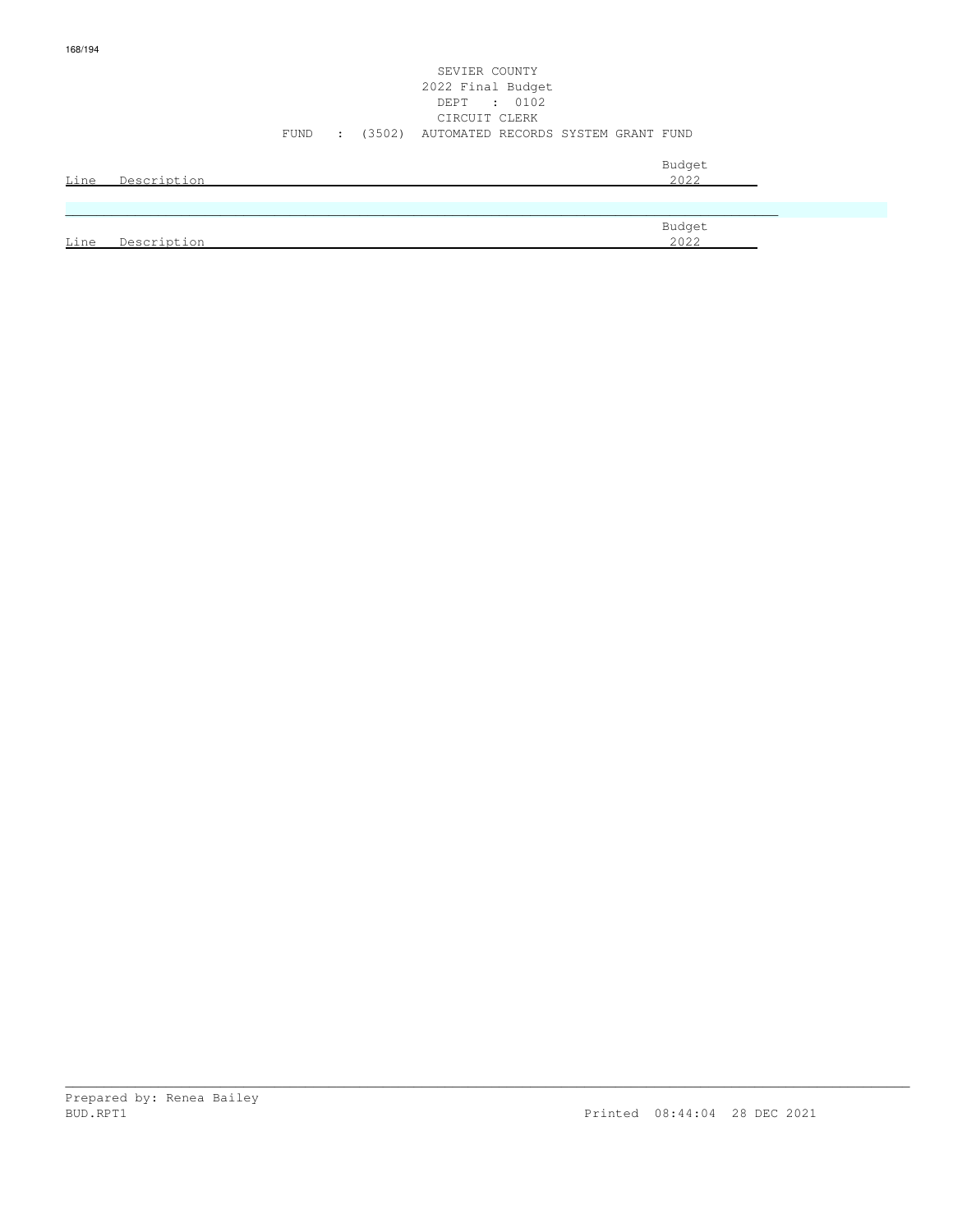SEVIER COUNTY
2022 Final Budget
DEPT : 0102
CIRCUIT CLERK
FUND : (3502) AUTOMATED RECORDS SYSTEM GRANT FUND

| Line | Description | Budget 2022 |
|---|---|---|

| Line | Description | Budget 2022 |
|---|---|---|

Prepared by: Renea Bailey
BUD.RPT1 Printed 08:44:04 28 DEC 2021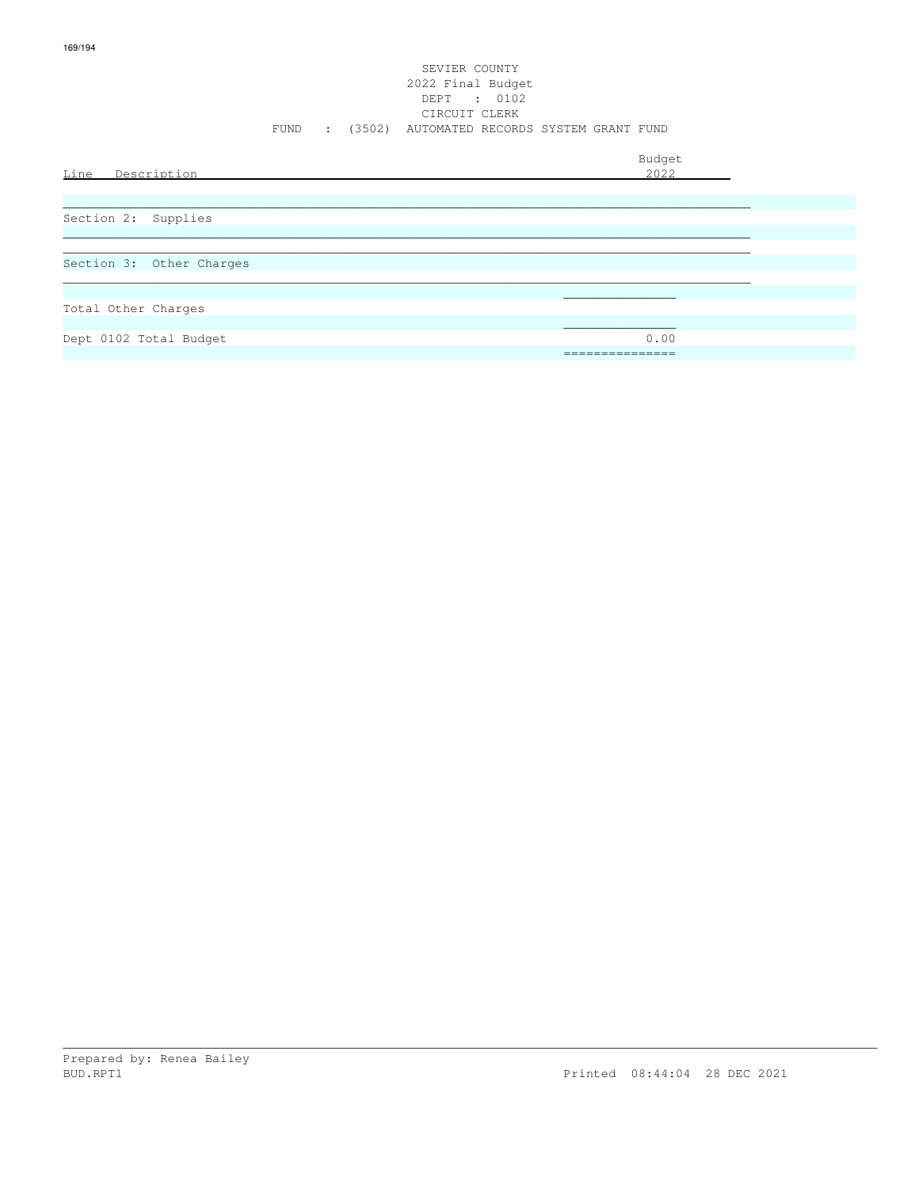SEVIER COUNTY
2022 Final Budget
DEPT : 0102
CIRCUIT CLERK
FUND : (3502) AUTOMATED RECORDS SYSTEM GRANT FUND

| Line Description | Budget 2022 |
|---|---|
| Section 2: Supplies | |
| Section 3: Other Charges | |
| Total Other Charges | |
| Dept 0102 Total Budget | 0.00 |

Prepared by: Renea Bailey
BUD.RPT1 Printed 08:44:04 28 DEC 2021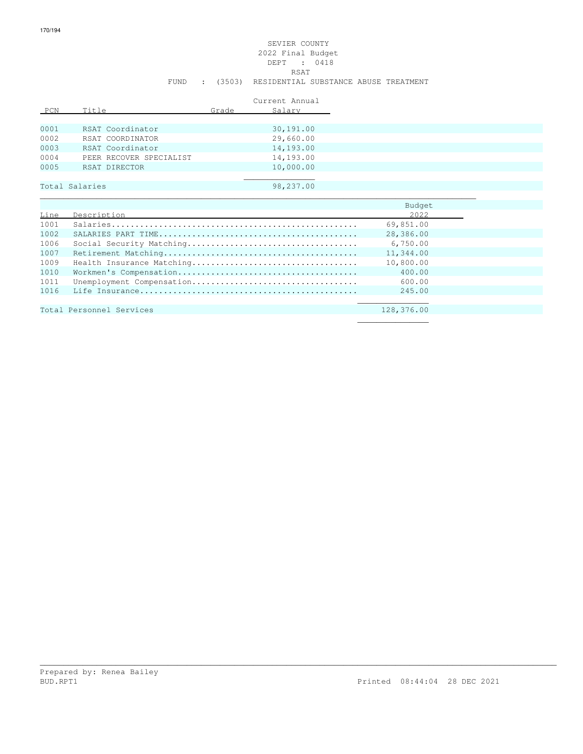SEVIER COUNTY
2022 Final Budget
DEPT : 0418
RSAT
FUND : (3503) RESIDENTIAL SUBSTANCE ABUSE TREATMENT

| PCN | Title | Grade | Current Annual Salary |
|---|---|---|---|
| 0001 | RSAT Coordinator | | 30,191.00 |
| 0002 | RSAT COORDINATOR | | 29,660.00 |
| 0003 | RSAT Coordinator | | 14,193.00 |
| 0004 | PEER RECOVER SPECIALIST | | 14,193.00 |
| 0005 | RSAT DIRECTOR | | 10,000.00 |
| Total Salaries | | | 98,237.00 |

| Line | Description | Budget 2022 |
|---|---|---|
| 1001 | Salaries.................................................. | 69,851.00 |
| 1002 | SALARIES PART TIME......................................... | 28,386.00 |
| 1006 | Social Security Matching................................... | 6,750.00 |
| 1007 | Retirement Matching........................................ | 11,344.00 |
| 1009 | Health Insurance Matching.................................. | 10,800.00 |
| 1010 | Workmen's Compensation..................................... | 400.00 |
| 1011 | Unemployment Compensation.................................. | 600.00 |
| 1016 | Life Insurance............................................. | 245.00 |
| Total Personnel Services | | 128,376.00 |

Prepared by: Renea Bailey
BUD.RPT1 Printed 08:44:04 28 DEC 2021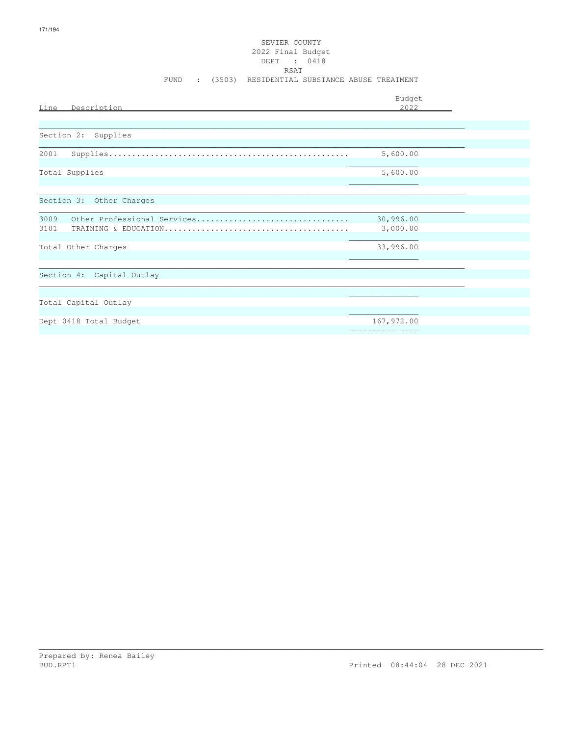SEVIER COUNTY
2022 Final Budget
DEPT : 0418
RSAT
FUND : (3503) RESIDENTIAL SUBSTANCE ABUSE TREATMENT

| Line | Description | Budget 2022 |
|---|---|---|
| **Section 2: Supplies** | | |
| 2001 | Supplies | 5,600.00 |
| | Total Supplies | 5,600.00 |
| **Section 3: Other Charges** | | |
| 3009 | Other Professional Services | 30,996.00 |
| 3101 | TRAINING & EDUCATION | 3,000.00 |
| | Total Other Charges | 33,996.00 |
| **Section 4: Capital Outlay** | | |
| | Total Capital Outlay | |
| | Dept 0418 Total Budget | 167,972.00 |

Prepared by: Renea Bailey
BUD.RPT1 Printed 08:44:04 28 DEC 2021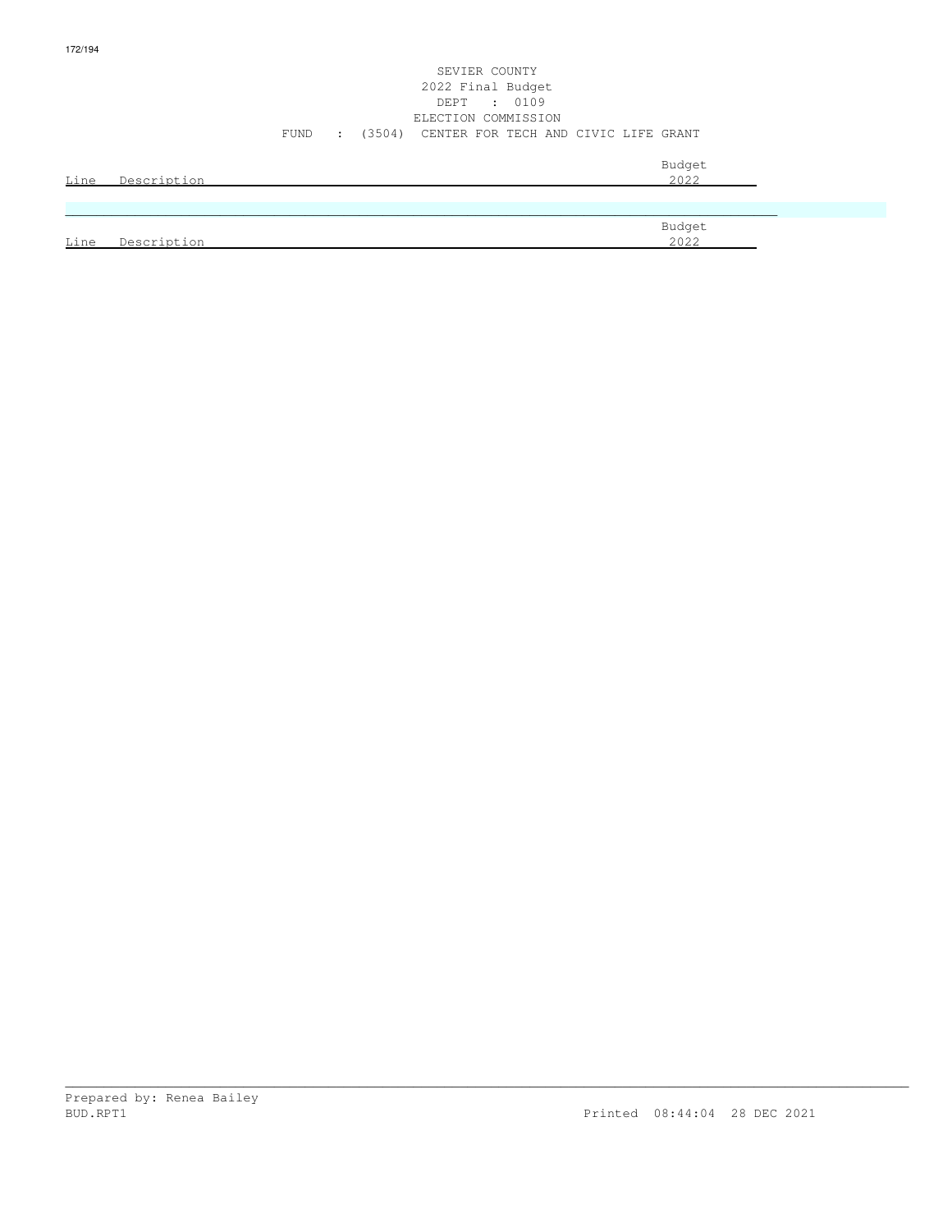SEVIER COUNTY
2022 Final Budget
DEPT : 0109
ELECTION COMMISSION
FUND : (3504) CENTER FOR TECH AND CIVIC LIFE GRANT

| Line | Description | Budget 2022 |
|---|---|---|

| Line | Description | Budget 2022 |
|---|---|---|

Prepared by: Renea Bailey
BUD.RPT1 Printed 08:44:04 28 DEC 2021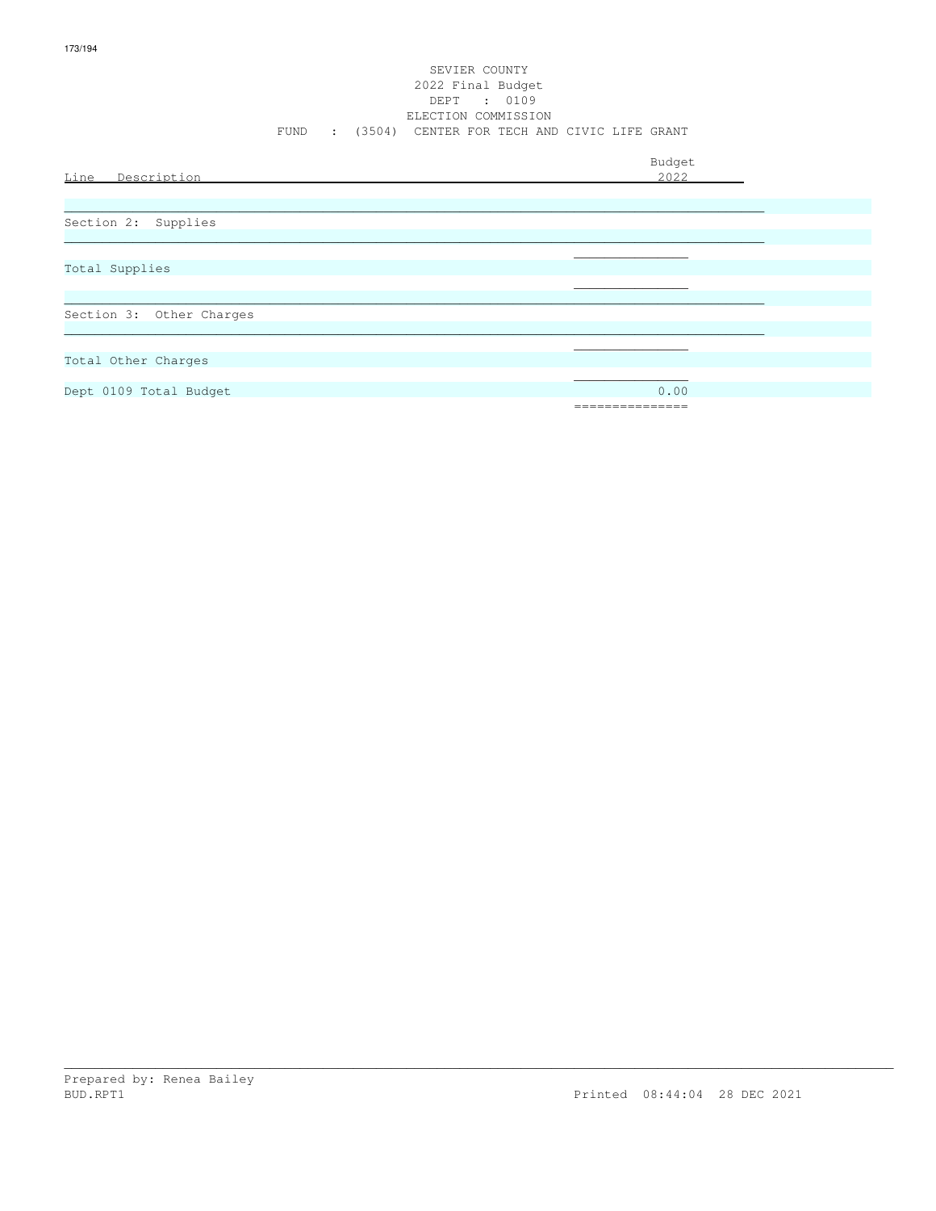SEVIER COUNTY
2022 Final Budget
DEPT : 0109
ELECTION COMMISSION
FUND : (3504) CENTER FOR TECH AND CIVIC LIFE GRANT

| Line Description | Budget 2022 |
|---|---|
| Section 2: Supplies | |
| Total Supplies | |
| Section 3: Other Charges | |
| Total Other Charges | |
| Dept 0109 Total Budget | 0.00 |

Prepared by: Renea Bailey
BUD.RPT1 Printed 08:44:04 28 DEC 2021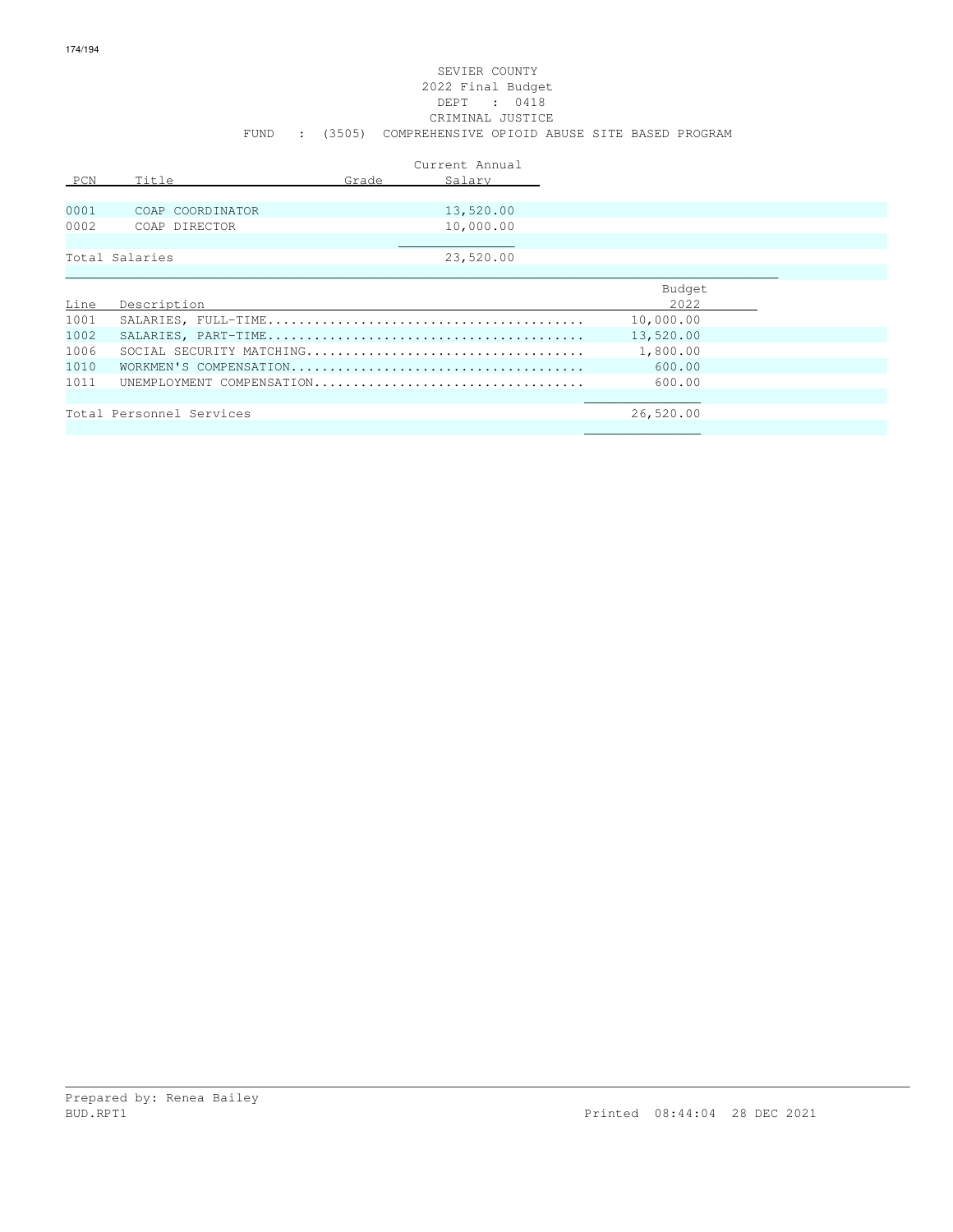SEVIER COUNTY
2022 Final Budget
DEPT : 0418
CRIMINAL JUSTICE
FUND : (3505) COMPREHENSIVE OPIOID ABUSE SITE BASED PROGRAM

| PCN | Title | Grade | Current Annual Salary |
|---|---|---|---|
| 0001 | COAP COORDINATOR | | 13,520.00 |
| 0002 | COAP DIRECTOR | | 10,000.00 |
| Total Salaries | | | 23,520.00 |

| Line | Description | Budget 2022 |
|---|---|---|
| 1001 | SALARIES, FULL-TIME........................................ | 10,000.00 |
| 1002 | SALARIES, PART-TIME........................................ | 13,520.00 |
| 1006 | SOCIAL SECURITY MATCHING................................... | 1,800.00 |
| 1010 | WORKMEN'S COMPENSATION..................................... | 600.00 |
| 1011 | UNEMPLOYMENT COMPENSATION.................................. | 600.00 |
| Total Personnel Services | | 26,520.00 |

Prepared by: Renea Bailey
BUD.RPT1 Printed 08:44:04 28 DEC 2021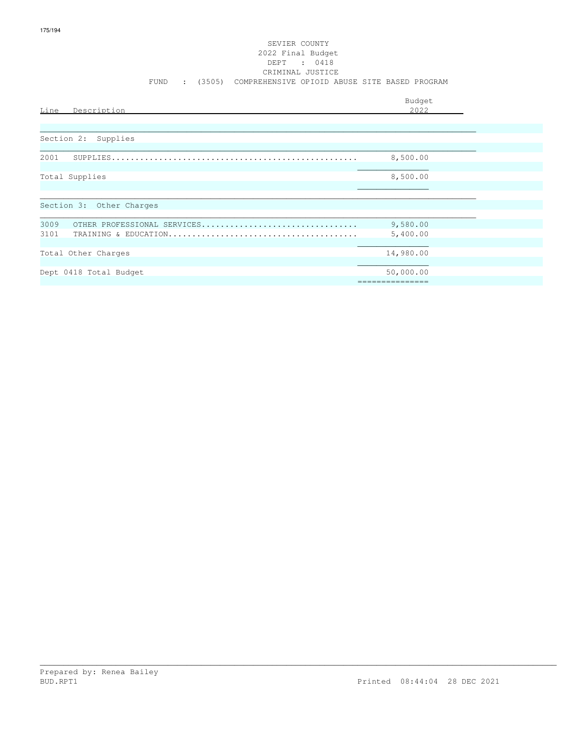SEVIER COUNTY
2022 Final Budget
DEPT : 0418
CRIMINAL JUSTICE
FUND : (3505) COMPREHENSIVE OPIOID ABUSE SITE BASED PROGRAM

| Line | Description | Budget 2022 |
|---|---|---|
| | **Section 2: Supplies** | |
| 2001 | SUPPLIES | 8,500.00 |
| | Total Supplies | 8,500.00 |
| | **Section 3: Other Charges** | |
| 3009 | OTHER PROFESSIONAL SERVICES | 9,580.00 |
| 3101 | TRAINING & EDUCATION | 5,400.00 |
| | Total Other Charges | 14,980.00 |
| | Dept 0418 Total Budget | 50,000.00 |

Prepared by: Renea Bailey
BUD.RPT1
Printed 08:44:04 28 DEC 2021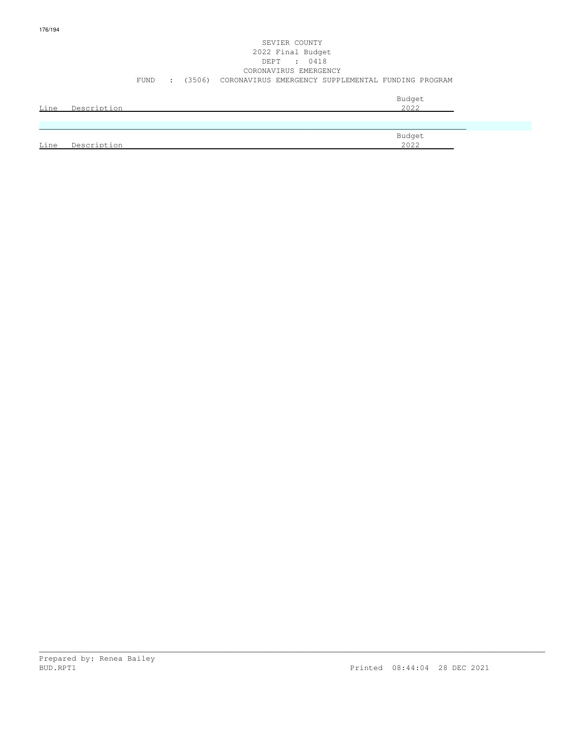SEVIER COUNTY
2022 Final Budget
DEPT : 0418
CORONAVIRUS EMERGENCY
FUND : (3506) CORONAVIRUS EMERGENCY SUPPLEMENTAL FUNDING PROGRAM

| Line | Description | Budget 2022 |
| --- | --- | --- |

| Line | Description | Budget 2022 |
| --- | --- | --- |

Prepared by: Renea Bailey
BUD.RPT1 Printed 08:44:04 28 DEC 2021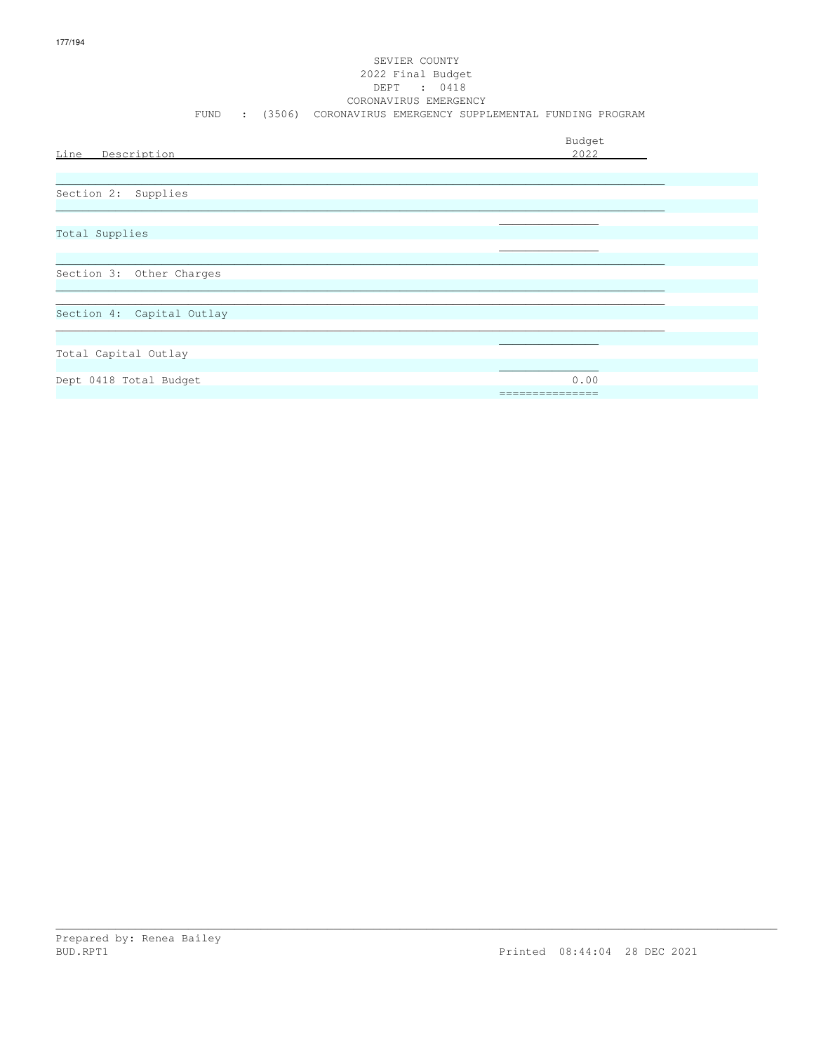SEVIER COUNTY
2022 Final Budget
DEPT : 0418
CORONAVIRUS EMERGENCY
FUND : (3506) CORONAVIRUS EMERGENCY SUPPLEMENTAL FUNDING PROGRAM

| Line Description | Budget 2022 |
|---|---|
| Section 2: Supplies | |
| Total Supplies | |
| Section 3: Other Charges | |
| Section 4: Capital Outlay | |
| Total Capital Outlay | |
| Dept 0418 Total Budget | 0.00 |

Prepared by: Renea Bailey
BUD.RPT1 Printed 08:44:04 28 DEC 2021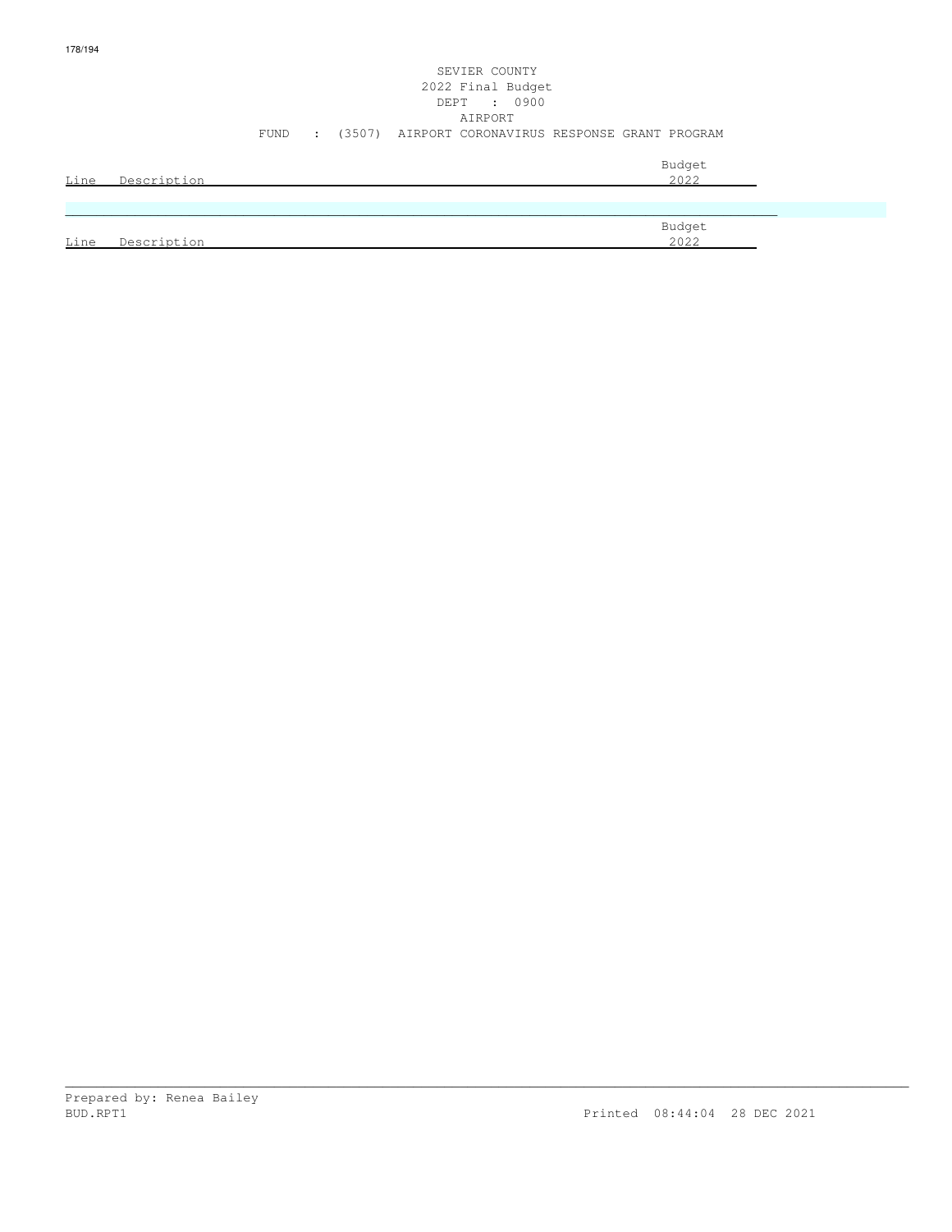SEVIER COUNTY
2022 Final Budget
DEPT : 0900
AIRPORT
FUND : (3507) AIRPORT CORONAVIRUS RESPONSE GRANT PROGRAM

| Line | Description | Budget 2022 |
|---|---|---|

| Line | Description | Budget 2022 |
|---|---|---|

Prepared by: Renea Bailey
BUD.RPT1
Printed 08:44:04 28 DEC 2021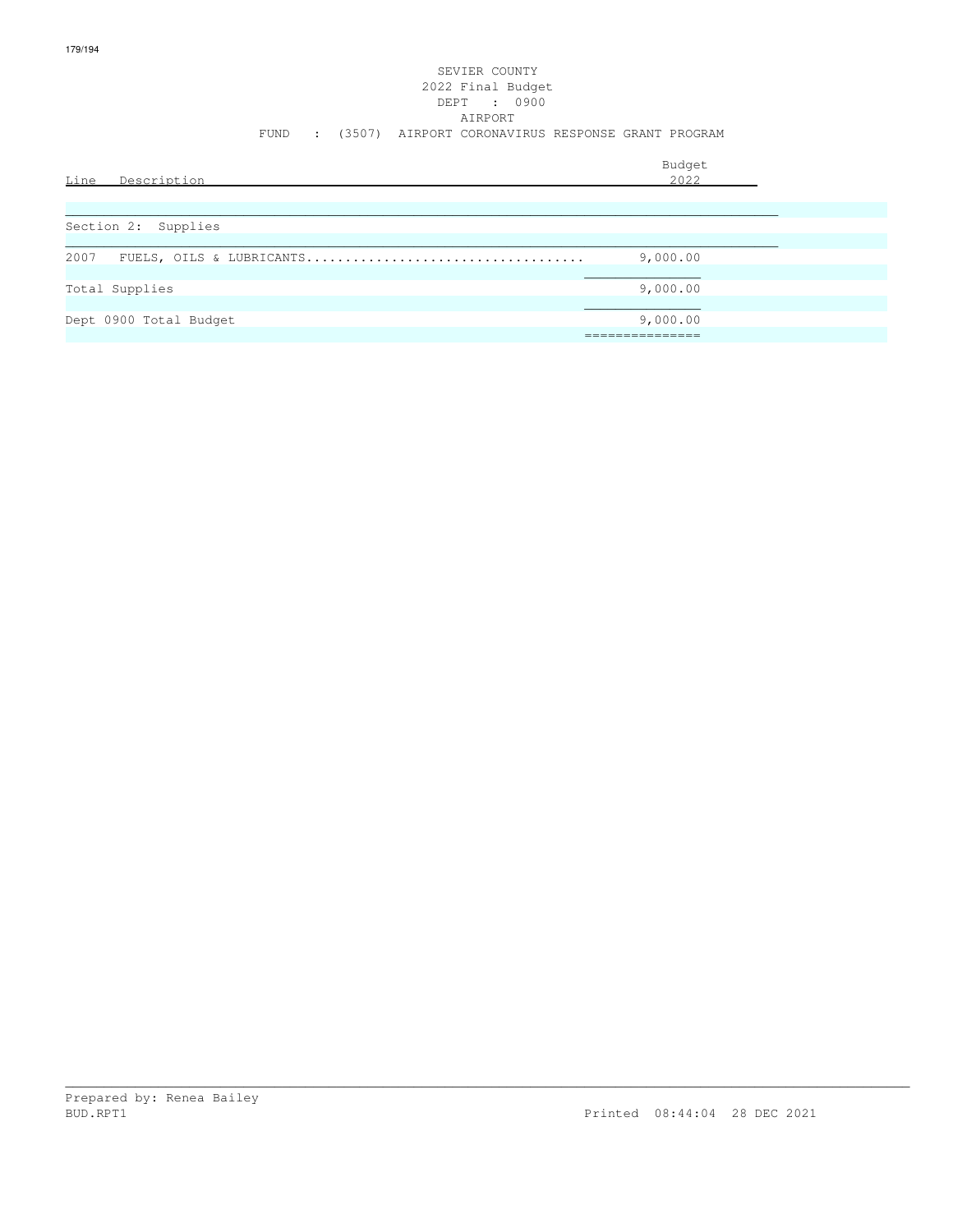# SEVIER COUNTY
## 2022 Final Budget
### DEPT : 0900
### AIRPORT
### FUND : (3507) AIRPORT CORONAVIRUS RESPONSE GRANT PROGRAM

| Line | Description | Budget 2022 |
|---|---|---|
| | **Section 2: Supplies** | |
| 2007 | FUELS, OILS & LUBRICANTS | 9,000.00 |
| | Total Supplies | 9,000.00 |
| | Dept 0900 Total Budget | 9,000.00 |

Prepared by: Renea Bailey
BUD.RPT1 Printed 08:44:04 28 DEC 2021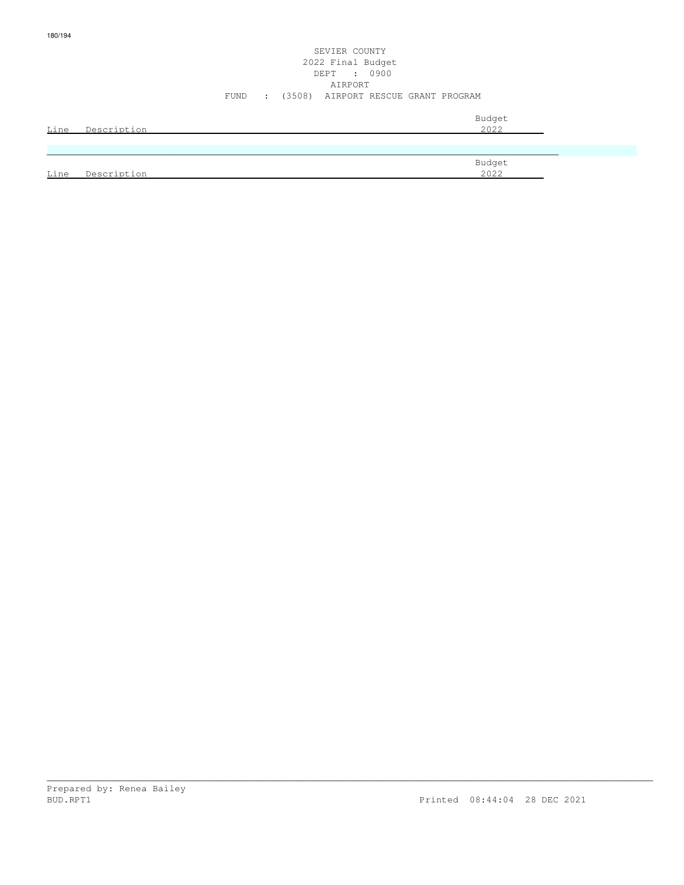SEVIER COUNTY
2022 Final Budget
DEPT : 0900
AIRPORT
FUND : (3508) AIRPORT RESCUE GRANT PROGRAM

| Line | Description | Budget 2022 |
| --- | --- | --- |

| Line | Description | Budget 2022 |
| --- | --- | --- |

Prepared by: Renea Bailey
BUD.RPT1 Printed 08:44:04 28 DEC 2021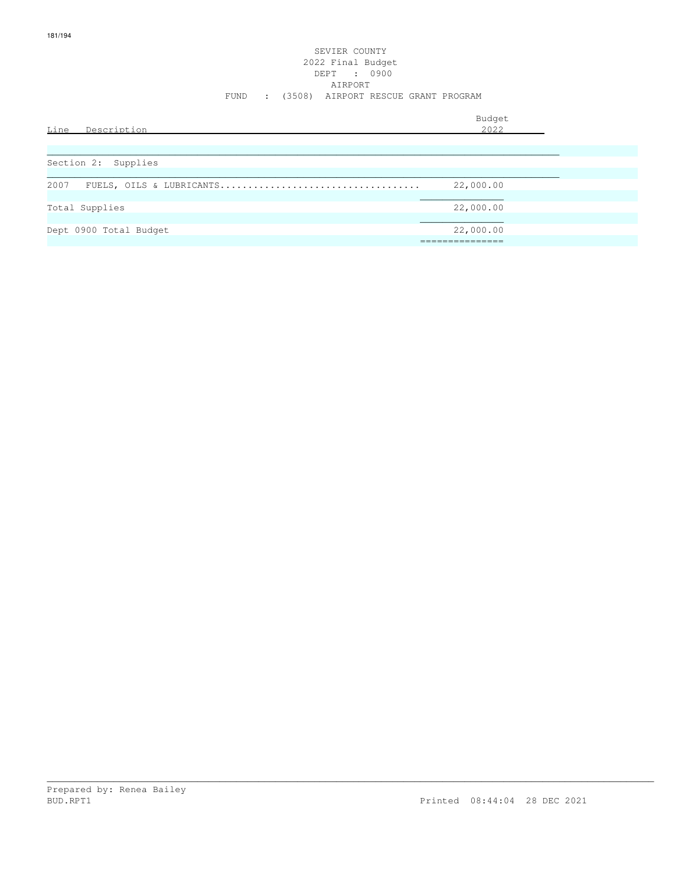SEVIER COUNTY
2022 Final Budget
DEPT : 0900
AIRPORT
FUND : (3508) AIRPORT RESCUE GRANT PROGRAM

| Line Description | Budget 2022 |
|---|---|
| **Section 2: Supplies** | |
| 2007 FUELS, OILS & LUBRICANTS | 22,000.00 |
| Total Supplies | 22,000.00 |
| Dept 0900 Total Budget | 22,000.00 |

Prepared by: Renea Bailey
BUD.RPT1 Printed 08:44:04 28 DEC 2021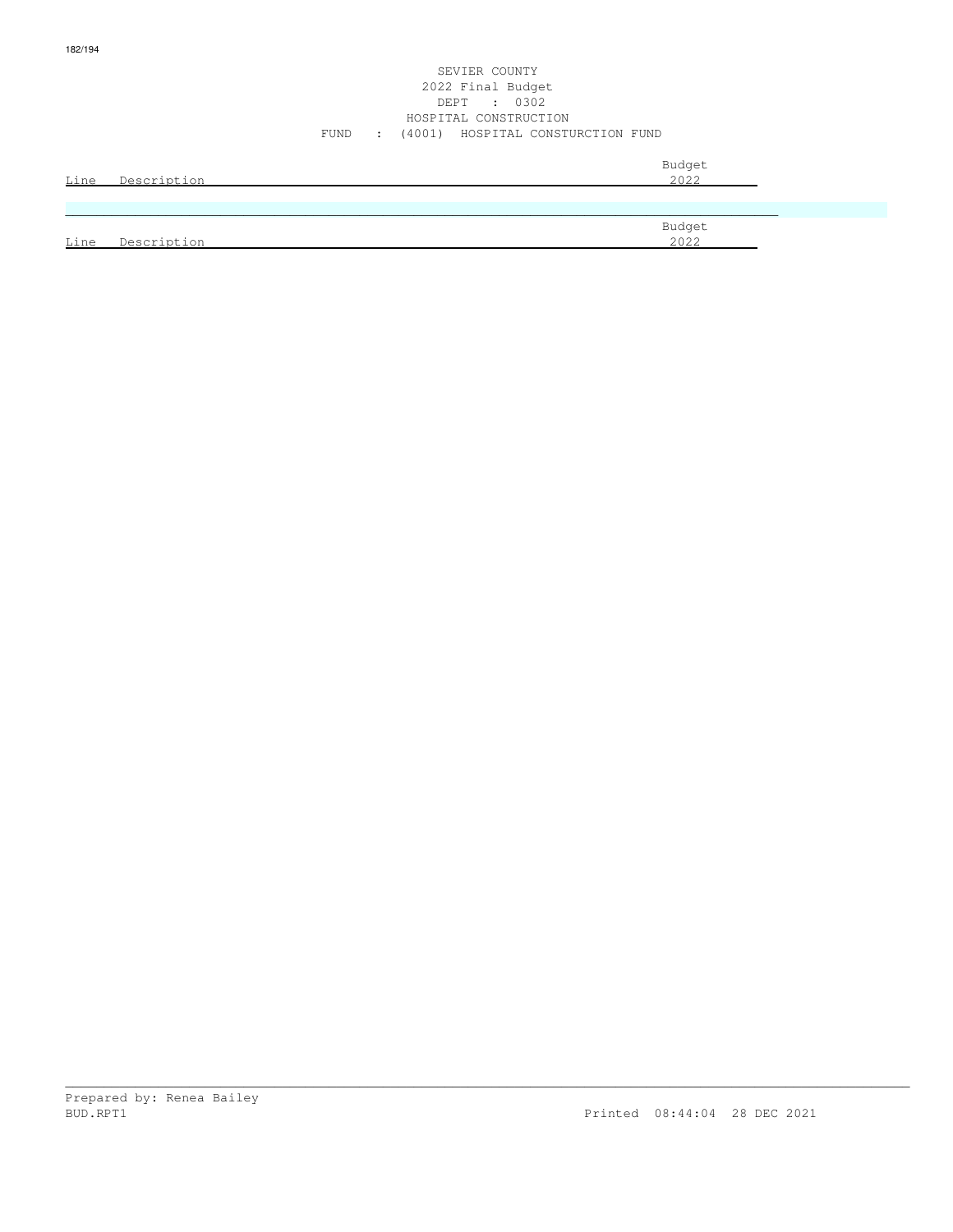SEVIER COUNTY
2022 Final Budget
DEPT : 0302
HOSPITAL CONSTRUCTION
FUND : (4001) HOSPITAL CONSTURCTION FUND

| Line | Description | Budget 2022 |
|---|---|---|

| Line | Description | Budget 2022 |
|---|---|---|

Prepared by: Renea Bailey
BUD.RPT1 Printed 08:44:04 28 DEC 2021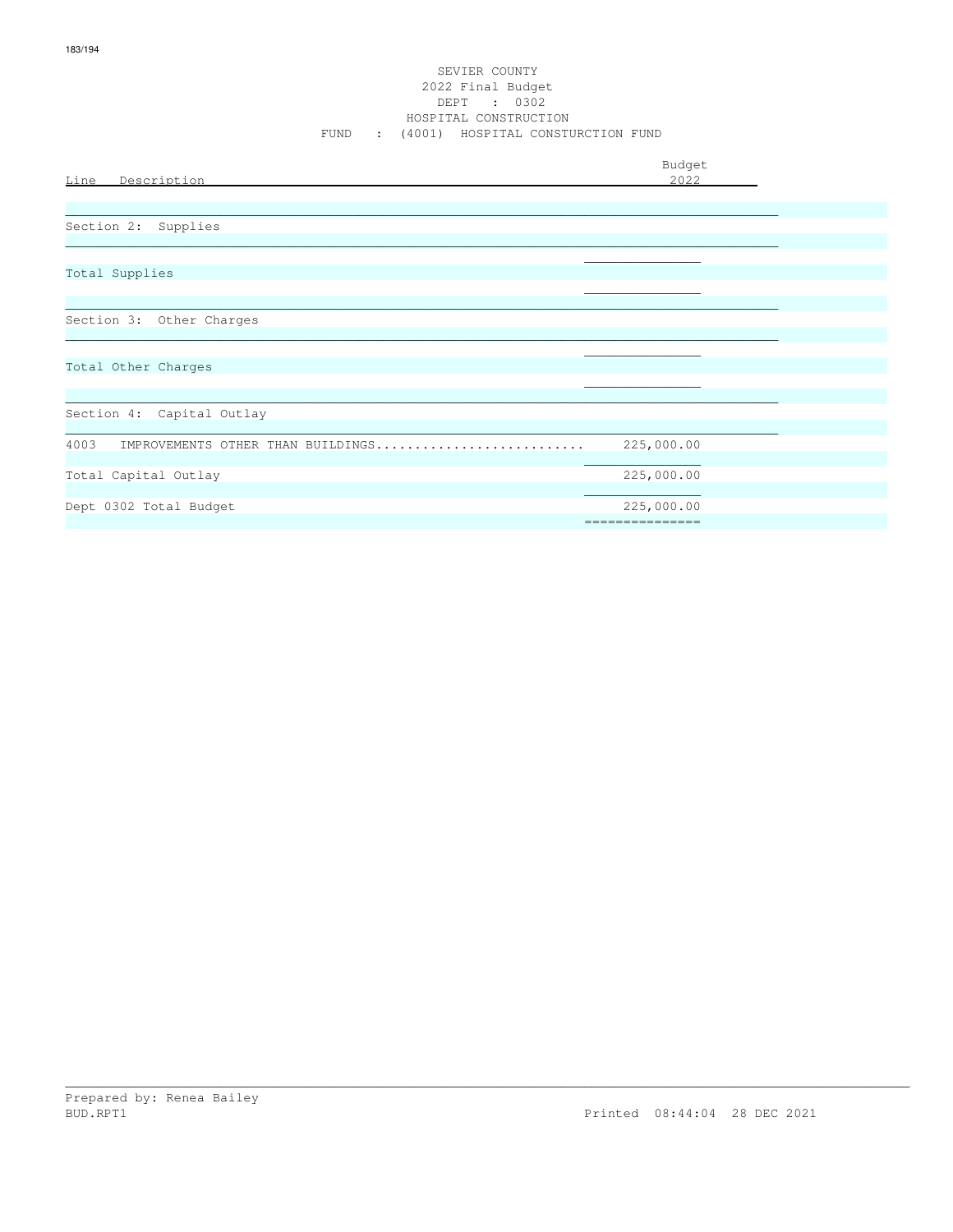SEVIER COUNTY
2022 Final Budget
DEPT : 0302
HOSPITAL CONSTRUCTION
FUND : (4001) HOSPITAL CONSTURCTION FUND

| Line Description | Budget 2022 |
|---|---|
| Section 2: Supplies | |
| Total Supplies | |
| Section 3: Other Charges | |
| Total Other Charges | |
| Section 4: Capital Outlay | |
| 4003 IMPROVEMENTS OTHER THAN BUILDINGS | 225,000.00 |
| Total Capital Outlay | 225,000.00 |
| Dept 0302 Total Budget | 225,000.00 |

Prepared by: Renea Bailey
BUD.RPT1 Printed 08:44:04 28 DEC 2021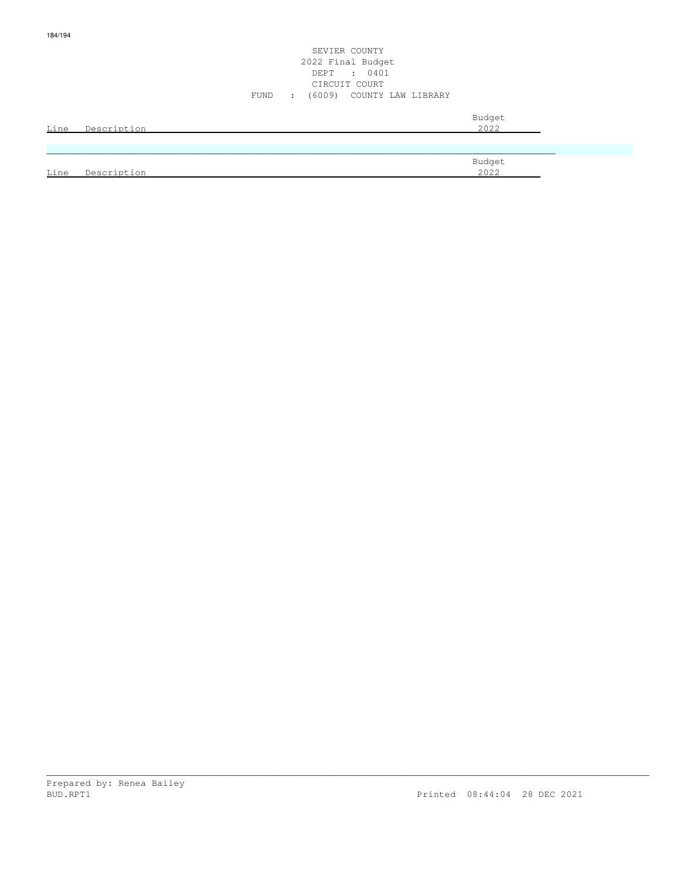SEVIER COUNTY
2022 Final Budget
DEPT : 0401
CIRCUIT COURT
FUND : (6009) COUNTY LAW LIBRARY

| Line | Description | Budget 2022 |
| --- | --- | --- |

| Line | Description | Budget 2022 |
| --- | --- | --- |

Prepared by: Renea Bailey
BUD.RPT1 Printed 08:44:04 28 DEC 2021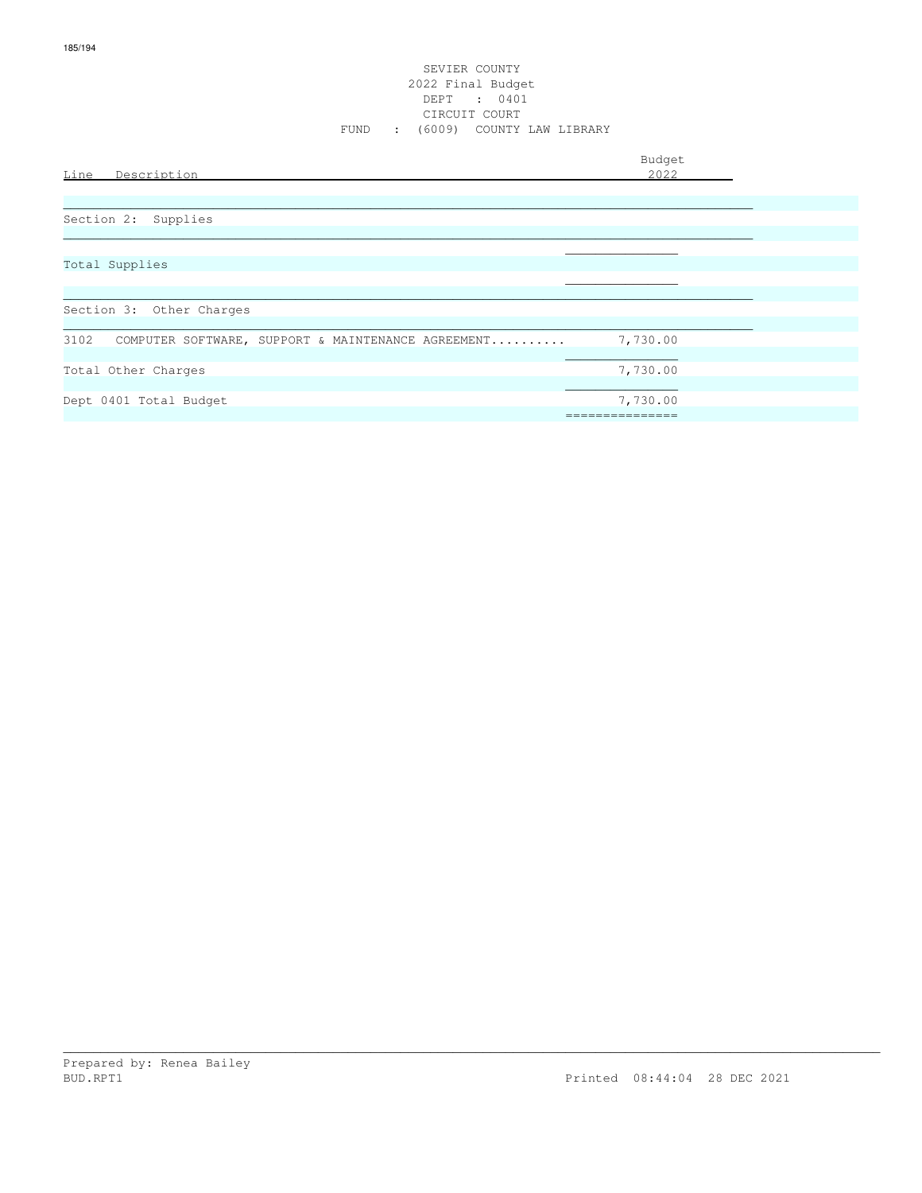SEVIER COUNTY
2022 Final Budget
DEPT : 0401
CIRCUIT COURT
FUND : (6009) COUNTY LAW LIBRARY

| Line Description | Budget 2022 |
|---|---|
| Section 2: Supplies | |
| Total Supplies | |
| Section 3: Other Charges | |
| 3102 COMPUTER SOFTWARE, SUPPORT & MAINTENANCE AGREEMENT.......... | 7,730.00 |
| Total Other Charges | 7,730.00 |
| Dept 0401 Total Budget | 7,730.00 |

Prepared by: Renea Bailey
BUD.RPT1 Printed 08:44:04 28 DEC 2021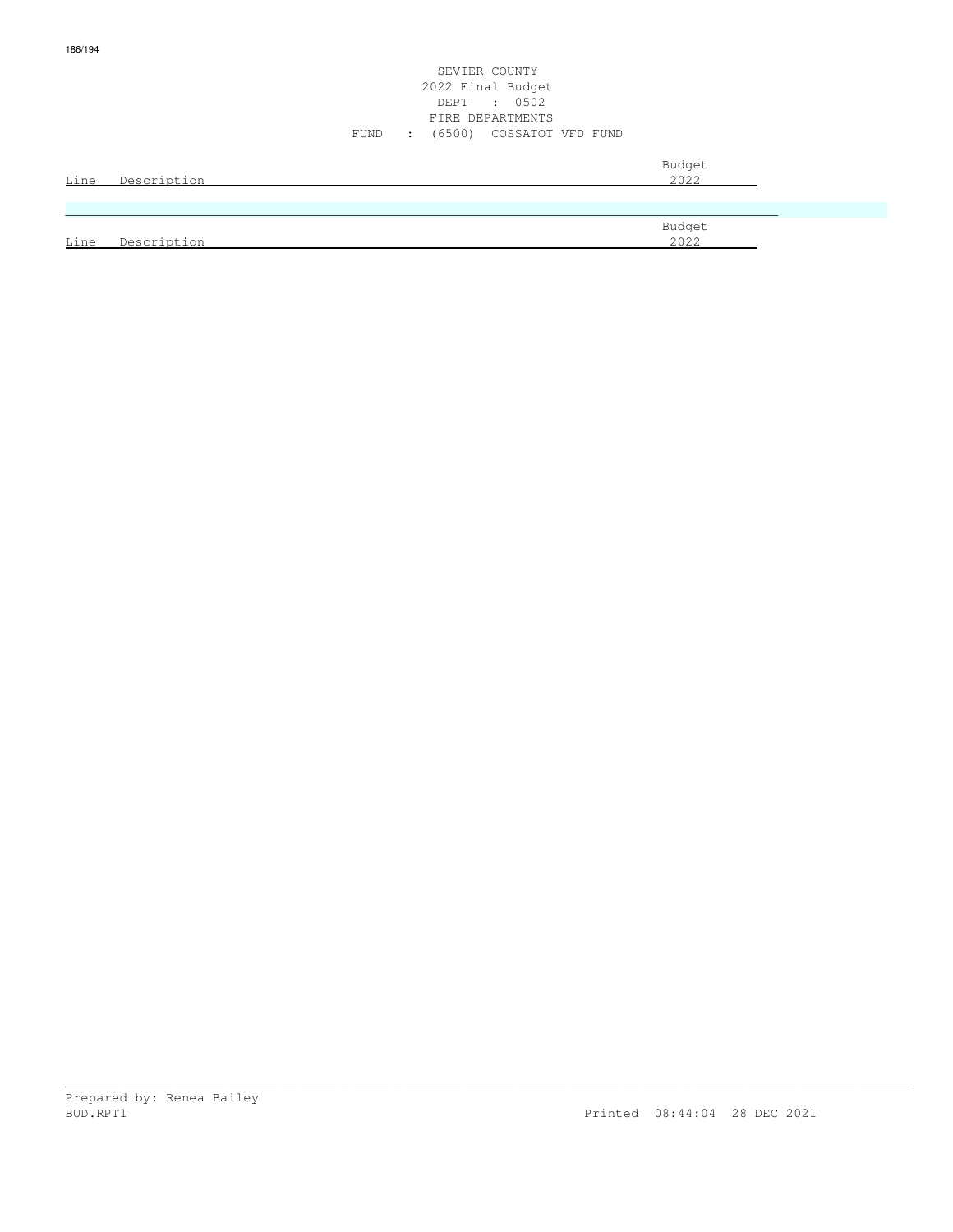SEVIER COUNTY
2022 Final Budget
DEPT : 0502
FIRE DEPARTMENTS
FUND : (6500) COSSATOT VFD FUND

| Line | Description | Budget 2022 |
| --- | --- | --- |

| Line | Description | Budget 2022 |
| --- | --- | --- |

Prepared by: Renea Bailey
BUD.RPT1 Printed 08:44:04 28 DEC 2021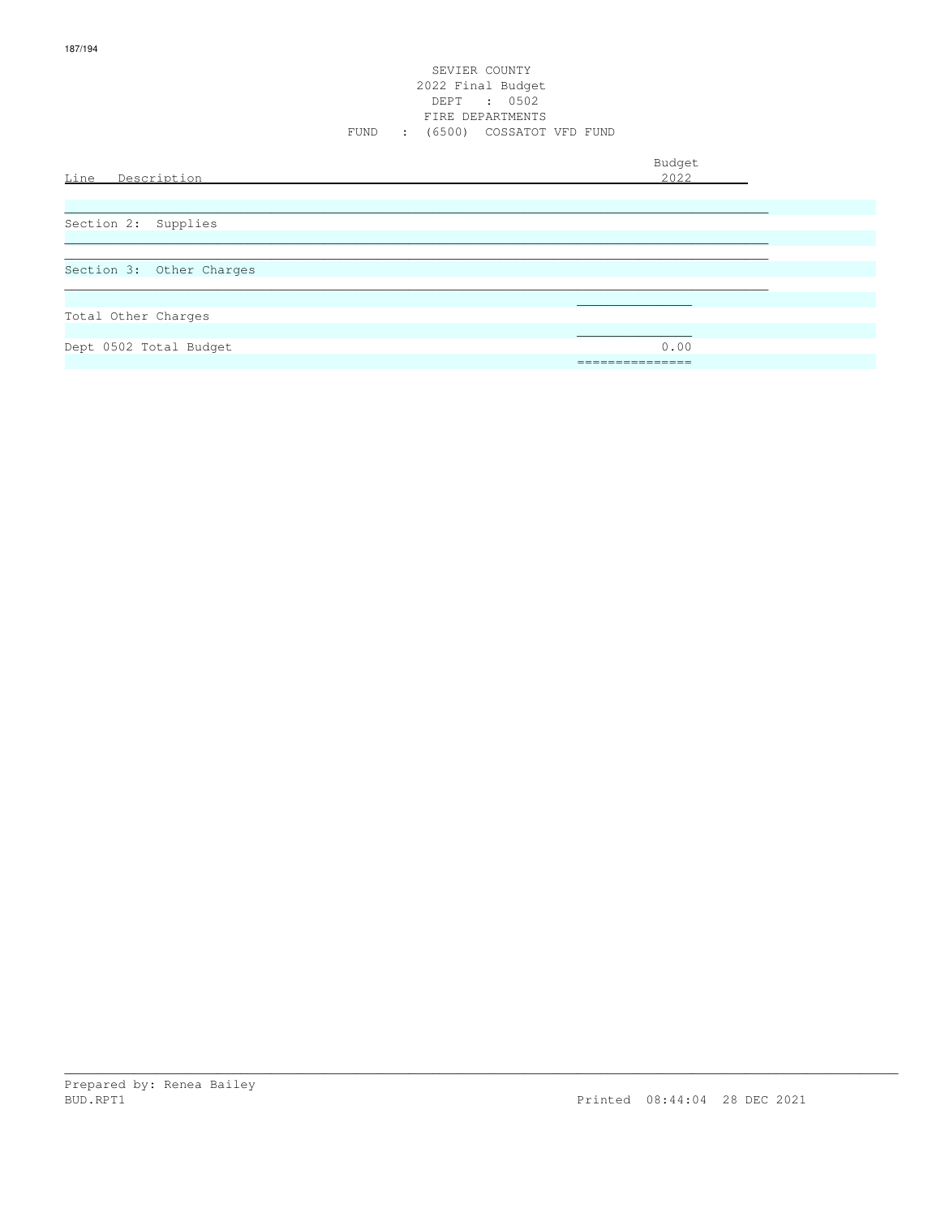# SEVIER COUNTY
## 2022 Final Budget
DEPT : 0502
FIRE DEPARTMENTS
FUND : (6500) COSSATOT VFD FUND

| Line Description | Budget 2022 |
|---|---|
| Section 2: Supplies | |
| Section 3: Other Charges | |
| Total Other Charges | |
| Dept 0502 Total Budget | 0.00 |

Prepared by: Renea Bailey
BUD.RPT1 Printed 08:44:04 28 DEC 2021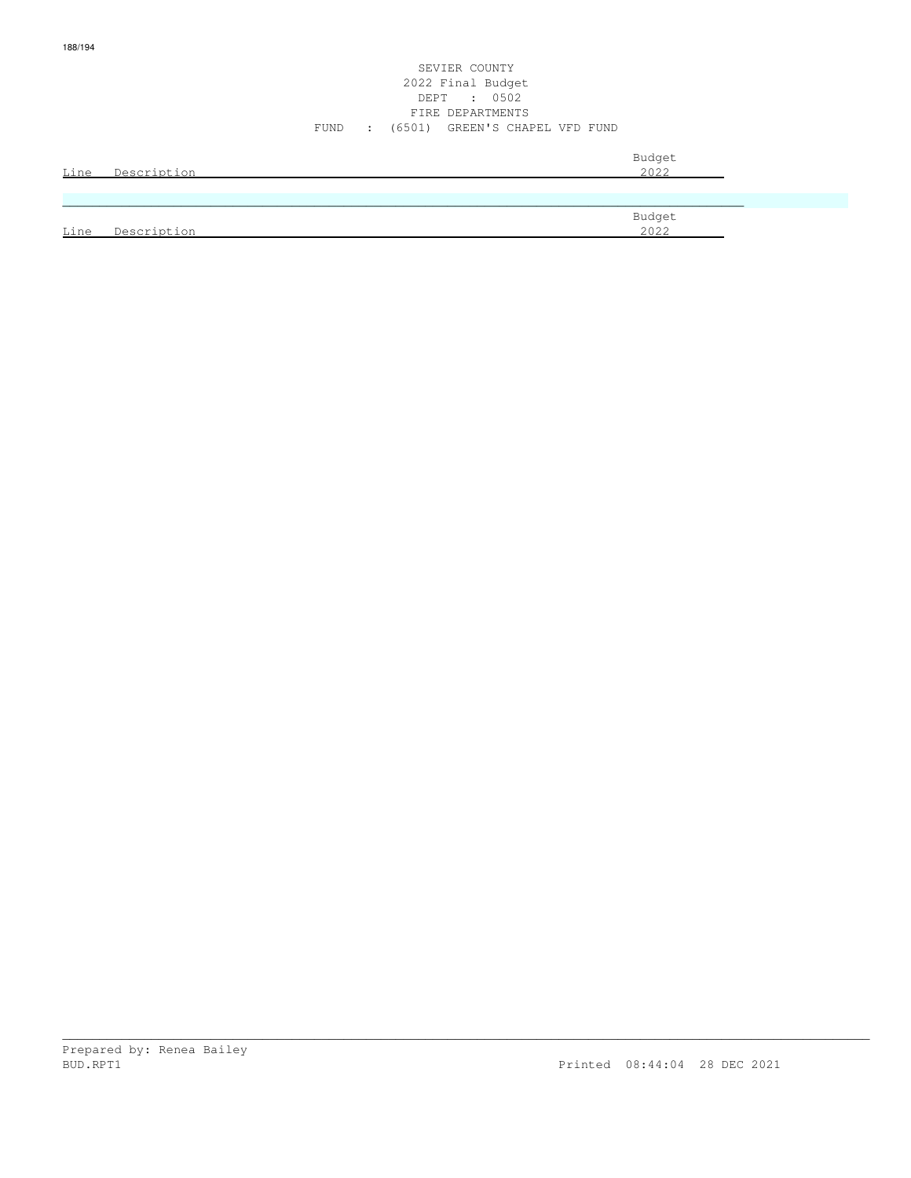SEVIER COUNTY
2022 Final Budget
DEPT : 0502
FIRE DEPARTMENTS
FUND : (6501) GREEN'S CHAPEL VFD FUND

| Line | Description | Budget 2022 |
|---|---|---|

| Line | Description | Budget 2022 |
|---|---|---|

Prepared by: Renea Bailey
BUD.RPT1 Printed 08:44:04 28 DEC 2021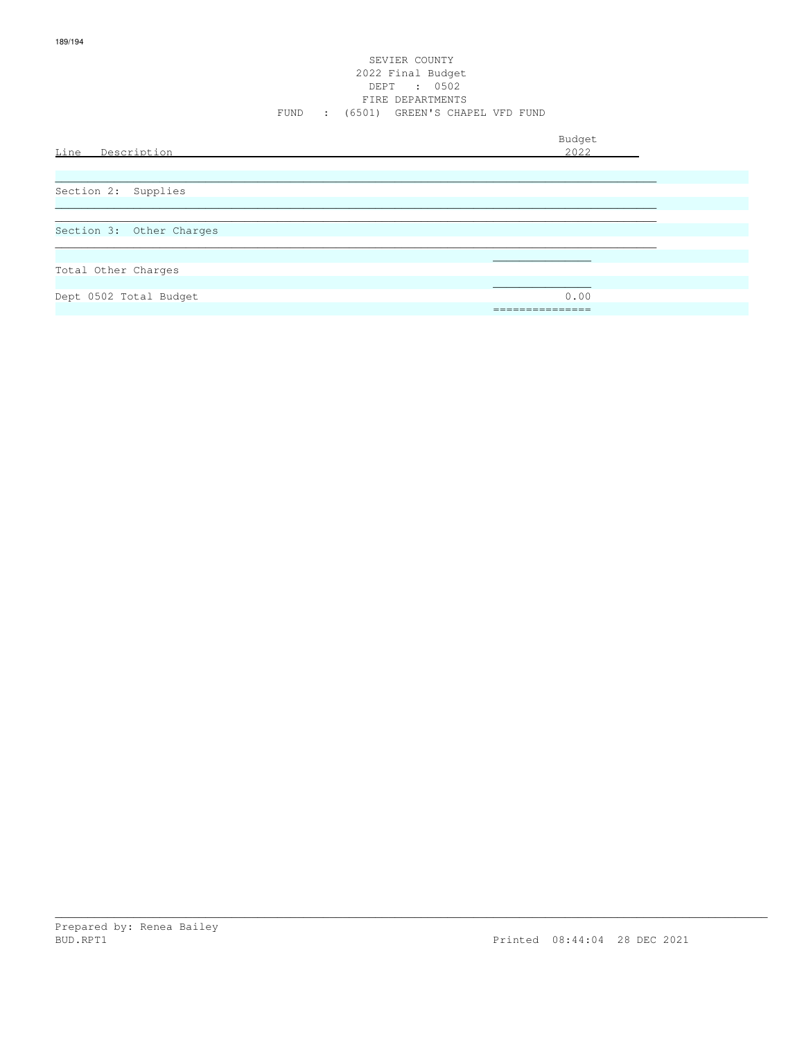SEVIER COUNTY
2022 Final Budget
DEPT : 0502
FIRE DEPARTMENTS
FUND : (6501) GREEN'S CHAPEL VFD FUND

| Line Description | Budget 2022 |
|---|---|
| Section 2: Supplies | |
| Section 3: Other Charges | |
| Total Other Charges | |
| Dept 0502 Total Budget | 0.00 |

Prepared by: Renea Bailey
BUD.RPT1 Printed 08:44:04 28 DEC 2021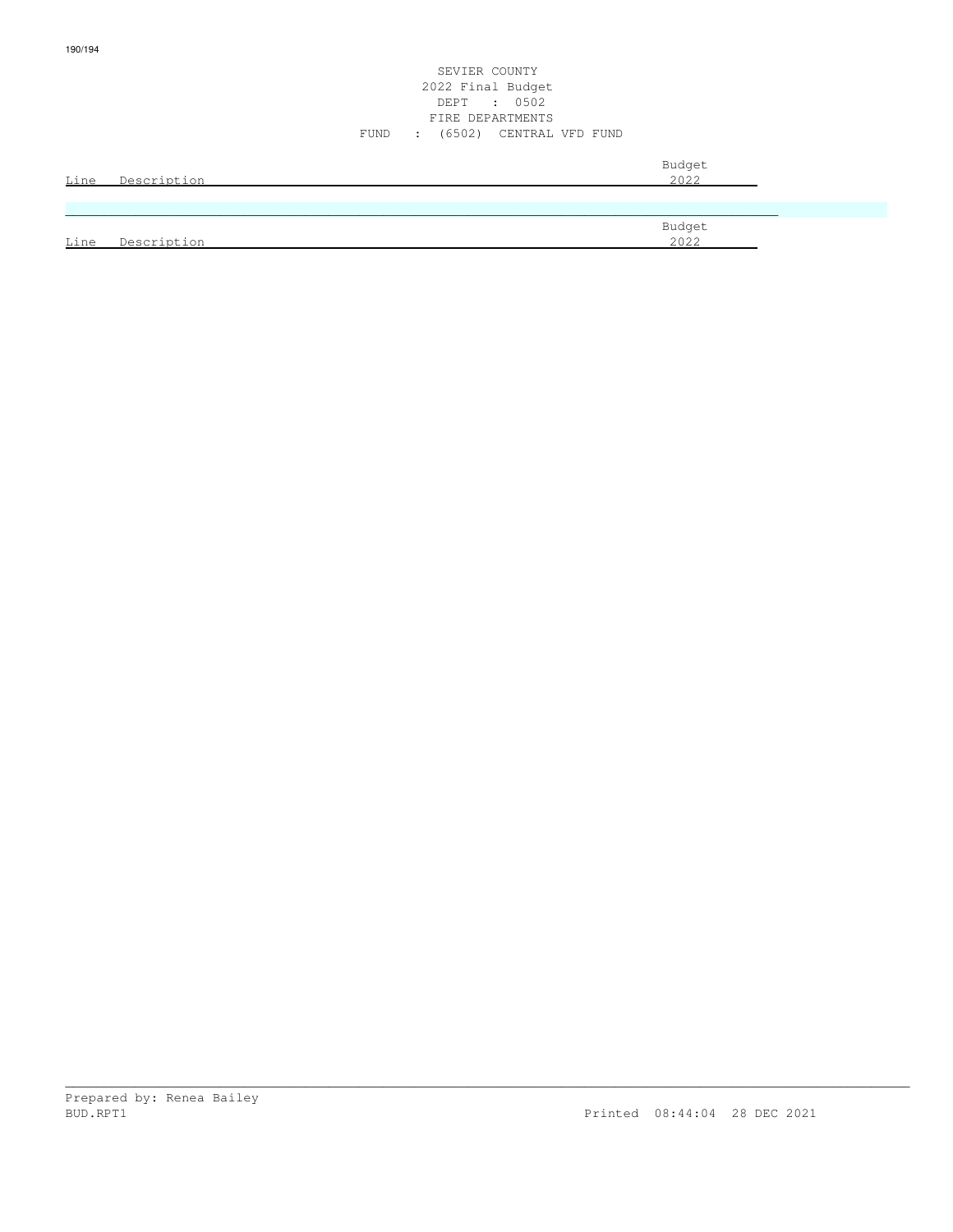SEVIER COUNTY
2022 Final Budget
DEPT : 0502
FIRE DEPARTMENTS
FUND : (6502) CENTRAL VFD FUND

| Line | Description | Budget 2022 |
|---|---|---|

| Line | Description | Budget 2022 |
|---|---|---|

Prepared by: Renea Bailey
BUD.RPT1 Printed 08:44:04 28 DEC 2021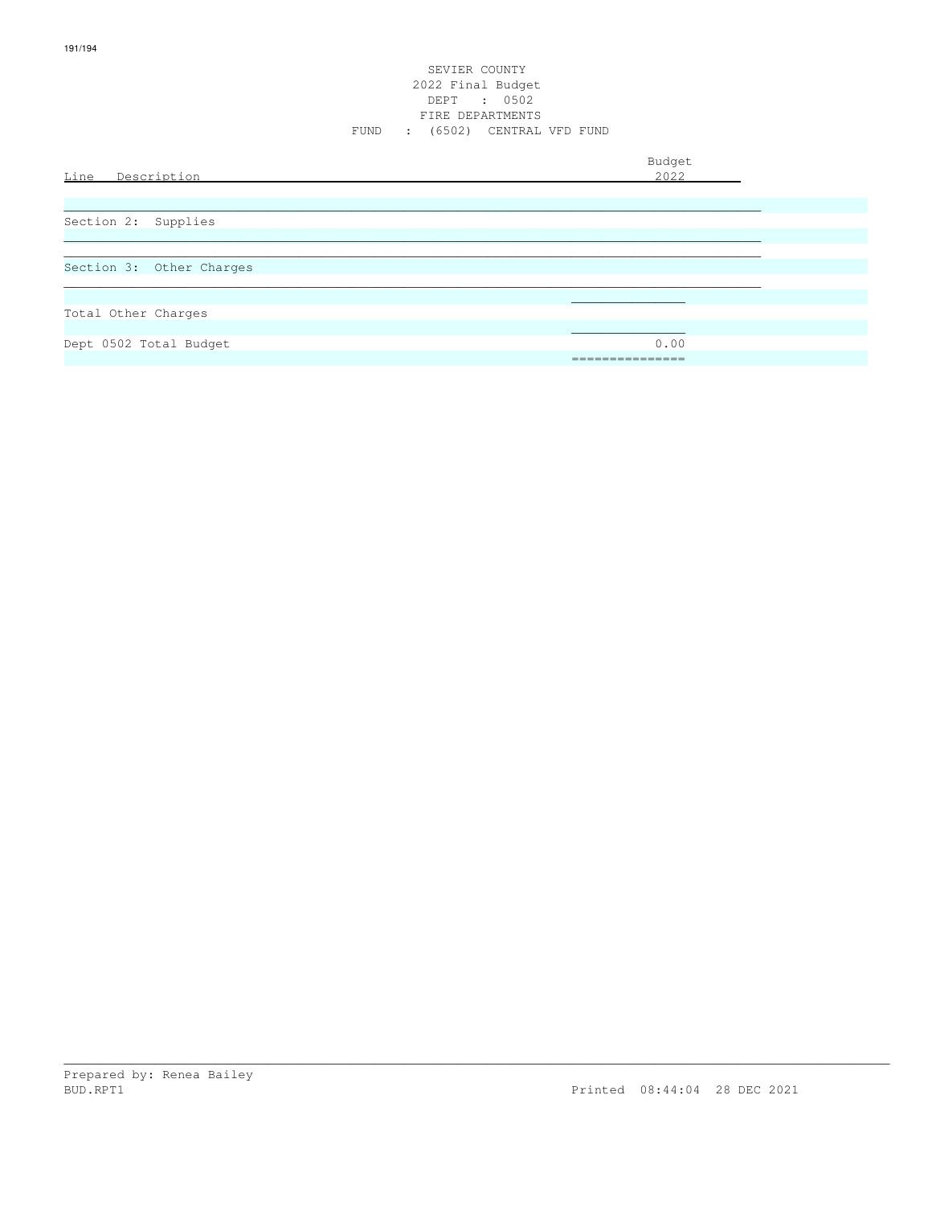SEVIER COUNTY
2022 Final Budget
DEPT : 0502
FIRE DEPARTMENTS
FUND : (6502) CENTRAL VFD FUND

| Line Description | Budget 2022 |
|---|---|
| Section 2: Supplies | |
| Section 3: Other Charges | |
| Total Other Charges | |
| Dept 0502 Total Budget | 0.00 |

Prepared by: Renea Bailey
BUD.RPT1 Printed 08:44:04 28 DEC 2021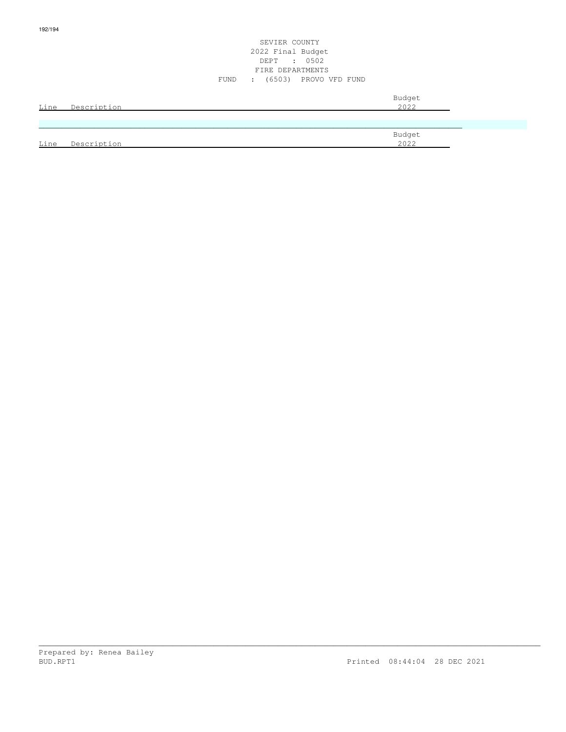SEVIER COUNTY
2022 Final Budget
DEPT : 0502
FIRE DEPARTMENTS
FUND : (6503) PROVO VFD FUND

| Line | Description | Budget 2022 |
|---|---|---|

| Line | Description | Budget 2022 |
|---|---|---|

Prepared by: Renea Bailey
BUD.RPT1 Printed 08:44:04 28 DEC 2021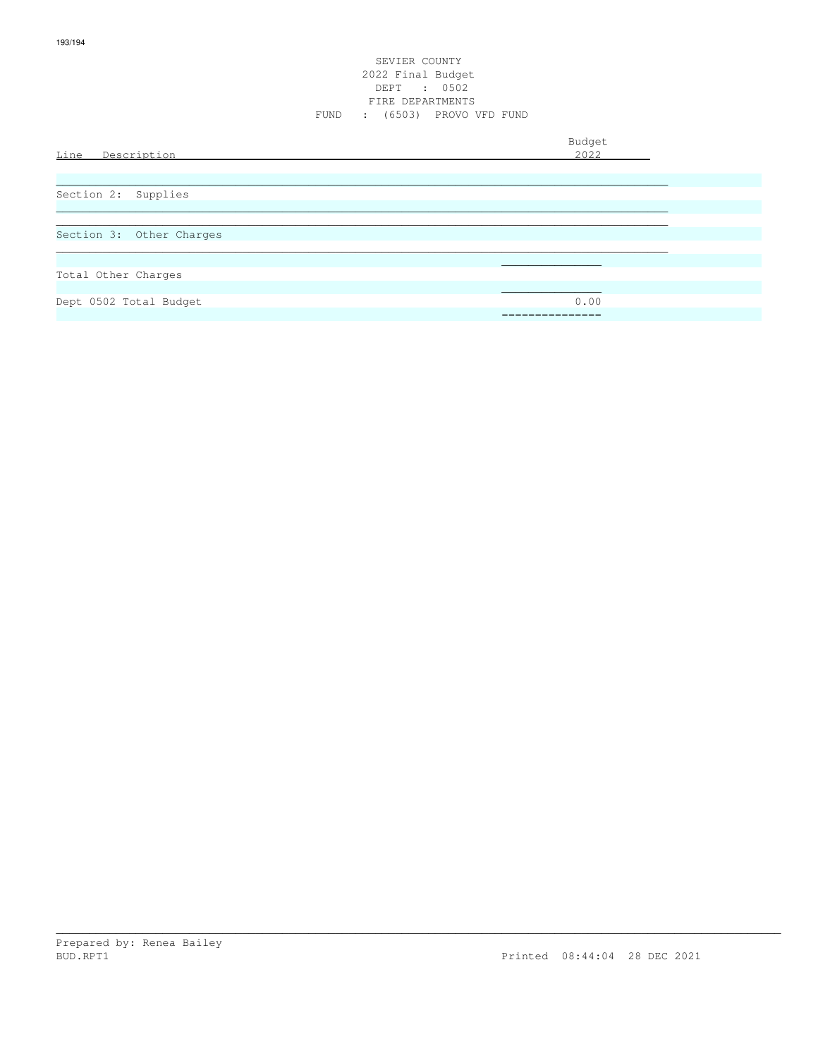SEVIER COUNTY
2022 Final Budget
DEPT : 0502
FIRE DEPARTMENTS
FUND : (6503) PROVO VFD FUND

| Line Description | Budget 2022 |
|---|---|
| Section 2: Supplies | |
| Section 3: Other Charges | |
| Total Other Charges | |
| Dept 0502 Total Budget | 0.00 |

Prepared by: Renea Bailey
BUD.RPT1 Printed 08:44:04 28 DEC 2021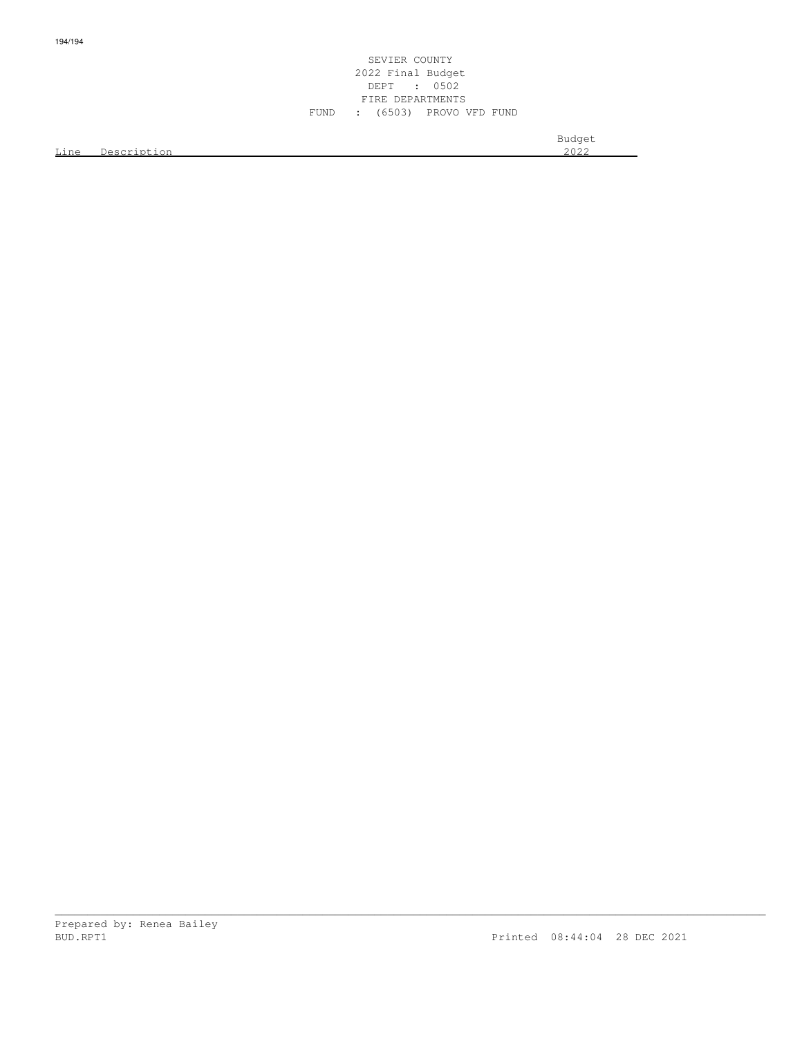SEVIER COUNTY
2022 Final Budget
DEPT : 0502
FIRE DEPARTMENTS
FUND : (6503) PROVO VFD FUND

| Line | Description | Budget 2022 |
|---|---|---|

Prepared by: Renea Bailey
BUD.RPT1 Printed 08:44:04 28 DEC 2021